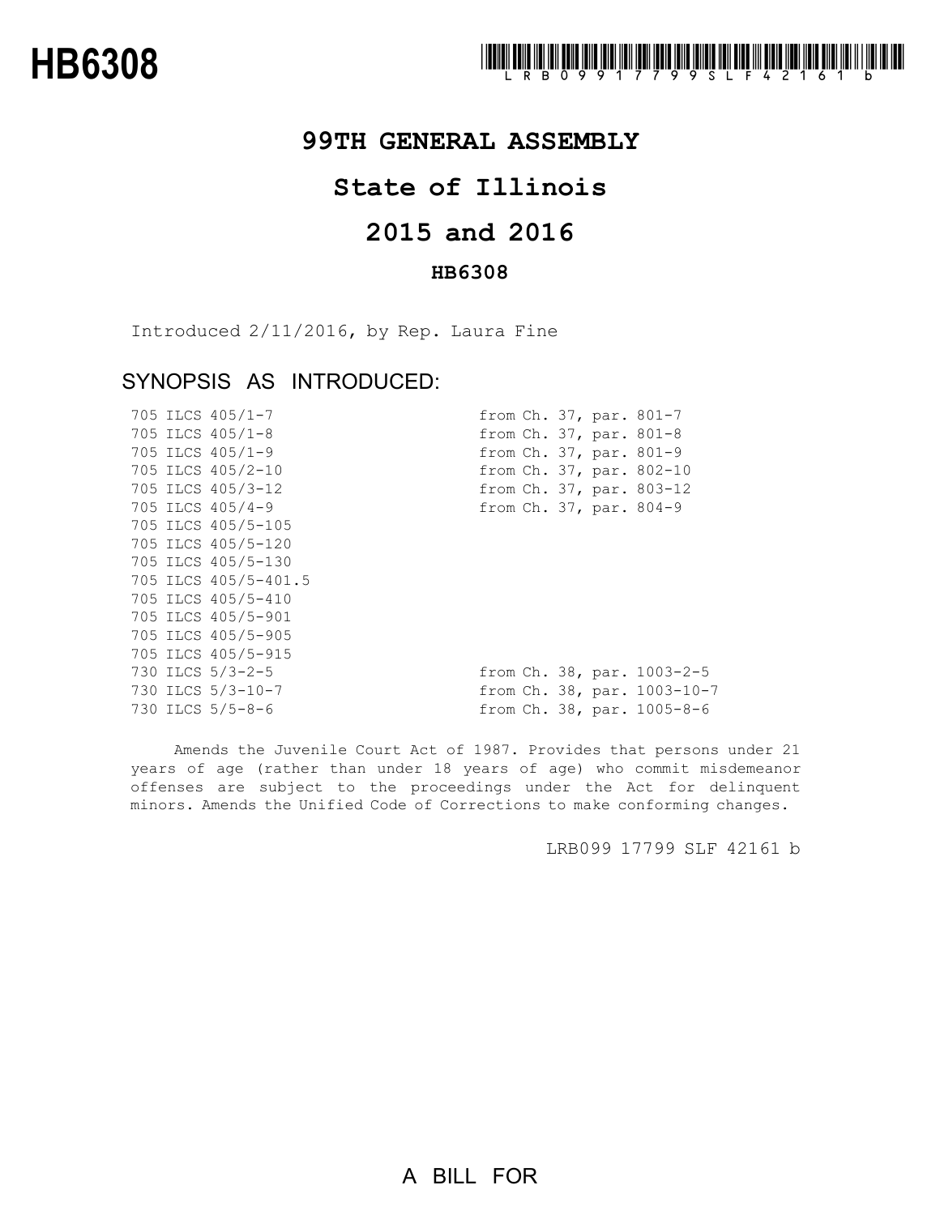# HB6308

LRB099 17799 SLF 42161 b

## 99TH GENERAL ASSEMBLY

## State of Illinois

## 2015 and 2016

### HB6308

Introduced 2/11/2016, by Rep. Laura Fine

### SYNOPSIS AS INTRODUCED:

| | |
|---|---|
| 705 ILCS 405/1-7 | from Ch. 37, par. 801-7 |
| 705 ILCS 405/1-8 | from Ch. 37, par. 801-8 |
| 705 ILCS 405/1-9 | from Ch. 37, par. 801-9 |
| 705 ILCS 405/2-10 | from Ch. 37, par. 802-10 |
| 705 ILCS 405/3-12 | from Ch. 37, par. 803-12 |
| 705 ILCS 405/4-9 | from Ch. 37, par. 804-9 |
| 705 ILCS 405/5-105 | |
| 705 ILCS 405/5-120 | |
| 705 ILCS 405/5-130 | |
| 705 ILCS 405/5-401.5 | |
| 705 ILCS 405/5-410 | |
| 705 ILCS 405/5-901 | |
| 705 ILCS 405/5-905 | |
| 705 ILCS 405/5-915 | |
| 730 ILCS 5/3-2-5 | from Ch. 38, par. 1003-2-5 |
| 730 ILCS 5/3-10-7 | from Ch. 38, par. 1003-10-7 |
| 730 ILCS 5/5-8-6 | from Ch. 38, par. 1005-8-6 |

Amends the Juvenile Court Act of 1987. Provides that persons under 21 years of age (rather than under 18 years of age) who commit misdemeanor offenses are subject to the proceedings under the Act for delinquent minors. Amends the Unified Code of Corrections to make conforming changes.

LRB099 17799 SLF 42161 b

A BILL FOR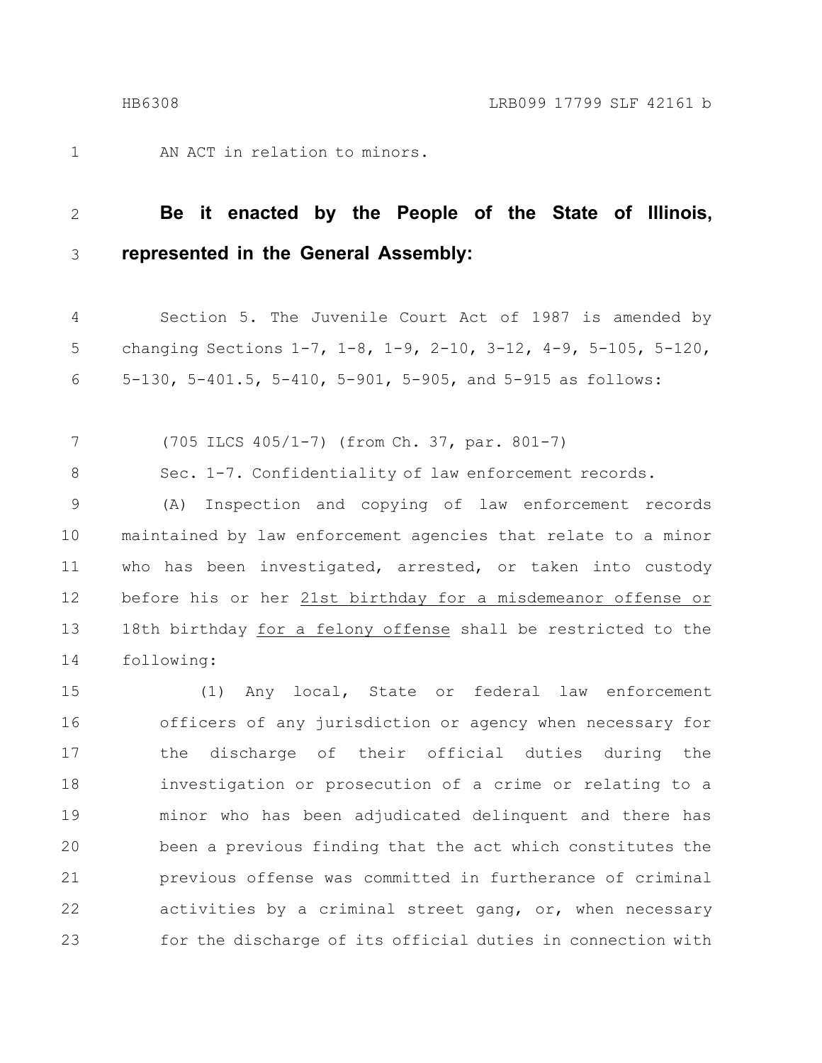AN ACT in relation to minors.

**Be it enacted by the People of the State of Illinois, represented in the General Assembly:**

Section 5. The Juvenile Court Act of 1987 is amended by changing Sections 1-7, 1-8, 1-9, 2-10, 3-12, 4-9, 5-105, 5-120, 5-130, 5-401.5, 5-410, 5-901, 5-905, and 5-915 as follows:

(705 ILCS 405/1-7) (from Ch. 37, par. 801-7)

Sec. 1-7. Confidentiality of law enforcement records.

(A) Inspection and copying of law enforcement records maintained by law enforcement agencies that relate to a minor who has been investigated, arrested, or taken into custody before his or her 21st birthday for a misdemeanor offense or 18th birthday for a felony offense shall be restricted to the following:

(1) Any local, State or federal law enforcement officers of any jurisdiction or agency when necessary for the discharge of their official duties during the investigation or prosecution of a crime or relating to a minor who has been adjudicated delinquent and there has been a previous finding that the act which constitutes the previous offense was committed in furtherance of criminal activities by a criminal street gang, or, when necessary for the discharge of its official duties in connection with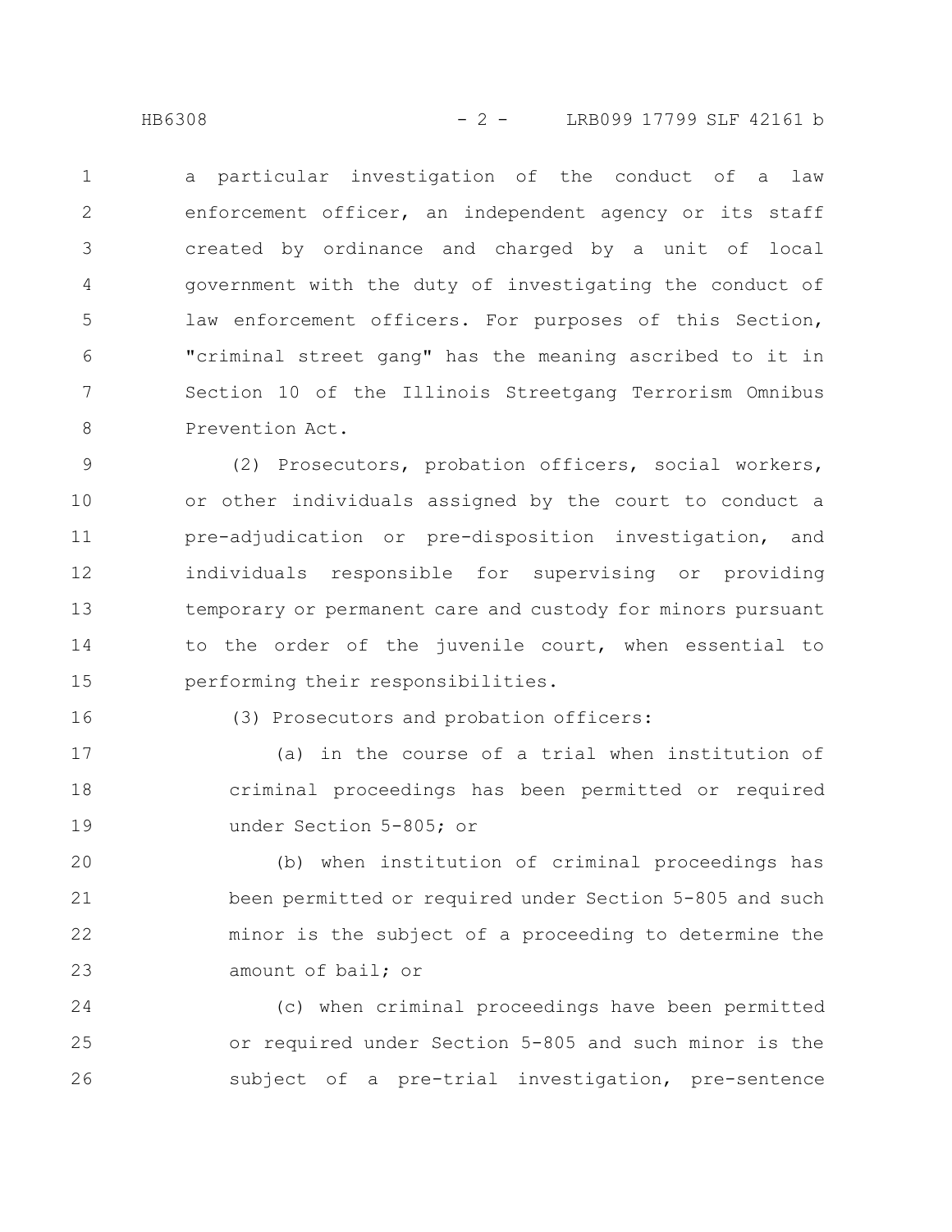a particular investigation of the conduct of a law enforcement officer, an independent agency or its staff created by ordinance and charged by a unit of local government with the duty of investigating the conduct of law enforcement officers. For purposes of this Section, "criminal street gang" has the meaning ascribed to it in Section 10 of the Illinois Streetgang Terrorism Omnibus Prevention Act.

(2) Prosecutors, probation officers, social workers, or other individuals assigned by the court to conduct a pre-adjudication or pre-disposition investigation, and individuals responsible for supervising or providing temporary or permanent care and custody for minors pursuant to the order of the juvenile court, when essential to performing their responsibilities.

(3) Prosecutors and probation officers:

(a) in the course of a trial when institution of criminal proceedings has been permitted or required under Section 5-805; or

(b) when institution of criminal proceedings has been permitted or required under Section 5-805 and such minor is the subject of a proceeding to determine the amount of bail; or

(c) when criminal proceedings have been permitted or required under Section 5-805 and such minor is the subject of a pre-trial investigation, pre-sentence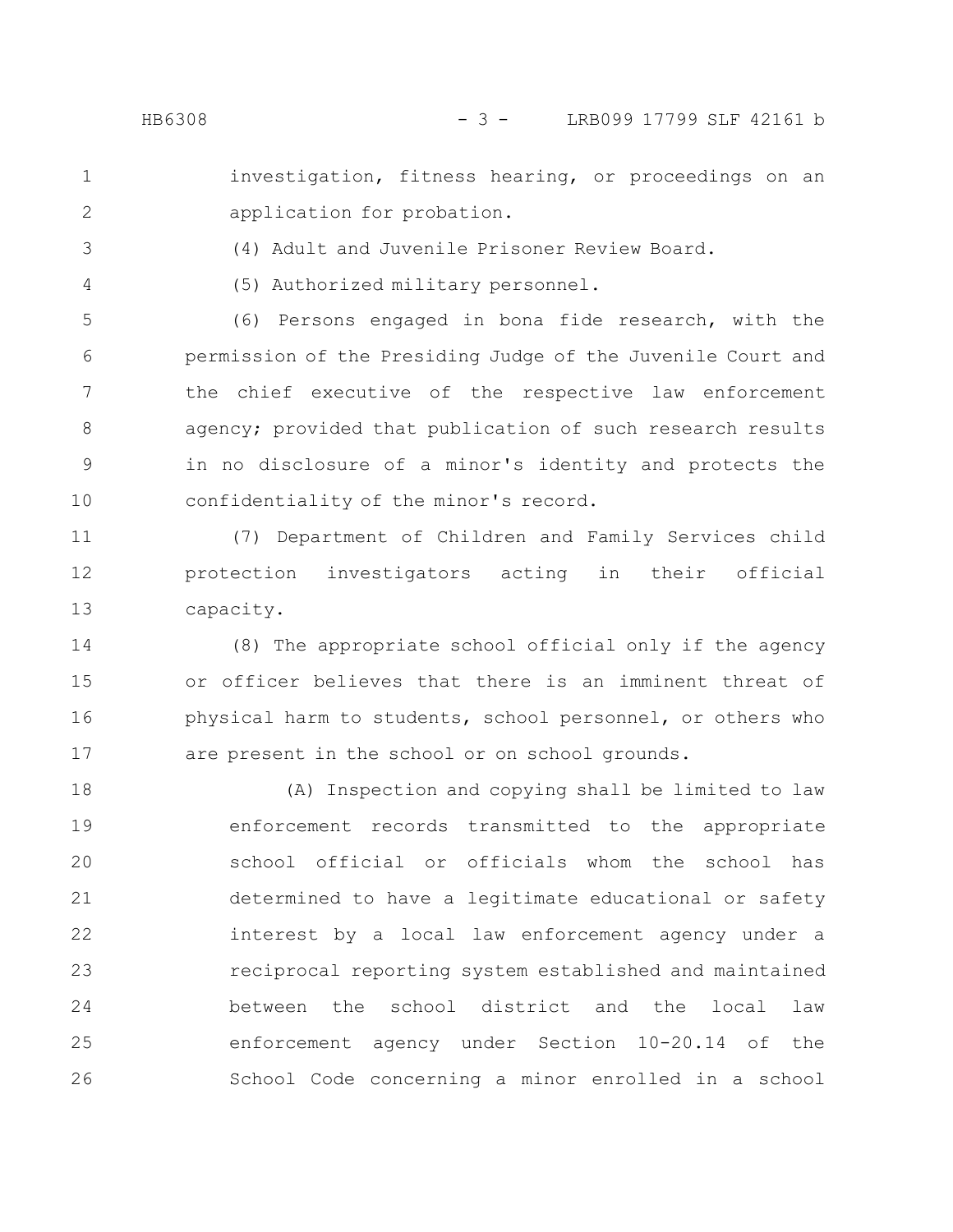investigation, fitness hearing, or proceedings on an application for probation.

(4) Adult and Juvenile Prisoner Review Board.

(5) Authorized military personnel.

(6) Persons engaged in bona fide research, with the permission of the Presiding Judge of the Juvenile Court and the chief executive of the respective law enforcement agency; provided that publication of such research results in no disclosure of a minor's identity and protects the confidentiality of the minor's record.

(7) Department of Children and Family Services child protection investigators acting in their official capacity.

(8) The appropriate school official only if the agency or officer believes that there is an imminent threat of physical harm to students, school personnel, or others who are present in the school or on school grounds.

(A) Inspection and copying shall be limited to law enforcement records transmitted to the appropriate school official or officials whom the school has determined to have a legitimate educational or safety interest by a local law enforcement agency under a reciprocal reporting system established and maintained between the school district and the local law enforcement agency under Section 10-20.14 of the School Code concerning a minor enrolled in a school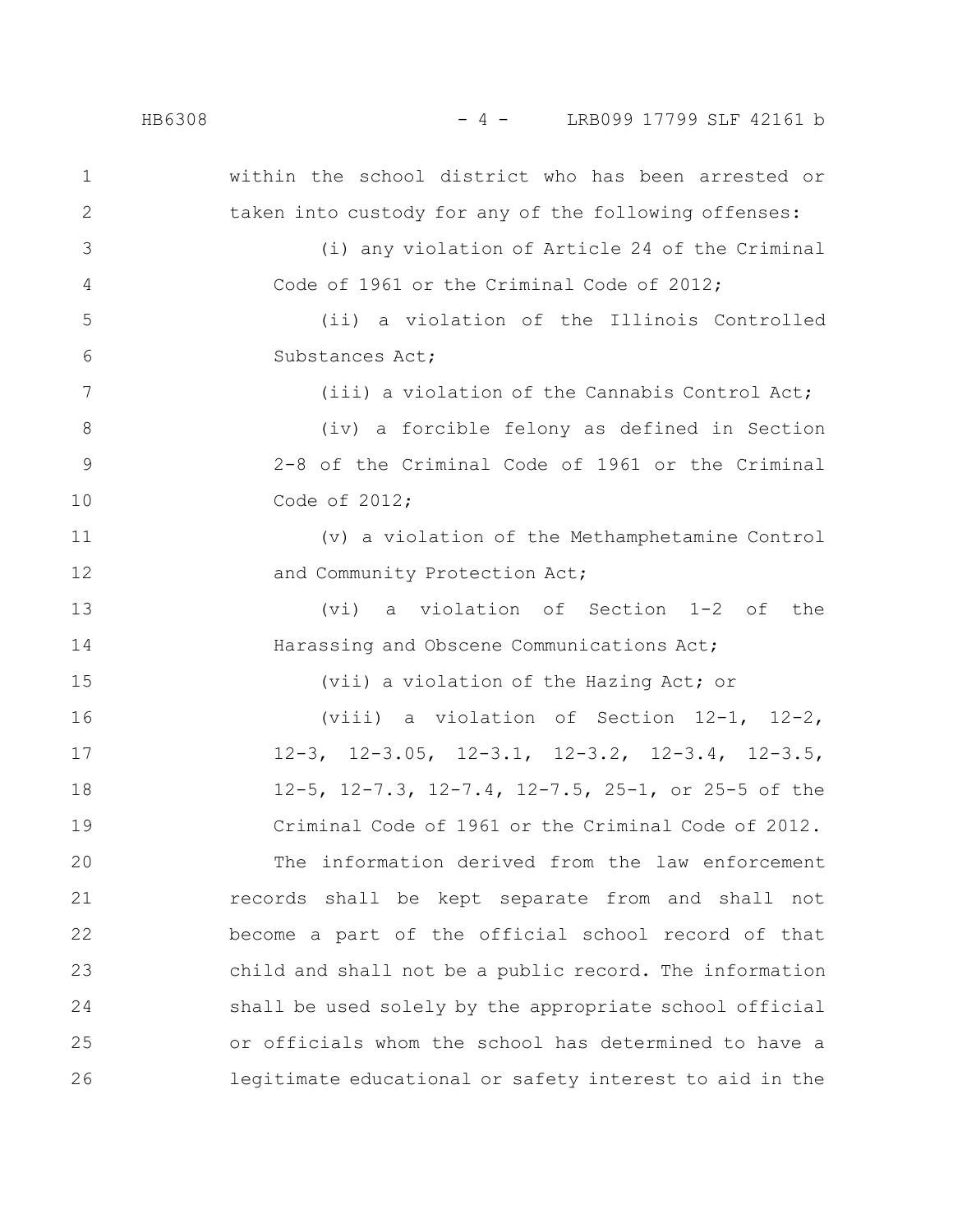within the school district who has been arrested or taken into custody for any of the following offenses:

(i) any violation of Article 24 of the Criminal Code of 1961 or the Criminal Code of 2012;

(ii) a violation of the Illinois Controlled Substances Act;

(iii) a violation of the Cannabis Control Act;

(iv) a forcible felony as defined in Section 2-8 of the Criminal Code of 1961 or the Criminal Code of 2012;

(v) a violation of the Methamphetamine Control and Community Protection Act;

(vi) a violation of Section 1-2 of the Harassing and Obscene Communications Act;

(vii) a violation of the Hazing Act; or

(viii) a violation of Section 12-1, 12-2, 12-3, 12-3.05, 12-3.1, 12-3.2, 12-3.4, 12-3.5, 12-5, 12-7.3, 12-7.4, 12-7.5, 25-1, or 25-5 of the Criminal Code of 1961 or the Criminal Code of 2012.

The information derived from the law enforcement records shall be kept separate from and shall not become a part of the official school record of that child and shall not be a public record. The information shall be used solely by the appropriate school official or officials whom the school has determined to have a legitimate educational or safety interest to aid in the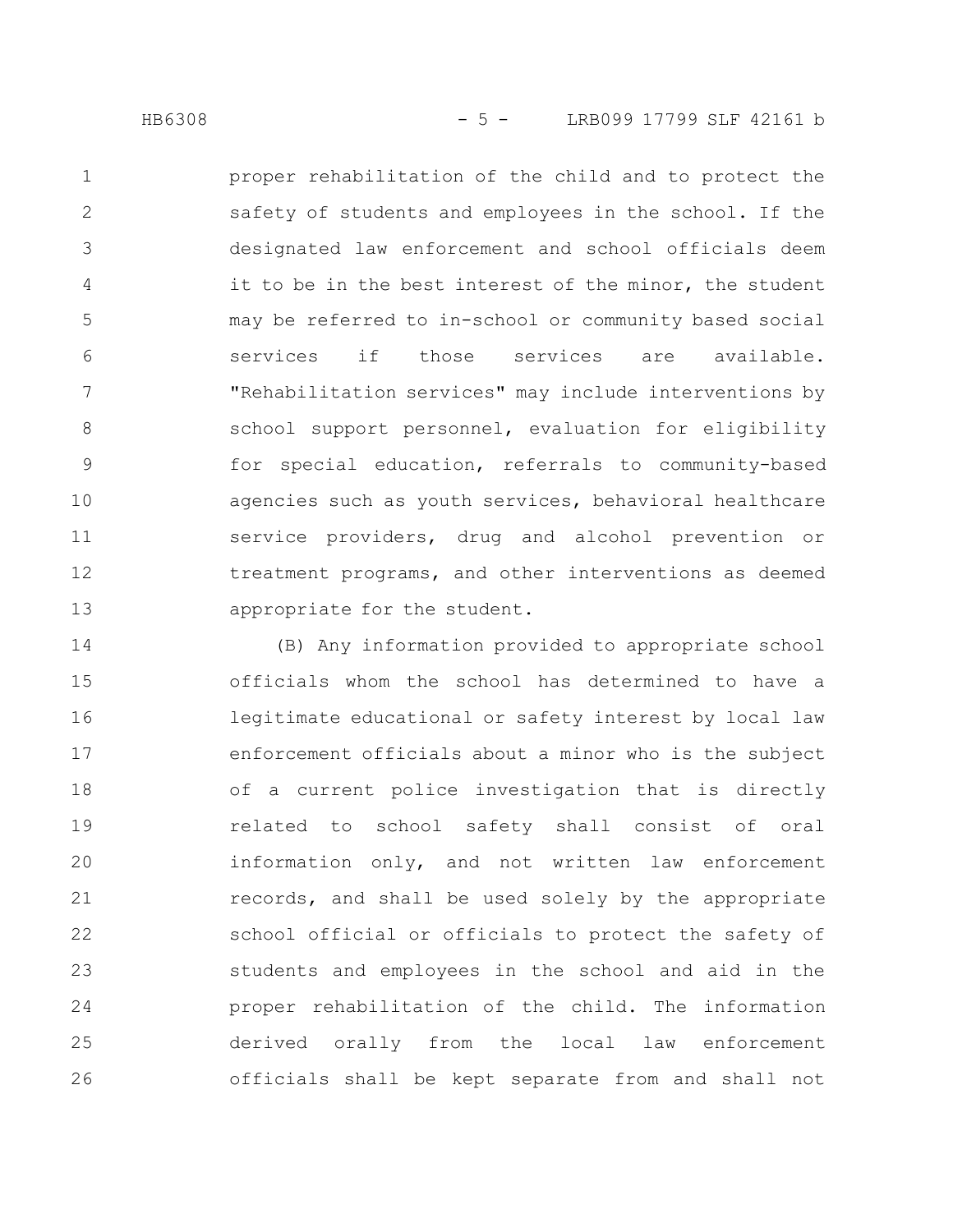proper rehabilitation of the child and to protect the safety of students and employees in the school. If the designated law enforcement and school officials deem it to be in the best interest of the minor, the student may be referred to in-school or community based social services if those services are available. "Rehabilitation services" may include interventions by school support personnel, evaluation for eligibility for special education, referrals to community-based agencies such as youth services, behavioral healthcare service providers, drug and alcohol prevention or treatment programs, and other interventions as deemed appropriate for the student.

(B) Any information provided to appropriate school officials whom the school has determined to have a legitimate educational or safety interest by local law enforcement officials about a minor who is the subject of a current police investigation that is directly related to school safety shall consist of oral information only, and not written law enforcement records, and shall be used solely by the appropriate school official or officials to protect the safety of students and employees in the school and aid in the proper rehabilitation of the child. The information derived orally from the local law enforcement officials shall be kept separate from and shall not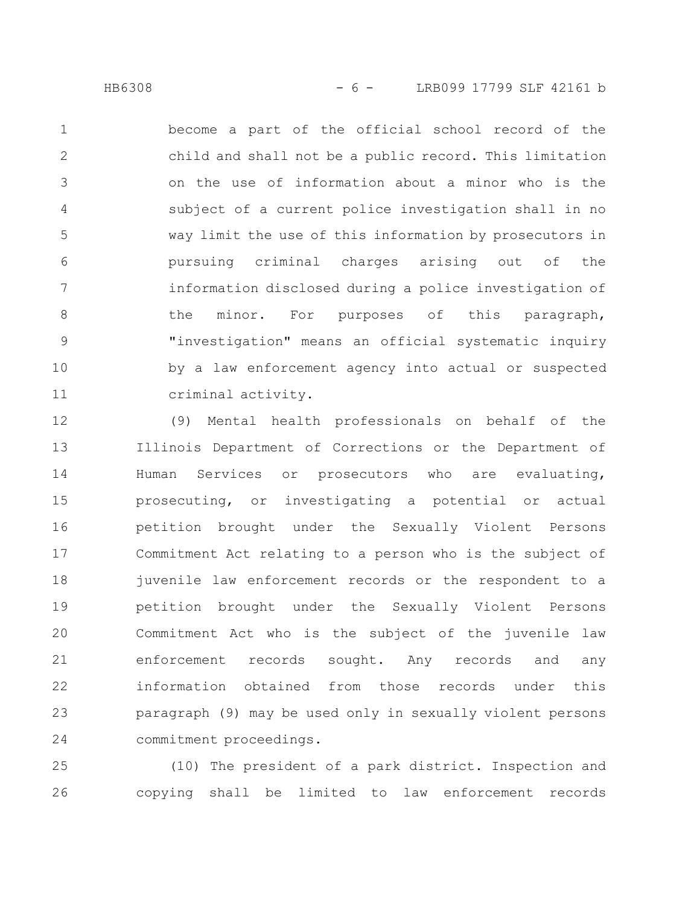become a part of the official school record of the child and shall not be a public record. This limitation on the use of information about a minor who is the subject of a current police investigation shall in no way limit the use of this information by prosecutors in pursuing criminal charges arising out of the information disclosed during a police investigation of the minor. For purposes of this paragraph, "investigation" means an official systematic inquiry by a law enforcement agency into actual or suspected criminal activity.

(9) Mental health professionals on behalf of the Illinois Department of Corrections or the Department of Human Services or prosecutors who are evaluating, prosecuting, or investigating a potential or actual petition brought under the Sexually Violent Persons Commitment Act relating to a person who is the subject of juvenile law enforcement records or the respondent to a petition brought under the Sexually Violent Persons Commitment Act who is the subject of the juvenile law enforcement records sought. Any records and any information obtained from those records under this paragraph (9) may be used only in sexually violent persons commitment proceedings.

(10) The president of a park district. Inspection and copying shall be limited to law enforcement records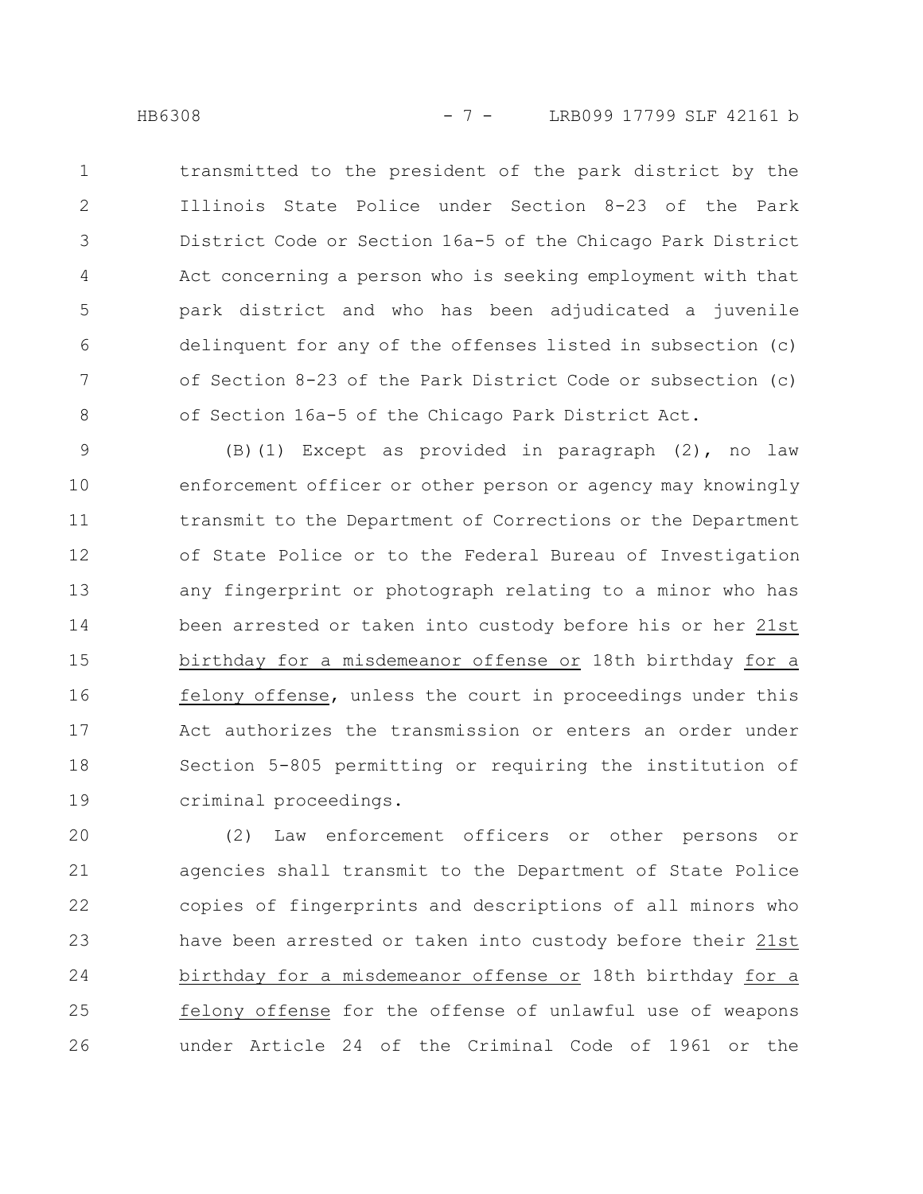transmitted to the president of the park district by the Illinois State Police under Section 8-23 of the Park District Code or Section 16a-5 of the Chicago Park District Act concerning a person who is seeking employment with that park district and who has been adjudicated a juvenile delinquent for any of the offenses listed in subsection (c) of Section 8-23 of the Park District Code or subsection (c) of Section 16a-5 of the Chicago Park District Act.

(B)(1) Except as provided in paragraph (2), no law enforcement officer or other person or agency may knowingly transmit to the Department of Corrections or the Department of State Police or to the Federal Bureau of Investigation any fingerprint or photograph relating to a minor who has been arrested or taken into custody before his or her <u>21st birthday for a misdemeanor offense or</u> 18th birthday <u>for a felony offense</u>, unless the court in proceedings under this Act authorizes the transmission or enters an order under Section 5-805 permitting or requiring the institution of criminal proceedings.

(2) Law enforcement officers or other persons or agencies shall transmit to the Department of State Police copies of fingerprints and descriptions of all minors who have been arrested or taken into custody before their <u>21st birthday for a misdemeanor offense or</u> 18th birthday <u>for a felony offense</u> for the offense of unlawful use of weapons under Article 24 of the Criminal Code of 1961 or the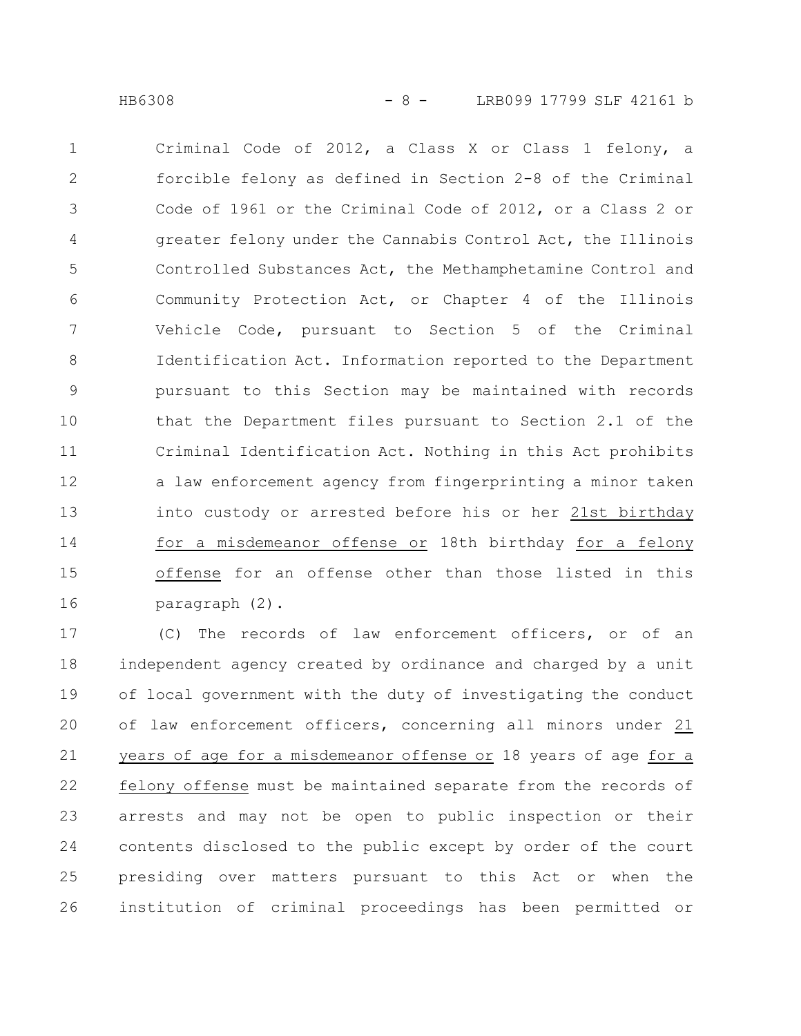Criminal Code of 2012, a Class X or Class 1 felony, a forcible felony as defined in Section 2-8 of the Criminal Code of 1961 or the Criminal Code of 2012, or a Class 2 or greater felony under the Cannabis Control Act, the Illinois Controlled Substances Act, the Methamphetamine Control and Community Protection Act, or Chapter 4 of the Illinois Vehicle Code, pursuant to Section 5 of the Criminal Identification Act. Information reported to the Department pursuant to this Section may be maintained with records that the Department files pursuant to Section 2.1 of the Criminal Identification Act. Nothing in this Act prohibits a law enforcement agency from fingerprinting a minor taken into custody or arrested before his or her 21st birthday for a misdemeanor offense or 18th birthday for a felony offense for an offense other than those listed in this paragraph (2).

(C) The records of law enforcement officers, or of an independent agency created by ordinance and charged by a unit of local government with the duty of investigating the conduct of law enforcement officers, concerning all minors under 21 years of age for a misdemeanor offense or 18 years of age for a felony offense must be maintained separate from the records of arrests and may not be open to public inspection or their contents disclosed to the public except by order of the court presiding over matters pursuant to this Act or when the institution of criminal proceedings has been permitted or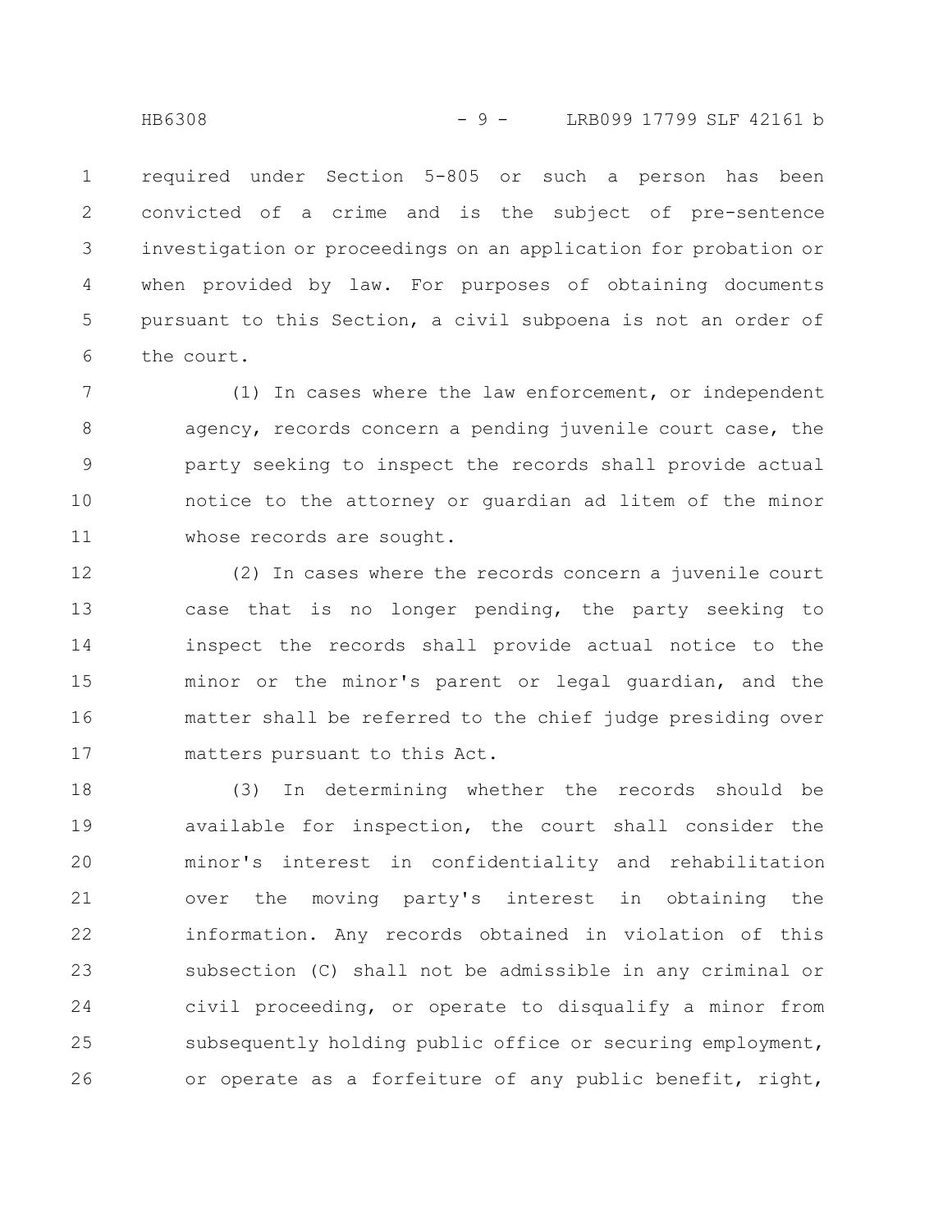required under Section 5-805 or such a person has been convicted of a crime and is the subject of pre-sentence investigation or proceedings on an application for probation or when provided by law. For purposes of obtaining documents pursuant to this Section, a civil subpoena is not an order of the court.

(1) In cases where the law enforcement, or independent agency, records concern a pending juvenile court case, the party seeking to inspect the records shall provide actual notice to the attorney or guardian ad litem of the minor whose records are sought.

(2) In cases where the records concern a juvenile court case that is no longer pending, the party seeking to inspect the records shall provide actual notice to the minor or the minor's parent or legal guardian, and the matter shall be referred to the chief judge presiding over matters pursuant to this Act.

(3) In determining whether the records should be available for inspection, the court shall consider the minor's interest in confidentiality and rehabilitation over the moving party's interest in obtaining the information. Any records obtained in violation of this subsection (C) shall not be admissible in any criminal or civil proceeding, or operate to disqualify a minor from subsequently holding public office or securing employment, or operate as a forfeiture of any public benefit, right,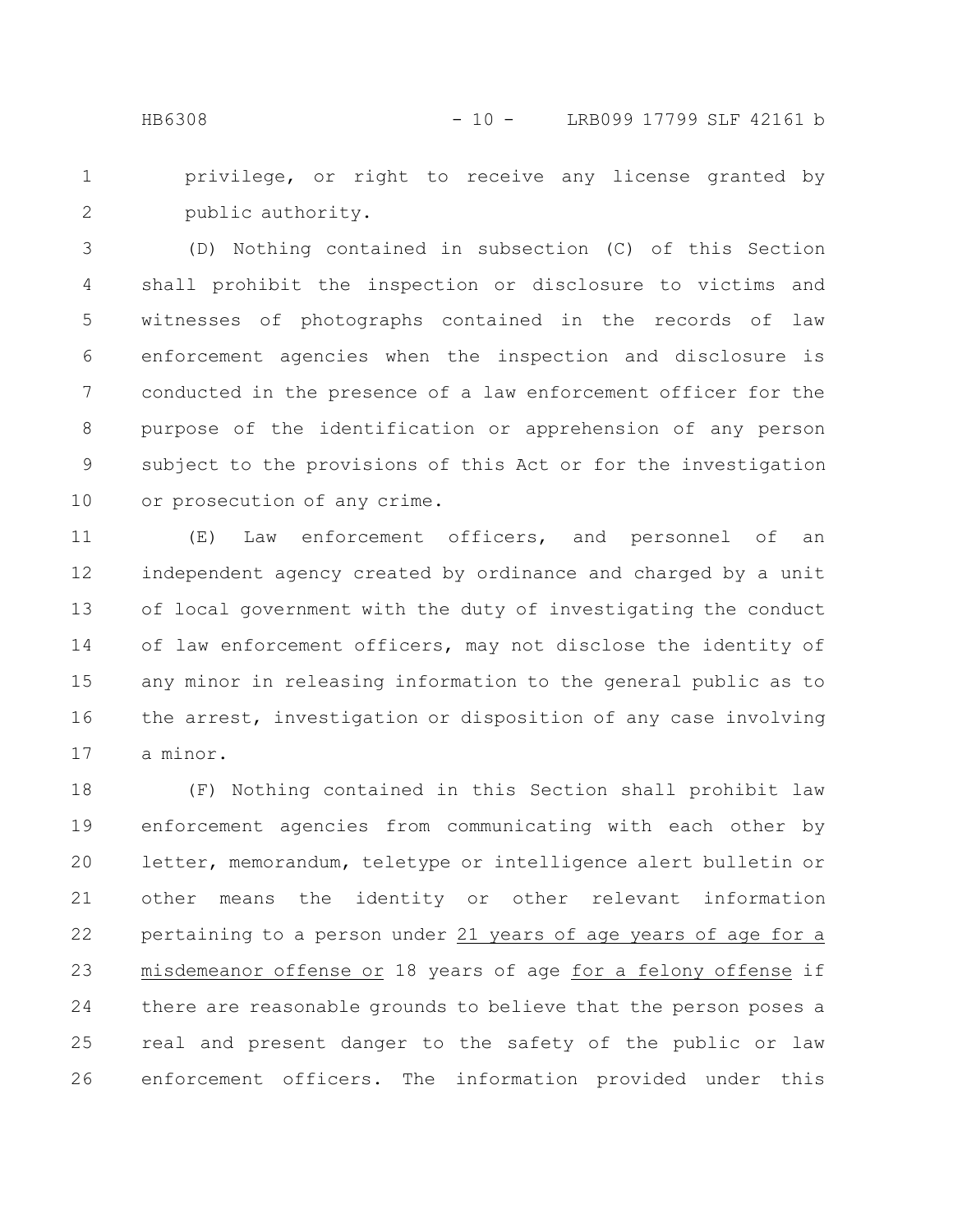privilege, or right to receive any license granted by public authority.

(D) Nothing contained in subsection (C) of this Section shall prohibit the inspection or disclosure to victims and witnesses of photographs contained in the records of law enforcement agencies when the inspection and disclosure is conducted in the presence of a law enforcement officer for the purpose of the identification or apprehension of any person subject to the provisions of this Act or for the investigation or prosecution of any crime.

(E) Law enforcement officers, and personnel of an independent agency created by ordinance and charged by a unit of local government with the duty of investigating the conduct of law enforcement officers, may not disclose the identity of any minor in releasing information to the general public as to the arrest, investigation or disposition of any case involving a minor.

(F) Nothing contained in this Section shall prohibit law enforcement agencies from communicating with each other by letter, memorandum, teletype or intelligence alert bulletin or other means the identity or other relevant information pertaining to a person under 21 years of age years of age for a misdemeanor offense or 18 years of age for a felony offense if there are reasonable grounds to believe that the person poses a real and present danger to the safety of the public or law enforcement officers. The information provided under this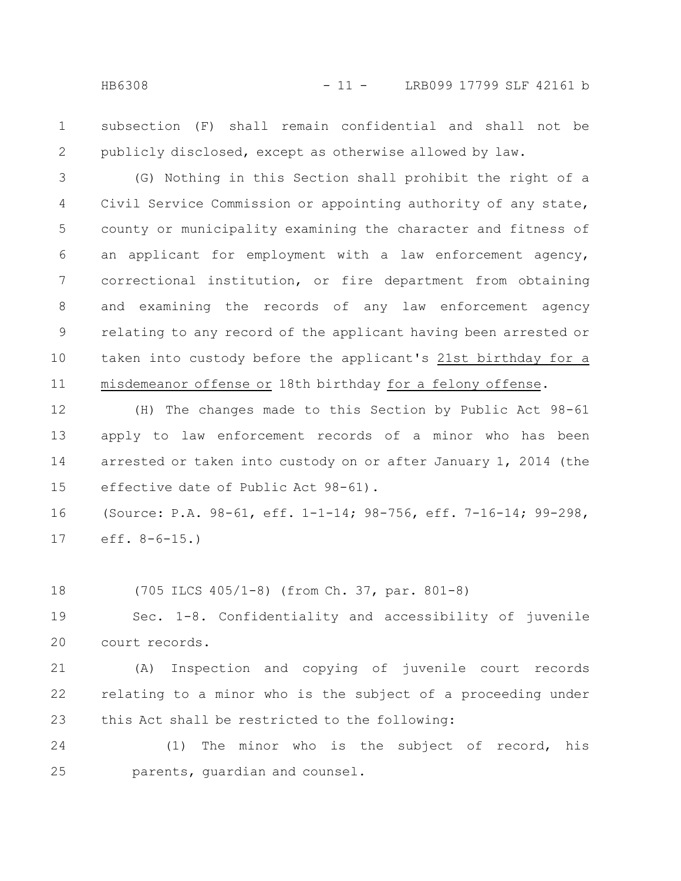subsection (F) shall remain confidential and shall not be publicly disclosed, except as otherwise allowed by law.

(G) Nothing in this Section shall prohibit the right of a Civil Service Commission or appointing authority of any state, county or municipality examining the character and fitness of an applicant for employment with a law enforcement agency, correctional institution, or fire department from obtaining and examining the records of any law enforcement agency relating to any record of the applicant having been arrested or taken into custody before the applicant's 21st birthday for a misdemeanor offense or 18th birthday for a felony offense.

(H) The changes made to this Section by Public Act 98-61 apply to law enforcement records of a minor who has been arrested or taken into custody on or after January 1, 2014 (the effective date of Public Act 98-61).

(Source: P.A. 98-61, eff. 1-1-14; 98-756, eff. 7-16-14; 99-298, eff. 8-6-15.)

(705 ILCS 405/1-8) (from Ch. 37, par. 801-8)

Sec. 1-8. Confidentiality and accessibility of juvenile court records.

(A) Inspection and copying of juvenile court records relating to a minor who is the subject of a proceeding under this Act shall be restricted to the following:

(1) The minor who is the subject of record, his parents, guardian and counsel.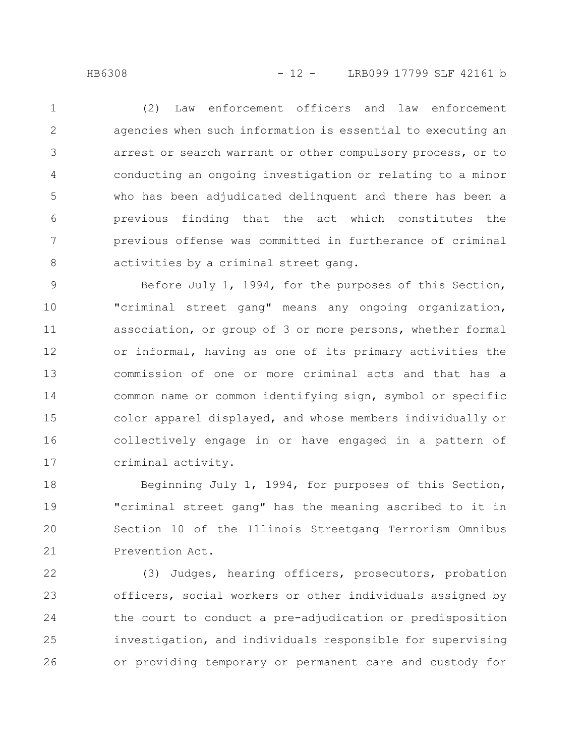(2) Law enforcement officers and law enforcement agencies when such information is essential to executing an arrest or search warrant or other compulsory process, or to conducting an ongoing investigation or relating to a minor who has been adjudicated delinquent and there has been a previous finding that the act which constitutes the previous offense was committed in furtherance of criminal activities by a criminal street gang.

Before July 1, 1994, for the purposes of this Section, "criminal street gang" means any ongoing organization, association, or group of 3 or more persons, whether formal or informal, having as one of its primary activities the commission of one or more criminal acts and that has a common name or common identifying sign, symbol or specific color apparel displayed, and whose members individually or collectively engage in or have engaged in a pattern of criminal activity.

Beginning July 1, 1994, for purposes of this Section, "criminal street gang" has the meaning ascribed to it in Section 10 of the Illinois Streetgang Terrorism Omnibus Prevention Act.

(3) Judges, hearing officers, prosecutors, probation officers, social workers or other individuals assigned by the court to conduct a pre-adjudication or predisposition investigation, and individuals responsible for supervising or providing temporary or permanent care and custody for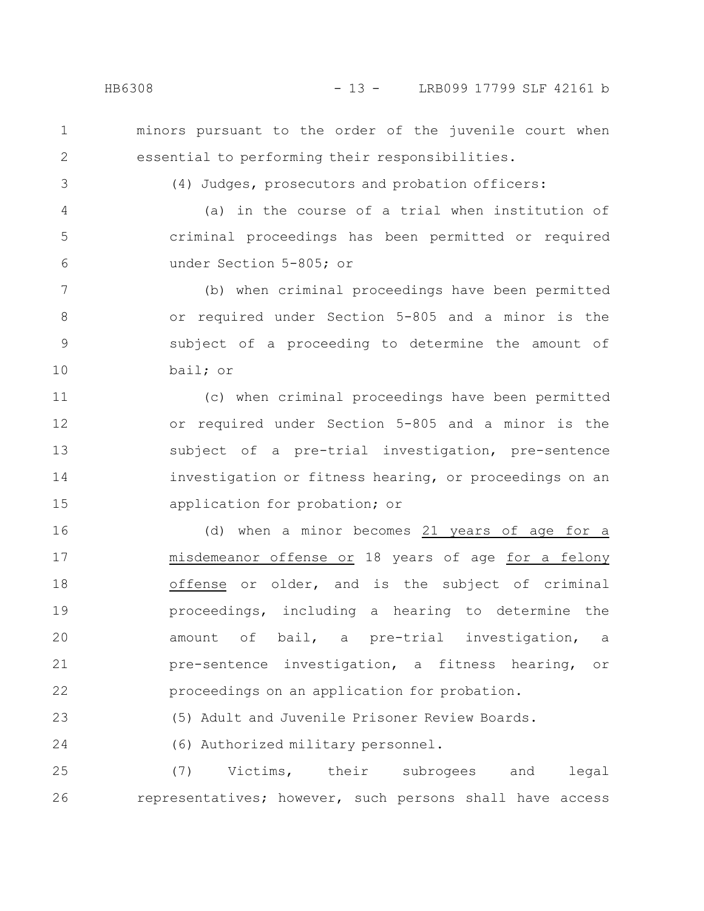minors pursuant to the order of the juvenile court when essential to performing their responsibilities.

(4) Judges, prosecutors and probation officers:

(a) in the course of a trial when institution of criminal proceedings has been permitted or required under Section 5-805; or

(b) when criminal proceedings have been permitted or required under Section 5-805 and a minor is the subject of a proceeding to determine the amount of bail; or

(c) when criminal proceedings have been permitted or required under Section 5-805 and a minor is the subject of a pre-trial investigation, pre-sentence investigation or fitness hearing, or proceedings on an application for probation; or

(d) when a minor becomes 21 years of age for a misdemeanor offense or 18 years of age for a felony offense or older, and is the subject of criminal proceedings, including a hearing to determine the amount of bail, a pre-trial investigation, a pre-sentence investigation, a fitness hearing, or proceedings on an application for probation.

(5) Adult and Juvenile Prisoner Review Boards.

(6) Authorized military personnel.

(7) Victims, their subrogees and legal representatives; however, such persons shall have access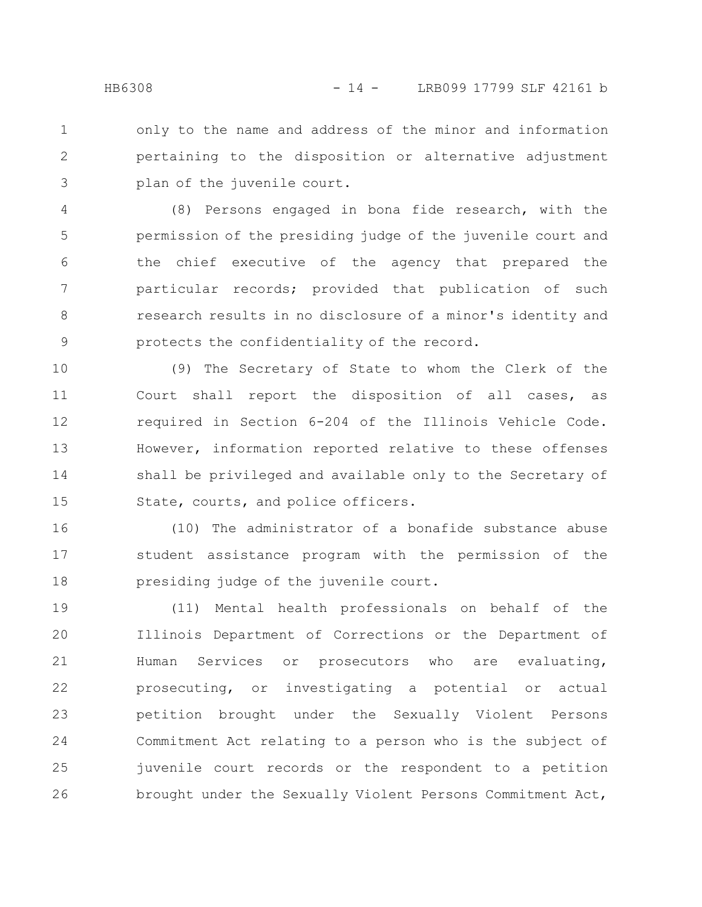only to the name and address of the minor and information pertaining to the disposition or alternative adjustment plan of the juvenile court.

(8) Persons engaged in bona fide research, with the permission of the presiding judge of the juvenile court and the chief executive of the agency that prepared the particular records; provided that publication of such research results in no disclosure of a minor's identity and protects the confidentiality of the record.

(9) The Secretary of State to whom the Clerk of the Court shall report the disposition of all cases, as required in Section 6-204 of the Illinois Vehicle Code. However, information reported relative to these offenses shall be privileged and available only to the Secretary of State, courts, and police officers.

(10) The administrator of a bonafide substance abuse student assistance program with the permission of the presiding judge of the juvenile court.

(11) Mental health professionals on behalf of the Illinois Department of Corrections or the Department of Human Services or prosecutors who are evaluating, prosecuting, or investigating a potential or actual petition brought under the Sexually Violent Persons Commitment Act relating to a person who is the subject of juvenile court records or the respondent to a petition brought under the Sexually Violent Persons Commitment Act,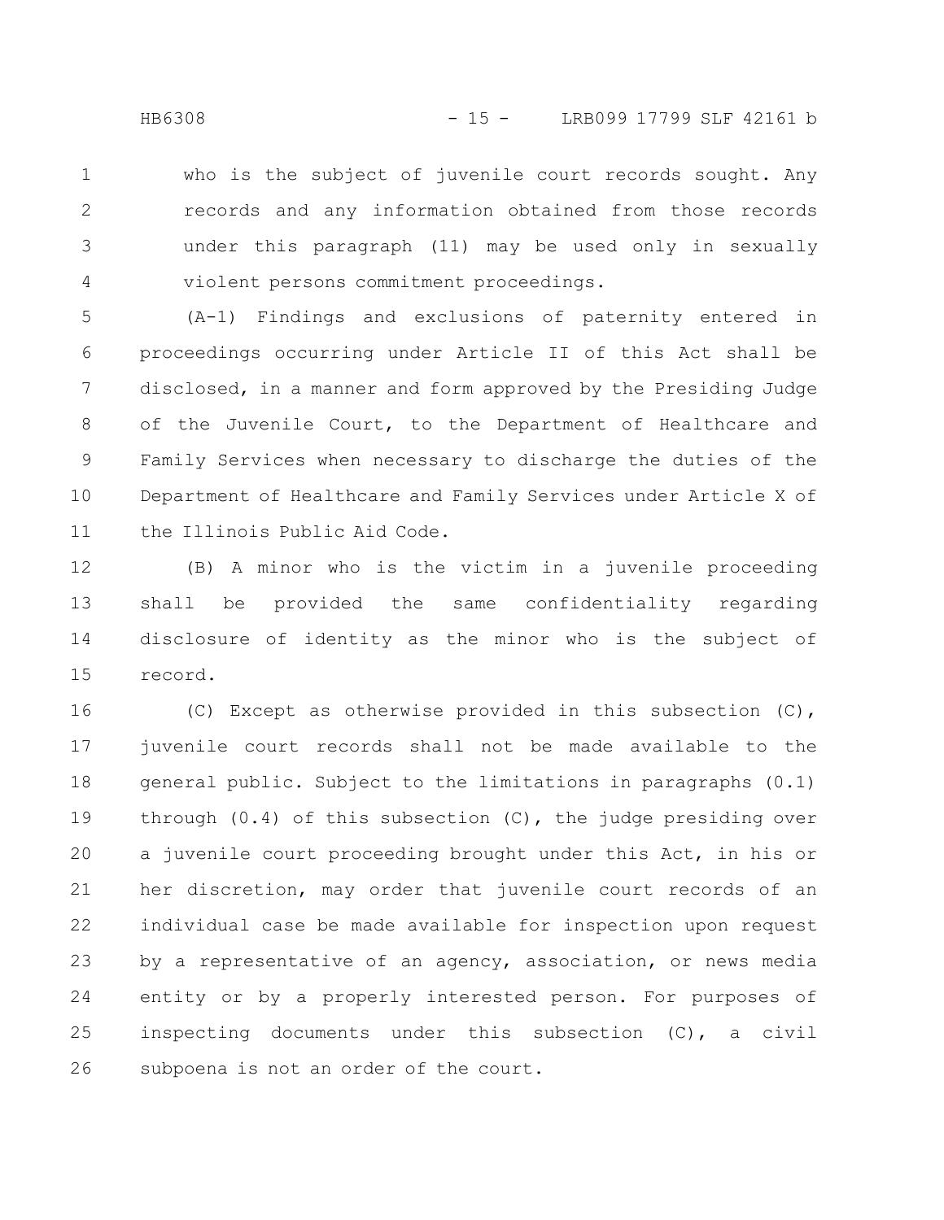who is the subject of juvenile court records sought. Any records and any information obtained from those records under this paragraph (11) may be used only in sexually violent persons commitment proceedings.

(A-1) Findings and exclusions of paternity entered in proceedings occurring under Article II of this Act shall be disclosed, in a manner and form approved by the Presiding Judge of the Juvenile Court, to the Department of Healthcare and Family Services when necessary to discharge the duties of the Department of Healthcare and Family Services under Article X of the Illinois Public Aid Code.

(B) A minor who is the victim in a juvenile proceeding shall be provided the same confidentiality regarding disclosure of identity as the minor who is the subject of record.

(C) Except as otherwise provided in this subsection (C), juvenile court records shall not be made available to the general public. Subject to the limitations in paragraphs (0.1) through (0.4) of this subsection (C), the judge presiding over a juvenile court proceeding brought under this Act, in his or her discretion, may order that juvenile court records of an individual case be made available for inspection upon request by a representative of an agency, association, or news media entity or by a properly interested person. For purposes of inspecting documents under this subsection (C), a civil subpoena is not an order of the court.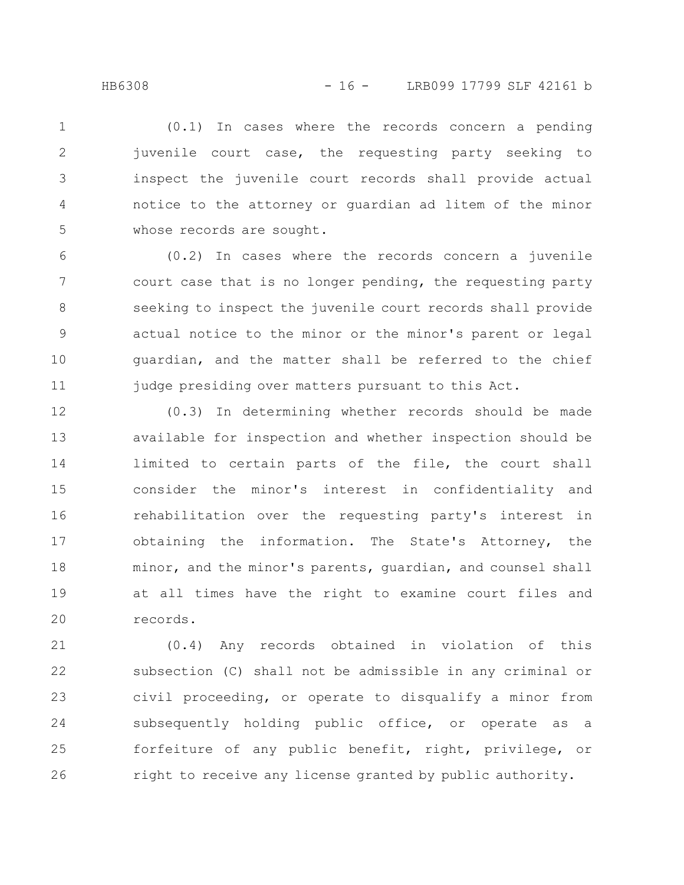(0.1) In cases where the records concern a pending juvenile court case, the requesting party seeking to inspect the juvenile court records shall provide actual notice to the attorney or guardian ad litem of the minor whose records are sought.

(0.2) In cases where the records concern a juvenile court case that is no longer pending, the requesting party seeking to inspect the juvenile court records shall provide actual notice to the minor or the minor's parent or legal guardian, and the matter shall be referred to the chief judge presiding over matters pursuant to this Act.

(0.3) In determining whether records should be made available for inspection and whether inspection should be limited to certain parts of the file, the court shall consider the minor's interest in confidentiality and rehabilitation over the requesting party's interest in obtaining the information. The State's Attorney, the minor, and the minor's parents, guardian, and counsel shall at all times have the right to examine court files and records.

(0.4) Any records obtained in violation of this subsection (C) shall not be admissible in any criminal or civil proceeding, or operate to disqualify a minor from subsequently holding public office, or operate as a forfeiture of any public benefit, right, privilege, or right to receive any license granted by public authority.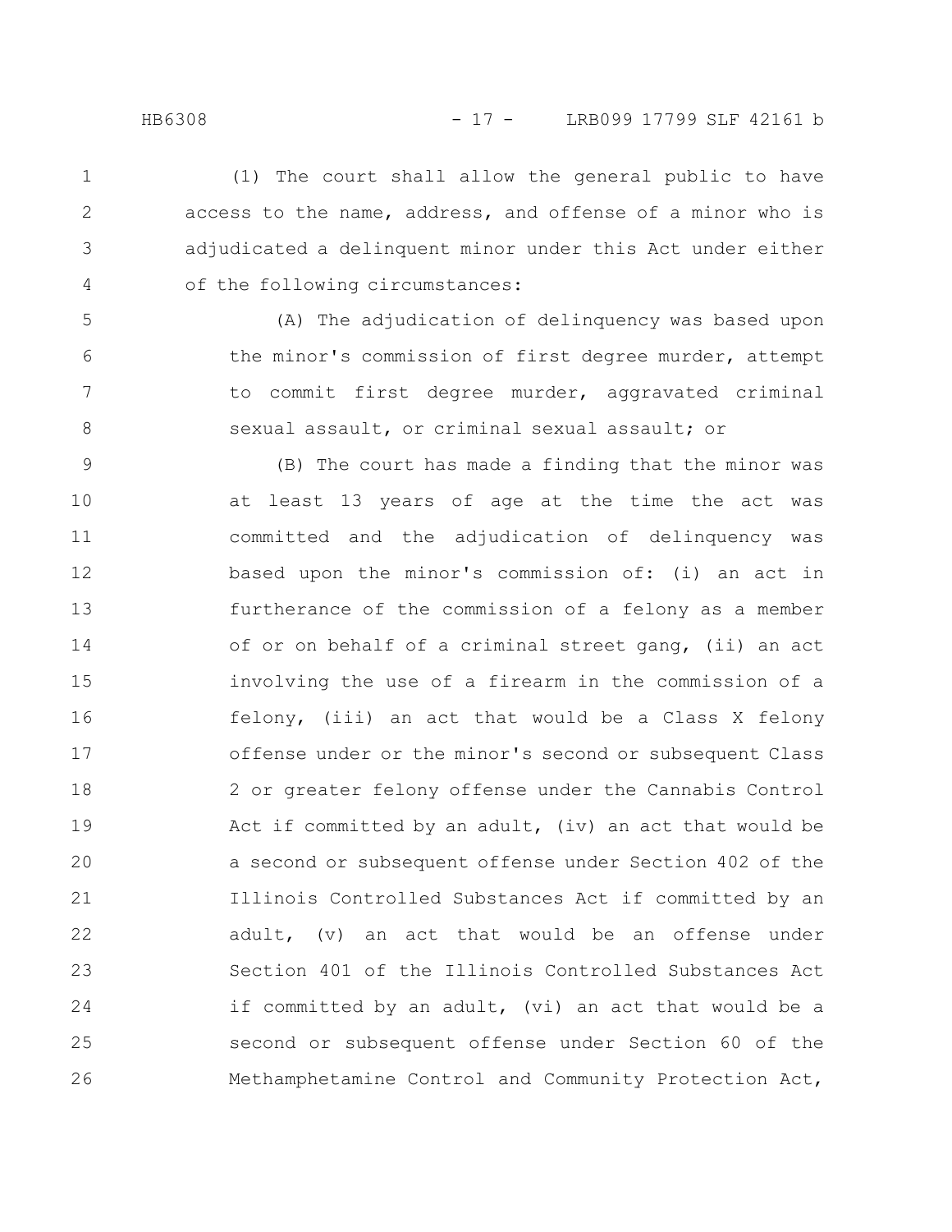(1) The court shall allow the general public to have access to the name, address, and offense of a minor who is adjudicated a delinquent minor under this Act under either of the following circumstances:

(A) The adjudication of delinquency was based upon the minor's commission of first degree murder, attempt to commit first degree murder, aggravated criminal sexual assault, or criminal sexual assault; or

(B) The court has made a finding that the minor was at least 13 years of age at the time the act was committed and the adjudication of delinquency was based upon the minor's commission of: (i) an act in furtherance of the commission of a felony as a member of or on behalf of a criminal street gang, (ii) an act involving the use of a firearm in the commission of a felony, (iii) an act that would be a Class X felony offense under or the minor's second or subsequent Class 2 or greater felony offense under the Cannabis Control Act if committed by an adult, (iv) an act that would be a second or subsequent offense under Section 402 of the Illinois Controlled Substances Act if committed by an adult, (v) an act that would be an offense under Section 401 of the Illinois Controlled Substances Act if committed by an adult, (vi) an act that would be a second or subsequent offense under Section 60 of the Methamphetamine Control and Community Protection Act,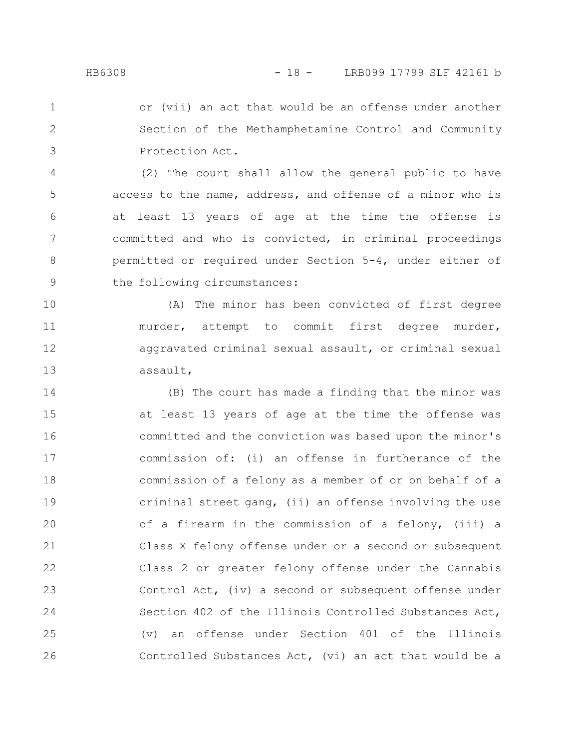or (vii) an act that would be an offense under another Section of the Methamphetamine Control and Community Protection Act.

(2) The court shall allow the general public to have access to the name, address, and offense of a minor who is at least 13 years of age at the time the offense is committed and who is convicted, in criminal proceedings permitted or required under Section 5-4, under either of the following circumstances:

(A) The minor has been convicted of first degree murder, attempt to commit first degree murder, aggravated criminal sexual assault, or criminal sexual assault,

(B) The court has made a finding that the minor was at least 13 years of age at the time the offense was committed and the conviction was based upon the minor's commission of: (i) an offense in furtherance of the commission of a felony as a member of or on behalf of a criminal street gang, (ii) an offense involving the use of a firearm in the commission of a felony, (iii) a Class X felony offense under or a second or subsequent Class 2 or greater felony offense under the Cannabis Control Act, (iv) a second or subsequent offense under Section 402 of the Illinois Controlled Substances Act, (v) an offense under Section 401 of the Illinois Controlled Substances Act, (vi) an act that would be a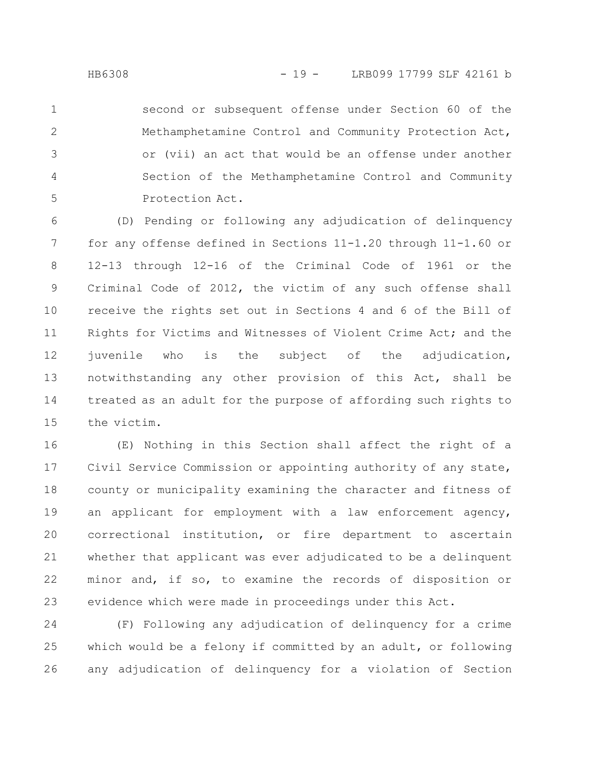second or subsequent offense under Section 60 of the Methamphetamine Control and Community Protection Act, or (vii) an act that would be an offense under another Section of the Methamphetamine Control and Community Protection Act.

(D) Pending or following any adjudication of delinquency for any offense defined in Sections 11-1.20 through 11-1.60 or 12-13 through 12-16 of the Criminal Code of 1961 or the Criminal Code of 2012, the victim of any such offense shall receive the rights set out in Sections 4 and 6 of the Bill of Rights for Victims and Witnesses of Violent Crime Act; and the juvenile who is the subject of the adjudication, notwithstanding any other provision of this Act, shall be treated as an adult for the purpose of affording such rights to the victim.

(E) Nothing in this Section shall affect the right of a Civil Service Commission or appointing authority of any state, county or municipality examining the character and fitness of an applicant for employment with a law enforcement agency, correctional institution, or fire department to ascertain whether that applicant was ever adjudicated to be a delinquent minor and, if so, to examine the records of disposition or evidence which were made in proceedings under this Act.

(F) Following any adjudication of delinquency for a crime which would be a felony if committed by an adult, or following any adjudication of delinquency for a violation of Section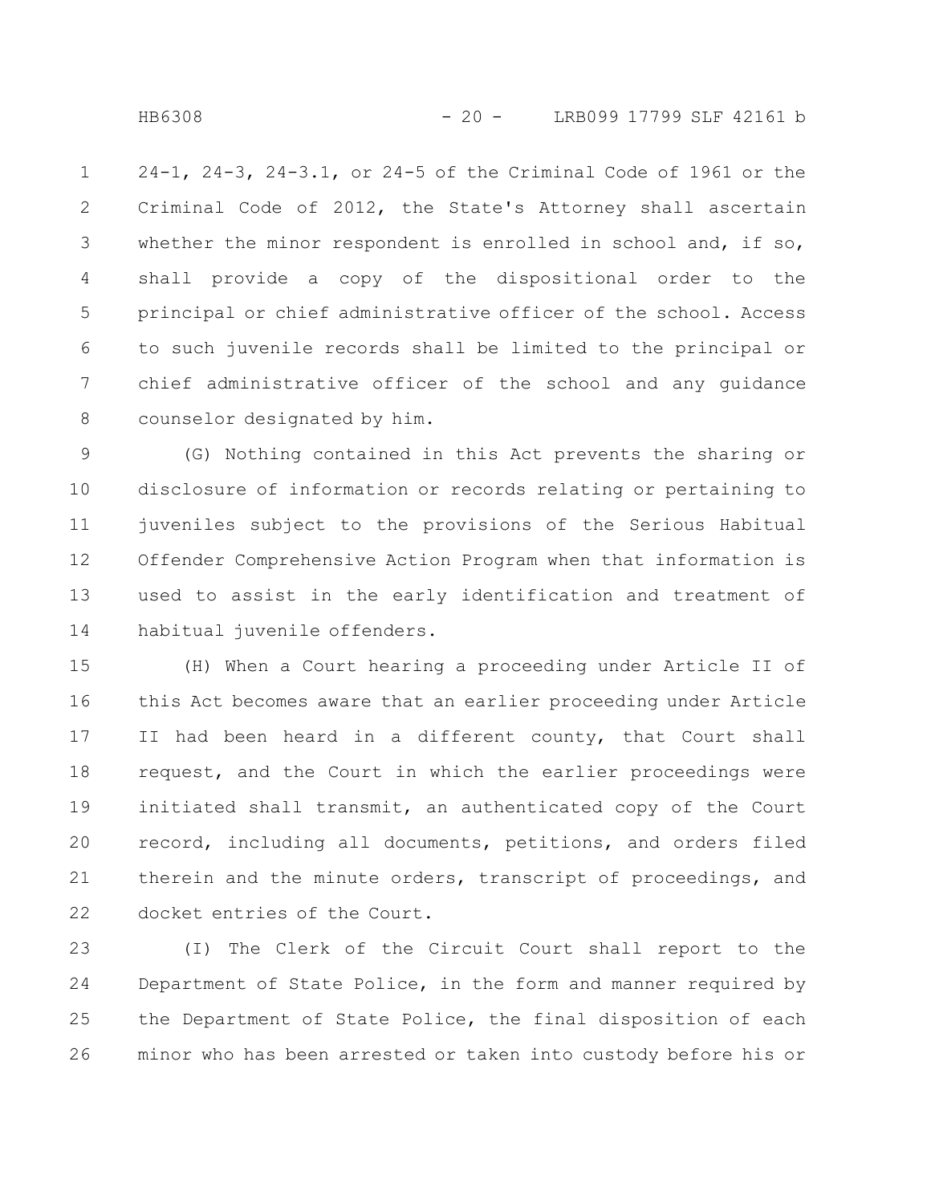24-1, 24-3, 24-3.1, or 24-5 of the Criminal Code of 1961 or the Criminal Code of 2012, the State's Attorney shall ascertain whether the minor respondent is enrolled in school and, if so, shall provide a copy of the dispositional order to the principal or chief administrative officer of the school. Access to such juvenile records shall be limited to the principal or chief administrative officer of the school and any guidance counselor designated by him.

(G) Nothing contained in this Act prevents the sharing or disclosure of information or records relating or pertaining to juveniles subject to the provisions of the Serious Habitual Offender Comprehensive Action Program when that information is used to assist in the early identification and treatment of habitual juvenile offenders.

(H) When a Court hearing a proceeding under Article II of this Act becomes aware that an earlier proceeding under Article II had been heard in a different county, that Court shall request, and the Court in which the earlier proceedings were initiated shall transmit, an authenticated copy of the Court record, including all documents, petitions, and orders filed therein and the minute orders, transcript of proceedings, and docket entries of the Court.

(I) The Clerk of the Circuit Court shall report to the Department of State Police, in the form and manner required by the Department of State Police, the final disposition of each minor who has been arrested or taken into custody before his or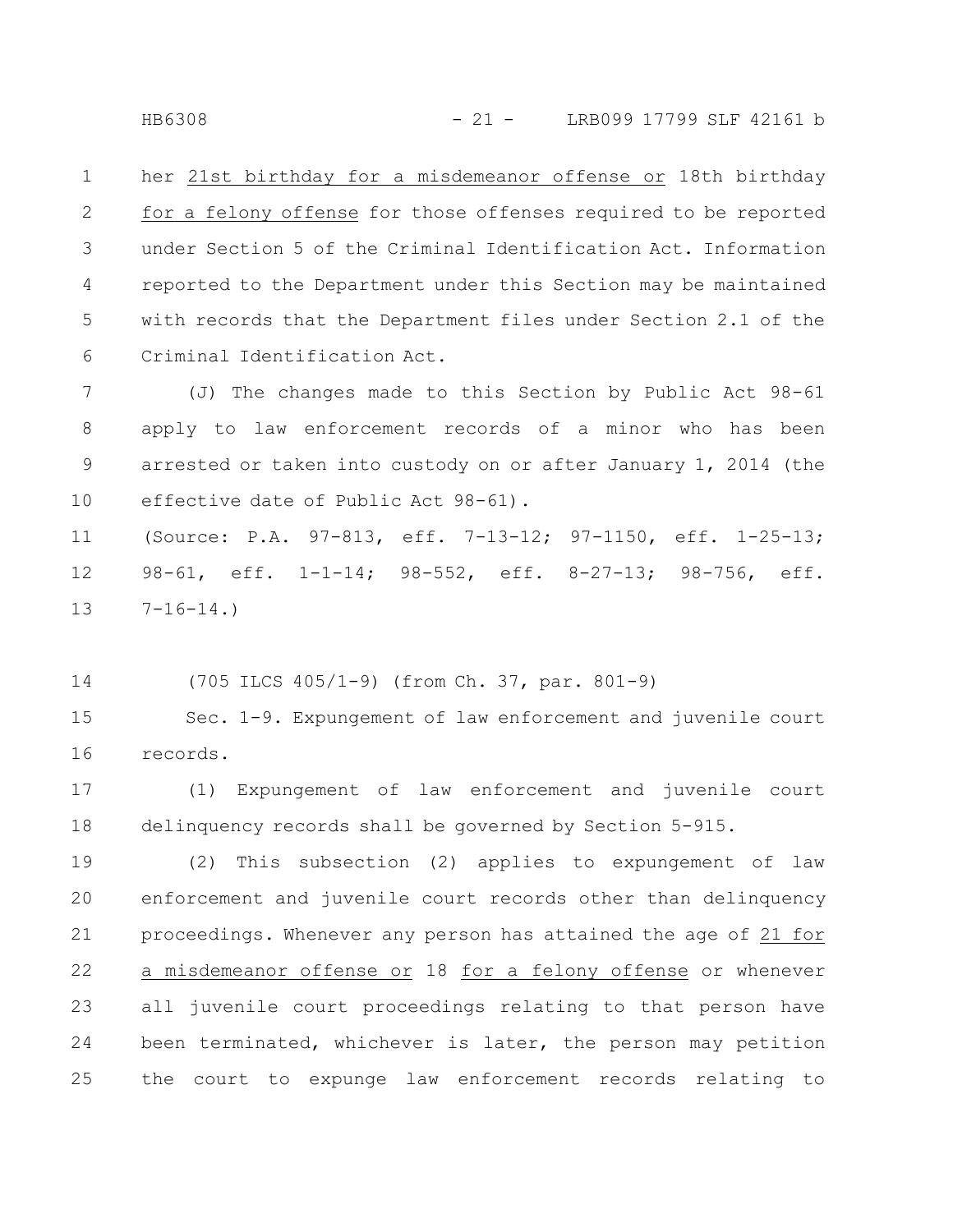her 21st birthday for a misdemeanor offense or 18th birthday for a felony offense for those offenses required to be reported under Section 5 of the Criminal Identification Act. Information reported to the Department under this Section may be maintained with records that the Department files under Section 2.1 of the Criminal Identification Act.

(J) The changes made to this Section by Public Act 98-61 apply to law enforcement records of a minor who has been arrested or taken into custody on or after January 1, 2014 (the effective date of Public Act 98-61).

(Source: P.A. 97-813, eff. 7-13-12; 97-1150, eff. 1-25-13; 98-61, eff. 1-1-14; 98-552, eff. 8-27-13; 98-756, eff. 7-16-14.)

(705 ILCS 405/1-9) (from Ch. 37, par. 801-9)

Sec. 1-9. Expungement of law enforcement and juvenile court records.

(1) Expungement of law enforcement and juvenile court delinquency records shall be governed by Section 5-915.

(2) This subsection (2) applies to expungement of law enforcement and juvenile court records other than delinquency proceedings. Whenever any person has attained the age of 21 for a misdemeanor offense or 18 for a felony offense or whenever all juvenile court proceedings relating to that person have been terminated, whichever is later, the person may petition the court to expunge law enforcement records relating to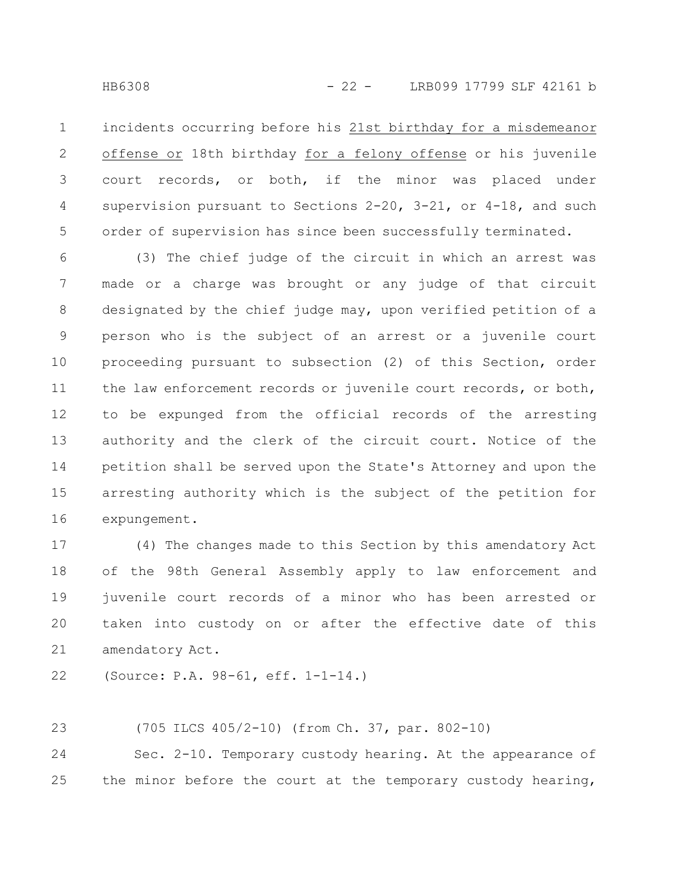incidents occurring before his 21st birthday for a misdemeanor offense or 18th birthday for a felony offense or his juvenile court records, or both, if the minor was placed under supervision pursuant to Sections 2-20, 3-21, or 4-18, and such order of supervision has since been successfully terminated.

(3) The chief judge of the circuit in which an arrest was made or a charge was brought or any judge of that circuit designated by the chief judge may, upon verified petition of a person who is the subject of an arrest or a juvenile court proceeding pursuant to subsection (2) of this Section, order the law enforcement records or juvenile court records, or both, to be expunged from the official records of the arresting authority and the clerk of the circuit court. Notice of the petition shall be served upon the State's Attorney and upon the arresting authority which is the subject of the petition for expungement.

(4) The changes made to this Section by this amendatory Act of the 98th General Assembly apply to law enforcement and juvenile court records of a minor who has been arrested or taken into custody on or after the effective date of this amendatory Act.

(Source: P.A. 98-61, eff. 1-1-14.)

(705 ILCS 405/2-10) (from Ch. 37, par. 802-10)

Sec. 2-10. Temporary custody hearing. At the appearance of the minor before the court at the temporary custody hearing,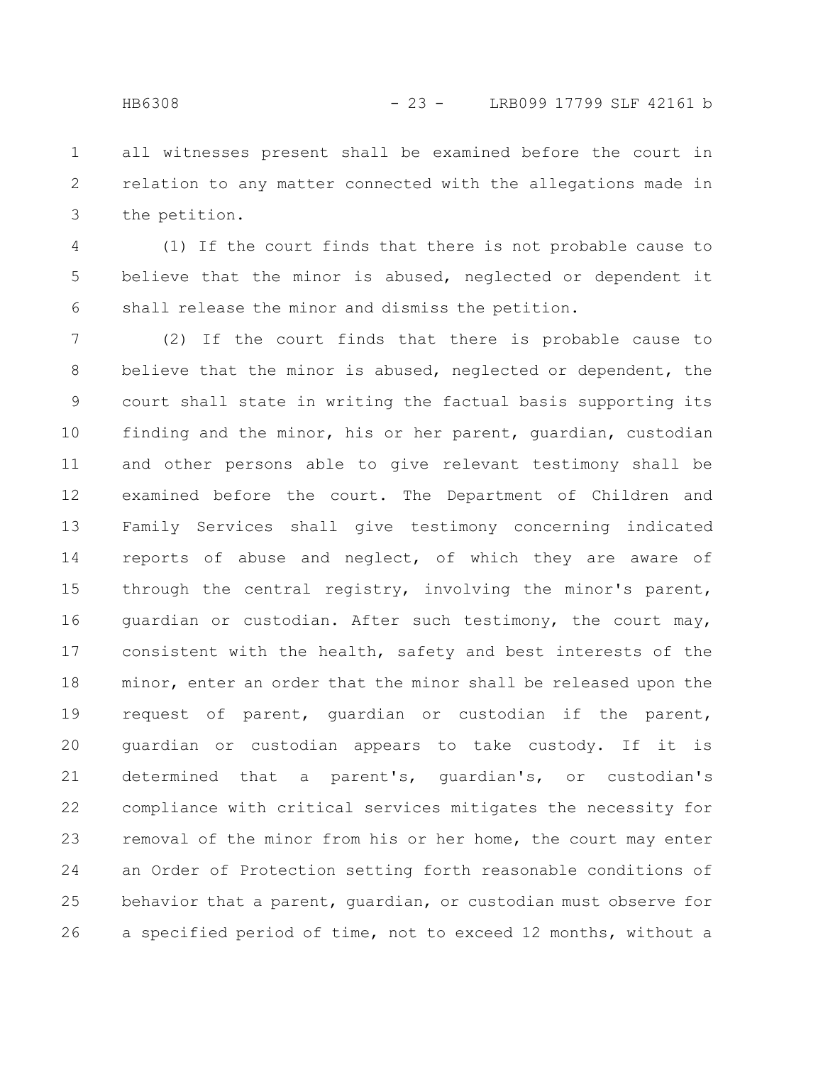all witnesses present shall be examined before the court in relation to any matter connected with the allegations made in the petition.

(1) If the court finds that there is not probable cause to believe that the minor is abused, neglected or dependent it shall release the minor and dismiss the petition.

(2) If the court finds that there is probable cause to believe that the minor is abused, neglected or dependent, the court shall state in writing the factual basis supporting its finding and the minor, his or her parent, guardian, custodian and other persons able to give relevant testimony shall be examined before the court. The Department of Children and Family Services shall give testimony concerning indicated reports of abuse and neglect, of which they are aware of through the central registry, involving the minor's parent, guardian or custodian. After such testimony, the court may, consistent with the health, safety and best interests of the minor, enter an order that the minor shall be released upon the request of parent, guardian or custodian if the parent, guardian or custodian appears to take custody. If it is determined that a parent's, guardian's, or custodian's compliance with critical services mitigates the necessity for removal of the minor from his or her home, the court may enter an Order of Protection setting forth reasonable conditions of behavior that a parent, guardian, or custodian must observe for a specified period of time, not to exceed 12 months, without a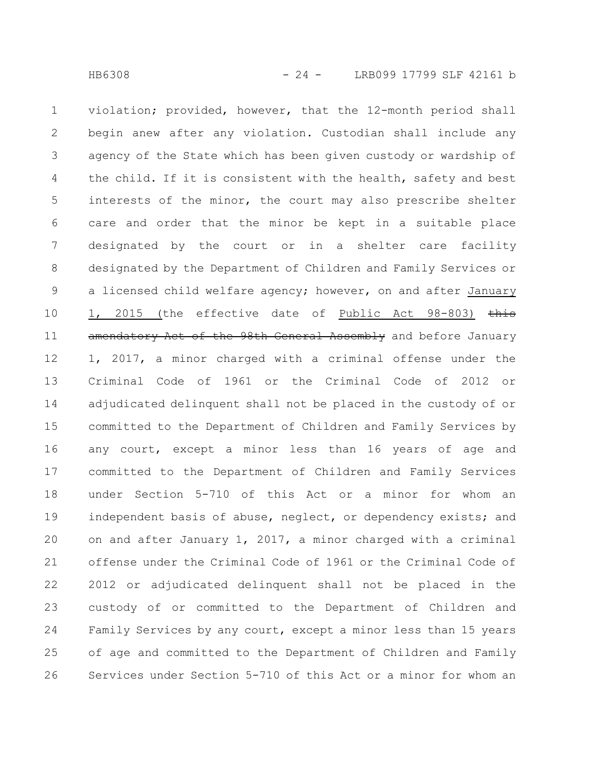violation; provided, however, that the 12-month period shall begin anew after any violation. Custodian shall include any agency of the State which has been given custody or wardship of the child. If it is consistent with the health, safety and best interests of the minor, the court may also prescribe shelter care and order that the minor be kept in a suitable place designated by the court or in a shelter care facility designated by the Department of Children and Family Services or a licensed child welfare agency; however, on and after January 1, 2015 (the effective date of Public Act 98-803) ~~this amendatory Act of the 98th General Assembly~~ and before January 1, 2017, a minor charged with a criminal offense under the Criminal Code of 1961 or the Criminal Code of 2012 or adjudicated delinquent shall not be placed in the custody of or committed to the Department of Children and Family Services by any court, except a minor less than 16 years of age and committed to the Department of Children and Family Services under Section 5-710 of this Act or a minor for whom an independent basis of abuse, neglect, or dependency exists; and on and after January 1, 2017, a minor charged with a criminal offense under the Criminal Code of 1961 or the Criminal Code of 2012 or adjudicated delinquent shall not be placed in the custody of or committed to the Department of Children and Family Services by any court, except a minor less than 15 years of age and committed to the Department of Children and Family Services under Section 5-710 of this Act or a minor for whom an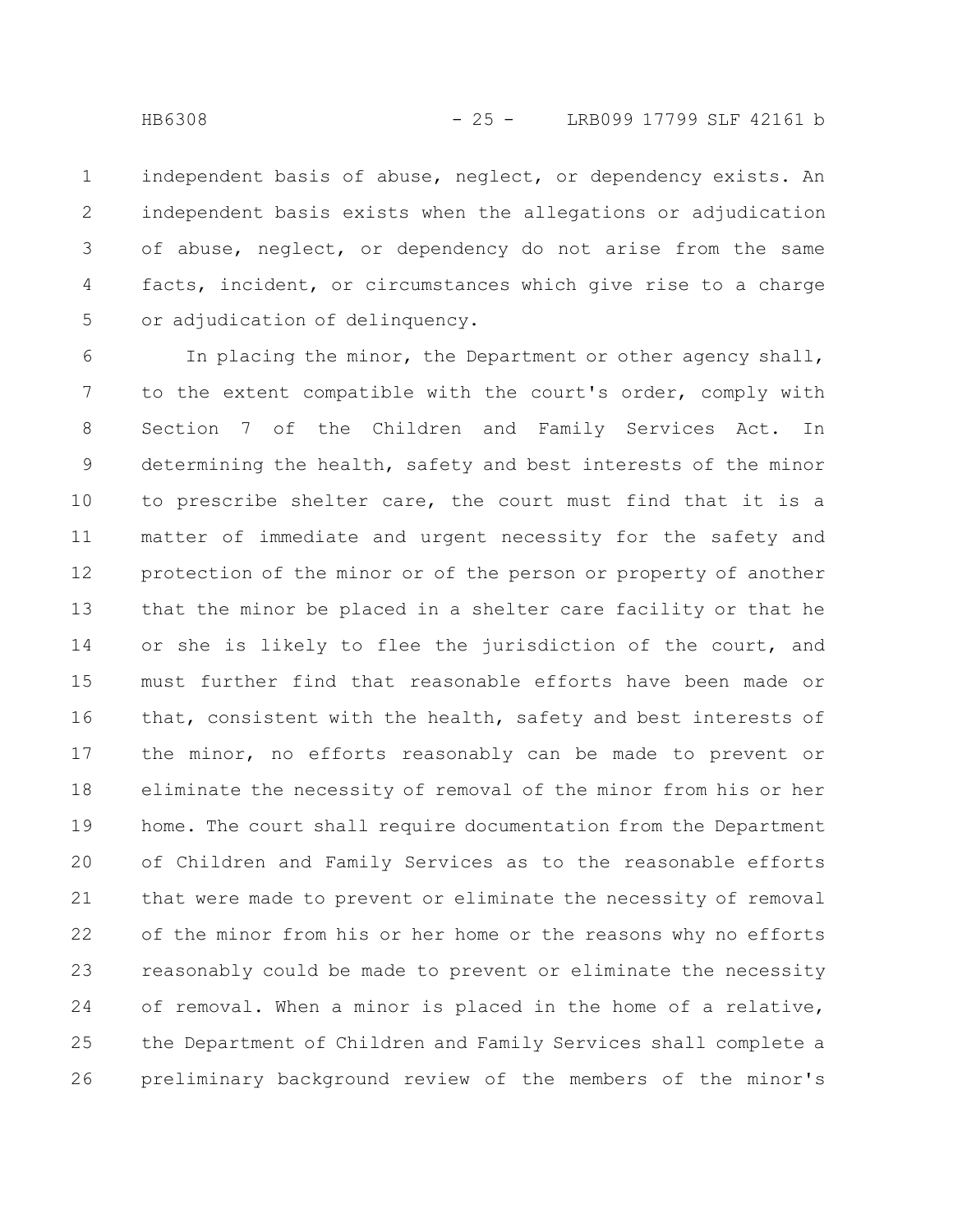independent basis of abuse, neglect, or dependency exists. An independent basis exists when the allegations or adjudication of abuse, neglect, or dependency do not arise from the same facts, incident, or circumstances which give rise to a charge or adjudication of delinquency.

In placing the minor, the Department or other agency shall, to the extent compatible with the court's order, comply with Section 7 of the Children and Family Services Act. In determining the health, safety and best interests of the minor to prescribe shelter care, the court must find that it is a matter of immediate and urgent necessity for the safety and protection of the minor or of the person or property of another that the minor be placed in a shelter care facility or that he or she is likely to flee the jurisdiction of the court, and must further find that reasonable efforts have been made or that, consistent with the health, safety and best interests of the minor, no efforts reasonably can be made to prevent or eliminate the necessity of removal of the minor from his or her home. The court shall require documentation from the Department of Children and Family Services as to the reasonable efforts that were made to prevent or eliminate the necessity of removal of the minor from his or her home or the reasons why no efforts reasonably could be made to prevent or eliminate the necessity of removal. When a minor is placed in the home of a relative, the Department of Children and Family Services shall complete a preliminary background review of the members of the minor's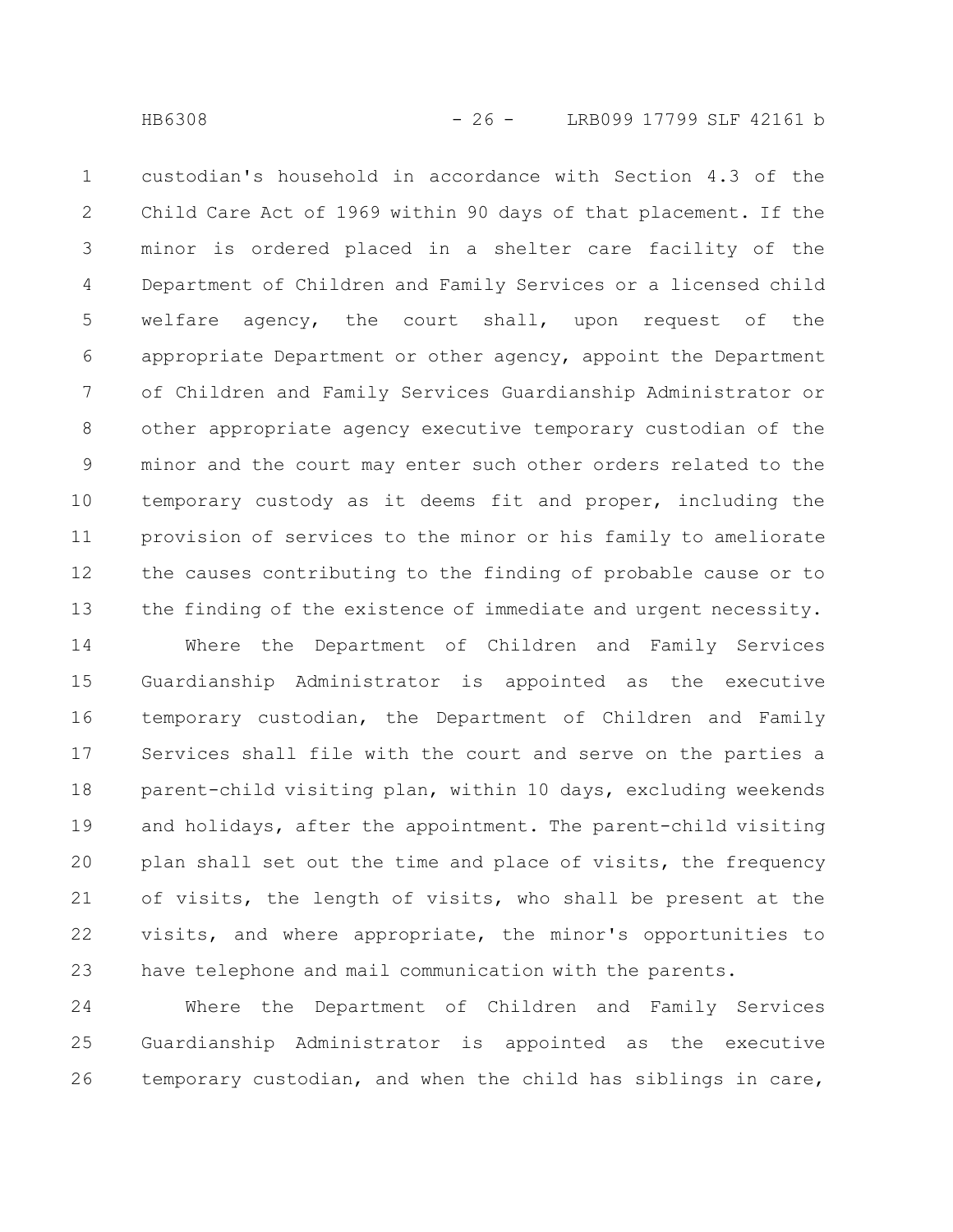custodian's household in accordance with Section 4.3 of the Child Care Act of 1969 within 90 days of that placement. If the minor is ordered placed in a shelter care facility of the Department of Children and Family Services or a licensed child welfare agency, the court shall, upon request of the appropriate Department or other agency, appoint the Department of Children and Family Services Guardianship Administrator or other appropriate agency executive temporary custodian of the minor and the court may enter such other orders related to the temporary custody as it deems fit and proper, including the provision of services to the minor or his family to ameliorate the causes contributing to the finding of probable cause or to the finding of the existence of immediate and urgent necessity.

Where the Department of Children and Family Services Guardianship Administrator is appointed as the executive temporary custodian, the Department of Children and Family Services shall file with the court and serve on the parties a parent-child visiting plan, within 10 days, excluding weekends and holidays, after the appointment. The parent-child visiting plan shall set out the time and place of visits, the frequency of visits, the length of visits, who shall be present at the visits, and where appropriate, the minor's opportunities to have telephone and mail communication with the parents.

Where the Department of Children and Family Services Guardianship Administrator is appointed as the executive temporary custodian, and when the child has siblings in care,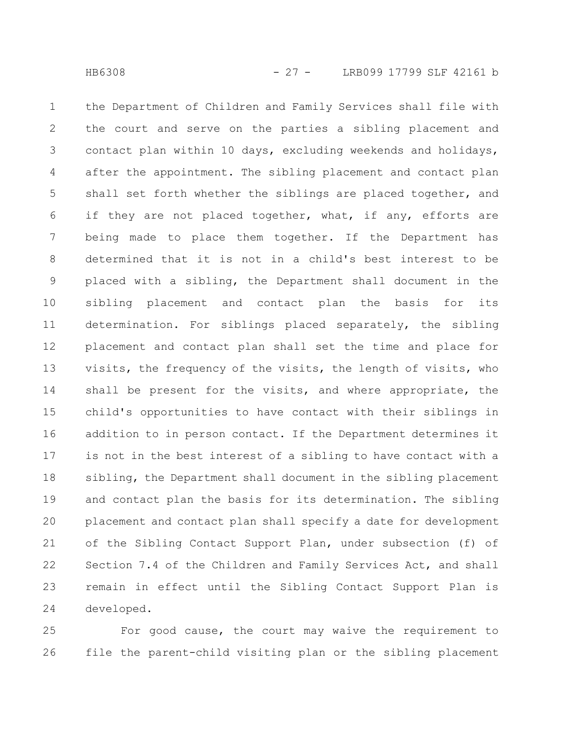the Department of Children and Family Services shall file with the court and serve on the parties a sibling placement and contact plan within 10 days, excluding weekends and holidays, after the appointment. The sibling placement and contact plan shall set forth whether the siblings are placed together, and if they are not placed together, what, if any, efforts are being made to place them together. If the Department has determined that it is not in a child's best interest to be placed with a sibling, the Department shall document in the sibling placement and contact plan the basis for its determination. For siblings placed separately, the sibling placement and contact plan shall set the time and place for visits, the frequency of the visits, the length of visits, who shall be present for the visits, and where appropriate, the child's opportunities to have contact with their siblings in addition to in person contact. If the Department determines it is not in the best interest of a sibling to have contact with a sibling, the Department shall document in the sibling placement and contact plan the basis for its determination. The sibling placement and contact plan shall specify a date for development of the Sibling Contact Support Plan, under subsection (f) of Section 7.4 of the Children and Family Services Act, and shall remain in effect until the Sibling Contact Support Plan is developed.

For good cause, the court may waive the requirement to file the parent-child visiting plan or the sibling placement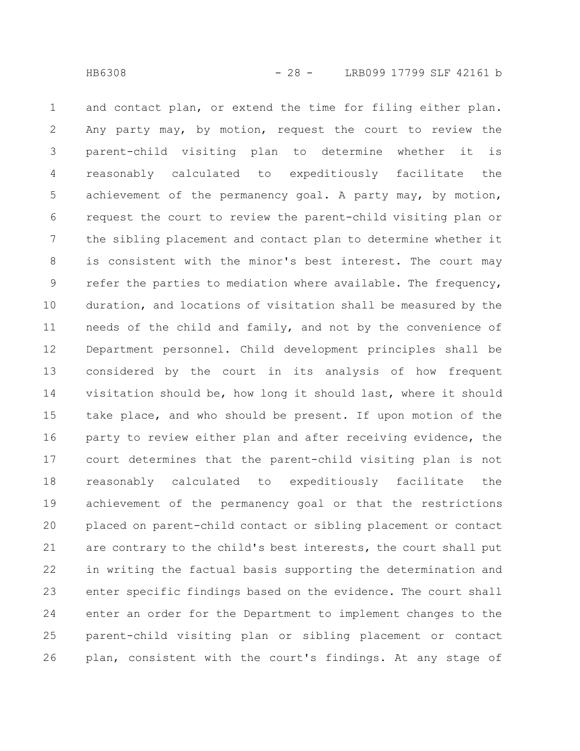and contact plan, or extend the time for filing either plan. Any party may, by motion, request the court to review the parent-child visiting plan to determine whether it is reasonably calculated to expeditiously facilitate the achievement of the permanency goal. A party may, by motion, request the court to review the parent-child visiting plan or the sibling placement and contact plan to determine whether it is consistent with the minor's best interest. The court may refer the parties to mediation where available. The frequency, duration, and locations of visitation shall be measured by the needs of the child and family, and not by the convenience of Department personnel. Child development principles shall be considered by the court in its analysis of how frequent visitation should be, how long it should last, where it should take place, and who should be present. If upon motion of the party to review either plan and after receiving evidence, the court determines that the parent-child visiting plan is not reasonably calculated to expeditiously facilitate the achievement of the permanency goal or that the restrictions placed on parent-child contact or sibling placement or contact are contrary to the child's best interests, the court shall put in writing the factual basis supporting the determination and enter specific findings based on the evidence. The court shall enter an order for the Department to implement changes to the parent-child visiting plan or sibling placement or contact plan, consistent with the court's findings. At any stage of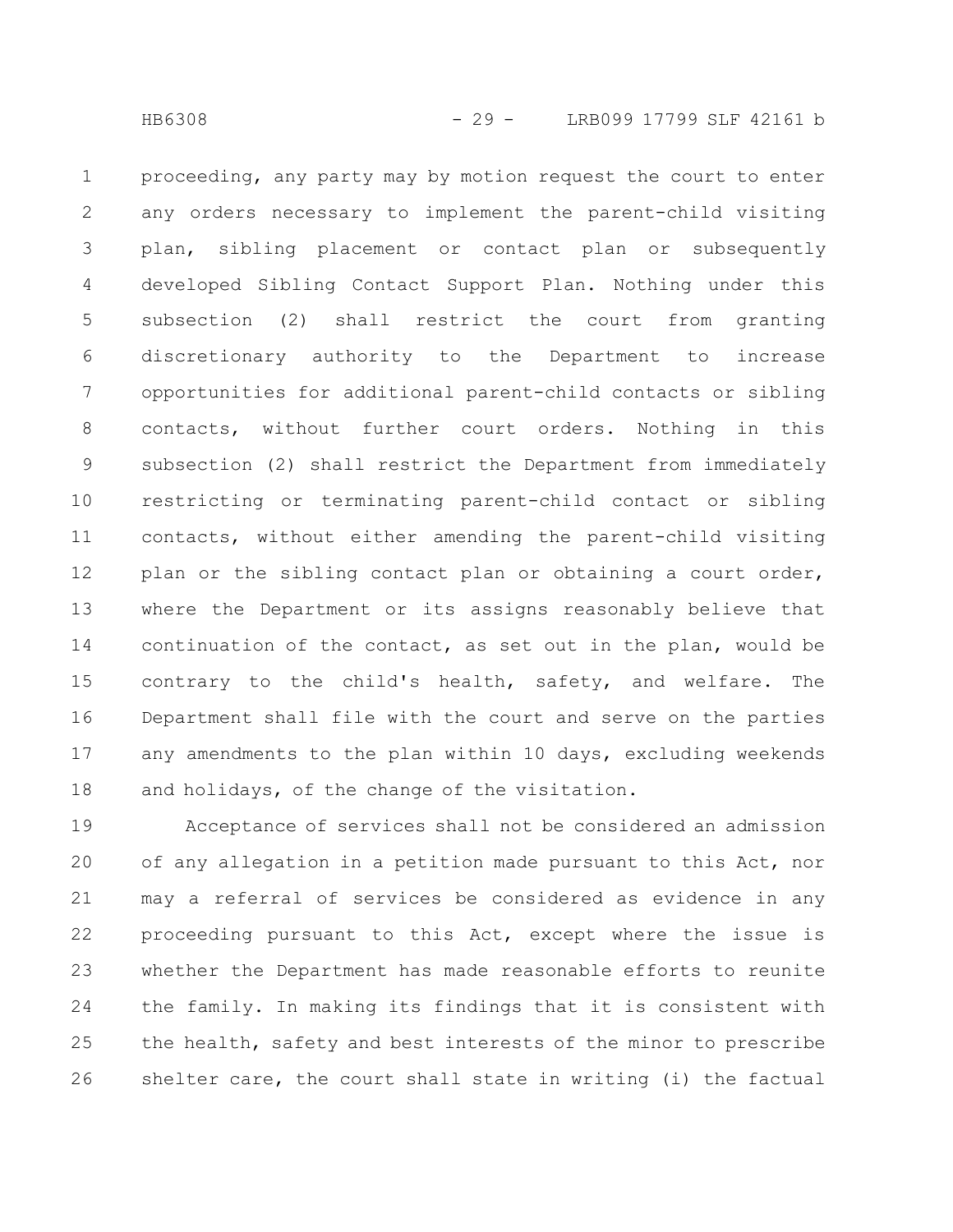proceeding, any party may by motion request the court to enter any orders necessary to implement the parent-child visiting plan, sibling placement or contact plan or subsequently developed Sibling Contact Support Plan. Nothing under this subsection (2) shall restrict the court from granting discretionary authority to the Department to increase opportunities for additional parent-child contacts or sibling contacts, without further court orders. Nothing in this subsection (2) shall restrict the Department from immediately restricting or terminating parent-child contact or sibling contacts, without either amending the parent-child visiting plan or the sibling contact plan or obtaining a court order, where the Department or its assigns reasonably believe that continuation of the contact, as set out in the plan, would be contrary to the child's health, safety, and welfare. The Department shall file with the court and serve on the parties any amendments to the plan within 10 days, excluding weekends and holidays, of the change of the visitation.

Acceptance of services shall not be considered an admission of any allegation in a petition made pursuant to this Act, nor may a referral of services be considered as evidence in any proceeding pursuant to this Act, except where the issue is whether the Department has made reasonable efforts to reunite the family. In making its findings that it is consistent with the health, safety and best interests of the minor to prescribe shelter care, the court shall state in writing (i) the factual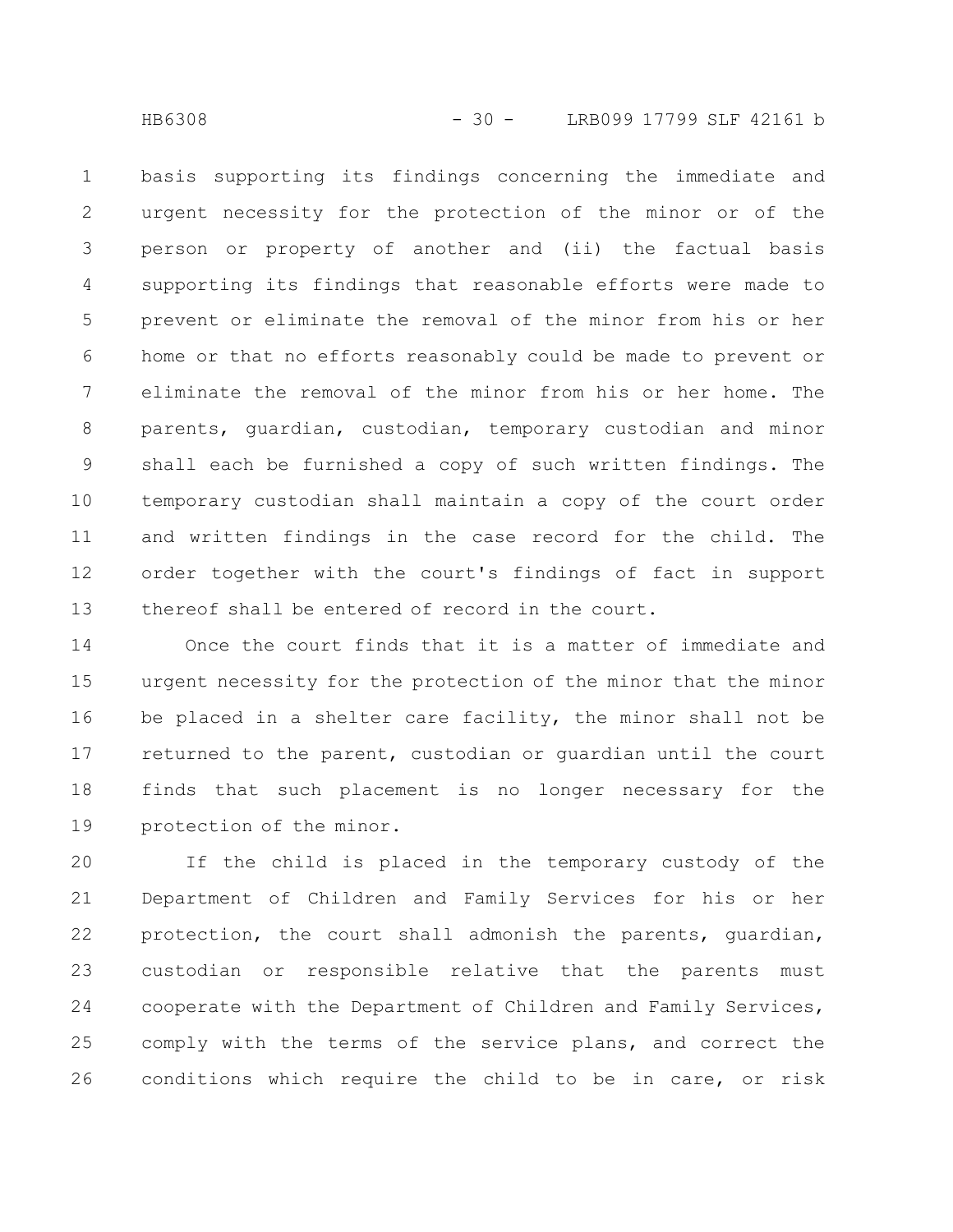basis supporting its findings concerning the immediate and urgent necessity for the protection of the minor or of the person or property of another and (ii) the factual basis supporting its findings that reasonable efforts were made to prevent or eliminate the removal of the minor from his or her home or that no efforts reasonably could be made to prevent or eliminate the removal of the minor from his or her home. The parents, guardian, custodian, temporary custodian and minor shall each be furnished a copy of such written findings. The temporary custodian shall maintain a copy of the court order and written findings in the case record for the child. The order together with the court's findings of fact in support thereof shall be entered of record in the court.

Once the court finds that it is a matter of immediate and urgent necessity for the protection of the minor that the minor be placed in a shelter care facility, the minor shall not be returned to the parent, custodian or guardian until the court finds that such placement is no longer necessary for the protection of the minor.

If the child is placed in the temporary custody of the Department of Children and Family Services for his or her protection, the court shall admonish the parents, guardian, custodian or responsible relative that the parents must cooperate with the Department of Children and Family Services, comply with the terms of the service plans, and correct the conditions which require the child to be in care, or risk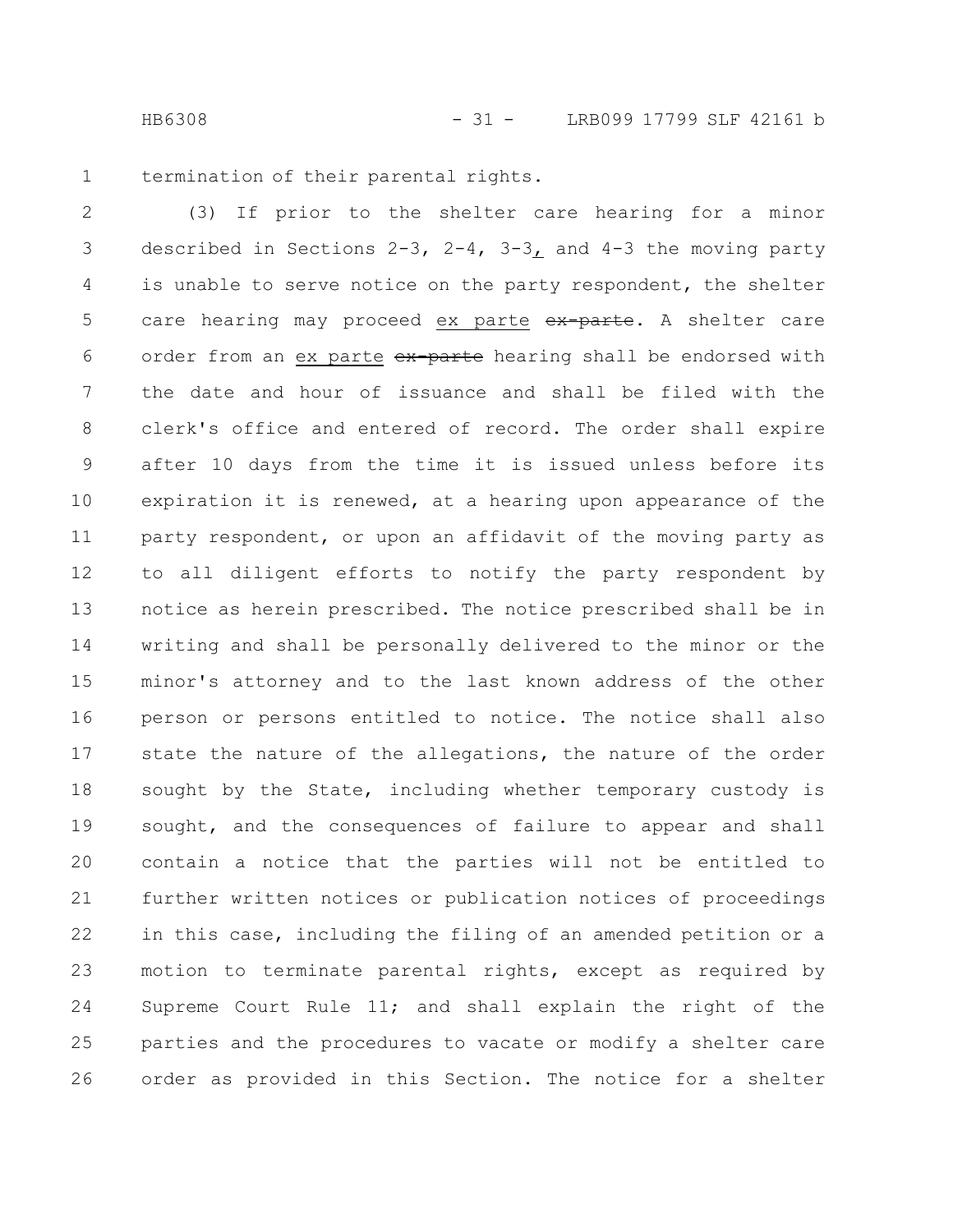termination of their parental rights.

(3) If prior to the shelter care hearing for a minor described in Sections 2-3, 2-4, 3-3, and 4-3 the moving party is unable to serve notice on the party respondent, the shelter care hearing may proceed ex parte ~~ex-parte~~. A shelter care order from an ex parte ~~ex-parte~~ hearing shall be endorsed with the date and hour of issuance and shall be filed with the clerk's office and entered of record. The order shall expire after 10 days from the time it is issued unless before its expiration it is renewed, at a hearing upon appearance of the party respondent, or upon an affidavit of the moving party as to all diligent efforts to notify the party respondent by notice as herein prescribed. The notice prescribed shall be in writing and shall be personally delivered to the minor or the minor's attorney and to the last known address of the other person or persons entitled to notice. The notice shall also state the nature of the allegations, the nature of the order sought by the State, including whether temporary custody is sought, and the consequences of failure to appear and shall contain a notice that the parties will not be entitled to further written notices or publication notices of proceedings in this case, including the filing of an amended petition or a motion to terminate parental rights, except as required by Supreme Court Rule 11; and shall explain the right of the parties and the procedures to vacate or modify a shelter care order as provided in this Section. The notice for a shelter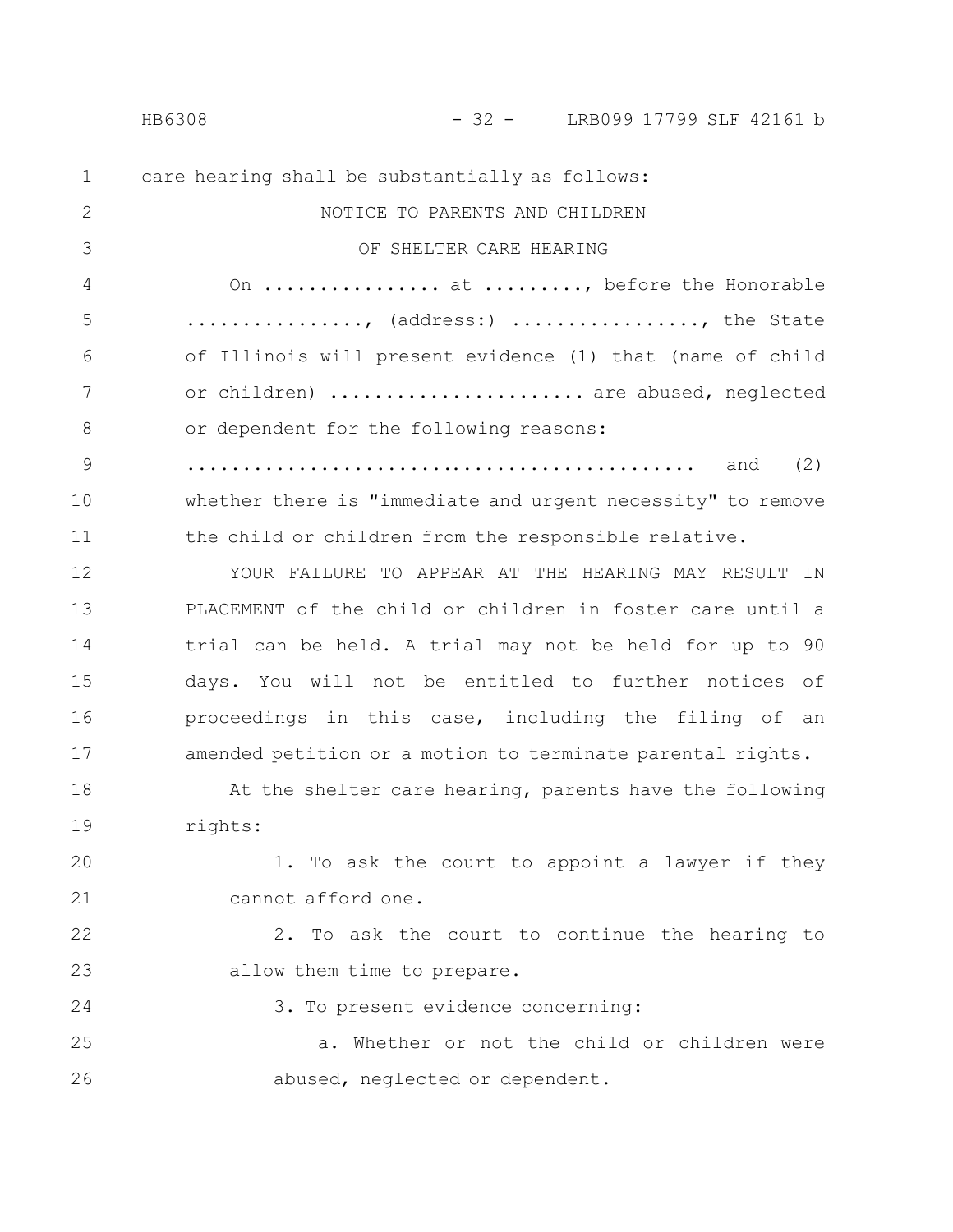care hearing shall be substantially as follows:

NOTICE TO PARENTS AND CHILDREN

OF SHELTER CARE HEARING

On ................ at ........., before the Honorable ................, (address:) ................., the State of Illinois will present evidence (1) that (name of child or children) ...................... are abused, neglected or dependent for the following reasons: ............................................. and (2) whether there is "immediate and urgent necessity" to remove the child or children from the responsible relative.

YOUR FAILURE TO APPEAR AT THE HEARING MAY RESULT IN PLACEMENT of the child or children in foster care until a trial can be held. A trial may not be held for up to 90 days. You will not be entitled to further notices of proceedings in this case, including the filing of an amended petition or a motion to terminate parental rights.

At the shelter care hearing, parents have the following rights:

1. To ask the court to appoint a lawyer if they cannot afford one.

2. To ask the court to continue the hearing to allow them time to prepare.

3. To present evidence concerning:

a. Whether or not the child or children were abused, neglected or dependent.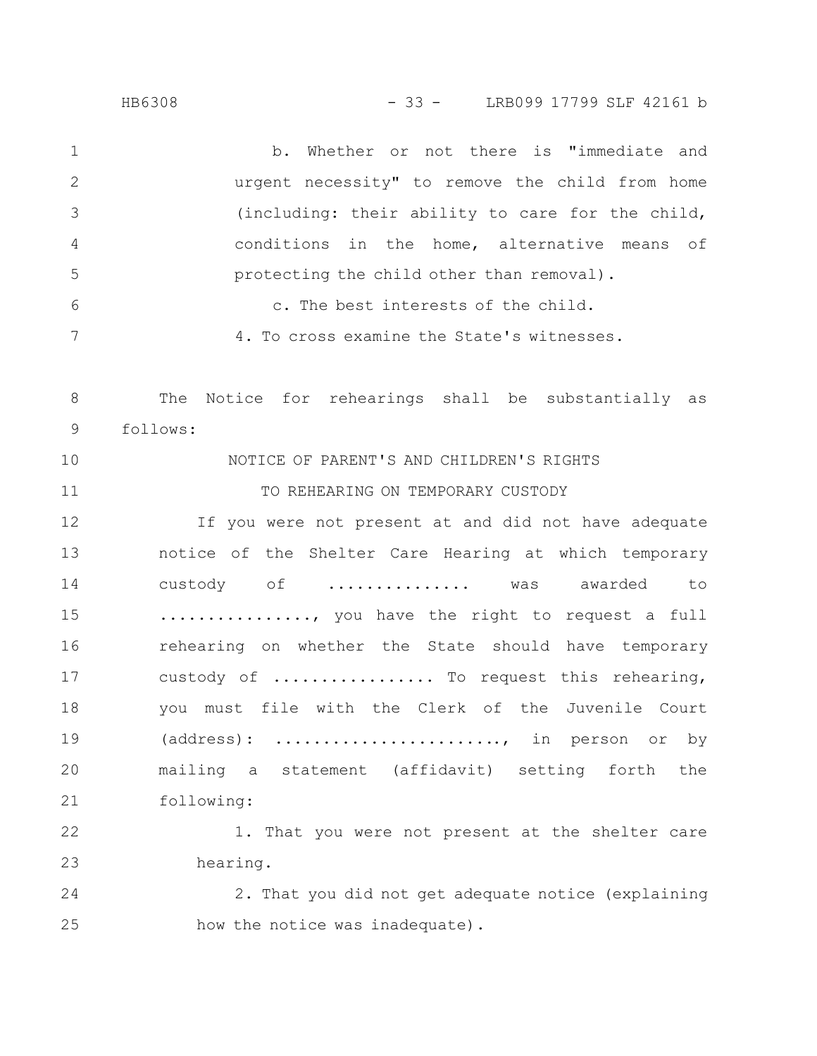b. Whether or not there is "immediate and urgent necessity" to remove the child from home (including: their ability to care for the child, conditions in the home, alternative means of protecting the child other than removal).

c. The best interests of the child.

4. To cross examine the State's witnesses.

The Notice for rehearings shall be substantially as follows:

NOTICE OF PARENT'S AND CHILDREN'S RIGHTS

TO REHEARING ON TEMPORARY CUSTODY

If you were not present at and did not have adequate notice of the Shelter Care Hearing at which temporary custody of ............... was awarded to ................, you have the right to request a full rehearing on whether the State should have temporary custody of ................. To request this rehearing, you must file with the Clerk of the Juvenile Court (address): ........................, in person or by mailing a statement (affidavit) setting forth the following:

1. That you were not present at the shelter care hearing.

2. That you did not get adequate notice (explaining how the notice was inadequate).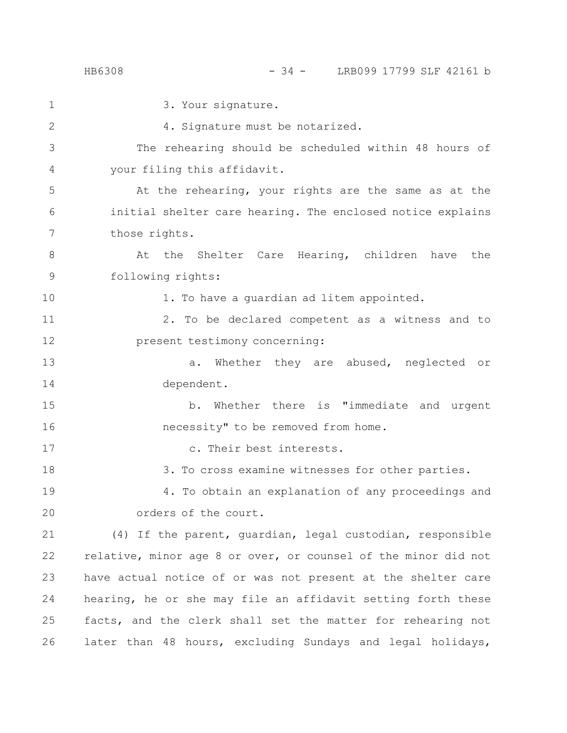3. Your signature.

4. Signature must be notarized.

The rehearing should be scheduled within 48 hours of your filing this affidavit.

At the rehearing, your rights are the same as at the initial shelter care hearing. The enclosed notice explains those rights.

At the Shelter Care Hearing, children have the following rights:

1. To have a guardian ad litem appointed.

2. To be declared competent as a witness and to present testimony concerning:

a. Whether they are abused, neglected or dependent.

b. Whether there is "immediate and urgent necessity" to be removed from home.

c. Their best interests.

3. To cross examine witnesses for other parties.

4. To obtain an explanation of any proceedings and orders of the court.

(4) If the parent, guardian, legal custodian, responsible relative, minor age 8 or over, or counsel of the minor did not have actual notice of or was not present at the shelter care hearing, he or she may file an affidavit setting forth these facts, and the clerk shall set the matter for rehearing not later than 48 hours, excluding Sundays and legal holidays,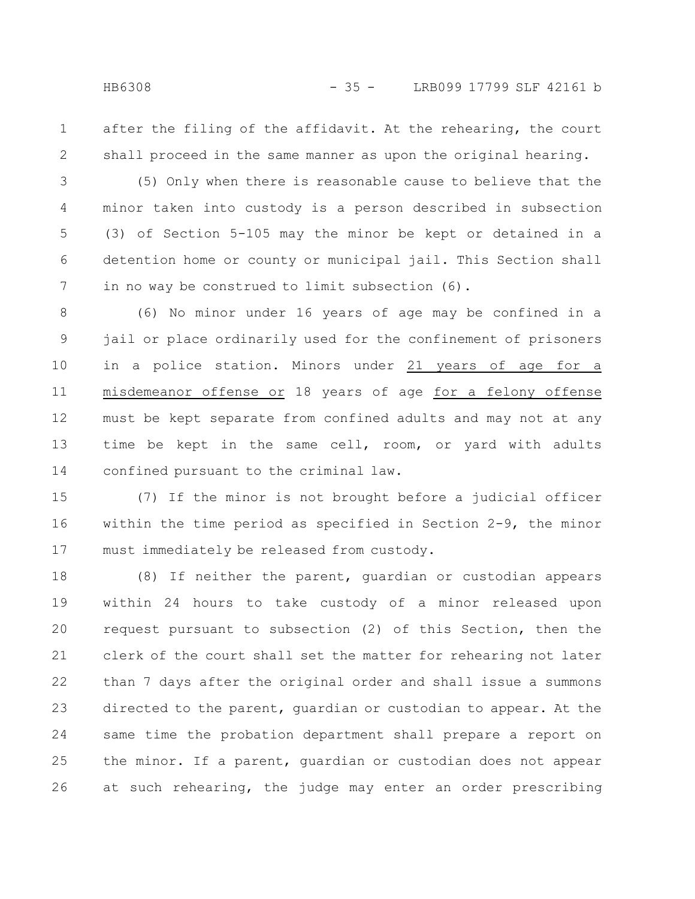after the filing of the affidavit. At the rehearing, the court shall proceed in the same manner as upon the original hearing.

(5) Only when there is reasonable cause to believe that the minor taken into custody is a person described in subsection (3) of Section 5-105 may the minor be kept or detained in a detention home or county or municipal jail. This Section shall in no way be construed to limit subsection (6).

(6) No minor under 16 years of age may be confined in a jail or place ordinarily used for the confinement of prisoners in a police station. Minors under 21 years of age for a misdemeanor offense or 18 years of age for a felony offense must be kept separate from confined adults and may not at any time be kept in the same cell, room, or yard with adults confined pursuant to the criminal law.

(7) If the minor is not brought before a judicial officer within the time period as specified in Section 2-9, the minor must immediately be released from custody.

(8) If neither the parent, guardian or custodian appears within 24 hours to take custody of a minor released upon request pursuant to subsection (2) of this Section, then the clerk of the court shall set the matter for rehearing not later than 7 days after the original order and shall issue a summons directed to the parent, guardian or custodian to appear. At the same time the probation department shall prepare a report on the minor. If a parent, guardian or custodian does not appear at such rehearing, the judge may enter an order prescribing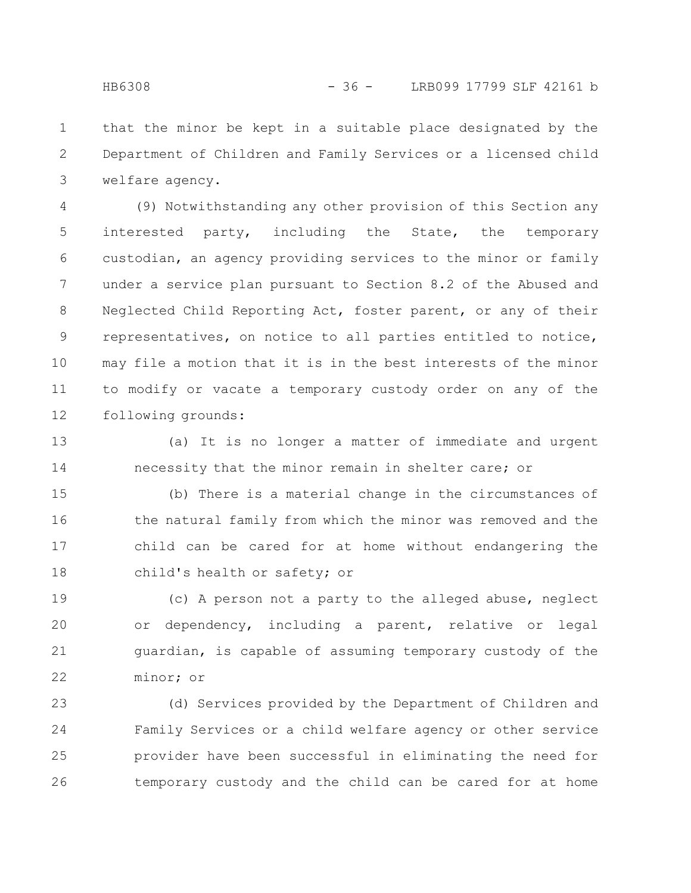that the minor be kept in a suitable place designated by the Department of Children and Family Services or a licensed child welfare agency.

(9) Notwithstanding any other provision of this Section any interested party, including the State, the temporary custodian, an agency providing services to the minor or family under a service plan pursuant to Section 8.2 of the Abused and Neglected Child Reporting Act, foster parent, or any of their representatives, on notice to all parties entitled to notice, may file a motion that it is in the best interests of the minor to modify or vacate a temporary custody order on any of the following grounds:

(a) It is no longer a matter of immediate and urgent necessity that the minor remain in shelter care; or

(b) There is a material change in the circumstances of the natural family from which the minor was removed and the child can be cared for at home without endangering the child's health or safety; or

(c) A person not a party to the alleged abuse, neglect or dependency, including a parent, relative or legal guardian, is capable of assuming temporary custody of the minor; or

(d) Services provided by the Department of Children and Family Services or a child welfare agency or other service provider have been successful in eliminating the need for temporary custody and the child can be cared for at home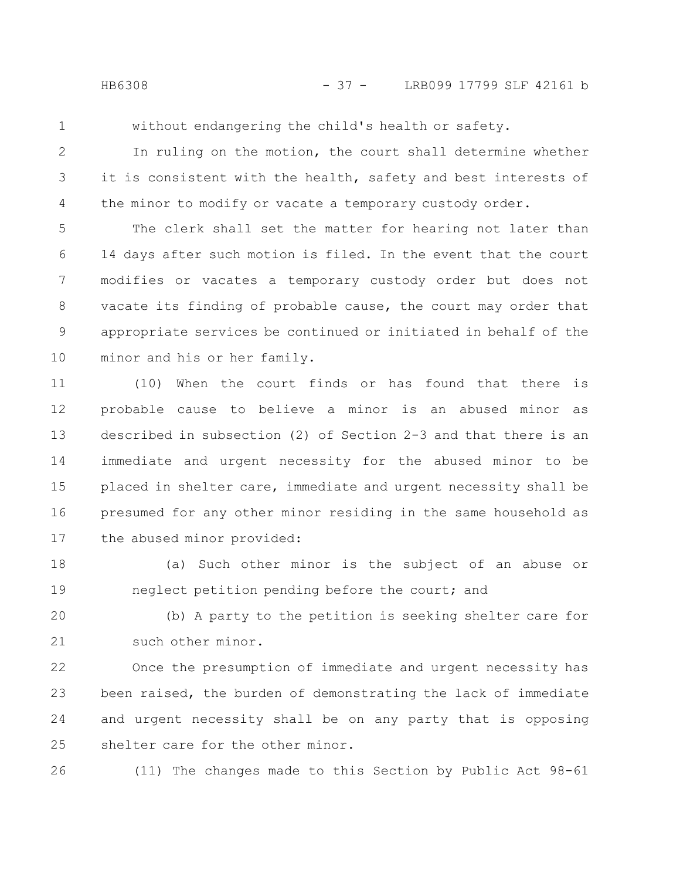without endangering the child's health or safety.

In ruling on the motion, the court shall determine whether it is consistent with the health, safety and best interests of the minor to modify or vacate a temporary custody order.

The clerk shall set the matter for hearing not later than 14 days after such motion is filed. In the event that the court modifies or vacates a temporary custody order but does not vacate its finding of probable cause, the court may order that appropriate services be continued or initiated in behalf of the minor and his or her family.

(10) When the court finds or has found that there is probable cause to believe a minor is an abused minor as described in subsection (2) of Section 2-3 and that there is an immediate and urgent necessity for the abused minor to be placed in shelter care, immediate and urgent necessity shall be presumed for any other minor residing in the same household as the abused minor provided:

(a) Such other minor is the subject of an abuse or neglect petition pending before the court; and

(b) A party to the petition is seeking shelter care for such other minor.

Once the presumption of immediate and urgent necessity has been raised, the burden of demonstrating the lack of immediate and urgent necessity shall be on any party that is opposing shelter care for the other minor.

(11) The changes made to this Section by Public Act 98-61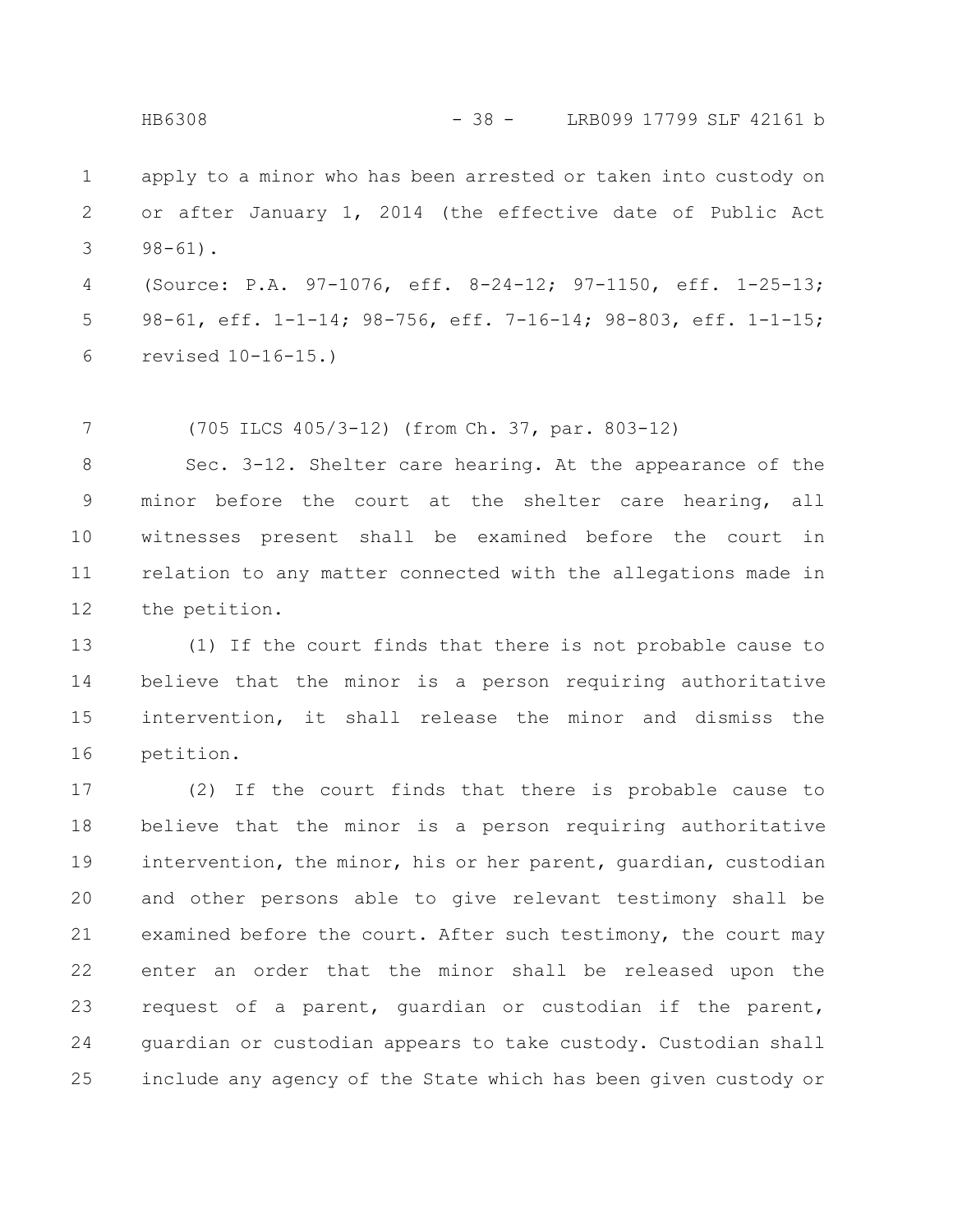apply to a minor who has been arrested or taken into custody on or after January 1, 2014 (the effective date of Public Act 98-61).

(Source: P.A. 97-1076, eff. 8-24-12; 97-1150, eff. 1-25-13; 98-61, eff. 1-1-14; 98-756, eff. 7-16-14; 98-803, eff. 1-1-15; revised 10-16-15.)

(705 ILCS 405/3-12) (from Ch. 37, par. 803-12)

Sec. 3-12. Shelter care hearing. At the appearance of the minor before the court at the shelter care hearing, all witnesses present shall be examined before the court in relation to any matter connected with the allegations made in the petition.

(1) If the court finds that there is not probable cause to believe that the minor is a person requiring authoritative intervention, it shall release the minor and dismiss the petition.

(2) If the court finds that there is probable cause to believe that the minor is a person requiring authoritative intervention, the minor, his or her parent, guardian, custodian and other persons able to give relevant testimony shall be examined before the court. After such testimony, the court may enter an order that the minor shall be released upon the request of a parent, guardian or custodian if the parent, guardian or custodian appears to take custody. Custodian shall include any agency of the State which has been given custody or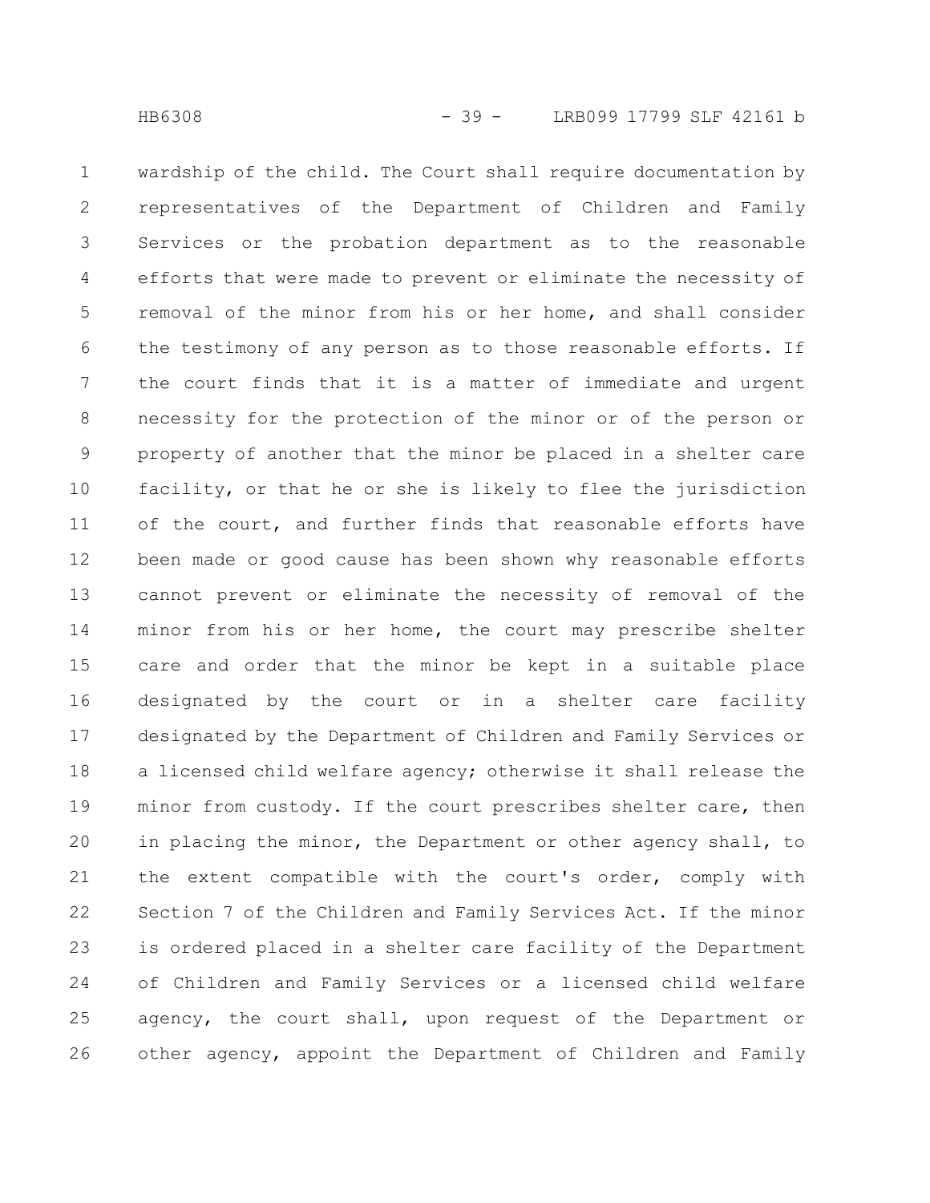wardship of the child. The Court shall require documentation by representatives of the Department of Children and Family Services or the probation department as to the reasonable efforts that were made to prevent or eliminate the necessity of removal of the minor from his or her home, and shall consider the testimony of any person as to those reasonable efforts. If the court finds that it is a matter of immediate and urgent necessity for the protection of the minor or of the person or property of another that the minor be placed in a shelter care facility, or that he or she is likely to flee the jurisdiction of the court, and further finds that reasonable efforts have been made or good cause has been shown why reasonable efforts cannot prevent or eliminate the necessity of removal of the minor from his or her home, the court may prescribe shelter care and order that the minor be kept in a suitable place designated by the court or in a shelter care facility designated by the Department of Children and Family Services or a licensed child welfare agency; otherwise it shall release the minor from custody. If the court prescribes shelter care, then in placing the minor, the Department or other agency shall, to the extent compatible with the court's order, comply with Section 7 of the Children and Family Services Act. If the minor is ordered placed in a shelter care facility of the Department of Children and Family Services or a licensed child welfare agency, the court shall, upon request of the Department or other agency, appoint the Department of Children and Family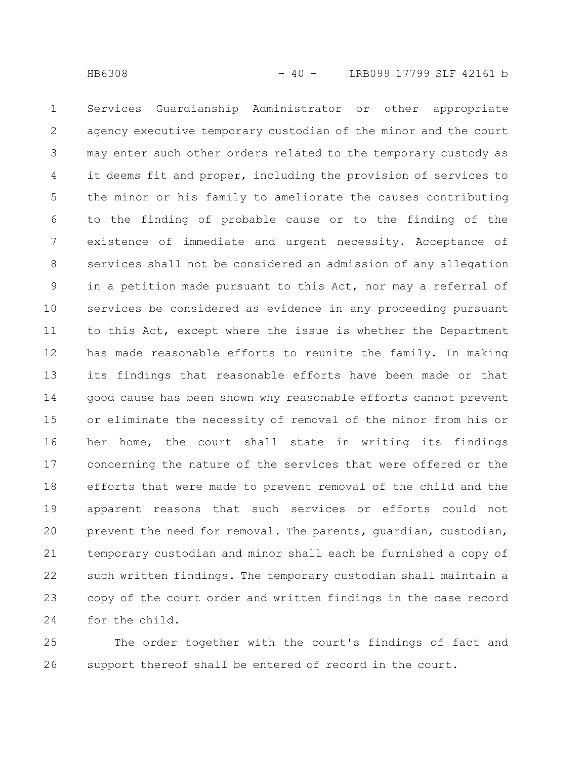Services Guardianship Administrator or other appropriate agency executive temporary custodian of the minor and the court may enter such other orders related to the temporary custody as it deems fit and proper, including the provision of services to the minor or his family to ameliorate the causes contributing to the finding of probable cause or to the finding of the existence of immediate and urgent necessity. Acceptance of services shall not be considered an admission of any allegation in a petition made pursuant to this Act, nor may a referral of services be considered as evidence in any proceeding pursuant to this Act, except where the issue is whether the Department has made reasonable efforts to reunite the family. In making its findings that reasonable efforts have been made or that good cause has been shown why reasonable efforts cannot prevent or eliminate the necessity of removal of the minor from his or her home, the court shall state in writing its findings concerning the nature of the services that were offered or the efforts that were made to prevent removal of the child and the apparent reasons that such services or efforts could not prevent the need for removal. The parents, guardian, custodian, temporary custodian and minor shall each be furnished a copy of such written findings. The temporary custodian shall maintain a copy of the court order and written findings in the case record for the child.

The order together with the court's findings of fact and support thereof shall be entered of record in the court.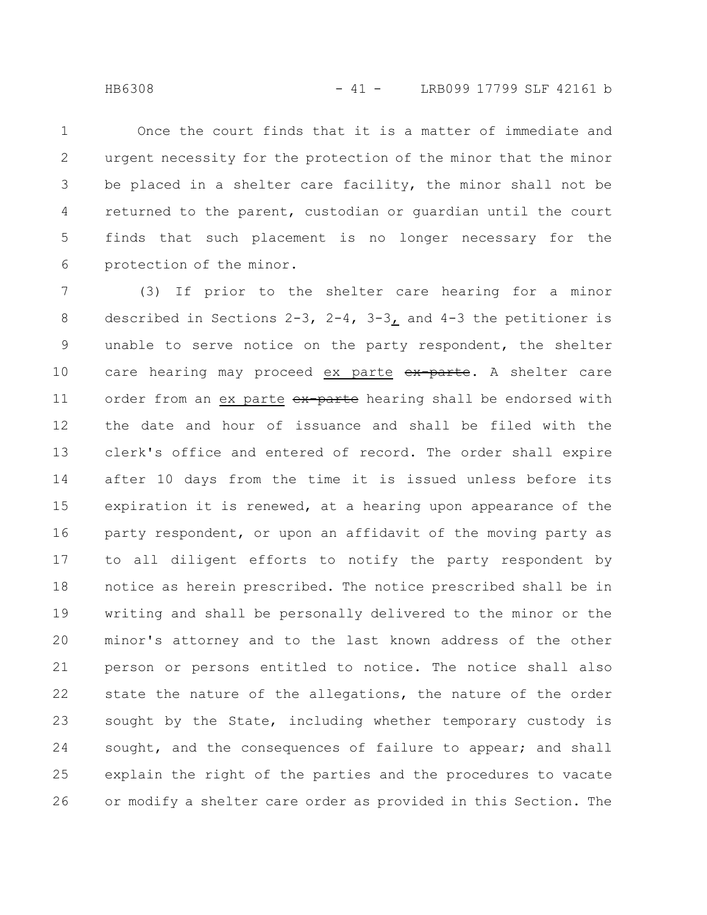Once the court finds that it is a matter of immediate and urgent necessity for the protection of the minor that the minor be placed in a shelter care facility, the minor shall not be returned to the parent, custodian or guardian until the court finds that such placement is no longer necessary for the protection of the minor.

(3) If prior to the shelter care hearing for a minor described in Sections 2-3, 2-4, 3-3, and 4-3 the petitioner is unable to serve notice on the party respondent, the shelter care hearing may proceed ex parte ~~ex-parte~~. A shelter care order from an ex parte ~~ex-parte~~ hearing shall be endorsed with the date and hour of issuance and shall be filed with the clerk's office and entered of record. The order shall expire after 10 days from the time it is issued unless before its expiration it is renewed, at a hearing upon appearance of the party respondent, or upon an affidavit of the moving party as to all diligent efforts to notify the party respondent by notice as herein prescribed. The notice prescribed shall be in writing and shall be personally delivered to the minor or the minor's attorney and to the last known address of the other person or persons entitled to notice. The notice shall also state the nature of the allegations, the nature of the order sought by the State, including whether temporary custody is sought, and the consequences of failure to appear; and shall explain the right of the parties and the procedures to vacate or modify a shelter care order as provided in this Section. The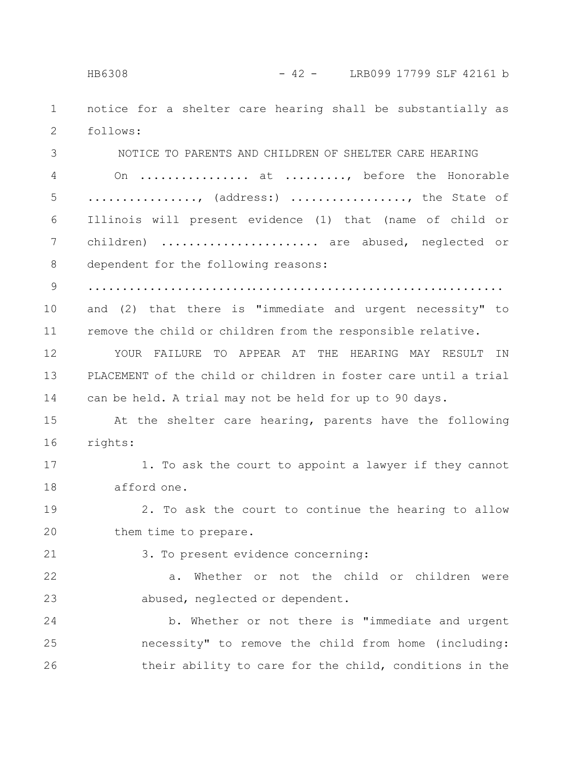notice for a shelter care hearing shall be substantially as follows:

NOTICE TO PARENTS AND CHILDREN OF SHELTER CARE HEARING

On ................ at ........., before the Honorable ................, (address:) ................., the State of Illinois will present evidence (1) that (name of child or children) ...................... are abused, neglected or dependent for the following reasons:

..............................................................

and (2) that there is "immediate and urgent necessity" to remove the child or children from the responsible relative.

YOUR FAILURE TO APPEAR AT THE HEARING MAY RESULT IN PLACEMENT of the child or children in foster care until a trial can be held. A trial may not be held for up to 90 days.

At the shelter care hearing, parents have the following rights:

1. To ask the court to appoint a lawyer if they cannot afford one.

2. To ask the court to continue the hearing to allow them time to prepare.

3. To present evidence concerning:

a. Whether or not the child or children were abused, neglected or dependent.

b. Whether or not there is "immediate and urgent necessity" to remove the child from home (including: their ability to care for the child, conditions in the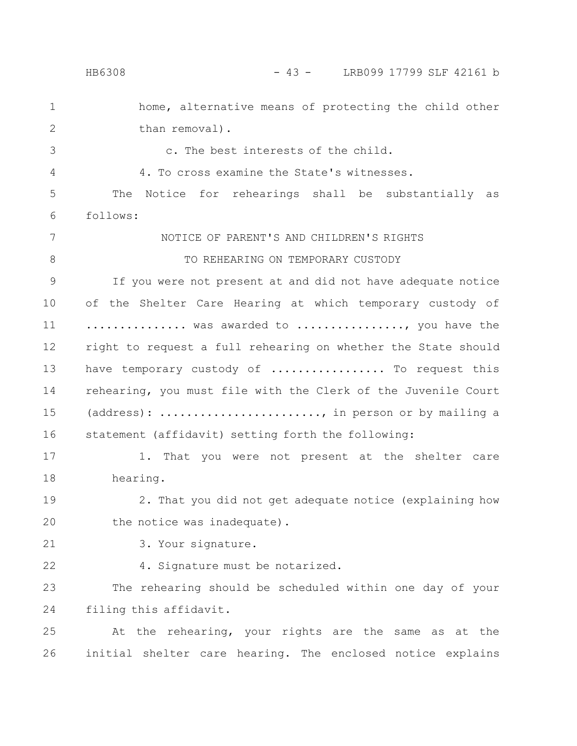home, alternative means of protecting the child other than removal).

c. The best interests of the child.

4. To cross examine the State's witnesses.

The Notice for rehearings shall be substantially as follows:

NOTICE OF PARENT'S AND CHILDREN'S RIGHTS

TO REHEARING ON TEMPORARY CUSTODY

If you were not present at and did not have adequate notice of the Shelter Care Hearing at which temporary custody of ............... was awarded to ................, you have the right to request a full rehearing on whether the State should have temporary custody of ................. To request this rehearing, you must file with the Clerk of the Juvenile Court (address): ........................, in person or by mailing a statement (affidavit) setting forth the following:

1. That you were not present at the shelter care hearing.

2. That you did not get adequate notice (explaining how the notice was inadequate).

3. Your signature.

4. Signature must be notarized.

The rehearing should be scheduled within one day of your filing this affidavit.

At the rehearing, your rights are the same as at the initial shelter care hearing. The enclosed notice explains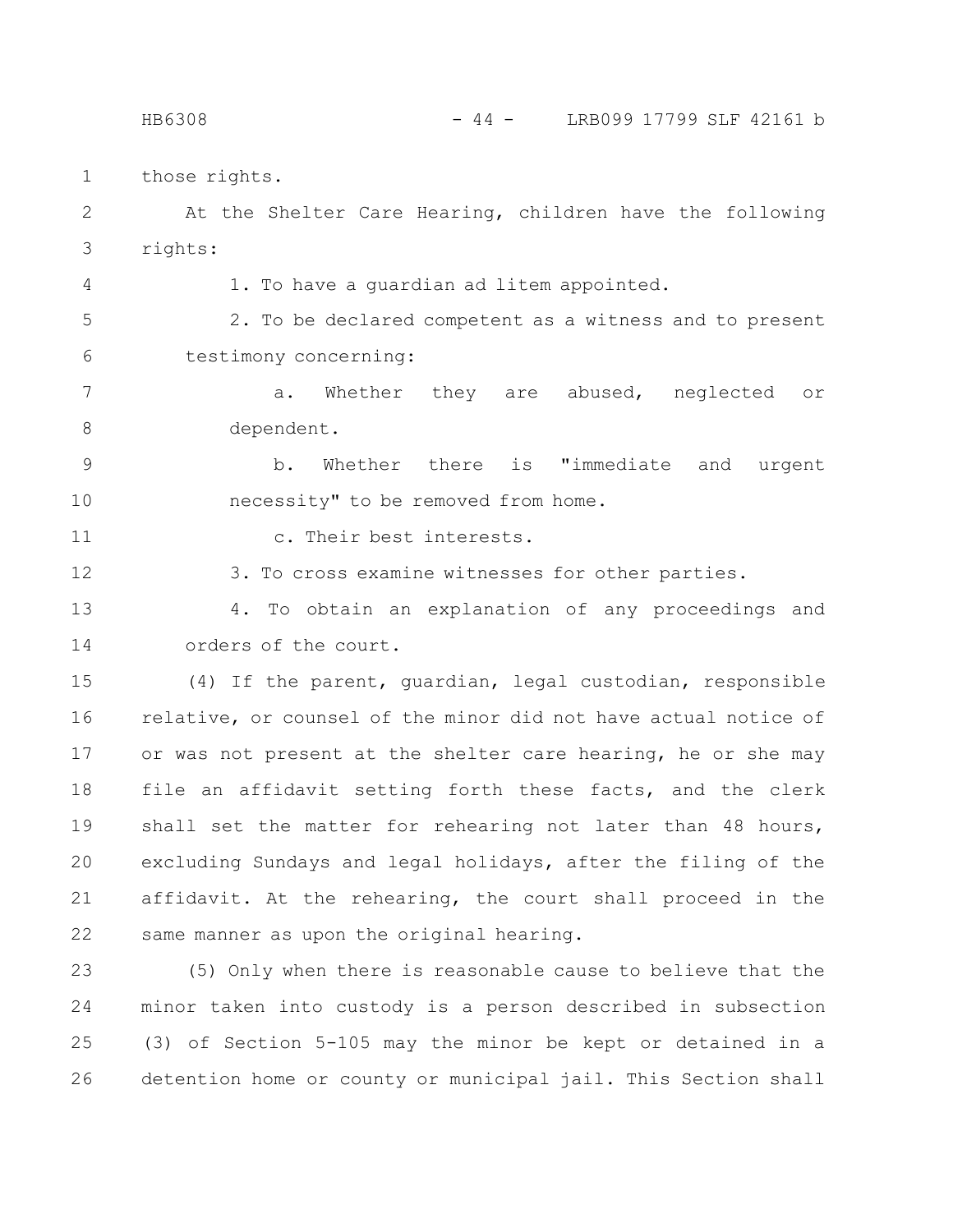those rights.

At the Shelter Care Hearing, children have the following rights:

1. To have a guardian ad litem appointed.

2. To be declared competent as a witness and to present testimony concerning:

   a. Whether they are abused, neglected or dependent.

   b. Whether there is "immediate and urgent necessity" to be removed from home.

   c. Their best interests.

3. To cross examine witnesses for other parties.

4. To obtain an explanation of any proceedings and orders of the court.

(4) If the parent, guardian, legal custodian, responsible relative, or counsel of the minor did not have actual notice of or was not present at the shelter care hearing, he or she may file an affidavit setting forth these facts, and the clerk shall set the matter for rehearing not later than 48 hours, excluding Sundays and legal holidays, after the filing of the affidavit. At the rehearing, the court shall proceed in the same manner as upon the original hearing.

(5) Only when there is reasonable cause to believe that the minor taken into custody is a person described in subsection (3) of Section 5-105 may the minor be kept or detained in a detention home or county or municipal jail. This Section shall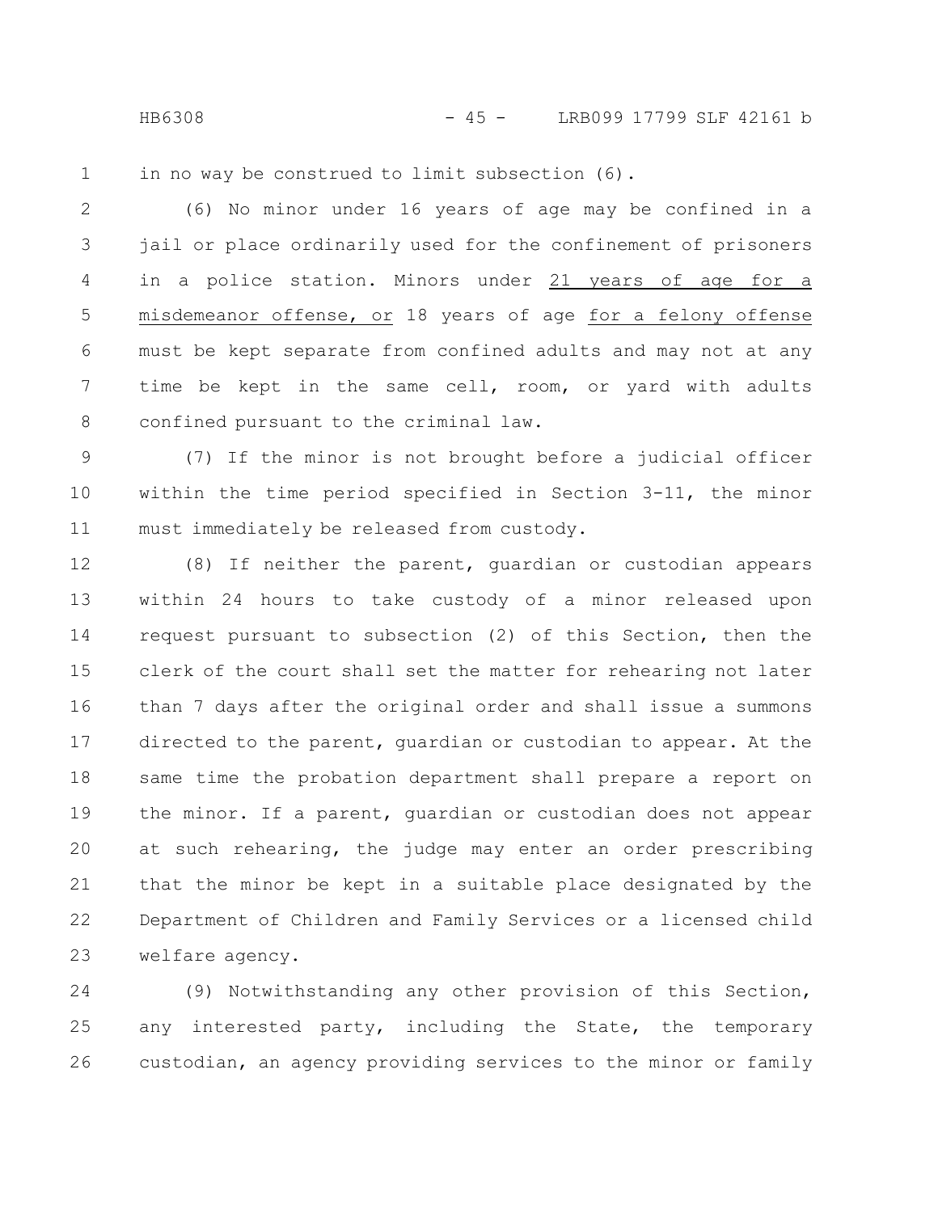in no way be construed to limit subsection (6).

(6) No minor under 16 years of age may be confined in a jail or place ordinarily used for the confinement of prisoners in a police station. Minors under 21 years of age for a misdemeanor offense, or 18 years of age for a felony offense must be kept separate from confined adults and may not at any time be kept in the same cell, room, or yard with adults confined pursuant to the criminal law.

(7) If the minor is not brought before a judicial officer within the time period specified in Section 3-11, the minor must immediately be released from custody.

(8) If neither the parent, guardian or custodian appears within 24 hours to take custody of a minor released upon request pursuant to subsection (2) of this Section, then the clerk of the court shall set the matter for rehearing not later than 7 days after the original order and shall issue a summons directed to the parent, guardian or custodian to appear. At the same time the probation department shall prepare a report on the minor. If a parent, guardian or custodian does not appear at such rehearing, the judge may enter an order prescribing that the minor be kept in a suitable place designated by the Department of Children and Family Services or a licensed child welfare agency.

(9) Notwithstanding any other provision of this Section, any interested party, including the State, the temporary custodian, an agency providing services to the minor or family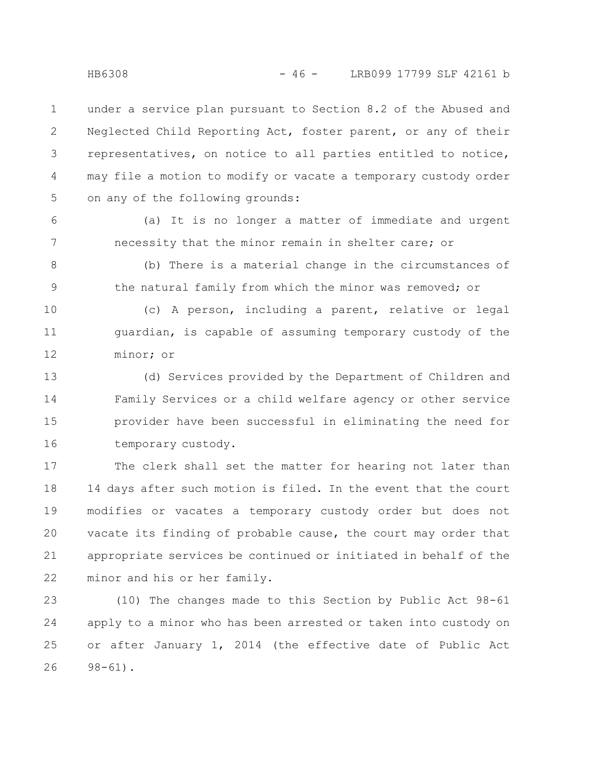under a service plan pursuant to Section 8.2 of the Abused and Neglected Child Reporting Act, foster parent, or any of their representatives, on notice to all parties entitled to notice, may file a motion to modify or vacate a temporary custody order on any of the following grounds:

(a) It is no longer a matter of immediate and urgent necessity that the minor remain in shelter care; or

(b) There is a material change in the circumstances of the natural family from which the minor was removed; or

(c) A person, including a parent, relative or legal guardian, is capable of assuming temporary custody of the minor; or

(d) Services provided by the Department of Children and Family Services or a child welfare agency or other service provider have been successful in eliminating the need for temporary custody.

The clerk shall set the matter for hearing not later than 14 days after such motion is filed. In the event that the court modifies or vacates a temporary custody order but does not vacate its finding of probable cause, the court may order that appropriate services be continued or initiated in behalf of the minor and his or her family.

(10) The changes made to this Section by Public Act 98-61 apply to a minor who has been arrested or taken into custody on or after January 1, 2014 (the effective date of Public Act 98-61).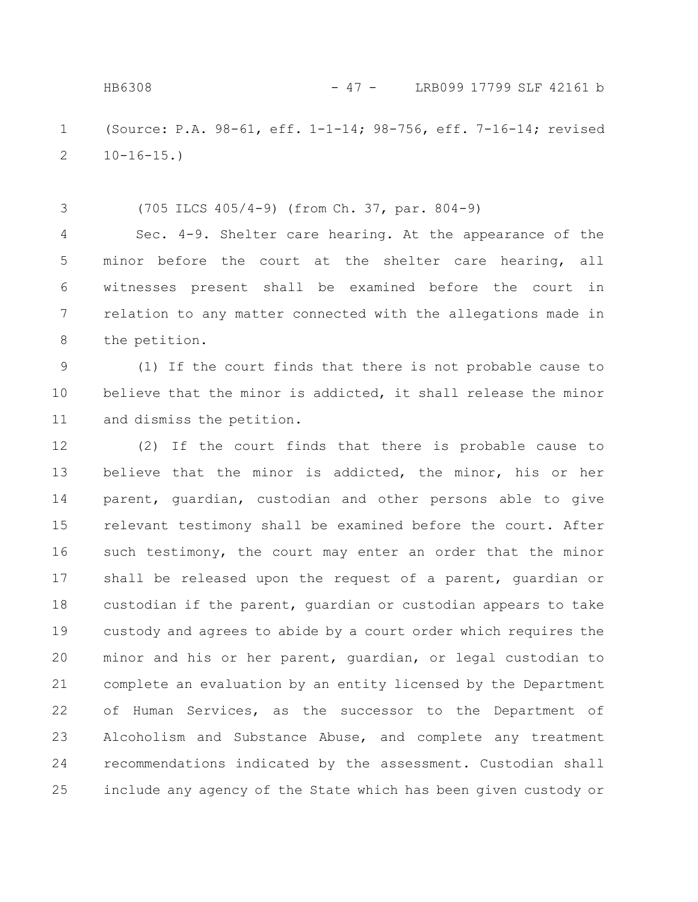(Source: P.A. 98-61, eff. 1-1-14; 98-756, eff. 7-16-14; revised 10-16-15.)

(705 ILCS 405/4-9) (from Ch. 37, par. 804-9)

Sec. 4-9. Shelter care hearing. At the appearance of the minor before the court at the shelter care hearing, all witnesses present shall be examined before the court in relation to any matter connected with the allegations made in the petition.

(1) If the court finds that there is not probable cause to believe that the minor is addicted, it shall release the minor and dismiss the petition.

(2) If the court finds that there is probable cause to believe that the minor is addicted, the minor, his or her parent, guardian, custodian and other persons able to give relevant testimony shall be examined before the court. After such testimony, the court may enter an order that the minor shall be released upon the request of a parent, guardian or custodian if the parent, guardian or custodian appears to take custody and agrees to abide by a court order which requires the minor and his or her parent, guardian, or legal custodian to complete an evaluation by an entity licensed by the Department of Human Services, as the successor to the Department of Alcoholism and Substance Abuse, and complete any treatment recommendations indicated by the assessment. Custodian shall include any agency of the State which has been given custody or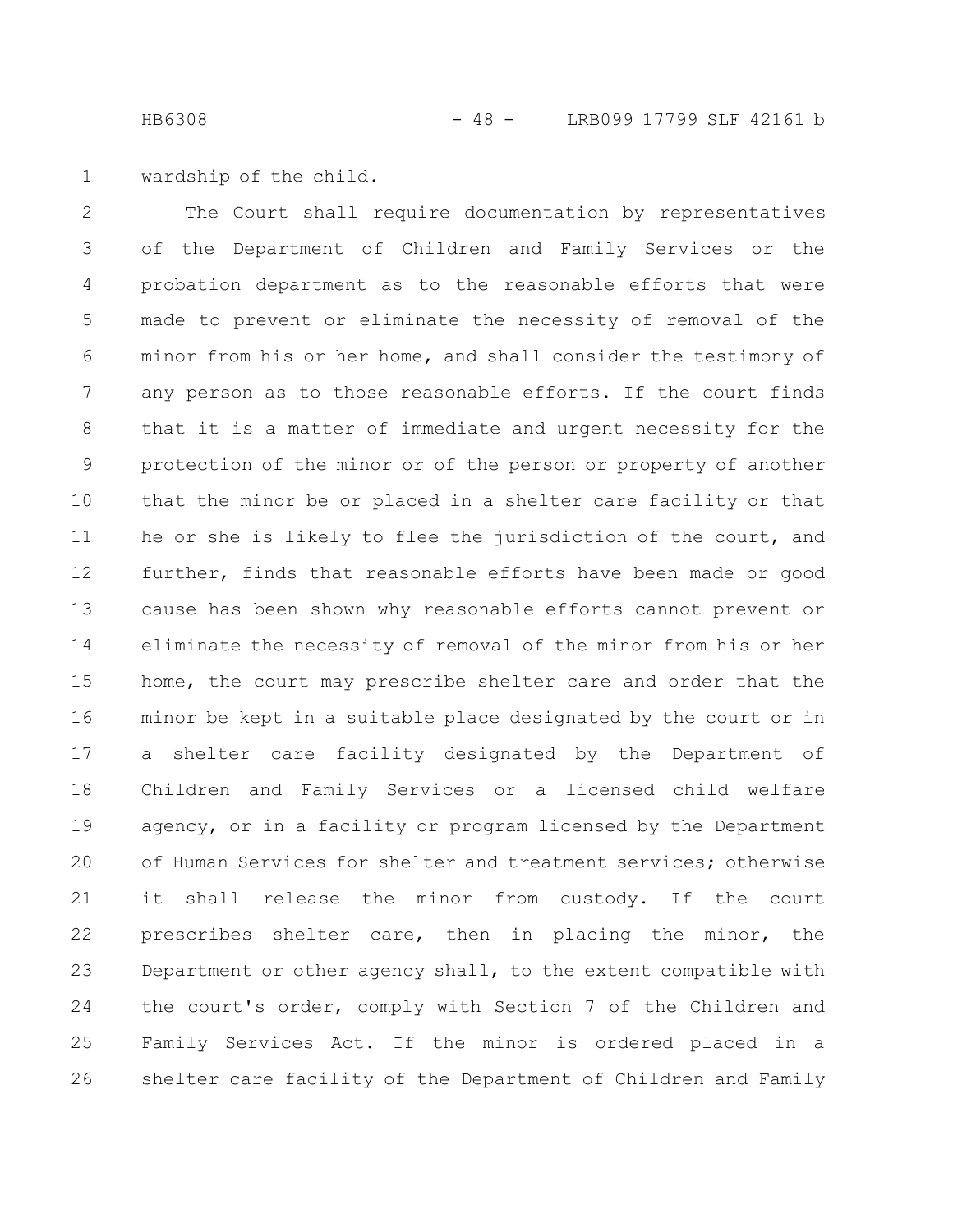wardship of the child.

The Court shall require documentation by representatives of the Department of Children and Family Services or the probation department as to the reasonable efforts that were made to prevent or eliminate the necessity of removal of the minor from his or her home, and shall consider the testimony of any person as to those reasonable efforts. If the court finds that it is a matter of immediate and urgent necessity for the protection of the minor or of the person or property of another that the minor be or placed in a shelter care facility or that he or she is likely to flee the jurisdiction of the court, and further, finds that reasonable efforts have been made or good cause has been shown why reasonable efforts cannot prevent or eliminate the necessity of removal of the minor from his or her home, the court may prescribe shelter care and order that the minor be kept in a suitable place designated by the court or in a shelter care facility designated by the Department of Children and Family Services or a licensed child welfare agency, or in a facility or program licensed by the Department of Human Services for shelter and treatment services; otherwise it shall release the minor from custody. If the court prescribes shelter care, then in placing the minor, the Department or other agency shall, to the extent compatible with the court's order, comply with Section 7 of the Children and Family Services Act. If the minor is ordered placed in a shelter care facility of the Department of Children and Family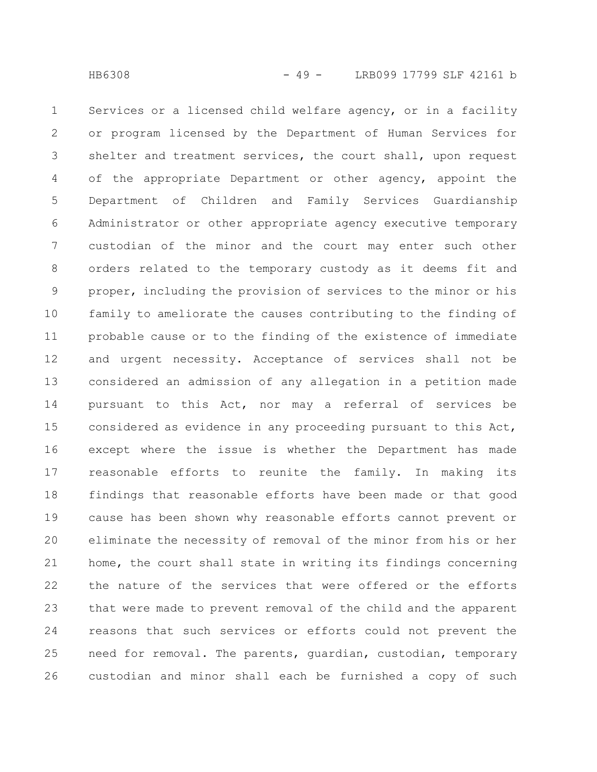Services or a licensed child welfare agency, or in a facility or program licensed by the Department of Human Services for shelter and treatment services, the court shall, upon request of the appropriate Department or other agency, appoint the Department of Children and Family Services Guardianship Administrator or other appropriate agency executive temporary custodian of the minor and the court may enter such other orders related to the temporary custody as it deems fit and proper, including the provision of services to the minor or his family to ameliorate the causes contributing to the finding of probable cause or to the finding of the existence of immediate and urgent necessity. Acceptance of services shall not be considered an admission of any allegation in a petition made pursuant to this Act, nor may a referral of services be considered as evidence in any proceeding pursuant to this Act, except where the issue is whether the Department has made reasonable efforts to reunite the family. In making its findings that reasonable efforts have been made or that good cause has been shown why reasonable efforts cannot prevent or eliminate the necessity of removal of the minor from his or her home, the court shall state in writing its findings concerning the nature of the services that were offered or the efforts that were made to prevent removal of the child and the apparent reasons that such services or efforts could not prevent the need for removal. The parents, guardian, custodian, temporary custodian and minor shall each be furnished a copy of such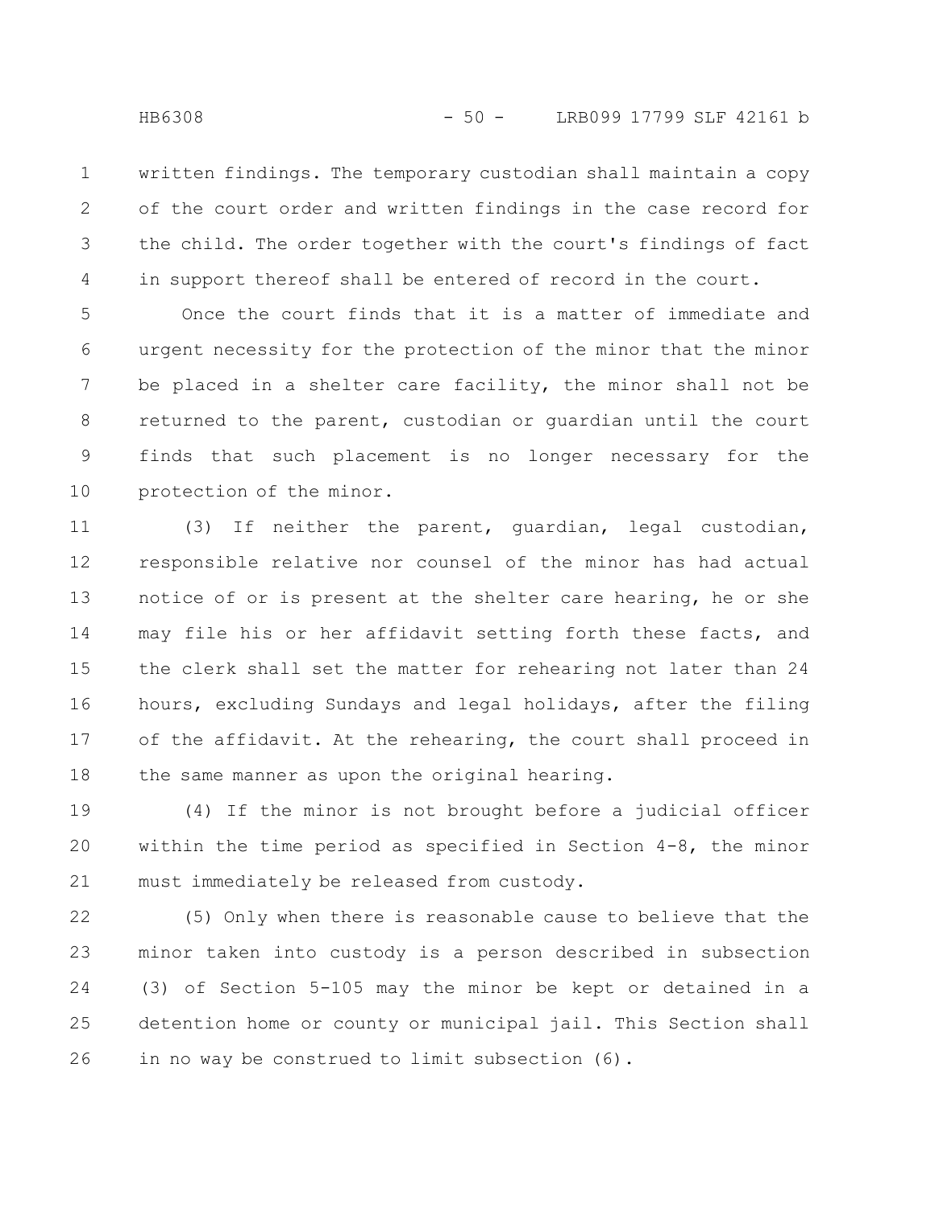written findings. The temporary custodian shall maintain a copy of the court order and written findings in the case record for the child. The order together with the court's findings of fact in support thereof shall be entered of record in the court.

Once the court finds that it is a matter of immediate and urgent necessity for the protection of the minor that the minor be placed in a shelter care facility, the minor shall not be returned to the parent, custodian or guardian until the court finds that such placement is no longer necessary for the protection of the minor.

(3) If neither the parent, guardian, legal custodian, responsible relative nor counsel of the minor has had actual notice of or is present at the shelter care hearing, he or she may file his or her affidavit setting forth these facts, and the clerk shall set the matter for rehearing not later than 24 hours, excluding Sundays and legal holidays, after the filing of the affidavit. At the rehearing, the court shall proceed in the same manner as upon the original hearing.

(4) If the minor is not brought before a judicial officer within the time period as specified in Section 4-8, the minor must immediately be released from custody.

(5) Only when there is reasonable cause to believe that the minor taken into custody is a person described in subsection (3) of Section 5-105 may the minor be kept or detained in a detention home or county or municipal jail. This Section shall in no way be construed to limit subsection (6).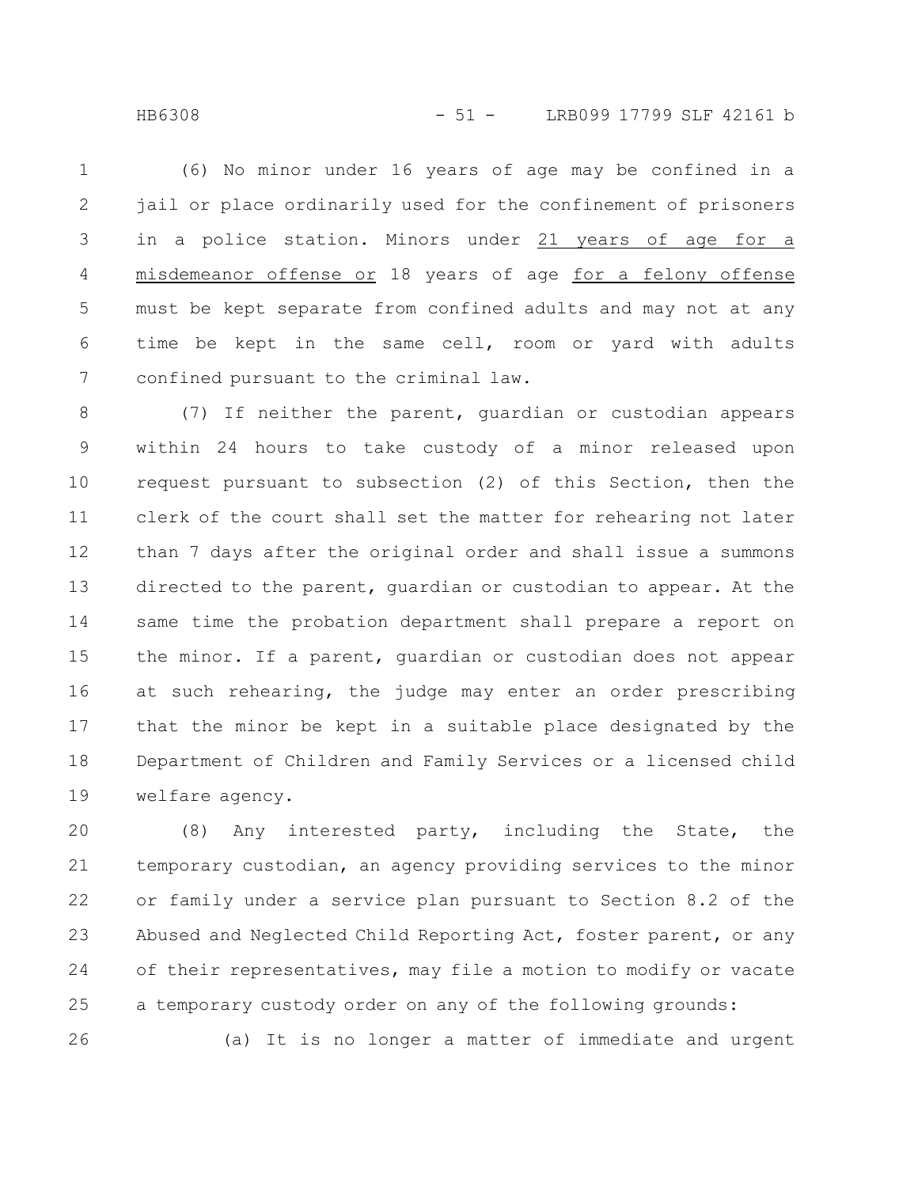(6) No minor under 16 years of age may be confined in a jail or place ordinarily used for the confinement of prisoners in a police station. Minors under 21 years of age for a misdemeanor offense or 18 years of age for a felony offense must be kept separate from confined adults and may not at any time be kept in the same cell, room or yard with adults confined pursuant to the criminal law.

(7) If neither the parent, guardian or custodian appears within 24 hours to take custody of a minor released upon request pursuant to subsection (2) of this Section, then the clerk of the court shall set the matter for rehearing not later than 7 days after the original order and shall issue a summons directed to the parent, guardian or custodian to appear. At the same time the probation department shall prepare a report on the minor. If a parent, guardian or custodian does not appear at such rehearing, the judge may enter an order prescribing that the minor be kept in a suitable place designated by the Department of Children and Family Services or a licensed child welfare agency.

(8) Any interested party, including the State, the temporary custodian, an agency providing services to the minor or family under a service plan pursuant to Section 8.2 of the Abused and Neglected Child Reporting Act, foster parent, or any of their representatives, may file a motion to modify or vacate a temporary custody order on any of the following grounds:

(a) It is no longer a matter of immediate and urgent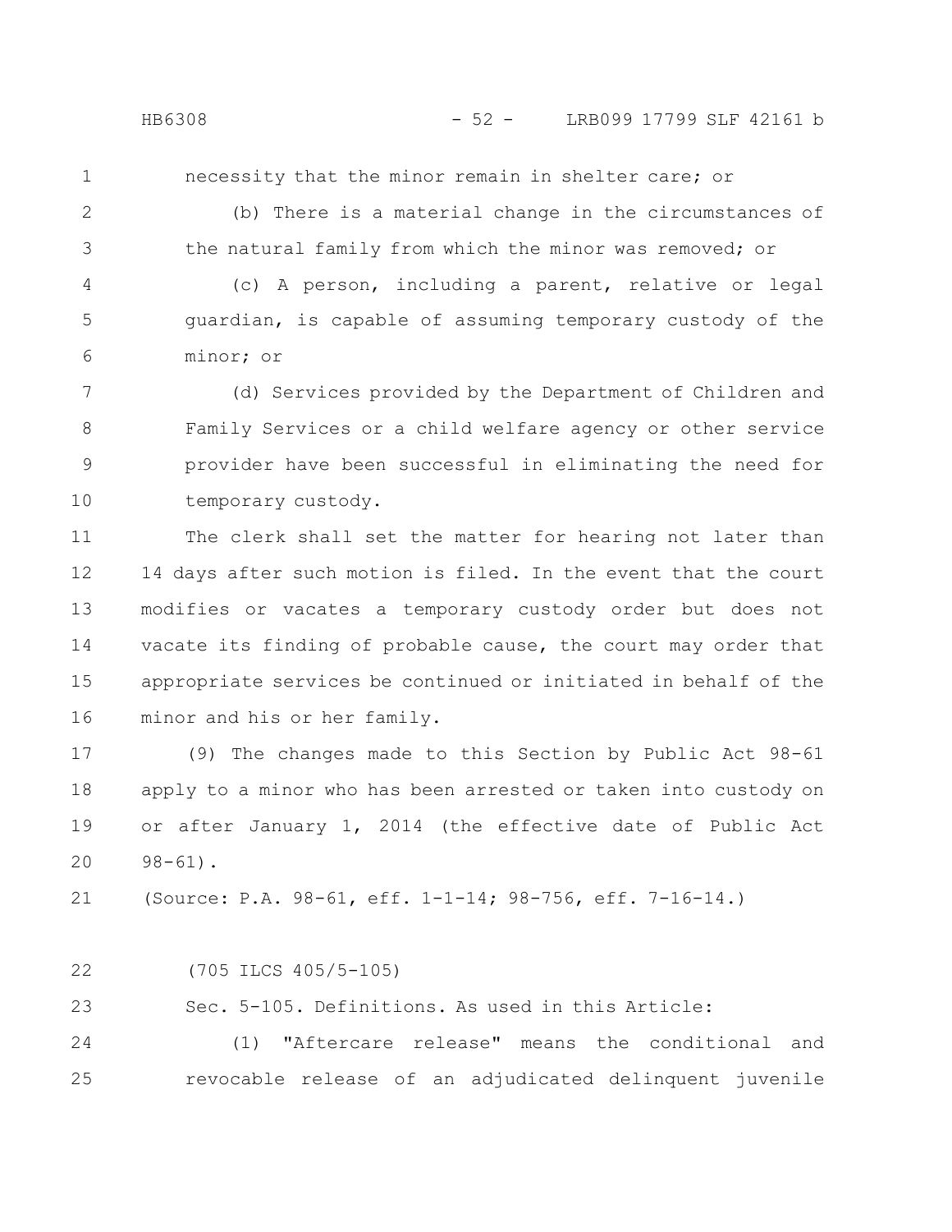necessity that the minor remain in shelter care; or

(b) There is a material change in the circumstances of the natural family from which the minor was removed; or

(c) A person, including a parent, relative or legal guardian, is capable of assuming temporary custody of the minor; or

(d) Services provided by the Department of Children and Family Services or a child welfare agency or other service provider have been successful in eliminating the need for temporary custody.

The clerk shall set the matter for hearing not later than 14 days after such motion is filed. In the event that the court modifies or vacates a temporary custody order but does not vacate its finding of probable cause, the court may order that appropriate services be continued or initiated in behalf of the minor and his or her family.

(9) The changes made to this Section by Public Act 98-61 apply to a minor who has been arrested or taken into custody on or after January 1, 2014 (the effective date of Public Act 98-61).

(Source: P.A. 98-61, eff. 1-1-14; 98-756, eff. 7-16-14.)

(705 ILCS 405/5-105)

Sec. 5-105. Definitions. As used in this Article:

(1) "Aftercare release" means the conditional and revocable release of an adjudicated delinquent juvenile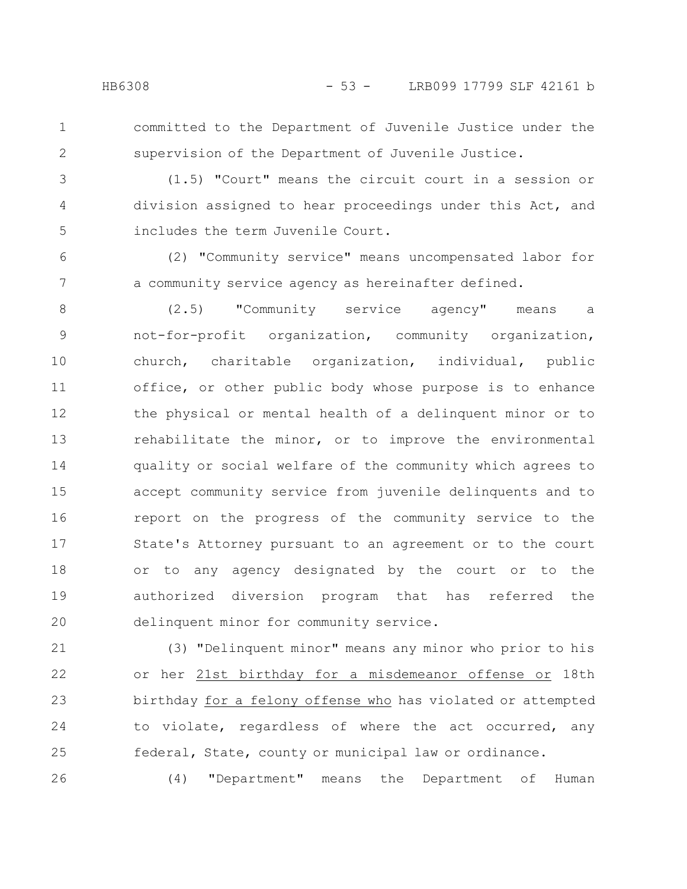committed to the Department of Juvenile Justice under the supervision of the Department of Juvenile Justice.

(1.5) "Court" means the circuit court in a session or division assigned to hear proceedings under this Act, and includes the term Juvenile Court.

(2) "Community service" means uncompensated labor for a community service agency as hereinafter defined.

(2.5) "Community service agency" means a not-for-profit organization, community organization, church, charitable organization, individual, public office, or other public body whose purpose is to enhance the physical or mental health of a delinquent minor or to rehabilitate the minor, or to improve the environmental quality or social welfare of the community which agrees to accept community service from juvenile delinquents and to report on the progress of the community service to the State's Attorney pursuant to an agreement or to the court or to any agency designated by the court or to the authorized diversion program that has referred the delinquent minor for community service.

(3) "Delinquent minor" means any minor who prior to his or her 21st birthday for a misdemeanor offense or 18th birthday for a felony offense who has violated or attempted to violate, regardless of where the act occurred, any federal, State, county or municipal law or ordinance.

(4) "Department" means the Department of Human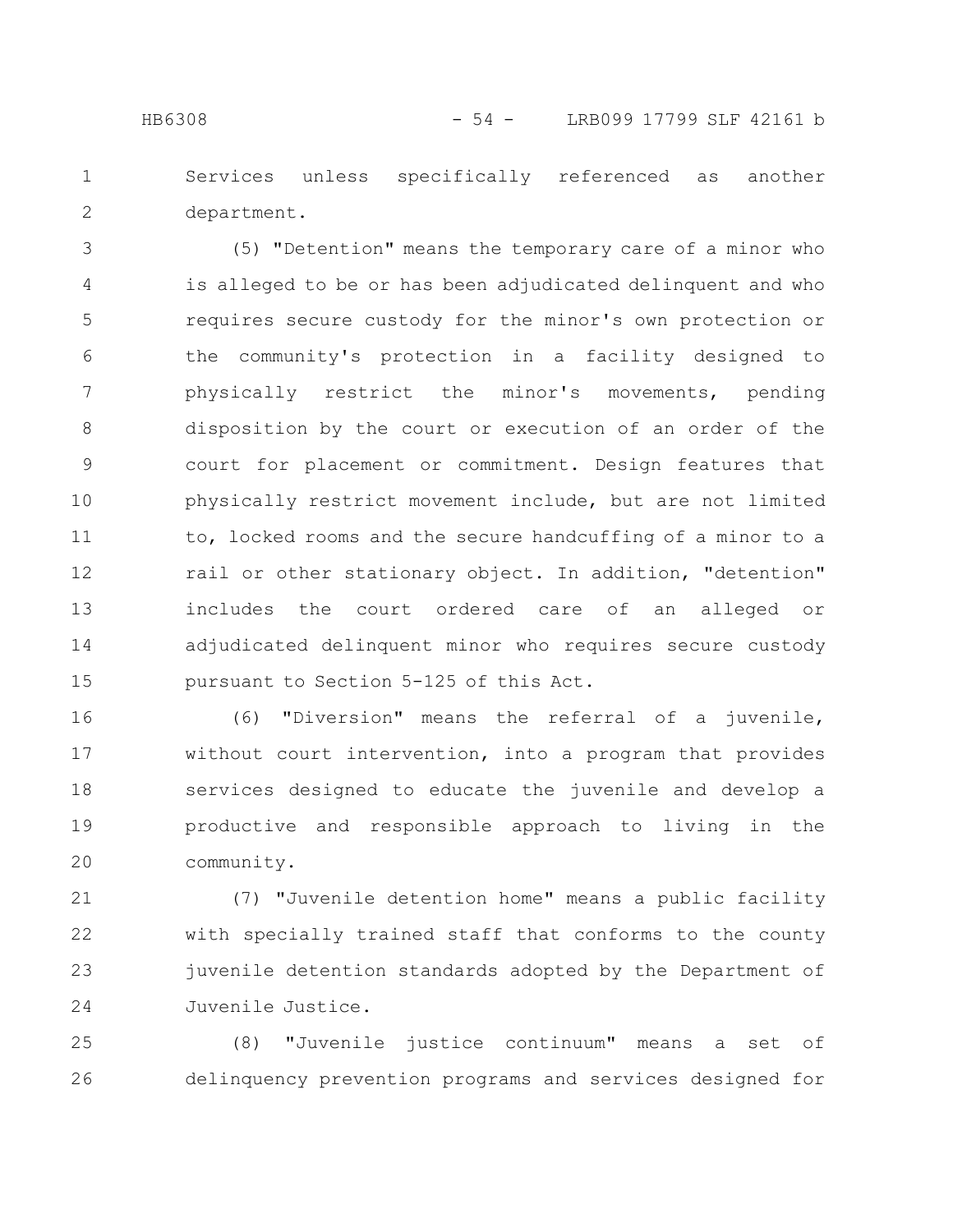Services unless specifically referenced as another department.

(5) "Detention" means the temporary care of a minor who is alleged to be or has been adjudicated delinquent and who requires secure custody for the minor's own protection or the community's protection in a facility designed to physically restrict the minor's movements, pending disposition by the court or execution of an order of the court for placement or commitment. Design features that physically restrict movement include, but are not limited to, locked rooms and the secure handcuffing of a minor to a rail or other stationary object. In addition, "detention" includes the court ordered care of an alleged or adjudicated delinquent minor who requires secure custody pursuant to Section 5-125 of this Act.

(6) "Diversion" means the referral of a juvenile, without court intervention, into a program that provides services designed to educate the juvenile and develop a productive and responsible approach to living in the community.

(7) "Juvenile detention home" means a public facility with specially trained staff that conforms to the county juvenile detention standards adopted by the Department of Juvenile Justice.

(8) "Juvenile justice continuum" means a set of delinquency prevention programs and services designed for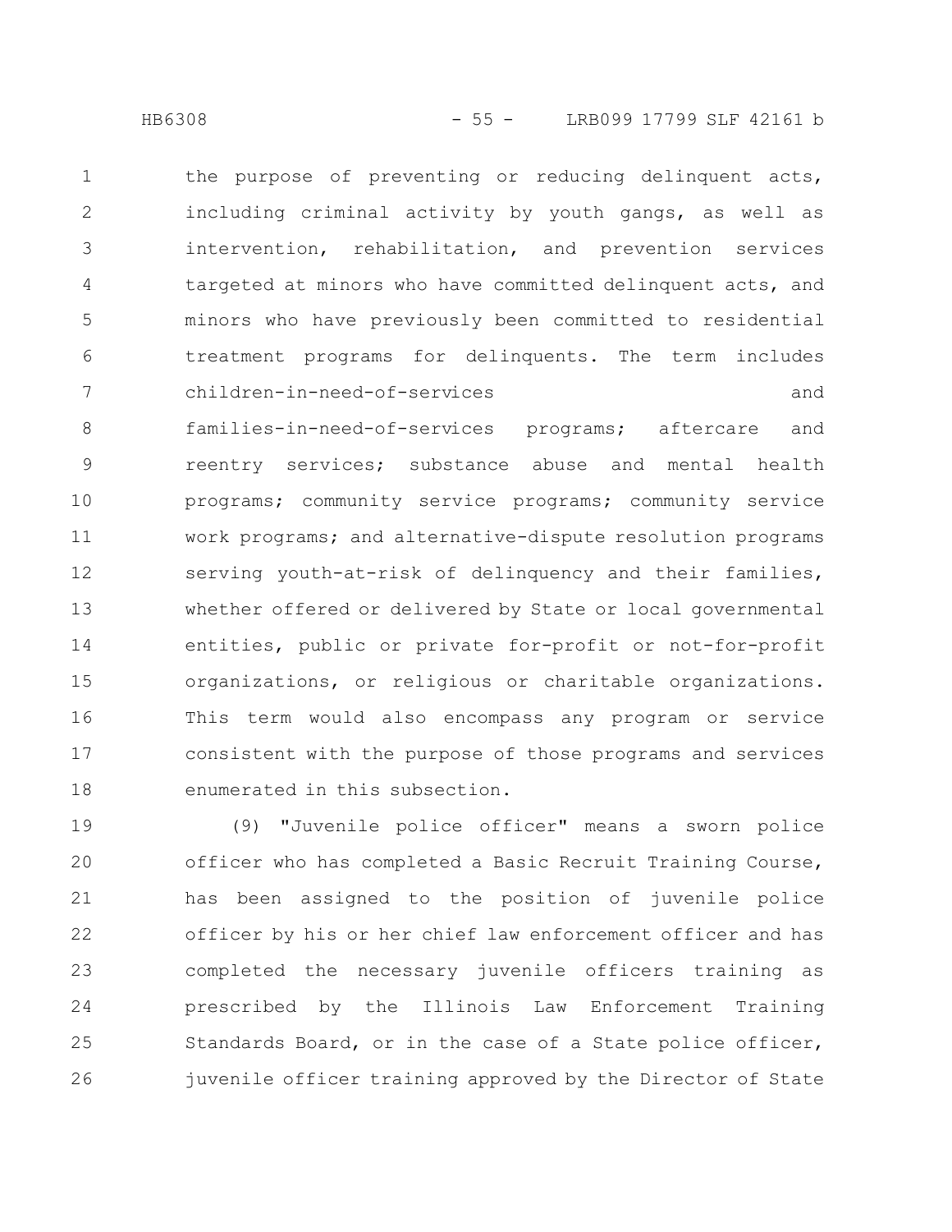the purpose of preventing or reducing delinquent acts, including criminal activity by youth gangs, as well as intervention, rehabilitation, and prevention services targeted at minors who have committed delinquent acts, and minors who have previously been committed to residential treatment programs for delinquents. The term includes children-in-need-of-services and families-in-need-of-services programs; aftercare and reentry services; substance abuse and mental health programs; community service programs; community service work programs; and alternative-dispute resolution programs serving youth-at-risk of delinquency and their families, whether offered or delivered by State or local governmental entities, public or private for-profit or not-for-profit organizations, or religious or charitable organizations. This term would also encompass any program or service consistent with the purpose of those programs and services enumerated in this subsection.

(9) "Juvenile police officer" means a sworn police officer who has completed a Basic Recruit Training Course, has been assigned to the position of juvenile police officer by his or her chief law enforcement officer and has completed the necessary juvenile officers training as prescribed by the Illinois Law Enforcement Training Standards Board, or in the case of a State police officer, juvenile officer training approved by the Director of State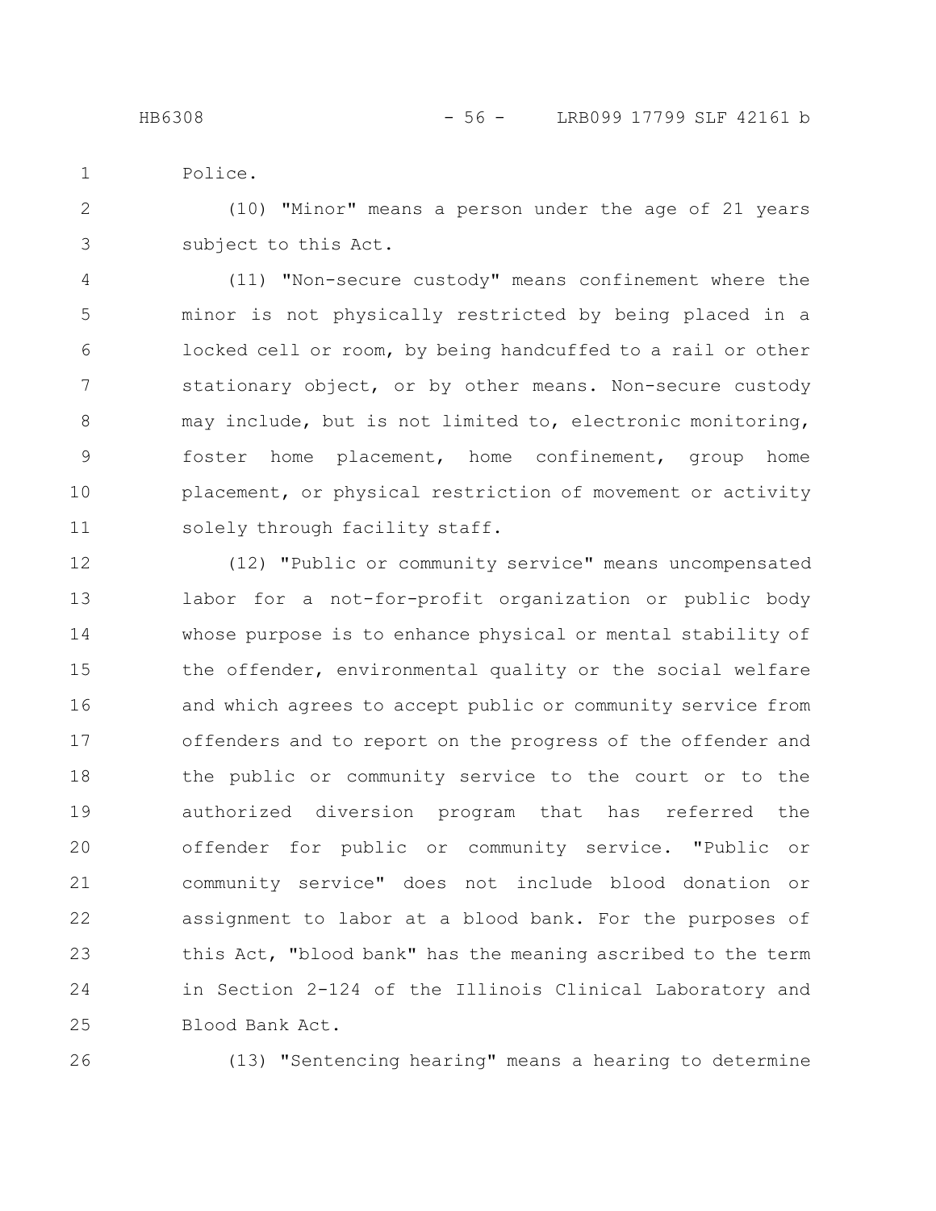Police.

(10) "Minor" means a person under the age of 21 years subject to this Act.

(11) "Non-secure custody" means confinement where the minor is not physically restricted by being placed in a locked cell or room, by being handcuffed to a rail or other stationary object, or by other means. Non-secure custody may include, but is not limited to, electronic monitoring, foster home placement, home confinement, group home placement, or physical restriction of movement or activity solely through facility staff.

(12) "Public or community service" means uncompensated labor for a not-for-profit organization or public body whose purpose is to enhance physical or mental stability of the offender, environmental quality or the social welfare and which agrees to accept public or community service from offenders and to report on the progress of the offender and the public or community service to the court or to the authorized diversion program that has referred the offender for public or community service. "Public or community service" does not include blood donation or assignment to labor at a blood bank. For the purposes of this Act, "blood bank" has the meaning ascribed to the term in Section 2-124 of the Illinois Clinical Laboratory and Blood Bank Act.

(13) "Sentencing hearing" means a hearing to determine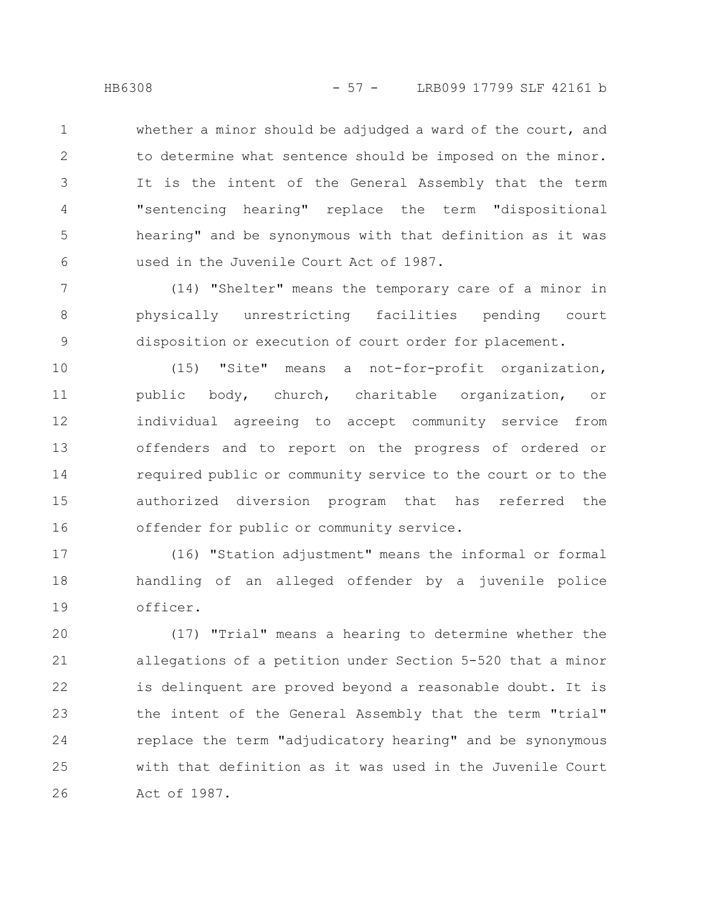whether a minor should be adjudged a ward of the court, and to determine what sentence should be imposed on the minor. It is the intent of the General Assembly that the term "sentencing hearing" replace the term "dispositional hearing" and be synonymous with that definition as it was used in the Juvenile Court Act of 1987.

(14) "Shelter" means the temporary care of a minor in physically unrestricting facilities pending court disposition or execution of court order for placement.

(15) "Site" means a not-for-profit organization, public body, church, charitable organization, or individual agreeing to accept community service from offenders and to report on the progress of ordered or required public or community service to the court or to the authorized diversion program that has referred the offender for public or community service.

(16) "Station adjustment" means the informal or formal handling of an alleged offender by a juvenile police officer.

(17) "Trial" means a hearing to determine whether the allegations of a petition under Section 5-520 that a minor is delinquent are proved beyond a reasonable doubt. It is the intent of the General Assembly that the term "trial" replace the term "adjudicatory hearing" and be synonymous with that definition as it was used in the Juvenile Court Act of 1987.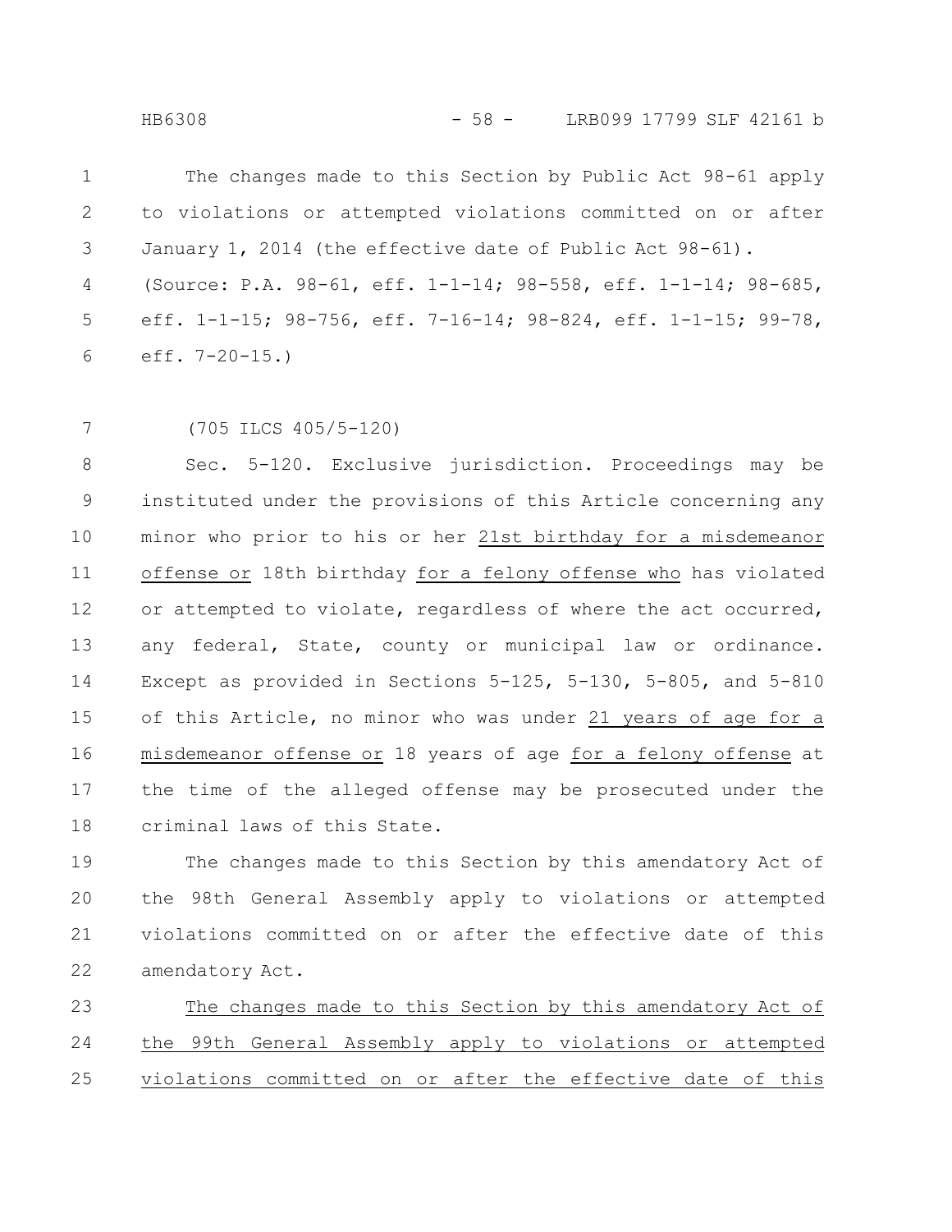The changes made to this Section by Public Act 98-61 apply to violations or attempted violations committed on or after January 1, 2014 (the effective date of Public Act 98-61).

(Source: P.A. 98-61, eff. 1-1-14; 98-558, eff. 1-1-14; 98-685, eff. 1-1-15; 98-756, eff. 7-16-14; 98-824, eff. 1-1-15; 99-78, eff. 7-20-15.)

(705 ILCS 405/5-120)

Sec. 5-120. Exclusive jurisdiction. Proceedings may be instituted under the provisions of this Article concerning any minor who prior to his or her <u>21st birthday for a misdemeanor offense or</u> 18th birthday <u>for a felony offense who</u> has violated or attempted to violate, regardless of where the act occurred, any federal, State, county or municipal law or ordinance. Except as provided in Sections 5-125, 5-130, 5-805, and 5-810 of this Article, no minor who was under <u>21 years of age for a misdemeanor offense or</u> 18 years of age <u>for a felony offense</u> at the time of the alleged offense may be prosecuted under the criminal laws of this State.

The changes made to this Section by this amendatory Act of the 98th General Assembly apply to violations or attempted violations committed on or after the effective date of this amendatory Act.

<u>The changes made to this Section by this amendatory Act of the 99th General Assembly apply to violations or attempted violations committed on or after the effective date of this</u>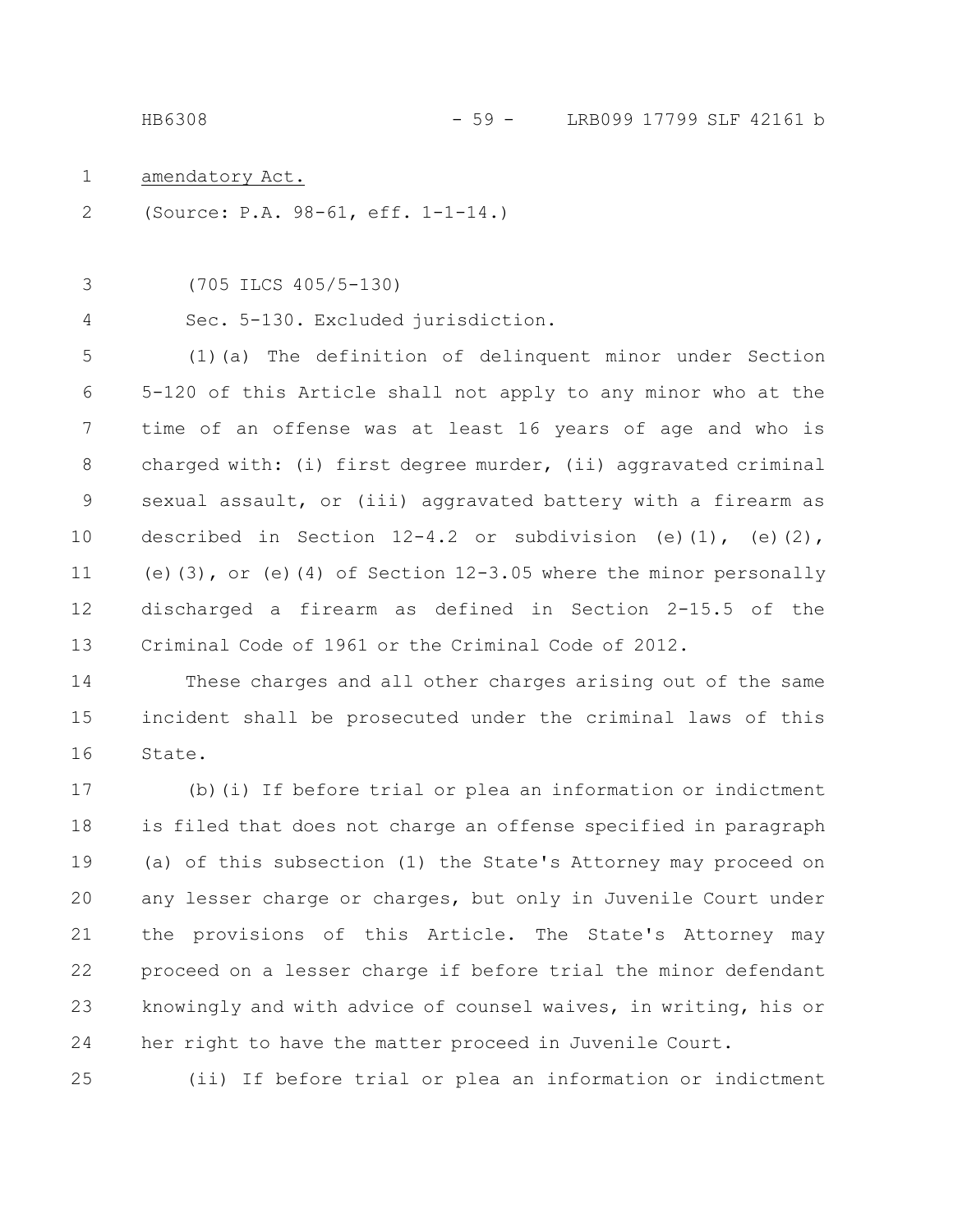amendatory Act.

(Source: P.A. 98-61, eff. 1-1-14.)

(705 ILCS 405/5-130)

Sec. 5-130. Excluded jurisdiction.

(1)(a) The definition of delinquent minor under Section 5-120 of this Article shall not apply to any minor who at the time of an offense was at least 16 years of age and who is charged with: (i) first degree murder, (ii) aggravated criminal sexual assault, or (iii) aggravated battery with a firearm as described in Section 12-4.2 or subdivision (e)(1), (e)(2), (e)(3), or (e)(4) of Section 12-3.05 where the minor personally discharged a firearm as defined in Section 2-15.5 of the Criminal Code of 1961 or the Criminal Code of 2012.

These charges and all other charges arising out of the same incident shall be prosecuted under the criminal laws of this State.

(b)(i) If before trial or plea an information or indictment is filed that does not charge an offense specified in paragraph (a) of this subsection (1) the State's Attorney may proceed on any lesser charge or charges, but only in Juvenile Court under the provisions of this Article. The State's Attorney may proceed on a lesser charge if before trial the minor defendant knowingly and with advice of counsel waives, in writing, his or her right to have the matter proceed in Juvenile Court.

(ii) If before trial or plea an information or indictment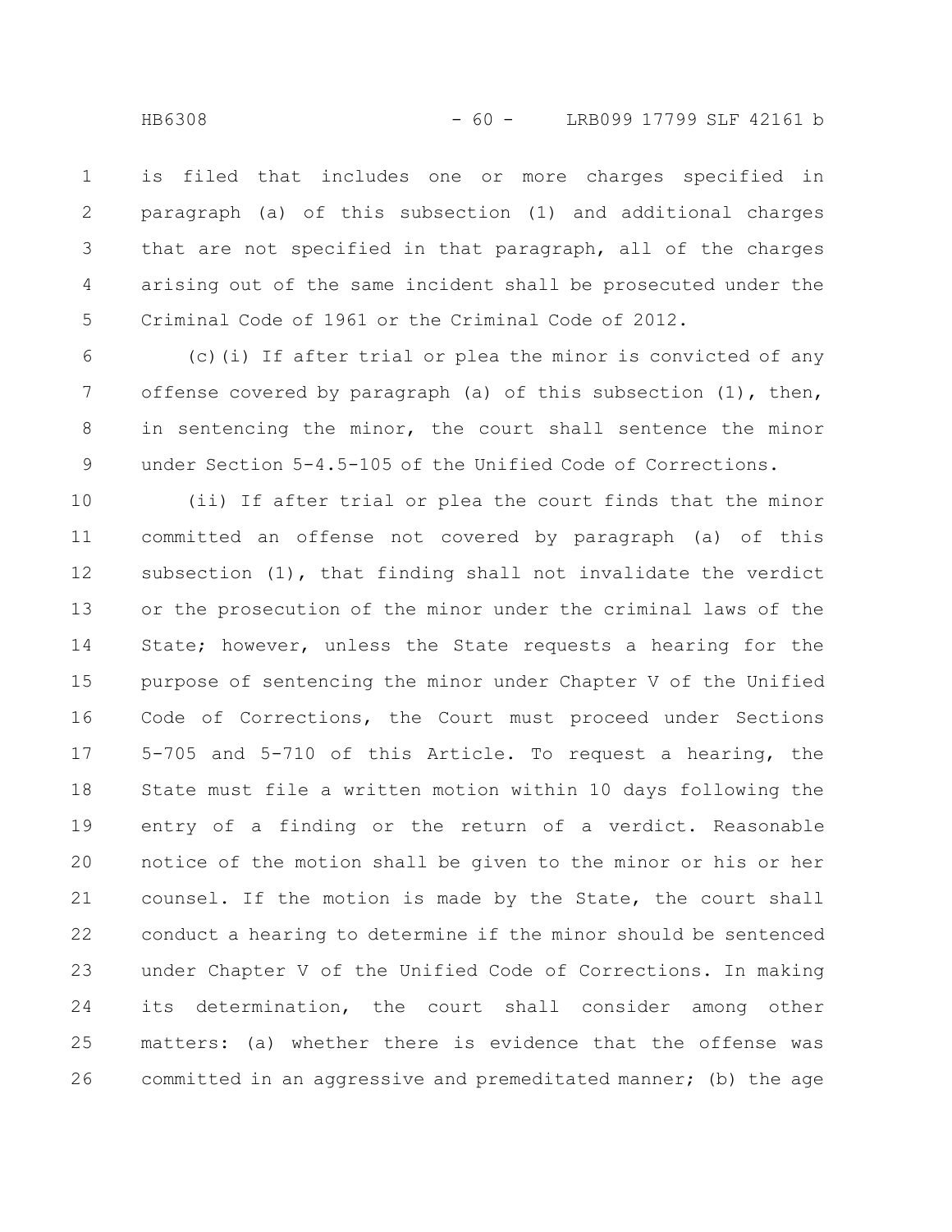is filed that includes one or more charges specified in paragraph (a) of this subsection (1) and additional charges that are not specified in that paragraph, all of the charges arising out of the same incident shall be prosecuted under the Criminal Code of 1961 or the Criminal Code of 2012.

(c)(i) If after trial or plea the minor is convicted of any offense covered by paragraph (a) of this subsection (1), then, in sentencing the minor, the court shall sentence the minor under Section 5-4.5-105 of the Unified Code of Corrections.

(ii) If after trial or plea the court finds that the minor committed an offense not covered by paragraph (a) of this subsection (1), that finding shall not invalidate the verdict or the prosecution of the minor under the criminal laws of the State; however, unless the State requests a hearing for the purpose of sentencing the minor under Chapter V of the Unified Code of Corrections, the Court must proceed under Sections 5-705 and 5-710 of this Article. To request a hearing, the State must file a written motion within 10 days following the entry of a finding or the return of a verdict. Reasonable notice of the motion shall be given to the minor or his or her counsel. If the motion is made by the State, the court shall conduct a hearing to determine if the minor should be sentenced under Chapter V of the Unified Code of Corrections. In making its determination, the court shall consider among other matters: (a) whether there is evidence that the offense was committed in an aggressive and premeditated manner; (b) the age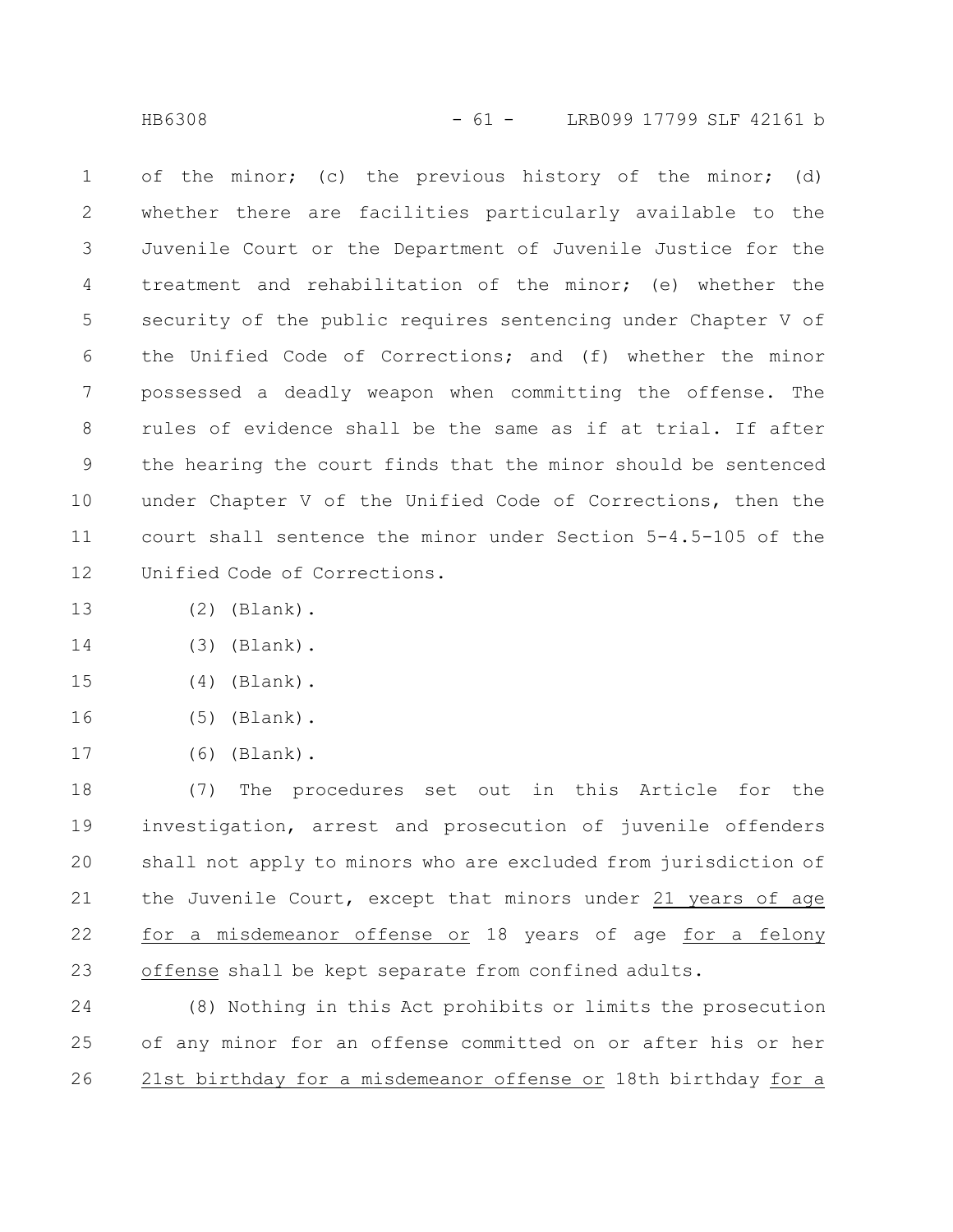of the minor; (c) the previous history of the minor; (d) whether there are facilities particularly available to the Juvenile Court or the Department of Juvenile Justice for the treatment and rehabilitation of the minor; (e) whether the security of the public requires sentencing under Chapter V of the Unified Code of Corrections; and (f) whether the minor possessed a deadly weapon when committing the offense. The rules of evidence shall be the same as if at trial. If after the hearing the court finds that the minor should be sentenced under Chapter V of the Unified Code of Corrections, then the court shall sentence the minor under Section 5-4.5-105 of the Unified Code of Corrections.

(2) (Blank).

(3) (Blank).

(4) (Blank).

(5) (Blank).

(6) (Blank).

(7) The procedures set out in this Article for the investigation, arrest and prosecution of juvenile offenders shall not apply to minors who are excluded from jurisdiction of the Juvenile Court, except that minors under 21 years of age for a misdemeanor offense or 18 years of age for a felony offense shall be kept separate from confined adults.

(8) Nothing in this Act prohibits or limits the prosecution of any minor for an offense committed on or after his or her 21st birthday for a misdemeanor offense or 18th birthday for a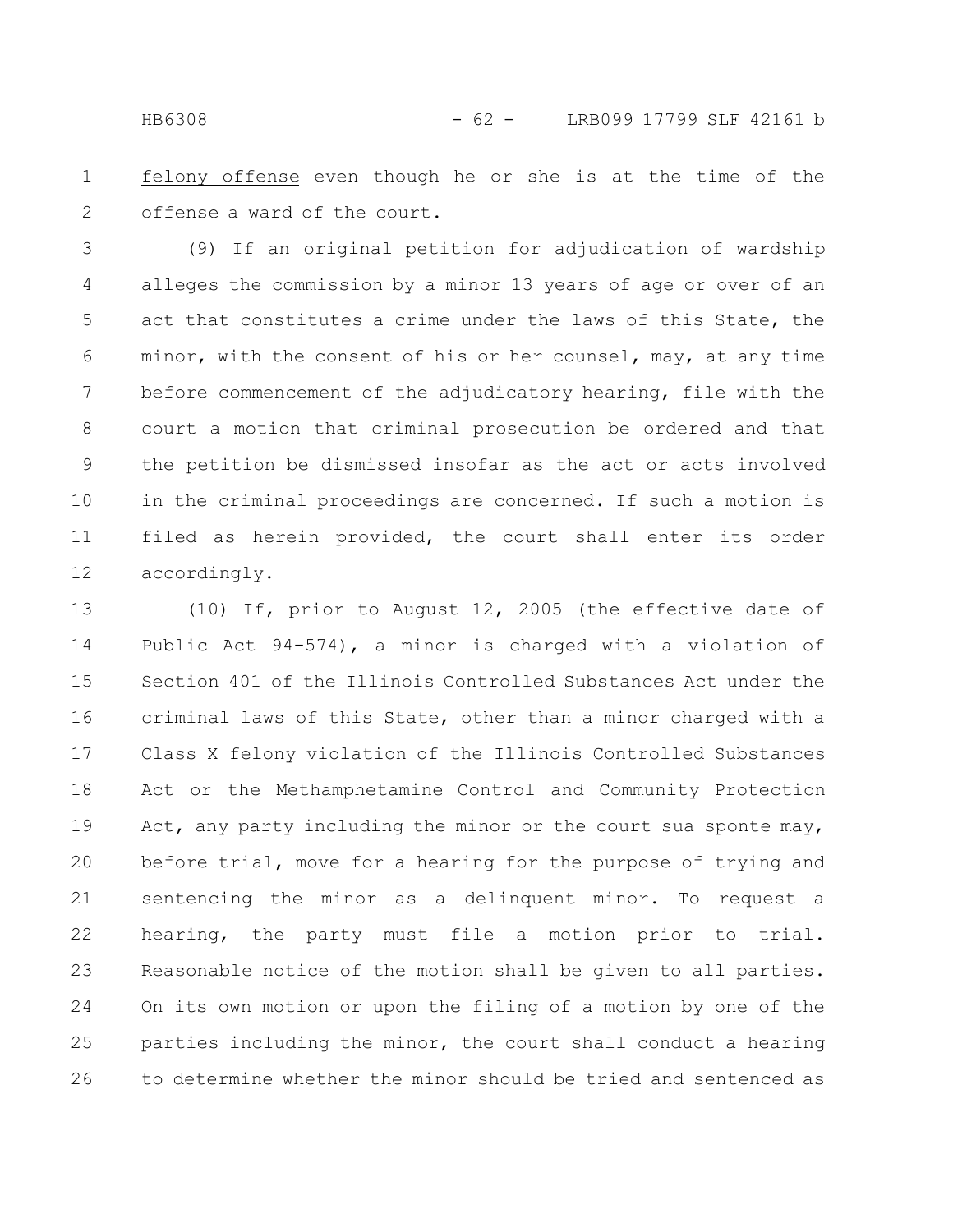felony offense even though he or she is at the time of the offense a ward of the court.

(9) If an original petition for adjudication of wardship alleges the commission by a minor 13 years of age or over of an act that constitutes a crime under the laws of this State, the minor, with the consent of his or her counsel, may, at any time before commencement of the adjudicatory hearing, file with the court a motion that criminal prosecution be ordered and that the petition be dismissed insofar as the act or acts involved in the criminal proceedings are concerned. If such a motion is filed as herein provided, the court shall enter its order accordingly.

(10) If, prior to August 12, 2005 (the effective date of Public Act 94-574), a minor is charged with a violation of Section 401 of the Illinois Controlled Substances Act under the criminal laws of this State, other than a minor charged with a Class X felony violation of the Illinois Controlled Substances Act or the Methamphetamine Control and Community Protection Act, any party including the minor or the court sua sponte may, before trial, move for a hearing for the purpose of trying and sentencing the minor as a delinquent minor. To request a hearing, the party must file a motion prior to trial. Reasonable notice of the motion shall be given to all parties. On its own motion or upon the filing of a motion by one of the parties including the minor, the court shall conduct a hearing to determine whether the minor should be tried and sentenced as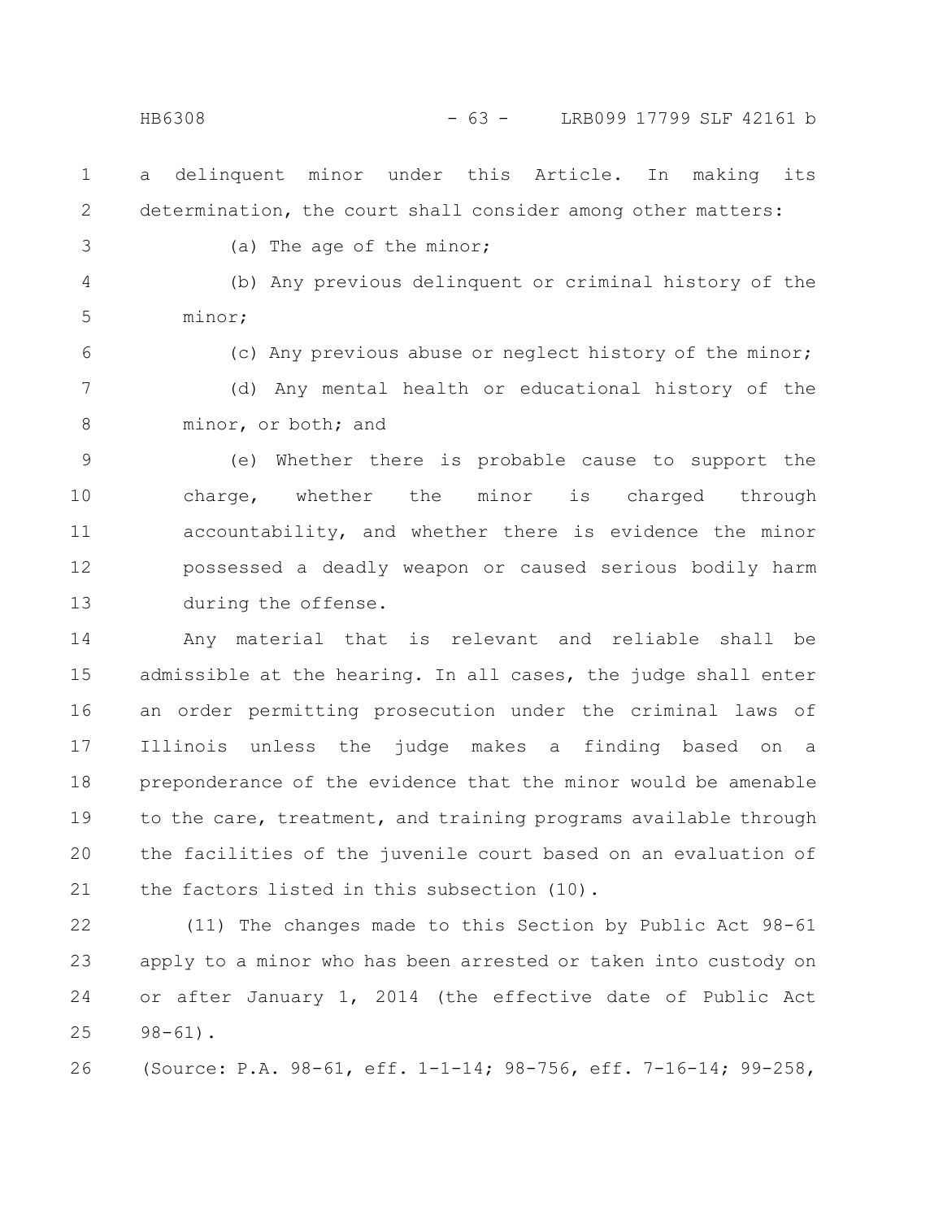a delinquent minor under this Article. In making its determination, the court shall consider among other matters:

(a) The age of the minor;

(b) Any previous delinquent or criminal history of the minor;

(c) Any previous abuse or neglect history of the minor;

(d) Any mental health or educational history of the minor, or both; and

(e) Whether there is probable cause to support the charge, whether the minor is charged through accountability, and whether there is evidence the minor possessed a deadly weapon or caused serious bodily harm during the offense.

Any material that is relevant and reliable shall be admissible at the hearing. In all cases, the judge shall enter an order permitting prosecution under the criminal laws of Illinois unless the judge makes a finding based on a preponderance of the evidence that the minor would be amenable to the care, treatment, and training programs available through the facilities of the juvenile court based on an evaluation of the factors listed in this subsection (10).

(11) The changes made to this Section by Public Act 98-61 apply to a minor who has been arrested or taken into custody on or after January 1, 2014 (the effective date of Public Act 98-61).

(Source: P.A. 98-61, eff. 1-1-14; 98-756, eff. 7-16-14; 99-258,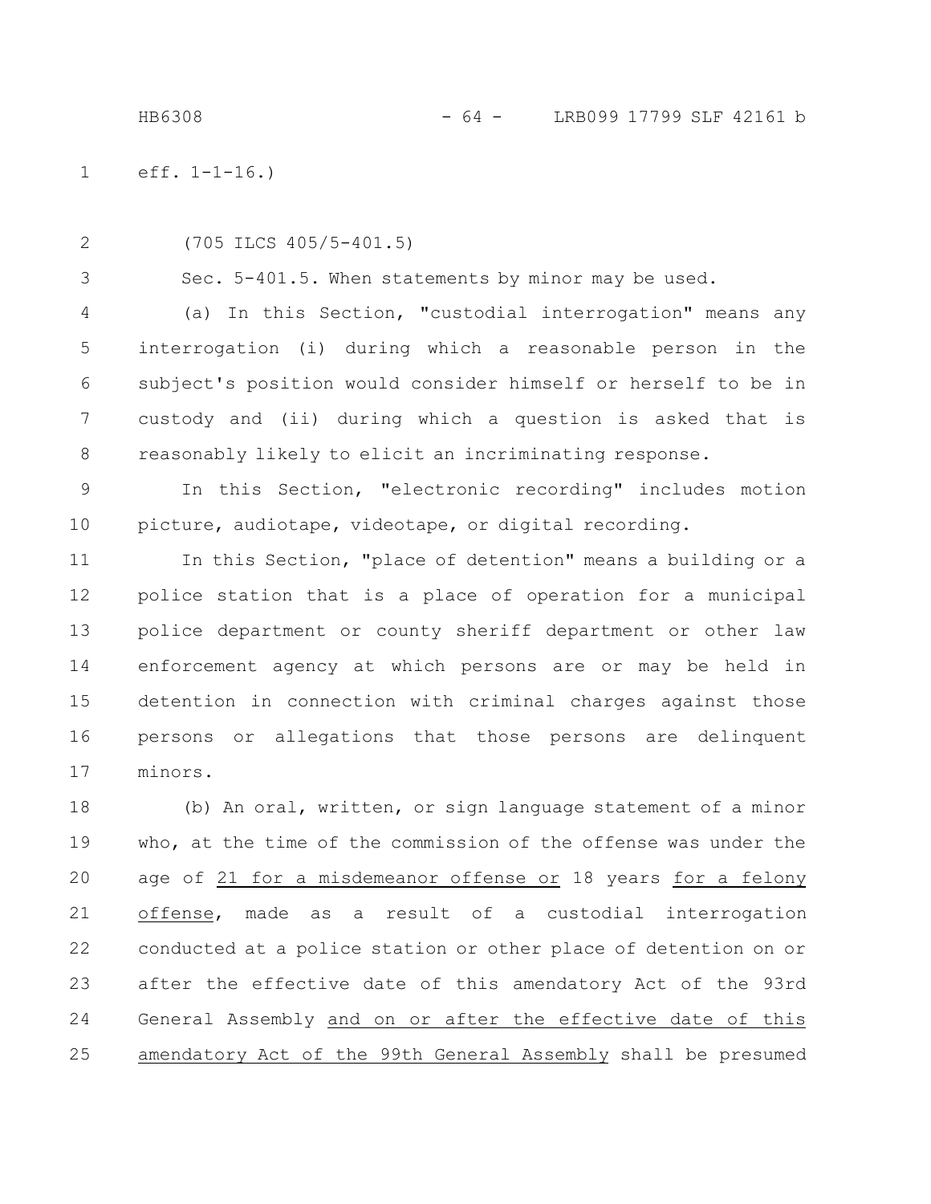eff. 1-1-16.)

(705 ILCS 405/5-401.5)

Sec. 5-401.5. When statements by minor may be used.

(a) In this Section, "custodial interrogation" means any interrogation (i) during which a reasonable person in the subject's position would consider himself or herself to be in custody and (ii) during which a question is asked that is reasonably likely to elicit an incriminating response.

In this Section, "electronic recording" includes motion picture, audiotape, videotape, or digital recording.

In this Section, "place of detention" means a building or a police station that is a place of operation for a municipal police department or county sheriff department or other law enforcement agency at which persons are or may be held in detention in connection with criminal charges against those persons or allegations that those persons are delinquent minors.

(b) An oral, written, or sign language statement of a minor who, at the time of the commission of the offense was under the age of 21 for a misdemeanor offense or 18 years for a felony offense, made as a result of a custodial interrogation conducted at a police station or other place of detention on or after the effective date of this amendatory Act of the 93rd General Assembly and on or after the effective date of this amendatory Act of the 99th General Assembly shall be presumed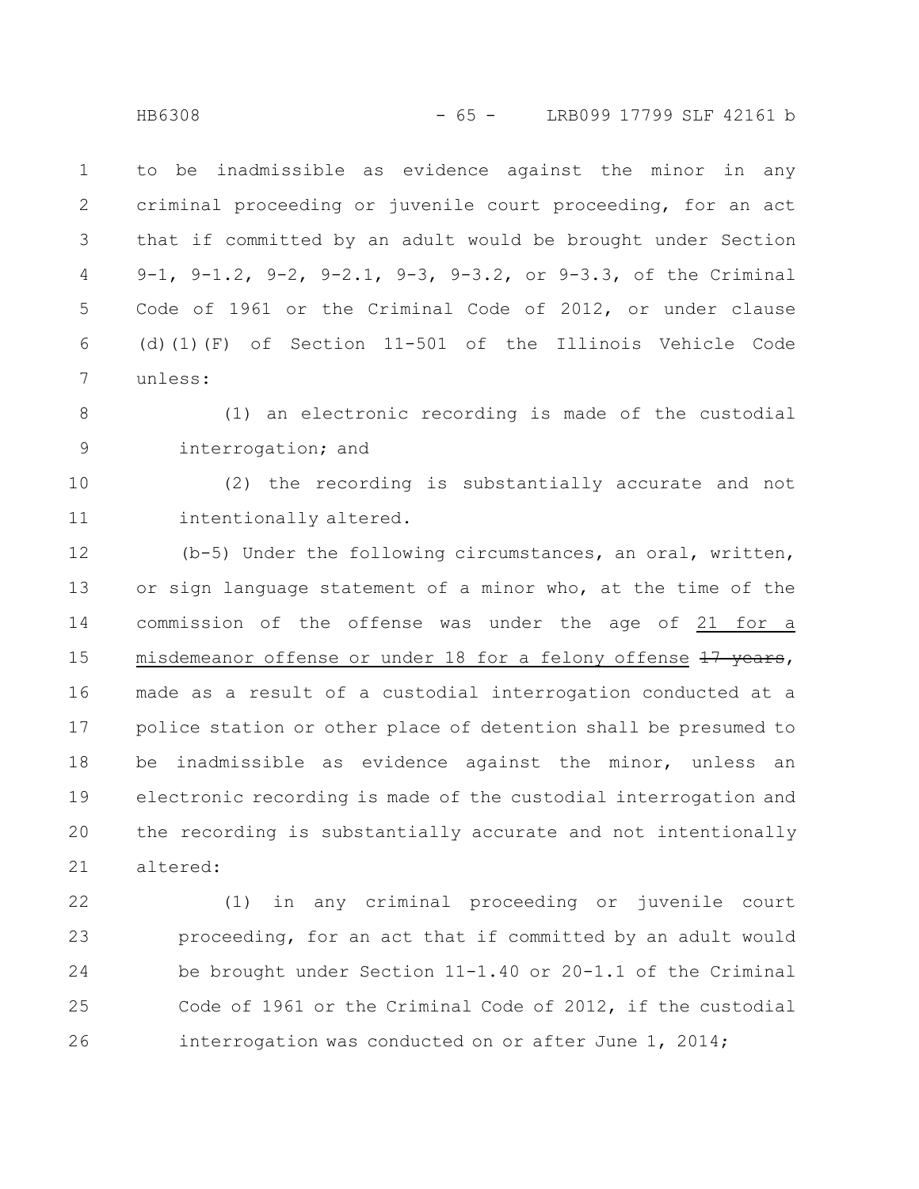to be inadmissible as evidence against the minor in any criminal proceeding or juvenile court proceeding, for an act that if committed by an adult would be brought under Section 9-1, 9-1.2, 9-2, 9-2.1, 9-3, 9-3.2, or 9-3.3, of the Criminal Code of 1961 or the Criminal Code of 2012, or under clause (d)(1)(F) of Section 11-501 of the Illinois Vehicle Code unless:

(1) an electronic recording is made of the custodial interrogation; and

(2) the recording is substantially accurate and not intentionally altered.

(b-5) Under the following circumstances, an oral, written, or sign language statement of a minor who, at the time of the commission of the offense was under the age of 21 for a misdemeanor offense or under 18 for a felony offense ~~17 years~~, made as a result of a custodial interrogation conducted at a police station or other place of detention shall be presumed to be inadmissible as evidence against the minor, unless an electronic recording is made of the custodial interrogation and the recording is substantially accurate and not intentionally altered:

(1) in any criminal proceeding or juvenile court proceeding, for an act that if committed by an adult would be brought under Section 11-1.40 or 20-1.1 of the Criminal Code of 1961 or the Criminal Code of 2012, if the custodial interrogation was conducted on or after June 1, 2014;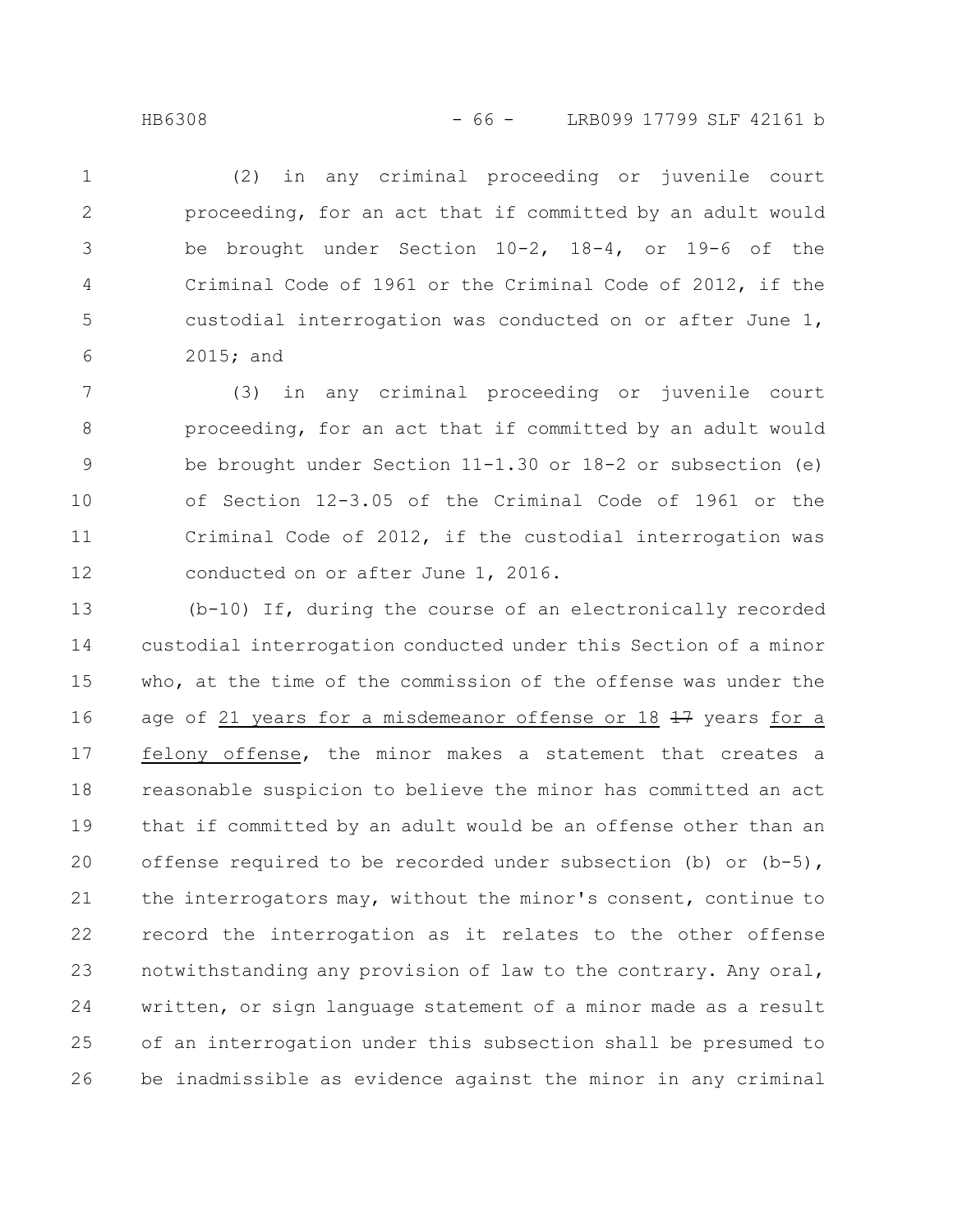(2) in any criminal proceeding or juvenile court proceeding, for an act that if committed by an adult would be brought under Section 10-2, 18-4, or 19-6 of the Criminal Code of 1961 or the Criminal Code of 2012, if the custodial interrogation was conducted on or after June 1, 2015; and

(3) in any criminal proceeding or juvenile court proceeding, for an act that if committed by an adult would be brought under Section 11-1.30 or 18-2 or subsection (e) of Section 12-3.05 of the Criminal Code of 1961 or the Criminal Code of 2012, if the custodial interrogation was conducted on or after June 1, 2016.

(b-10) If, during the course of an electronically recorded custodial interrogation conducted under this Section of a minor who, at the time of the commission of the offense was under the age of 21 years for a misdemeanor offense or 18 ~~17~~ years for a felony offense, the minor makes a statement that creates a reasonable suspicion to believe the minor has committed an act that if committed by an adult would be an offense other than an offense required to be recorded under subsection (b) or (b-5), the interrogators may, without the minor's consent, continue to record the interrogation as it relates to the other offense notwithstanding any provision of law to the contrary. Any oral, written, or sign language statement of a minor made as a result of an interrogation under this subsection shall be presumed to be inadmissible as evidence against the minor in any criminal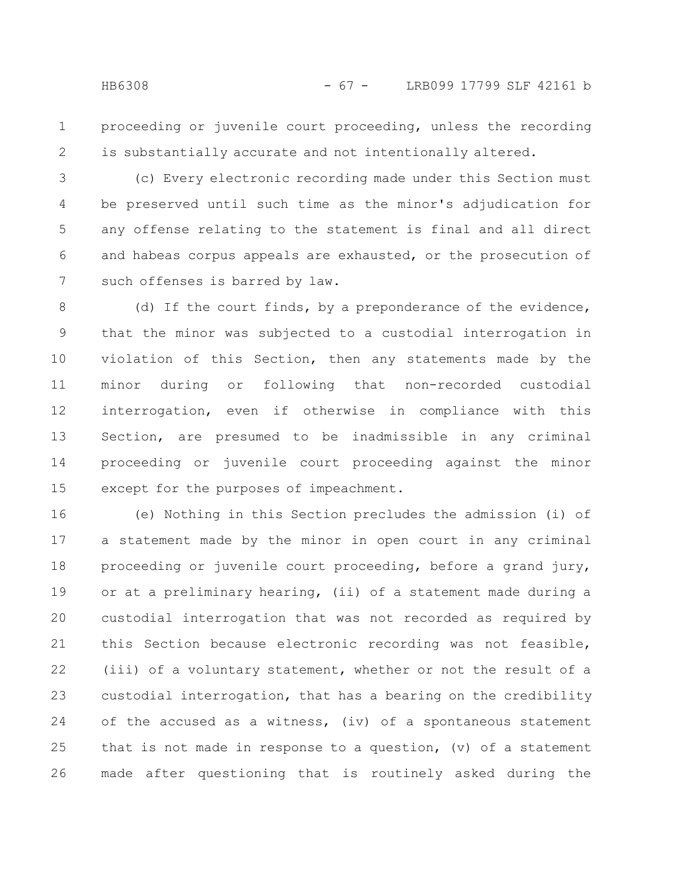proceeding or juvenile court proceeding, unless the recording is substantially accurate and not intentionally altered.

(c) Every electronic recording made under this Section must be preserved until such time as the minor's adjudication for any offense relating to the statement is final and all direct and habeas corpus appeals are exhausted, or the prosecution of such offenses is barred by law.

(d) If the court finds, by a preponderance of the evidence, that the minor was subjected to a custodial interrogation in violation of this Section, then any statements made by the minor during or following that non-recorded custodial interrogation, even if otherwise in compliance with this Section, are presumed to be inadmissible in any criminal proceeding or juvenile court proceeding against the minor except for the purposes of impeachment.

(e) Nothing in this Section precludes the admission (i) of a statement made by the minor in open court in any criminal proceeding or juvenile court proceeding, before a grand jury, or at a preliminary hearing, (ii) of a statement made during a custodial interrogation that was not recorded as required by this Section because electronic recording was not feasible, (iii) of a voluntary statement, whether or not the result of a custodial interrogation, that has a bearing on the credibility of the accused as a witness, (iv) of a spontaneous statement that is not made in response to a question, (v) of a statement made after questioning that is routinely asked during the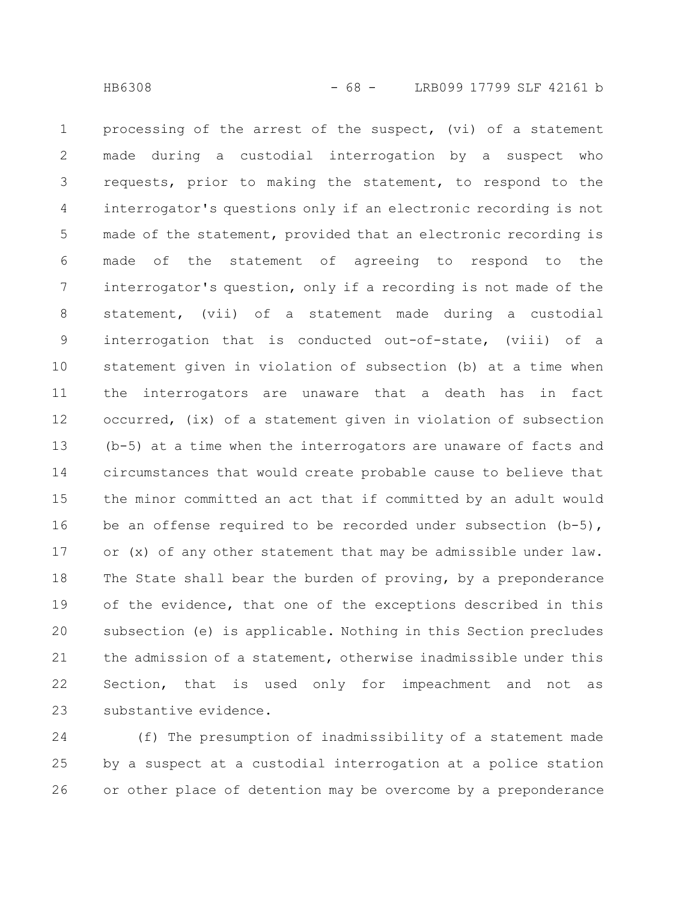processing of the arrest of the suspect, (vi) of a statement made during a custodial interrogation by a suspect who requests, prior to making the statement, to respond to the interrogator's questions only if an electronic recording is not made of the statement, provided that an electronic recording is made of the statement of agreeing to respond to the interrogator's question, only if a recording is not made of the statement, (vii) of a statement made during a custodial interrogation that is conducted out-of-state, (viii) of a statement given in violation of subsection (b) at a time when the interrogators are unaware that a death has in fact occurred, (ix) of a statement given in violation of subsection (b-5) at a time when the interrogators are unaware of facts and circumstances that would create probable cause to believe that the minor committed an act that if committed by an adult would be an offense required to be recorded under subsection (b-5), or (x) of any other statement that may be admissible under law. The State shall bear the burden of proving, by a preponderance of the evidence, that one of the exceptions described in this subsection (e) is applicable. Nothing in this Section precludes the admission of a statement, otherwise inadmissible under this Section, that is used only for impeachment and not as substantive evidence.

(f) The presumption of inadmissibility of a statement made by a suspect at a custodial interrogation at a police station or other place of detention may be overcome by a preponderance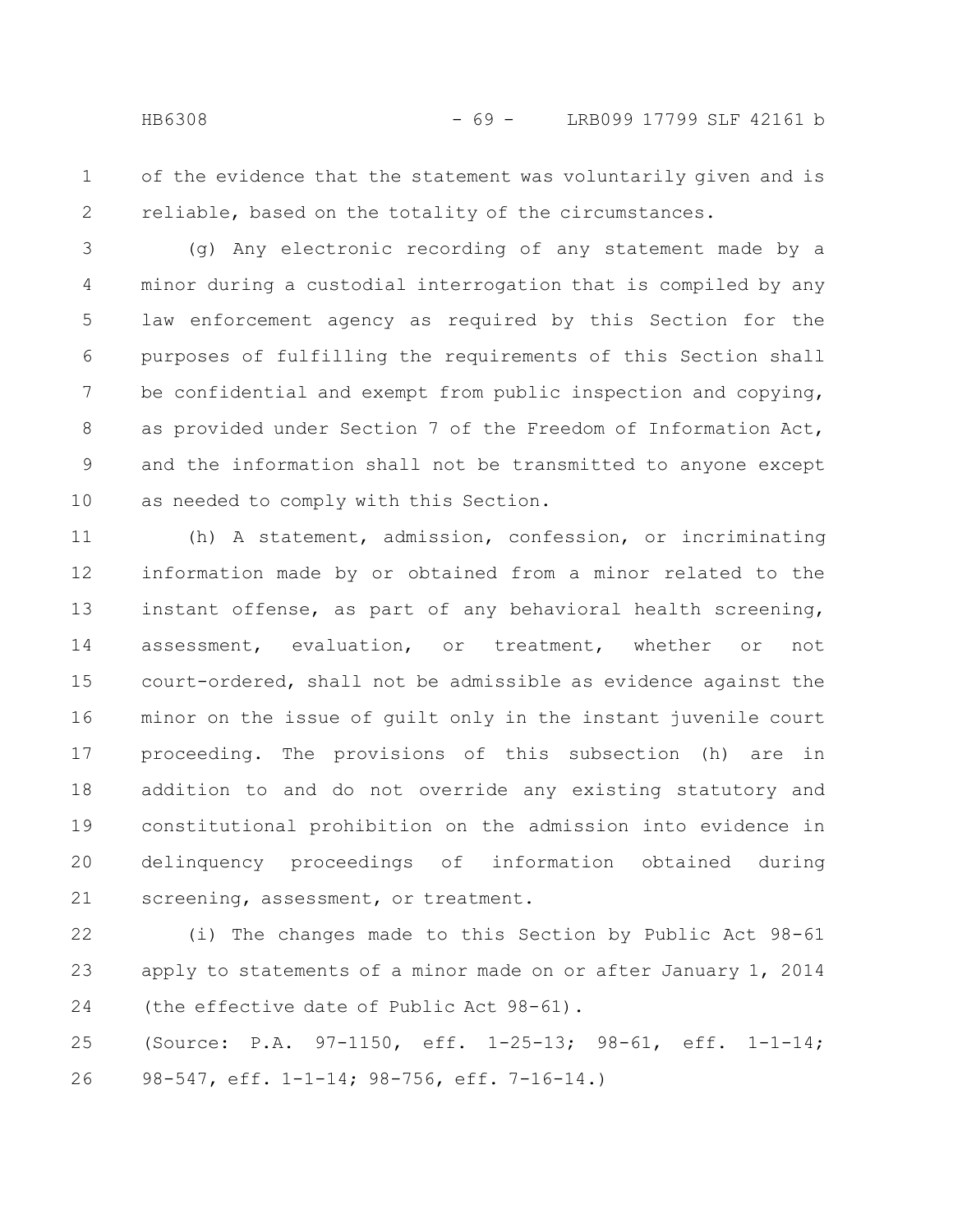of the evidence that the statement was voluntarily given and is reliable, based on the totality of the circumstances.

(g) Any electronic recording of any statement made by a minor during a custodial interrogation that is compiled by any law enforcement agency as required by this Section for the purposes of fulfilling the requirements of this Section shall be confidential and exempt from public inspection and copying, as provided under Section 7 of the Freedom of Information Act, and the information shall not be transmitted to anyone except as needed to comply with this Section.

(h) A statement, admission, confession, or incriminating information made by or obtained from a minor related to the instant offense, as part of any behavioral health screening, assessment, evaluation, or treatment, whether or not court-ordered, shall not be admissible as evidence against the minor on the issue of guilt only in the instant juvenile court proceeding. The provisions of this subsection (h) are in addition to and do not override any existing statutory and constitutional prohibition on the admission into evidence in delinquency proceedings of information obtained during screening, assessment, or treatment.

(i) The changes made to this Section by Public Act 98-61 apply to statements of a minor made on or after January 1, 2014 (the effective date of Public Act 98-61).

(Source: P.A. 97-1150, eff. 1-25-13; 98-61, eff. 1-1-14; 98-547, eff. 1-1-14; 98-756, eff. 7-16-14.)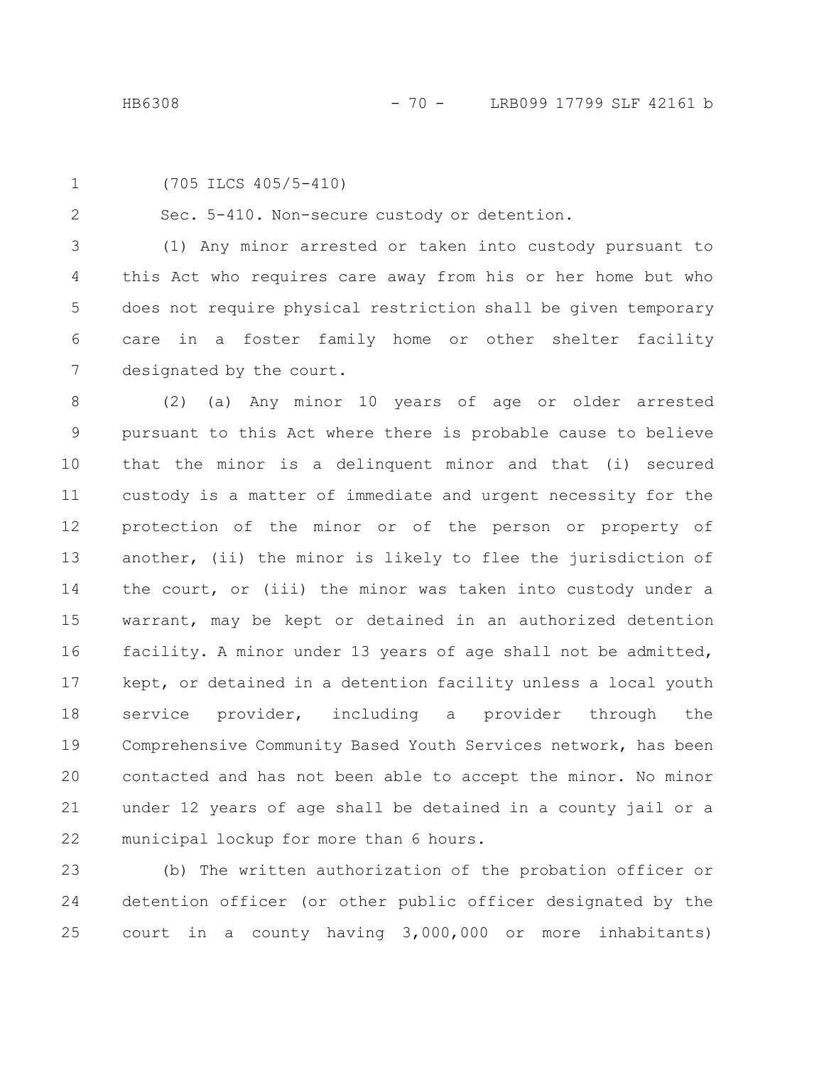(705 ILCS 405/5-410)

Sec. 5-410. Non-secure custody or detention.

(1) Any minor arrested or taken into custody pursuant to this Act who requires care away from his or her home but who does not require physical restriction shall be given temporary care in a foster family home or other shelter facility designated by the court.

(2) (a) Any minor 10 years of age or older arrested pursuant to this Act where there is probable cause to believe that the minor is a delinquent minor and that (i) secured custody is a matter of immediate and urgent necessity for the protection of the minor or of the person or property of another, (ii) the minor is likely to flee the jurisdiction of the court, or (iii) the minor was taken into custody under a warrant, may be kept or detained in an authorized detention facility. A minor under 13 years of age shall not be admitted, kept, or detained in a detention facility unless a local youth service provider, including a provider through the Comprehensive Community Based Youth Services network, has been contacted and has not been able to accept the minor. No minor under 12 years of age shall be detained in a county jail or a municipal lockup for more than 6 hours.

(b) The written authorization of the probation officer or detention officer (or other public officer designated by the court in a county having 3,000,000 or more inhabitants)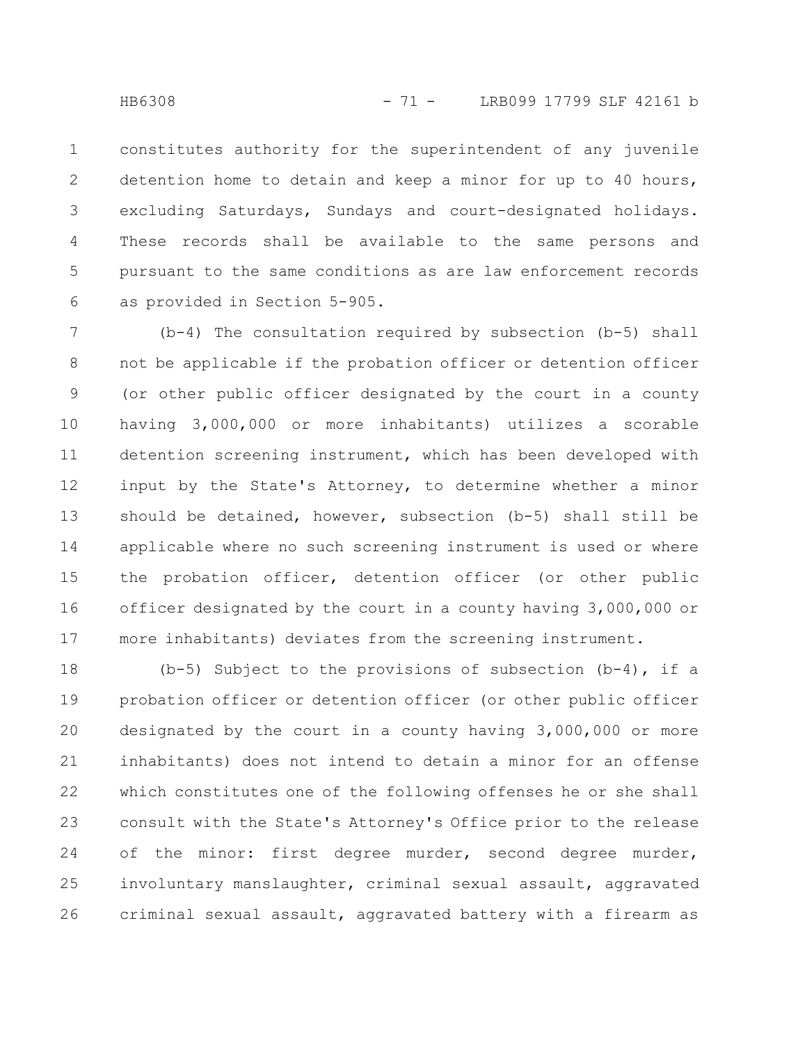constitutes authority for the superintendent of any juvenile detention home to detain and keep a minor for up to 40 hours, excluding Saturdays, Sundays and court-designated holidays. These records shall be available to the same persons and pursuant to the same conditions as are law enforcement records as provided in Section 5-905.

(b-4) The consultation required by subsection (b-5) shall not be applicable if the probation officer or detention officer (or other public officer designated by the court in a county having 3,000,000 or more inhabitants) utilizes a scorable detention screening instrument, which has been developed with input by the State's Attorney, to determine whether a minor should be detained, however, subsection (b-5) shall still be applicable where no such screening instrument is used or where the probation officer, detention officer (or other public officer designated by the court in a county having 3,000,000 or more inhabitants) deviates from the screening instrument.

(b-5) Subject to the provisions of subsection (b-4), if a probation officer or detention officer (or other public officer designated by the court in a county having 3,000,000 or more inhabitants) does not intend to detain a minor for an offense which constitutes one of the following offenses he or she shall consult with the State's Attorney's Office prior to the release of the minor: first degree murder, second degree murder, involuntary manslaughter, criminal sexual assault, aggravated criminal sexual assault, aggravated battery with a firearm as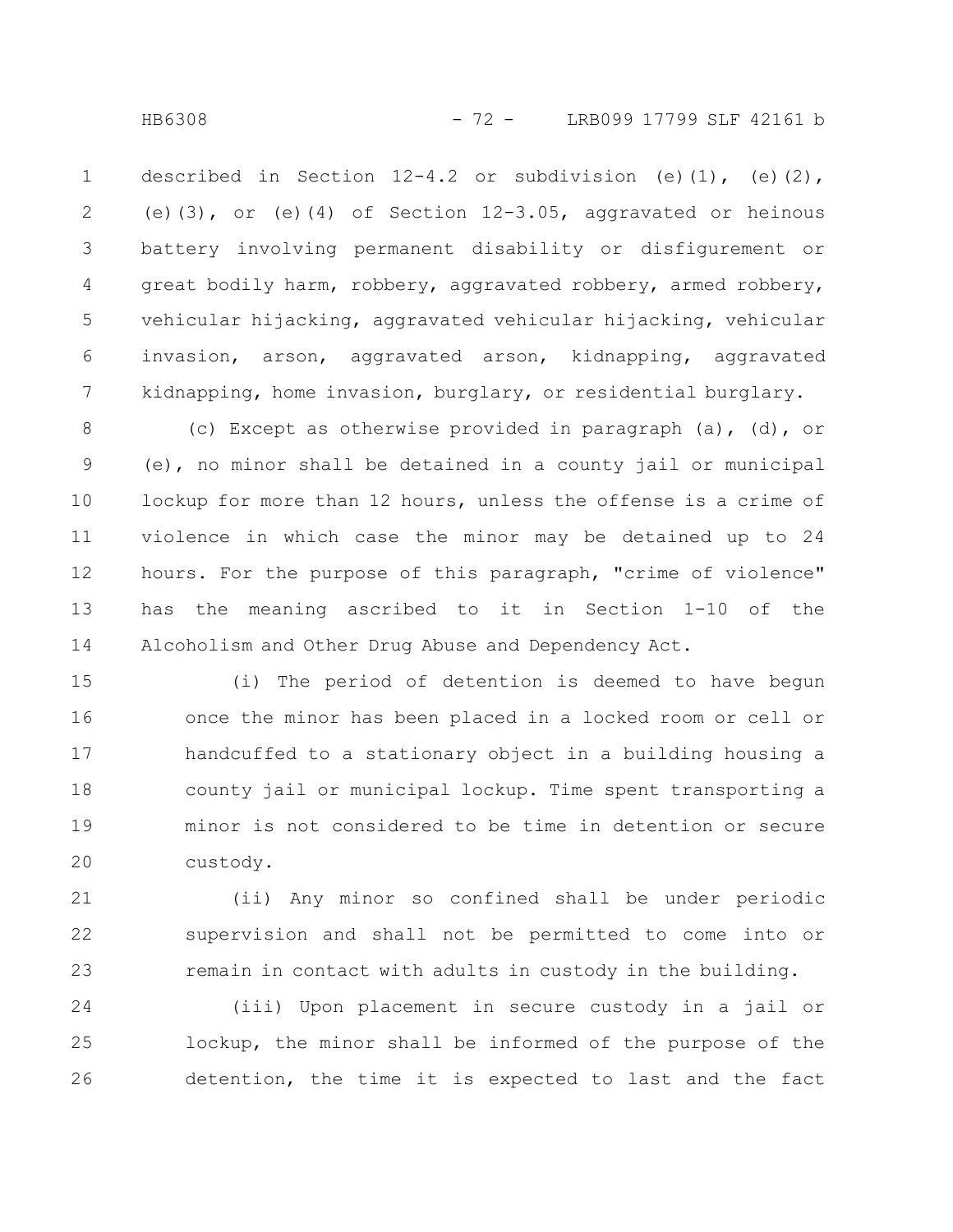described in Section 12-4.2 or subdivision (e)(1), (e)(2), (e)(3), or (e)(4) of Section 12-3.05, aggravated or heinous battery involving permanent disability or disfigurement or great bodily harm, robbery, aggravated robbery, armed robbery, vehicular hijacking, aggravated vehicular hijacking, vehicular invasion, arson, aggravated arson, kidnapping, aggravated kidnapping, home invasion, burglary, or residential burglary.

(c) Except as otherwise provided in paragraph (a), (d), or (e), no minor shall be detained in a county jail or municipal lockup for more than 12 hours, unless the offense is a crime of violence in which case the minor may be detained up to 24 hours. For the purpose of this paragraph, "crime of violence" has the meaning ascribed to it in Section 1-10 of the Alcoholism and Other Drug Abuse and Dependency Act.

(i) The period of detention is deemed to have begun once the minor has been placed in a locked room or cell or handcuffed to a stationary object in a building housing a county jail or municipal lockup. Time spent transporting a minor is not considered to be time in detention or secure custody.

(ii) Any minor so confined shall be under periodic supervision and shall not be permitted to come into or remain in contact with adults in custody in the building.

(iii) Upon placement in secure custody in a jail or lockup, the minor shall be informed of the purpose of the detention, the time it is expected to last and the fact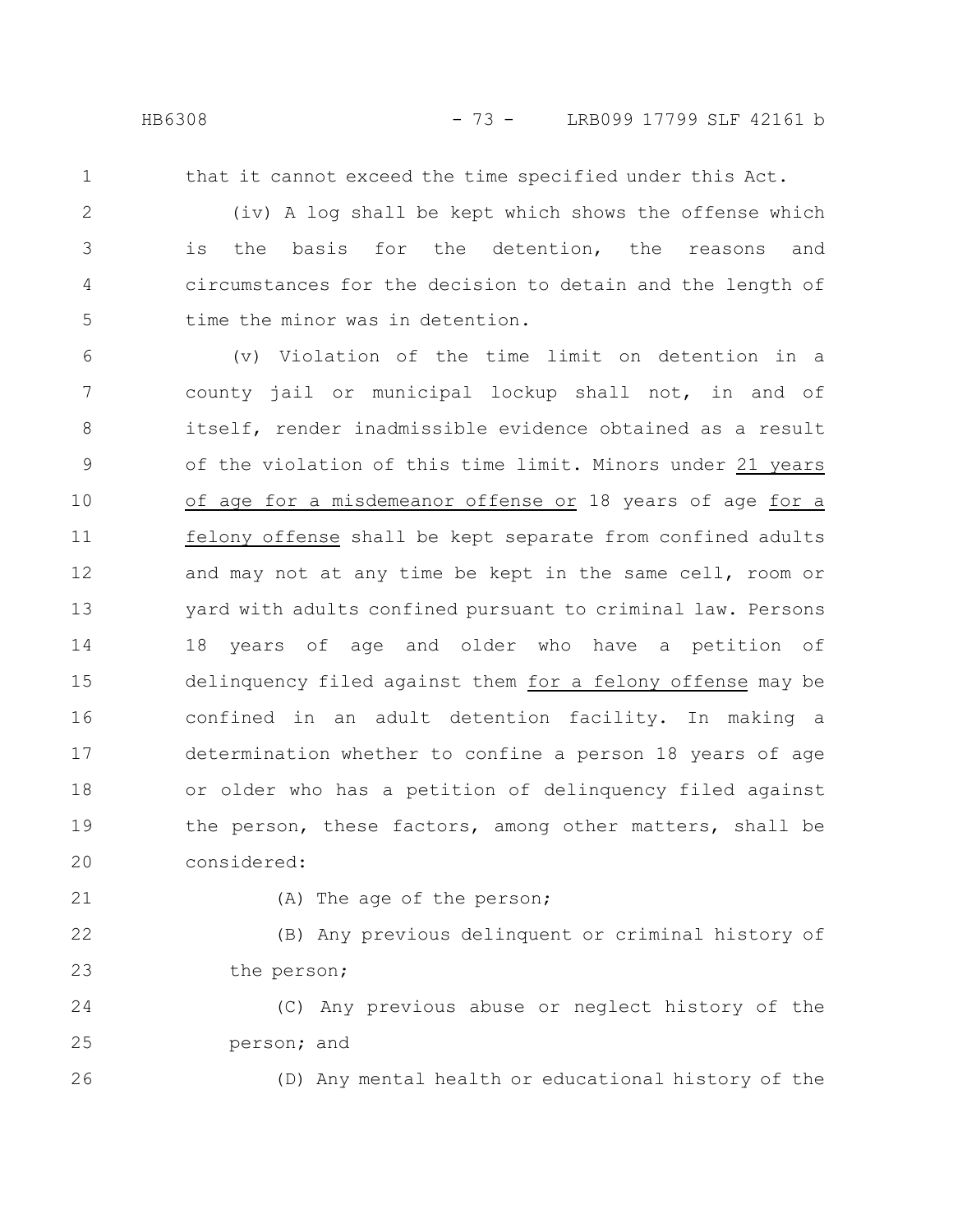that it cannot exceed the time specified under this Act.

(iv) A log shall be kept which shows the offense which is the basis for the detention, the reasons and circumstances for the decision to detain and the length of time the minor was in detention.

(v) Violation of the time limit on detention in a county jail or municipal lockup shall not, in and of itself, render inadmissible evidence obtained as a result of the violation of this time limit. Minors under 21 years of age for a misdemeanor offense or 18 years of age for a felony offense shall be kept separate from confined adults and may not at any time be kept in the same cell, room or yard with adults confined pursuant to criminal law. Persons 18 years of age and older who have a petition of delinquency filed against them for a felony offense may be confined in an adult detention facility. In making a determination whether to confine a person 18 years of age or older who has a petition of delinquency filed against the person, these factors, among other matters, shall be considered:

(A) The age of the person;

(B) Any previous delinquent or criminal history of the person;

(C) Any previous abuse or neglect history of the person; and

(D) Any mental health or educational history of the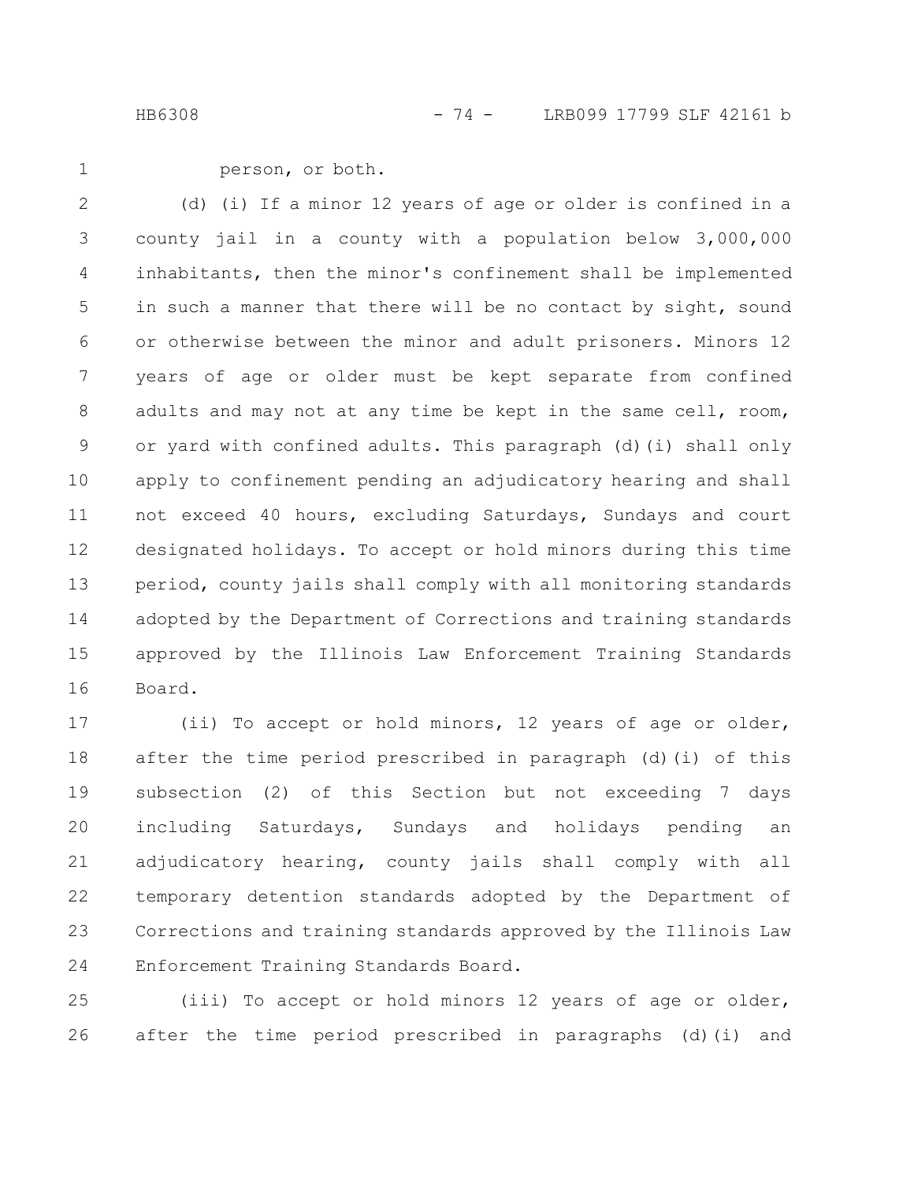person, or both.

(d) (i) If a minor 12 years of age or older is confined in a county jail in a county with a population below 3,000,000 inhabitants, then the minor's confinement shall be implemented in such a manner that there will be no contact by sight, sound or otherwise between the minor and adult prisoners. Minors 12 years of age or older must be kept separate from confined adults and may not at any time be kept in the same cell, room, or yard with confined adults. This paragraph (d)(i) shall only apply to confinement pending an adjudicatory hearing and shall not exceed 40 hours, excluding Saturdays, Sundays and court designated holidays. To accept or hold minors during this time period, county jails shall comply with all monitoring standards adopted by the Department of Corrections and training standards approved by the Illinois Law Enforcement Training Standards Board.

(ii) To accept or hold minors, 12 years of age or older, after the time period prescribed in paragraph (d)(i) of this subsection (2) of this Section but not exceeding 7 days including Saturdays, Sundays and holidays pending an adjudicatory hearing, county jails shall comply with all temporary detention standards adopted by the Department of Corrections and training standards approved by the Illinois Law Enforcement Training Standards Board.

(iii) To accept or hold minors 12 years of age or older, after the time period prescribed in paragraphs (d)(i) and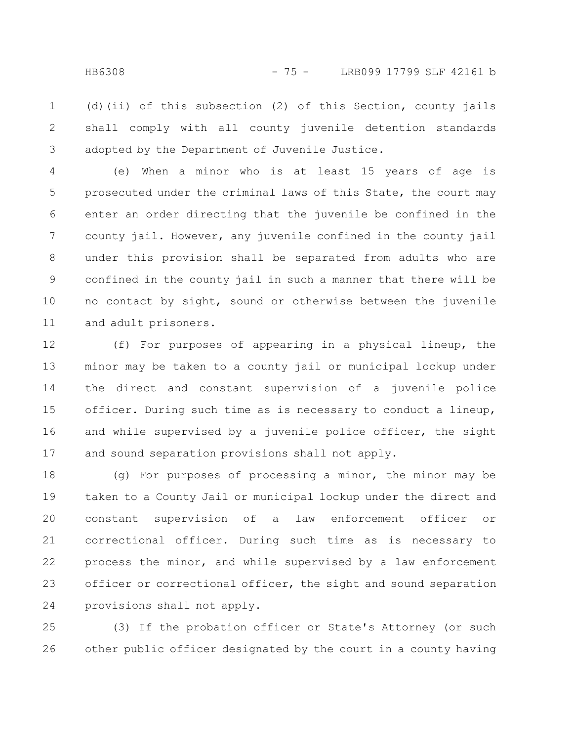(d)(ii) of this subsection (2) of this Section, county jails shall comply with all county juvenile detention standards adopted by the Department of Juvenile Justice.

(e) When a minor who is at least 15 years of age is prosecuted under the criminal laws of this State, the court may enter an order directing that the juvenile be confined in the county jail. However, any juvenile confined in the county jail under this provision shall be separated from adults who are confined in the county jail in such a manner that there will be no contact by sight, sound or otherwise between the juvenile and adult prisoners.

(f) For purposes of appearing in a physical lineup, the minor may be taken to a county jail or municipal lockup under the direct and constant supervision of a juvenile police officer. During such time as is necessary to conduct a lineup, and while supervised by a juvenile police officer, the sight and sound separation provisions shall not apply.

(g) For purposes of processing a minor, the minor may be taken to a County Jail or municipal lockup under the direct and constant supervision of a law enforcement officer or correctional officer. During such time as is necessary to process the minor, and while supervised by a law enforcement officer or correctional officer, the sight and sound separation provisions shall not apply.

(3) If the probation officer or State's Attorney (or such other public officer designated by the court in a county having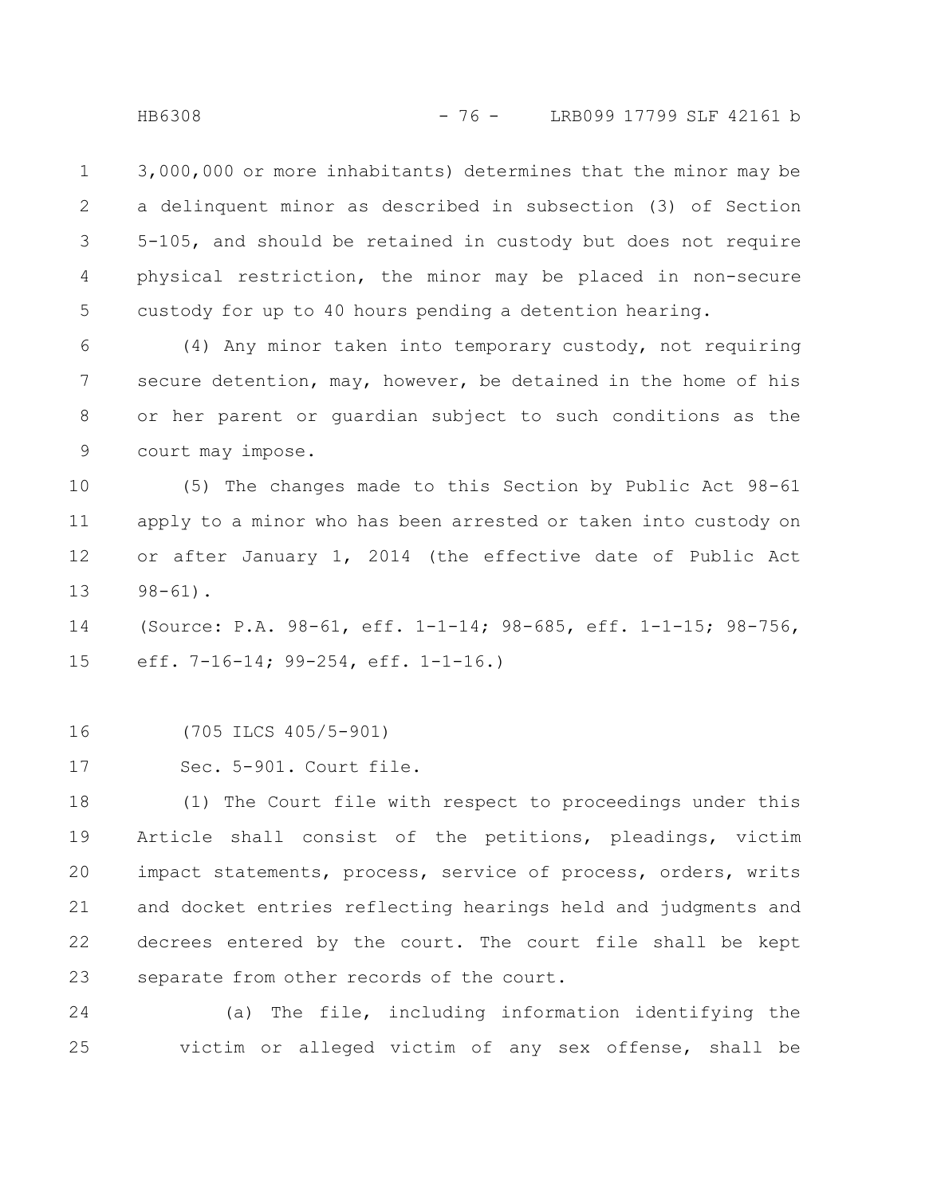3,000,000 or more inhabitants) determines that the minor may be a delinquent minor as described in subsection (3) of Section 5-105, and should be retained in custody but does not require physical restriction, the minor may be placed in non-secure custody for up to 40 hours pending a detention hearing.

(4) Any minor taken into temporary custody, not requiring secure detention, may, however, be detained in the home of his or her parent or guardian subject to such conditions as the court may impose.

(5) The changes made to this Section by Public Act 98-61 apply to a minor who has been arrested or taken into custody on or after January 1, 2014 (the effective date of Public Act 98-61).

(Source: P.A. 98-61, eff. 1-1-14; 98-685, eff. 1-1-15; 98-756, eff. 7-16-14; 99-254, eff. 1-1-16.)

(705 ILCS 405/5-901)

Sec. 5-901. Court file.

(1) The Court file with respect to proceedings under this Article shall consist of the petitions, pleadings, victim impact statements, process, service of process, orders, writs and docket entries reflecting hearings held and judgments and decrees entered by the court. The court file shall be kept separate from other records of the court.

(a) The file, including information identifying the victim or alleged victim of any sex offense, shall be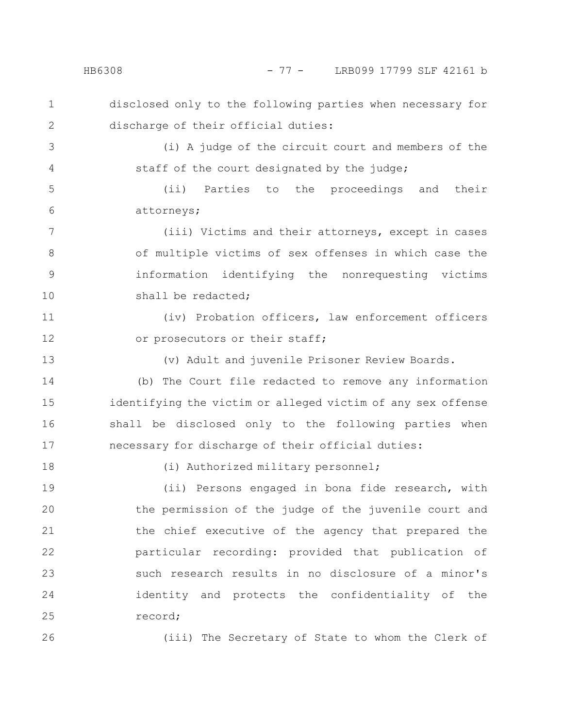disclosed only to the following parties when necessary for discharge of their official duties:

(i) A judge of the circuit court and members of the staff of the court designated by the judge;

(ii) Parties to the proceedings and their attorneys;

(iii) Victims and their attorneys, except in cases of multiple victims of sex offenses in which case the information identifying the nonrequesting victims shall be redacted;

(iv) Probation officers, law enforcement officers or prosecutors or their staff;

(v) Adult and juvenile Prisoner Review Boards.

(b) The Court file redacted to remove any information identifying the victim or alleged victim of any sex offense shall be disclosed only to the following parties when necessary for discharge of their official duties:

(i) Authorized military personnel;

(ii) Persons engaged in bona fide research, with the permission of the judge of the juvenile court and the chief executive of the agency that prepared the particular recording: provided that publication of such research results in no disclosure of a minor's identity and protects the confidentiality of the record;

(iii) The Secretary of State to whom the Clerk of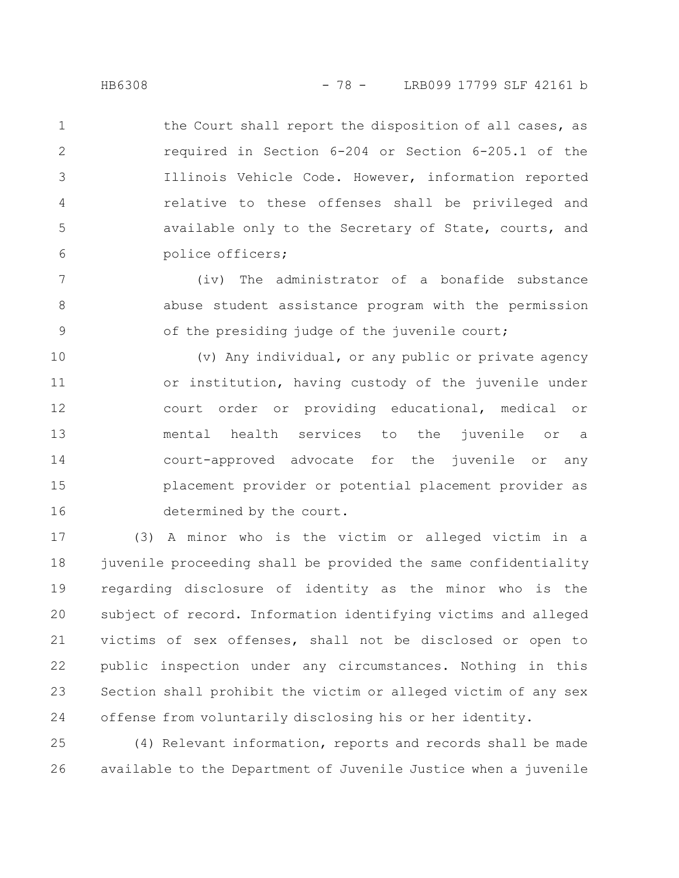the Court shall report the disposition of all cases, as required in Section 6-204 or Section 6-205.1 of the Illinois Vehicle Code. However, information reported relative to these offenses shall be privileged and available only to the Secretary of State, courts, and police officers;

(iv) The administrator of a bonafide substance abuse student assistance program with the permission of the presiding judge of the juvenile court;

(v) Any individual, or any public or private agency or institution, having custody of the juvenile under court order or providing educational, medical or mental health services to the juvenile or a court-approved advocate for the juvenile or any placement provider or potential placement provider as determined by the court.

(3) A minor who is the victim or alleged victim in a juvenile proceeding shall be provided the same confidentiality regarding disclosure of identity as the minor who is the subject of record. Information identifying victims and alleged victims of sex offenses, shall not be disclosed or open to public inspection under any circumstances. Nothing in this Section shall prohibit the victim or alleged victim of any sex offense from voluntarily disclosing his or her identity.

(4) Relevant information, reports and records shall be made available to the Department of Juvenile Justice when a juvenile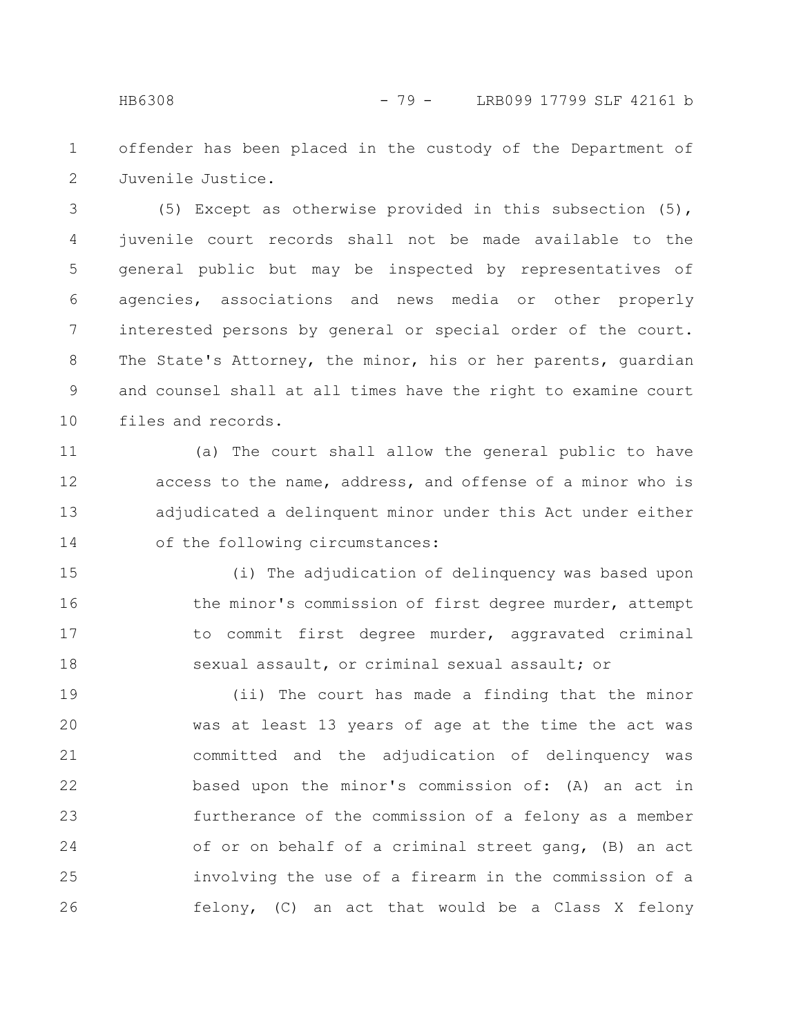offender has been placed in the custody of the Department of Juvenile Justice.

(5) Except as otherwise provided in this subsection (5), juvenile court records shall not be made available to the general public but may be inspected by representatives of agencies, associations and news media or other properly interested persons by general or special order of the court. The State's Attorney, the minor, his or her parents, guardian and counsel shall at all times have the right to examine court files and records.

(a) The court shall allow the general public to have access to the name, address, and offense of a minor who is adjudicated a delinquent minor under this Act under either of the following circumstances:

(i) The adjudication of delinquency was based upon the minor's commission of first degree murder, attempt to commit first degree murder, aggravated criminal sexual assault, or criminal sexual assault; or

(ii) The court has made a finding that the minor was at least 13 years of age at the time the act was committed and the adjudication of delinquency was based upon the minor's commission of: (A) an act in furtherance of the commission of a felony as a member of or on behalf of a criminal street gang, (B) an act involving the use of a firearm in the commission of a felony, (C) an act that would be a Class X felony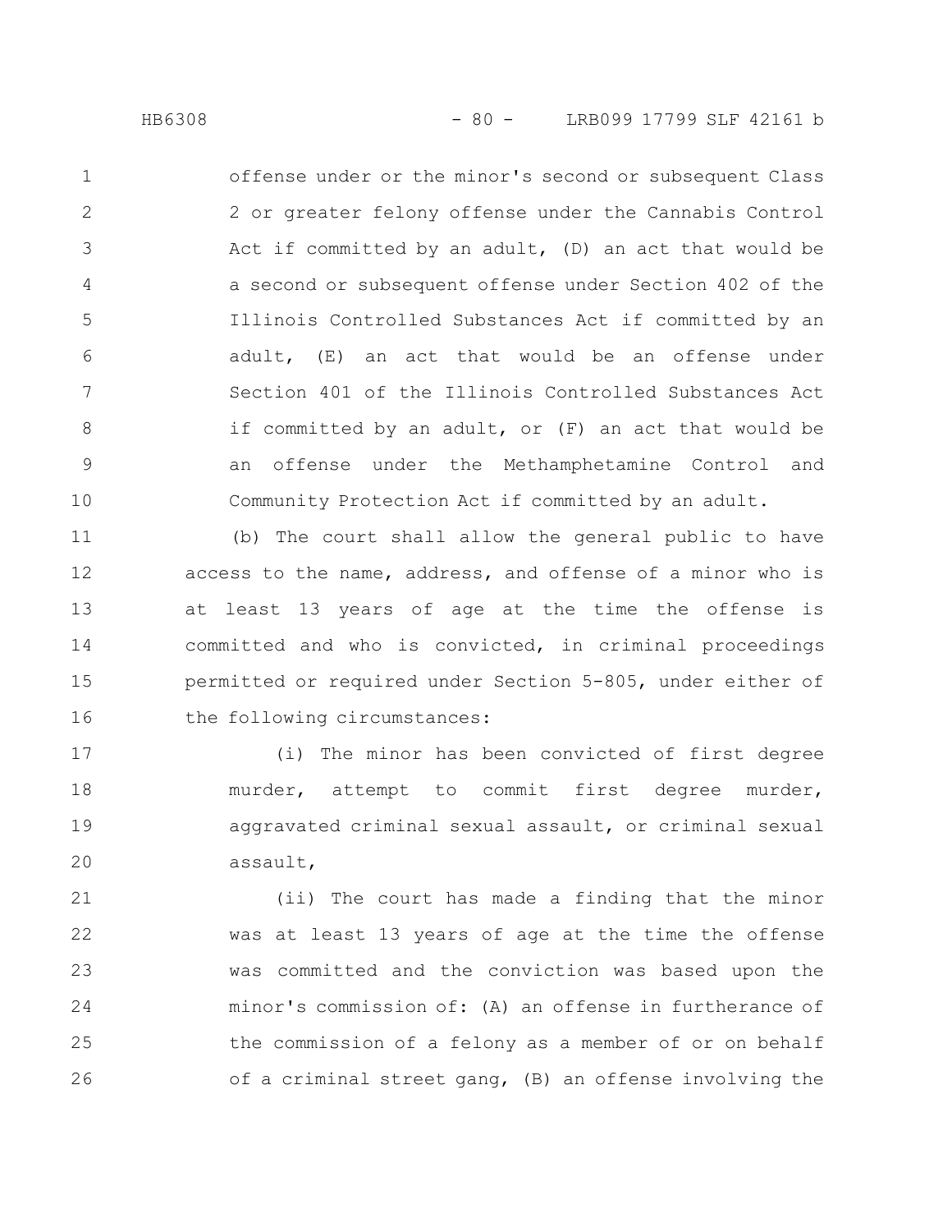offense under or the minor's second or subsequent Class 2 or greater felony offense under the Cannabis Control Act if committed by an adult, (D) an act that would be a second or subsequent offense under Section 402 of the Illinois Controlled Substances Act if committed by an adult, (E) an act that would be an offense under Section 401 of the Illinois Controlled Substances Act if committed by an adult, or (F) an act that would be an offense under the Methamphetamine Control and Community Protection Act if committed by an adult.

(b) The court shall allow the general public to have access to the name, address, and offense of a minor who is at least 13 years of age at the time the offense is committed and who is convicted, in criminal proceedings permitted or required under Section 5-805, under either of the following circumstances:

(i) The minor has been convicted of first degree murder, attempt to commit first degree murder, aggravated criminal sexual assault, or criminal sexual assault,

(ii) The court has made a finding that the minor was at least 13 years of age at the time the offense was committed and the conviction was based upon the minor's commission of: (A) an offense in furtherance of the commission of a felony as a member of or on behalf of a criminal street gang, (B) an offense involving the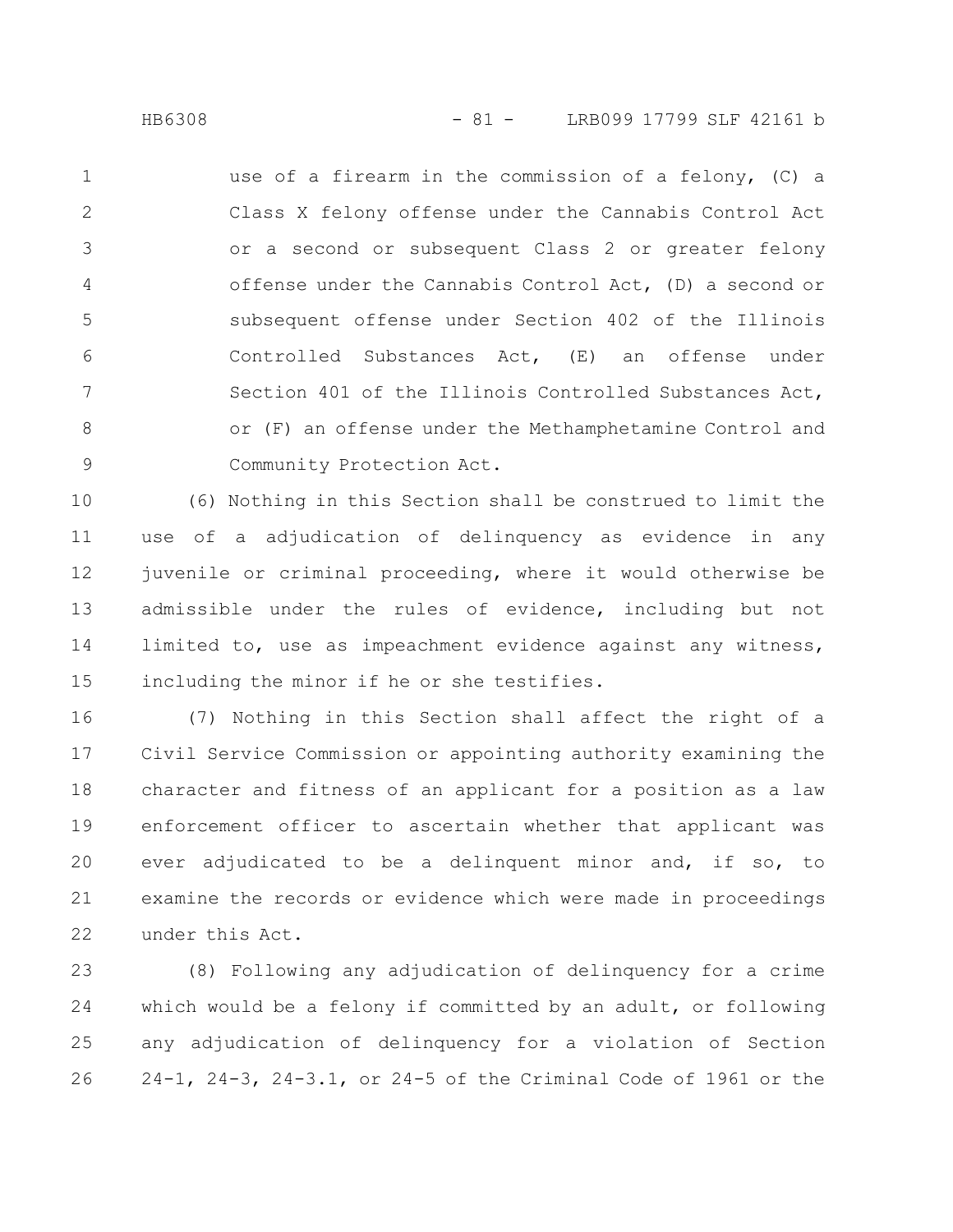use of a firearm in the commission of a felony, (C) a Class X felony offense under the Cannabis Control Act or a second or subsequent Class 2 or greater felony offense under the Cannabis Control Act, (D) a second or subsequent offense under Section 402 of the Illinois Controlled Substances Act, (E) an offense under Section 401 of the Illinois Controlled Substances Act, or (F) an offense under the Methamphetamine Control and Community Protection Act.

(6) Nothing in this Section shall be construed to limit the use of a adjudication of delinquency as evidence in any juvenile or criminal proceeding, where it would otherwise be admissible under the rules of evidence, including but not limited to, use as impeachment evidence against any witness, including the minor if he or she testifies.

(7) Nothing in this Section shall affect the right of a Civil Service Commission or appointing authority examining the character and fitness of an applicant for a position as a law enforcement officer to ascertain whether that applicant was ever adjudicated to be a delinquent minor and, if so, to examine the records or evidence which were made in proceedings under this Act.

(8) Following any adjudication of delinquency for a crime which would be a felony if committed by an adult, or following any adjudication of delinquency for a violation of Section 24-1, 24-3, 24-3.1, or 24-5 of the Criminal Code of 1961 or the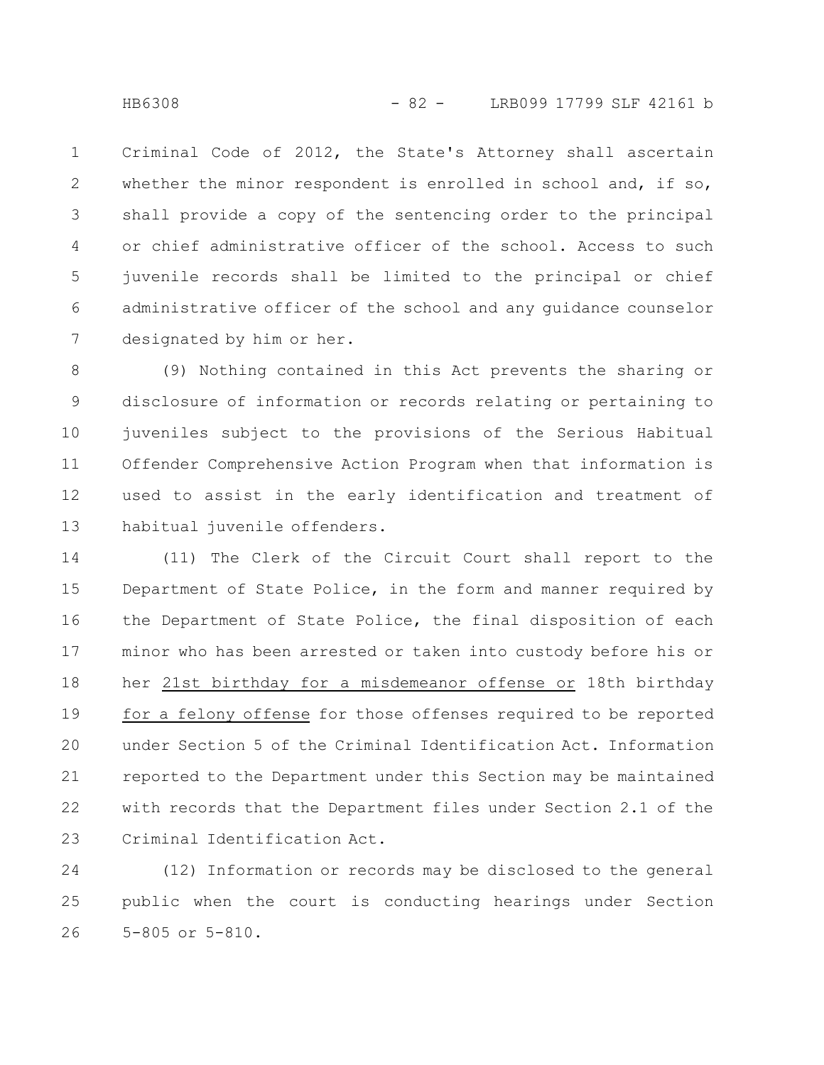Criminal Code of 2012, the State's Attorney shall ascertain whether the minor respondent is enrolled in school and, if so, shall provide a copy of the sentencing order to the principal or chief administrative officer of the school. Access to such juvenile records shall be limited to the principal or chief administrative officer of the school and any guidance counselor designated by him or her.

(9) Nothing contained in this Act prevents the sharing or disclosure of information or records relating or pertaining to juveniles subject to the provisions of the Serious Habitual Offender Comprehensive Action Program when that information is used to assist in the early identification and treatment of habitual juvenile offenders.

(11) The Clerk of the Circuit Court shall report to the Department of State Police, in the form and manner required by the Department of State Police, the final disposition of each minor who has been arrested or taken into custody before his or her <u>21st birthday for a misdemeanor offense or</u> 18th birthday <u>for a felony offense</u> for those offenses required to be reported under Section 5 of the Criminal Identification Act. Information reported to the Department under this Section may be maintained with records that the Department files under Section 2.1 of the Criminal Identification Act.

(12) Information or records may be disclosed to the general public when the court is conducting hearings under Section 5-805 or 5-810.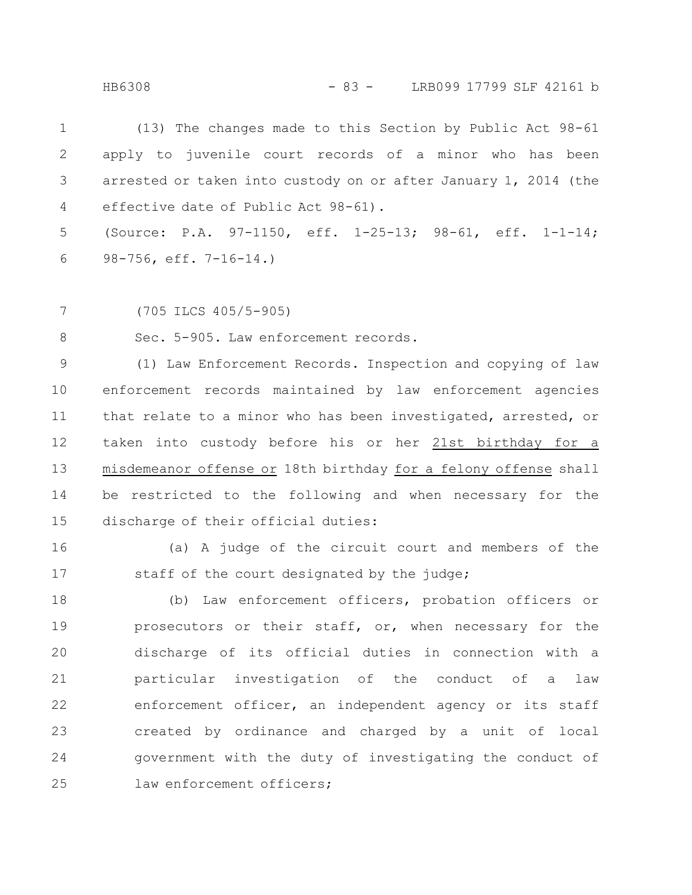(13) The changes made to this Section by Public Act 98-61 apply to juvenile court records of a minor who has been arrested or taken into custody on or after January 1, 2014 (the effective date of Public Act 98-61).

(Source: P.A. 97-1150, eff. 1-25-13; 98-61, eff. 1-1-14; 98-756, eff. 7-16-14.)

(705 ILCS 405/5-905)

Sec. 5-905. Law enforcement records.

(1) Law Enforcement Records. Inspection and copying of law enforcement records maintained by law enforcement agencies that relate to a minor who has been investigated, arrested, or taken into custody before his or her 21st birthday for a misdemeanor offense or 18th birthday for a felony offense shall be restricted to the following and when necessary for the discharge of their official duties:

(a) A judge of the circuit court and members of the staff of the court designated by the judge;

(b) Law enforcement officers, probation officers or prosecutors or their staff, or, when necessary for the discharge of its official duties in connection with a particular investigation of the conduct of a law enforcement officer, an independent agency or its staff created by ordinance and charged by a unit of local government with the duty of investigating the conduct of law enforcement officers;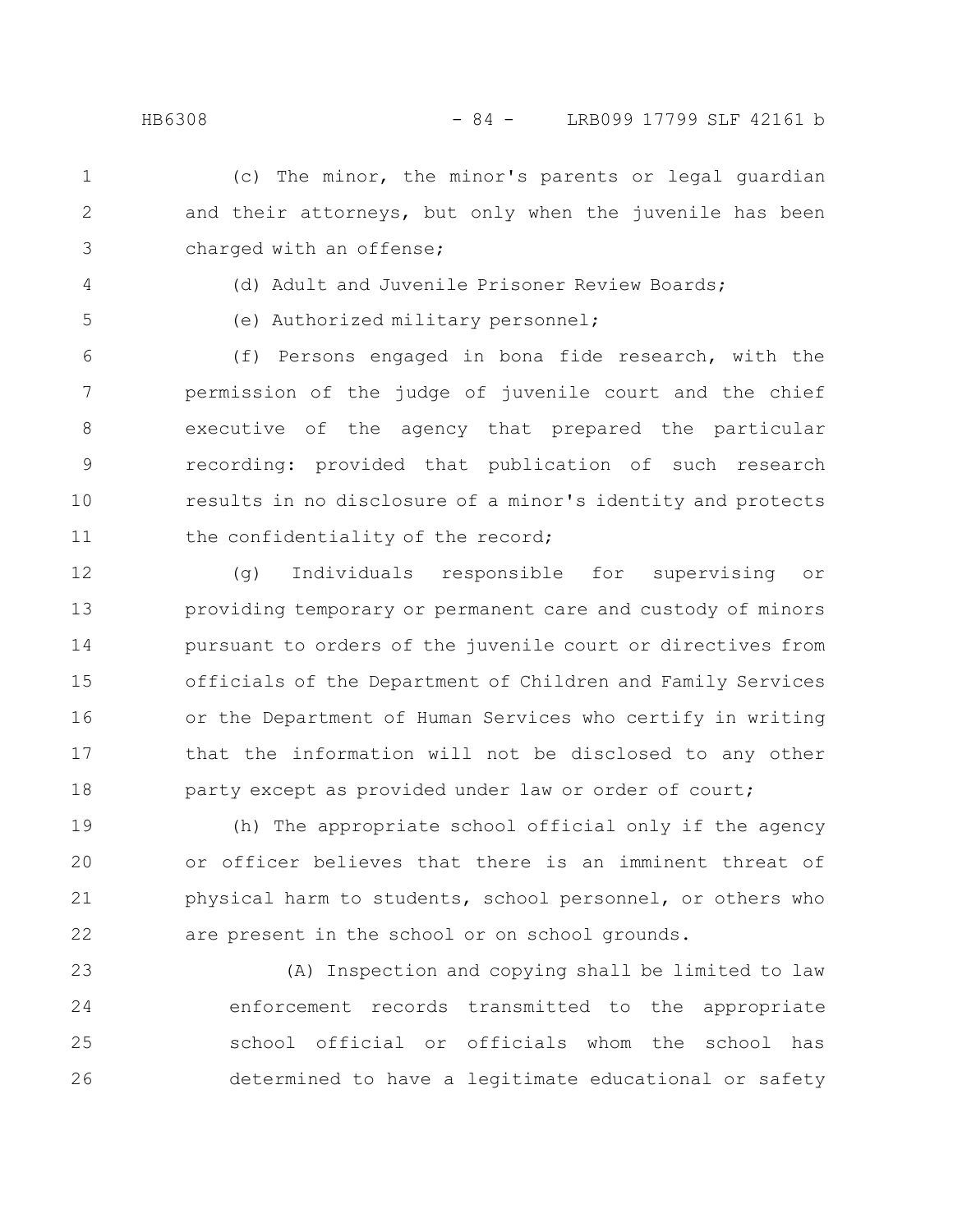(c) The minor, the minor's parents or legal guardian and their attorneys, but only when the juvenile has been charged with an offense;

(d) Adult and Juvenile Prisoner Review Boards;

(e) Authorized military personnel;

(f) Persons engaged in bona fide research, with the permission of the judge of juvenile court and the chief executive of the agency that prepared the particular recording: provided that publication of such research results in no disclosure of a minor's identity and protects the confidentiality of the record;

(g) Individuals responsible for supervising or providing temporary or permanent care and custody of minors pursuant to orders of the juvenile court or directives from officials of the Department of Children and Family Services or the Department of Human Services who certify in writing that the information will not be disclosed to any other party except as provided under law or order of court;

(h) The appropriate school official only if the agency or officer believes that there is an imminent threat of physical harm to students, school personnel, or others who are present in the school or on school grounds.

(A) Inspection and copying shall be limited to law enforcement records transmitted to the appropriate school official or officials whom the school has determined to have a legitimate educational or safety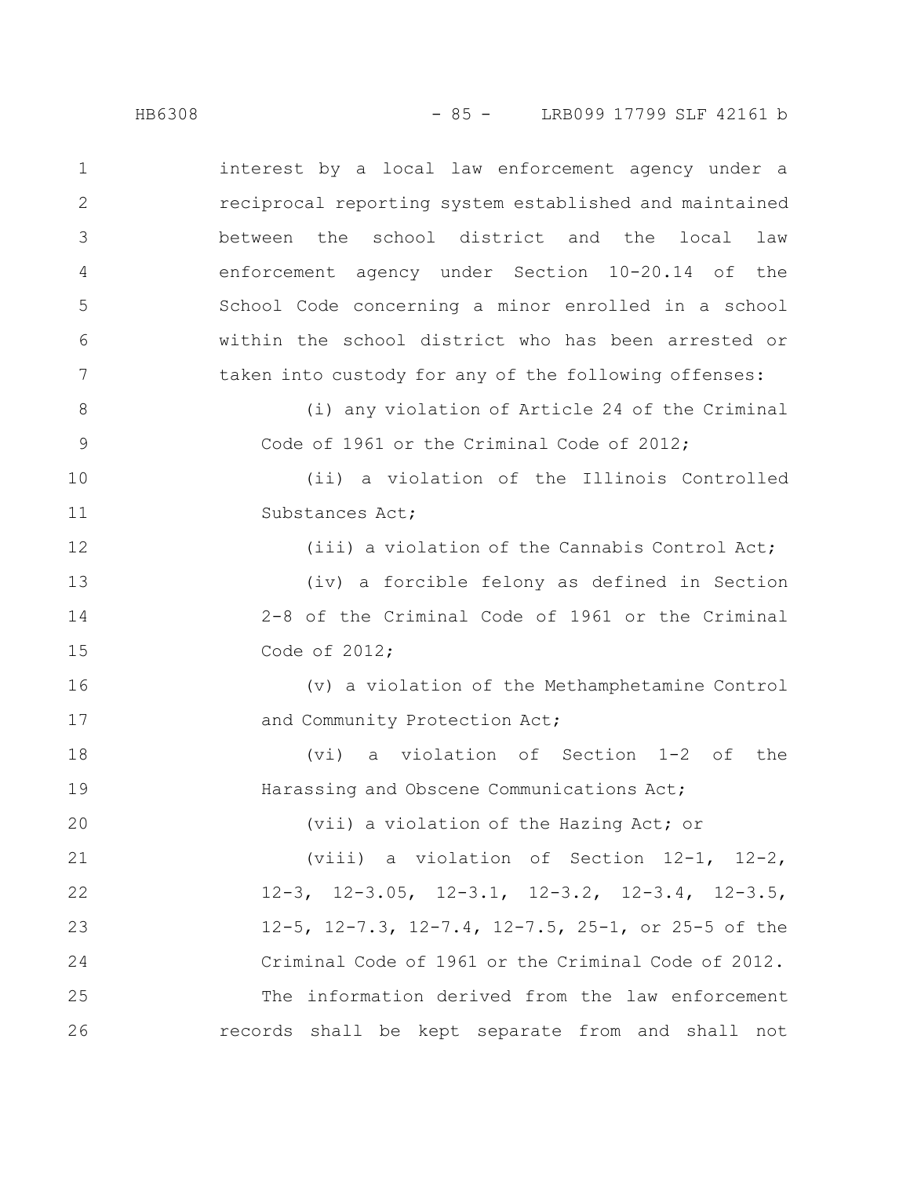interest by a local law enforcement agency under a reciprocal reporting system established and maintained between the school district and the local law enforcement agency under Section 10-20.14 of the School Code concerning a minor enrolled in a school within the school district who has been arrested or taken into custody for any of the following offenses:

(i) any violation of Article 24 of the Criminal Code of 1961 or the Criminal Code of 2012;

(ii) a violation of the Illinois Controlled Substances Act;

(iii) a violation of the Cannabis Control Act;

(iv) a forcible felony as defined in Section 2-8 of the Criminal Code of 1961 or the Criminal Code of 2012;

(v) a violation of the Methamphetamine Control and Community Protection Act;

(vi) a violation of Section 1-2 of the Harassing and Obscene Communications Act;

(vii) a violation of the Hazing Act; or

(viii) a violation of Section 12-1, 12-2, 12-3, 12-3.05, 12-3.1, 12-3.2, 12-3.4, 12-3.5, 12-5, 12-7.3, 12-7.4, 12-7.5, 25-1, or 25-5 of the Criminal Code of 1961 or the Criminal Code of 2012.

The information derived from the law enforcement records shall be kept separate from and shall not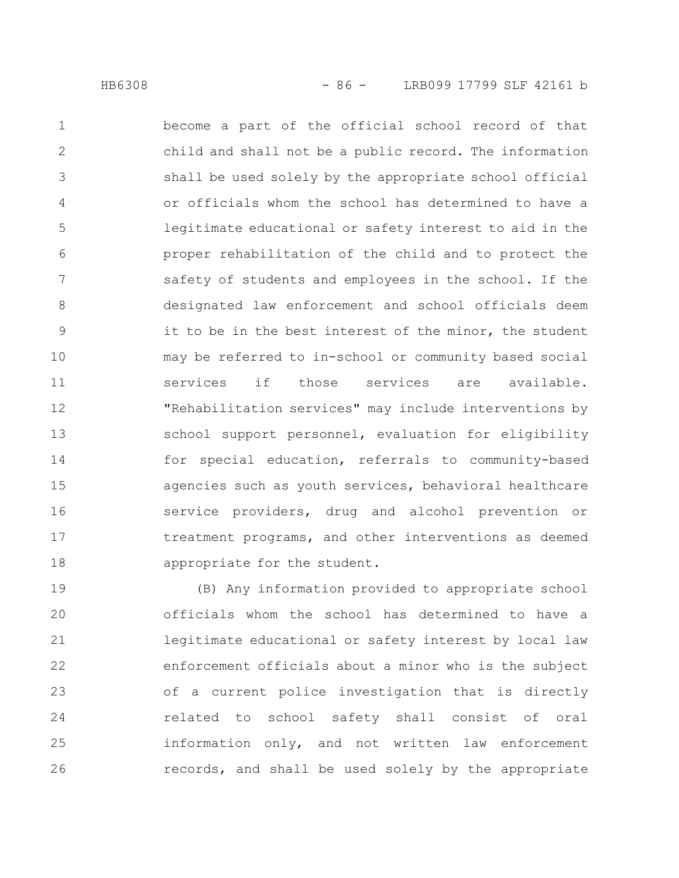become a part of the official school record of that child and shall not be a public record. The information shall be used solely by the appropriate school official or officials whom the school has determined to have a legitimate educational or safety interest to aid in the proper rehabilitation of the child and to protect the safety of students and employees in the school. If the designated law enforcement and school officials deem it to be in the best interest of the minor, the student may be referred to in-school or community based social services if those services are available. "Rehabilitation services" may include interventions by school support personnel, evaluation for eligibility for special education, referrals to community-based agencies such as youth services, behavioral healthcare service providers, drug and alcohol prevention or treatment programs, and other interventions as deemed appropriate for the student.

(B) Any information provided to appropriate school officials whom the school has determined to have a legitimate educational or safety interest by local law enforcement officials about a minor who is the subject of a current police investigation that is directly related to school safety shall consist of oral information only, and not written law enforcement records, and shall be used solely by the appropriate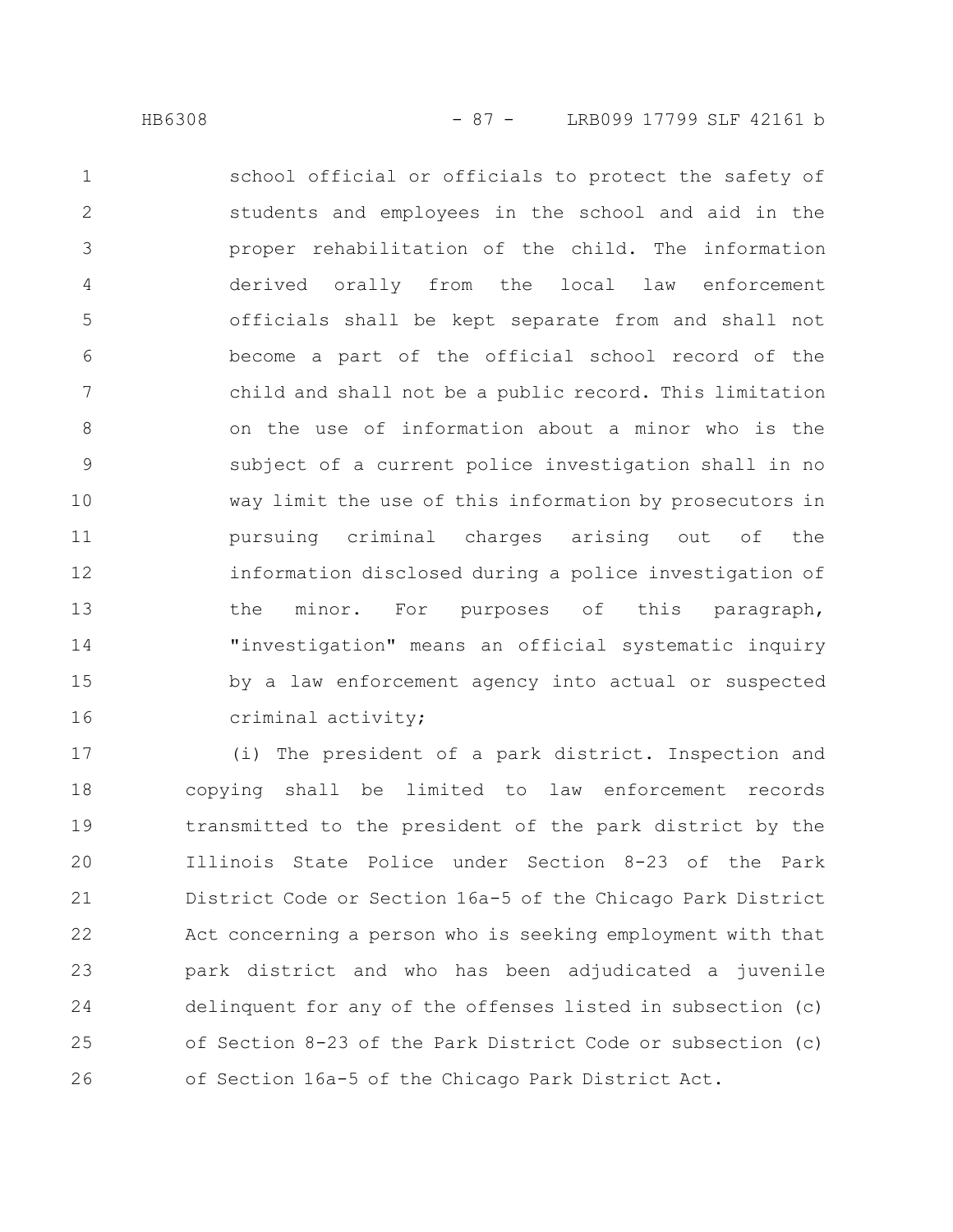school official or officials to protect the safety of students and employees in the school and aid in the proper rehabilitation of the child. The information derived orally from the local law enforcement officials shall be kept separate from and shall not become a part of the official school record of the child and shall not be a public record. This limitation on the use of information about a minor who is the subject of a current police investigation shall in no way limit the use of this information by prosecutors in pursuing criminal charges arising out of the information disclosed during a police investigation of the minor. For purposes of this paragraph, "investigation" means an official systematic inquiry by a law enforcement agency into actual or suspected criminal activity;

(i) The president of a park district. Inspection and copying shall be limited to law enforcement records transmitted to the president of the park district by the Illinois State Police under Section 8-23 of the Park District Code or Section 16a-5 of the Chicago Park District Act concerning a person who is seeking employment with that park district and who has been adjudicated a juvenile delinquent for any of the offenses listed in subsection (c) of Section 8-23 of the Park District Code or subsection (c) of Section 16a-5 of the Chicago Park District Act.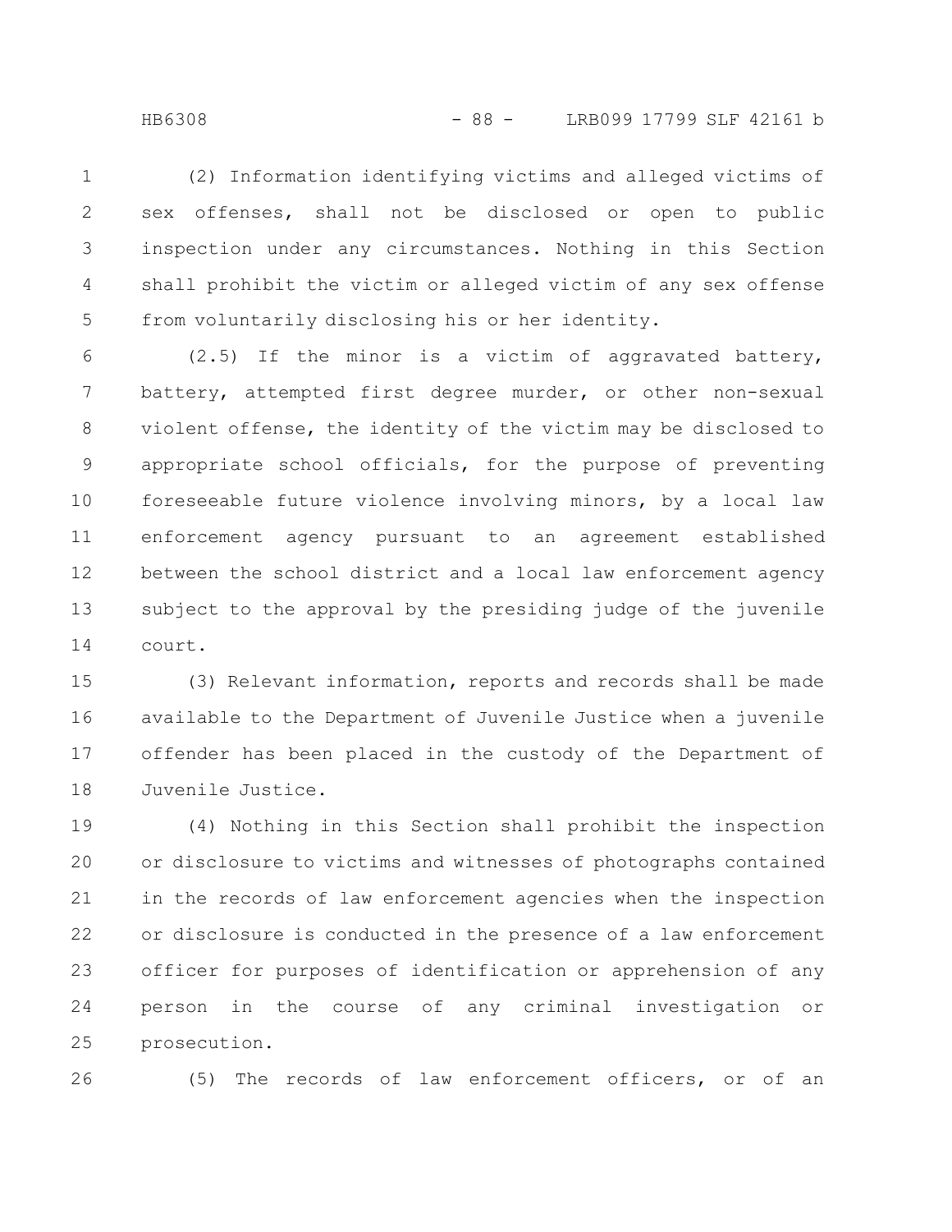(2) Information identifying victims and alleged victims of sex offenses, shall not be disclosed or open to public inspection under any circumstances. Nothing in this Section shall prohibit the victim or alleged victim of any sex offense from voluntarily disclosing his or her identity.

(2.5) If the minor is a victim of aggravated battery, battery, attempted first degree murder, or other non-sexual violent offense, the identity of the victim may be disclosed to appropriate school officials, for the purpose of preventing foreseeable future violence involving minors, by a local law enforcement agency pursuant to an agreement established between the school district and a local law enforcement agency subject to the approval by the presiding judge of the juvenile court.

(3) Relevant information, reports and records shall be made available to the Department of Juvenile Justice when a juvenile offender has been placed in the custody of the Department of Juvenile Justice.

(4) Nothing in this Section shall prohibit the inspection or disclosure to victims and witnesses of photographs contained in the records of law enforcement agencies when the inspection or disclosure is conducted in the presence of a law enforcement officer for purposes of identification or apprehension of any person in the course of any criminal investigation or prosecution.

(5) The records of law enforcement officers, or of an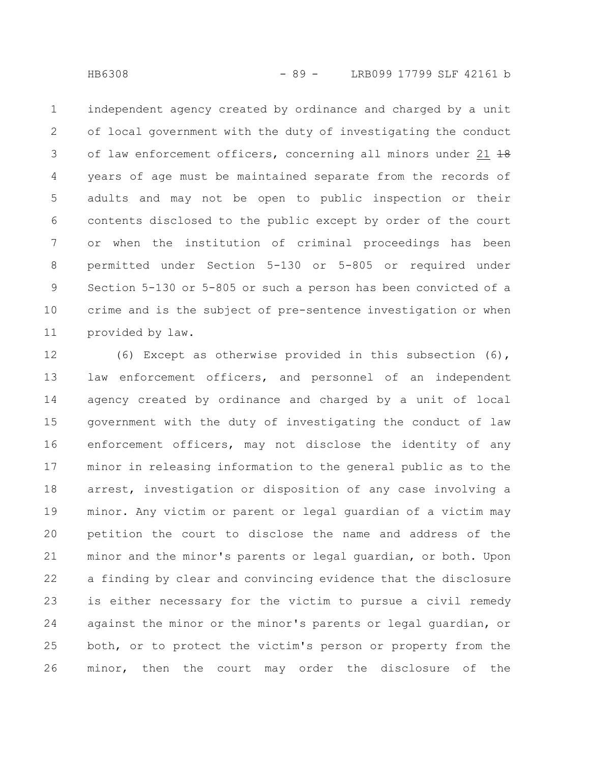independent agency created by ordinance and charged by a unit of local government with the duty of investigating the conduct of law enforcement officers, concerning all minors under 21 ~~18~~ years of age must be maintained separate from the records of adults and may not be open to public inspection or their contents disclosed to the public except by order of the court or when the institution of criminal proceedings has been permitted under Section 5-130 or 5-805 or required under Section 5-130 or 5-805 or such a person has been convicted of a crime and is the subject of pre-sentence investigation or when provided by law.

(6) Except as otherwise provided in this subsection (6), law enforcement officers, and personnel of an independent agency created by ordinance and charged by a unit of local government with the duty of investigating the conduct of law enforcement officers, may not disclose the identity of any minor in releasing information to the general public as to the arrest, investigation or disposition of any case involving a minor. Any victim or parent or legal guardian of a victim may petition the court to disclose the name and address of the minor and the minor's parents or legal guardian, or both. Upon a finding by clear and convincing evidence that the disclosure is either necessary for the victim to pursue a civil remedy against the minor or the minor's parents or legal guardian, or both, or to protect the victim's person or property from the minor, then the court may order the disclosure of the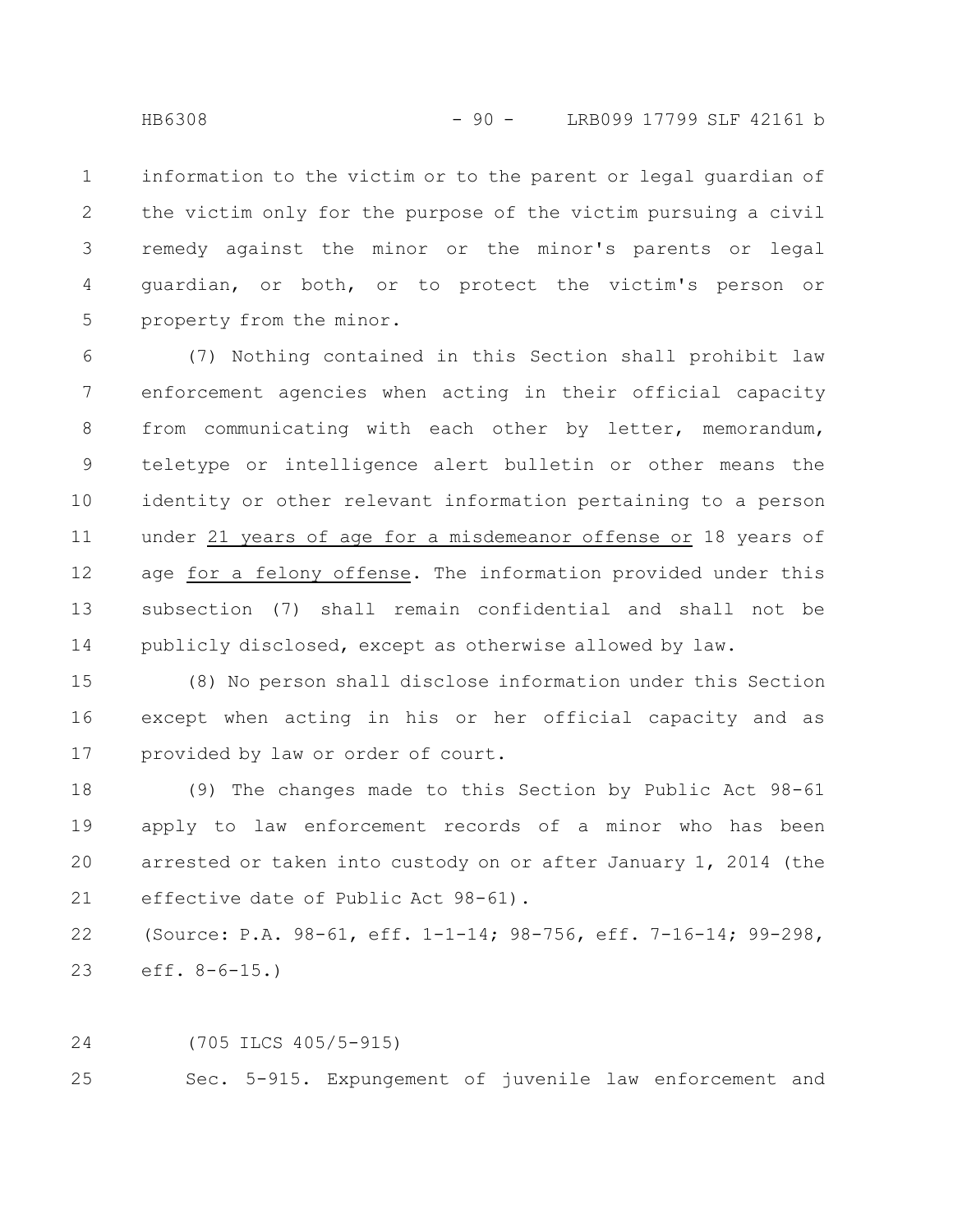information to the victim or to the parent or legal guardian of the victim only for the purpose of the victim pursuing a civil remedy against the minor or the minor's parents or legal guardian, or both, or to protect the victim's person or property from the minor.

(7) Nothing contained in this Section shall prohibit law enforcement agencies when acting in their official capacity from communicating with each other by letter, memorandum, teletype or intelligence alert bulletin or other means the identity or other relevant information pertaining to a person under 21 years of age for a misdemeanor offense or 18 years of age for a felony offense. The information provided under this subsection (7) shall remain confidential and shall not be publicly disclosed, except as otherwise allowed by law.

(8) No person shall disclose information under this Section except when acting in his or her official capacity and as provided by law or order of court.

(9) The changes made to this Section by Public Act 98-61 apply to law enforcement records of a minor who has been arrested or taken into custody on or after January 1, 2014 (the effective date of Public Act 98-61).

(Source: P.A. 98-61, eff. 1-1-14; 98-756, eff. 7-16-14; 99-298, eff. 8-6-15.)

(705 ILCS 405/5-915)

Sec. 5-915. Expungement of juvenile law enforcement and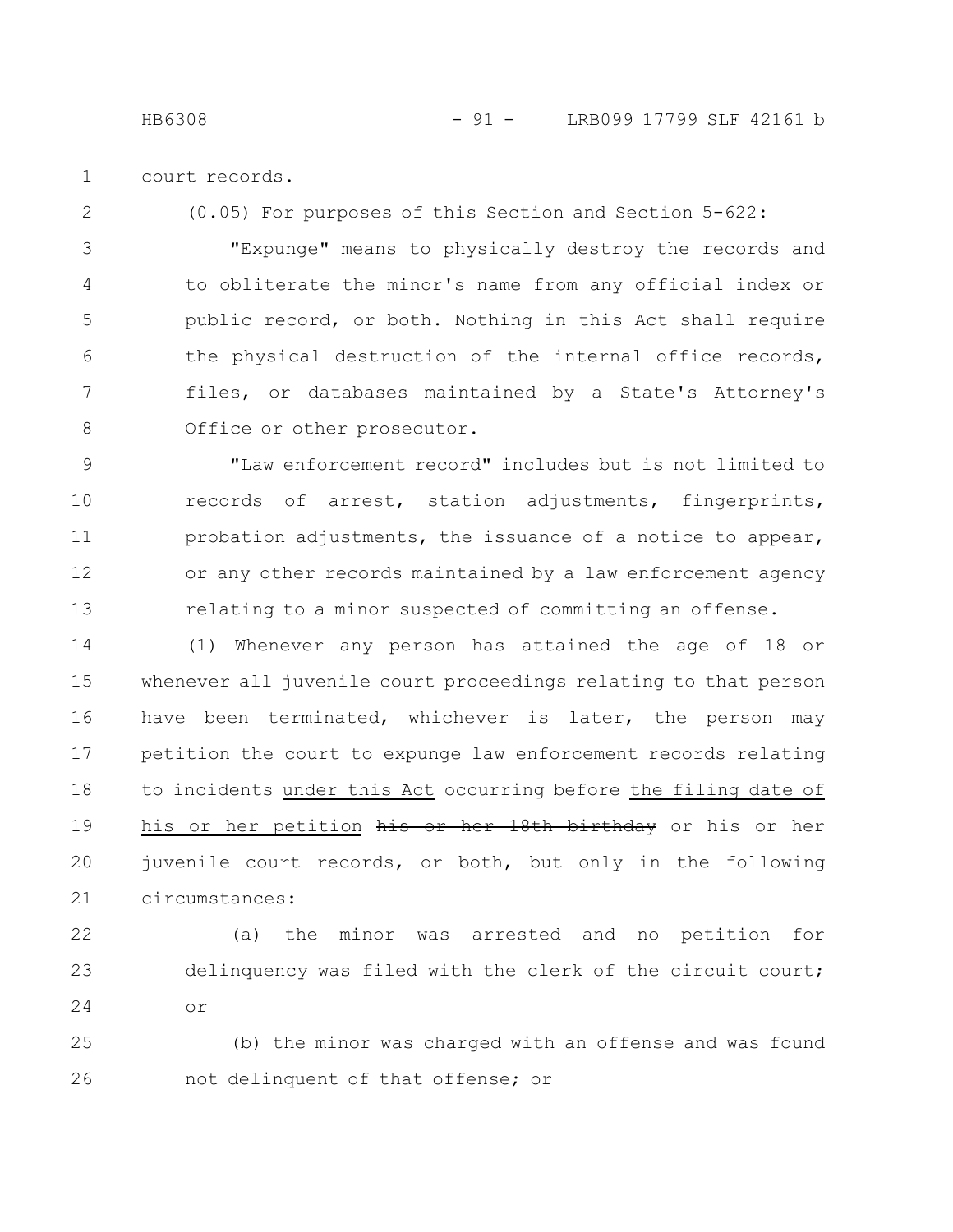court records.

(0.05) For purposes of this Section and Section 5-622:

"Expunge" means to physically destroy the records and to obliterate the minor's name from any official index or public record, or both. Nothing in this Act shall require the physical destruction of the internal office records, files, or databases maintained by a State's Attorney's Office or other prosecutor.

"Law enforcement record" includes but is not limited to records of arrest, station adjustments, fingerprints, probation adjustments, the issuance of a notice to appear, or any other records maintained by a law enforcement agency relating to a minor suspected of committing an offense.

(1) Whenever any person has attained the age of 18 or whenever all juvenile court proceedings relating to that person have been terminated, whichever is later, the person may petition the court to expunge law enforcement records relating to incidents <u>under this Act</u> occurring before <u>the filing date of his or her petition</u> ~~his or her 18th birthday~~ or his or her juvenile court records, or both, but only in the following circumstances:

(a) the minor was arrested and no petition for delinquency was filed with the clerk of the circuit court; or

(b) the minor was charged with an offense and was found not delinquent of that offense; or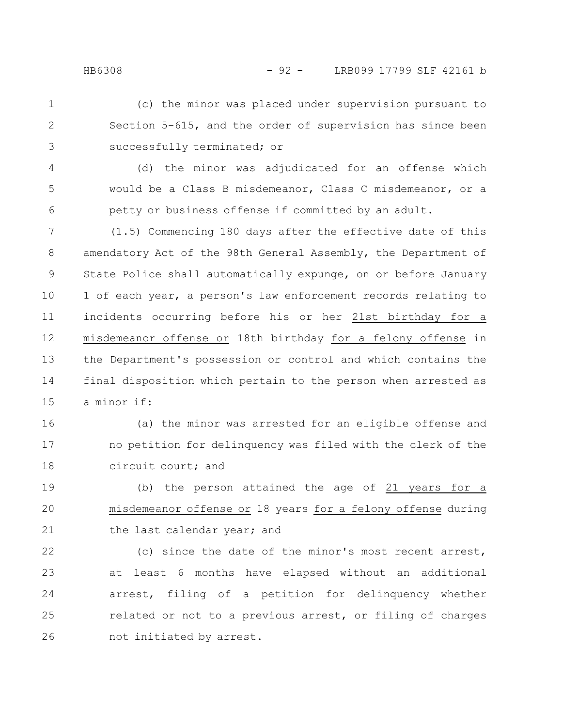(c) the minor was placed under supervision pursuant to Section 5-615, and the order of supervision has since been successfully terminated; or

(d) the minor was adjudicated for an offense which would be a Class B misdemeanor, Class C misdemeanor, or a petty or business offense if committed by an adult.

(1.5) Commencing 180 days after the effective date of this amendatory Act of the 98th General Assembly, the Department of State Police shall automatically expunge, on or before January 1 of each year, a person's law enforcement records relating to incidents occurring before his or her 21st birthday for a misdemeanor offense or 18th birthday for a felony offense in the Department's possession or control and which contains the final disposition which pertain to the person when arrested as a minor if:

(a) the minor was arrested for an eligible offense and no petition for delinquency was filed with the clerk of the circuit court; and

(b) the person attained the age of 21 years for a misdemeanor offense or 18 years for a felony offense during the last calendar year; and

(c) since the date of the minor's most recent arrest, at least 6 months have elapsed without an additional arrest, filing of a petition for delinquency whether related or not to a previous arrest, or filing of charges not initiated by arrest.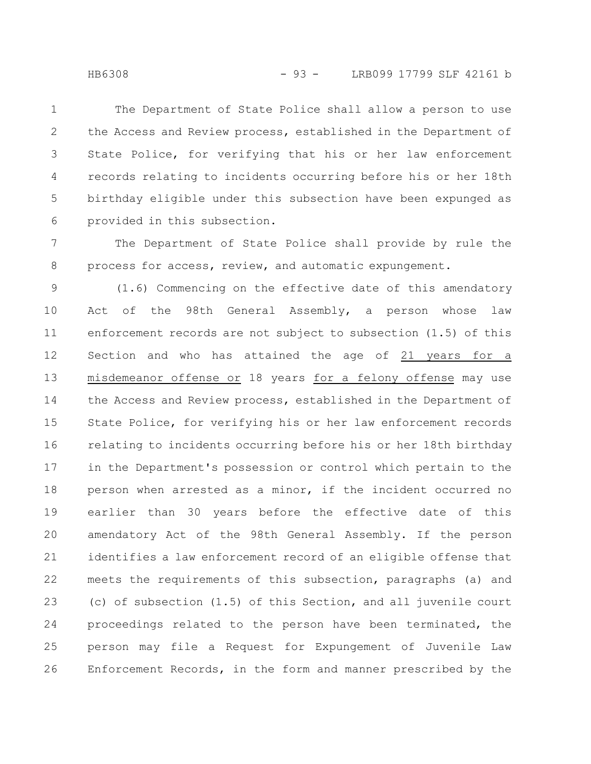The Department of State Police shall allow a person to use the Access and Review process, established in the Department of State Police, for verifying that his or her law enforcement records relating to incidents occurring before his or her 18th birthday eligible under this subsection have been expunged as provided in this subsection.

The Department of State Police shall provide by rule the process for access, review, and automatic expungement.

(1.6) Commencing on the effective date of this amendatory Act of the 98th General Assembly, a person whose law enforcement records are not subject to subsection (1.5) of this Section and who has attained the age of <u>21 years for a misdemeanor offense or</u> 18 years <u>for a felony offense</u> may use the Access and Review process, established in the Department of State Police, for verifying his or her law enforcement records relating to incidents occurring before his or her 18th birthday in the Department's possession or control which pertain to the person when arrested as a minor, if the incident occurred no earlier than 30 years before the effective date of this amendatory Act of the 98th General Assembly. If the person identifies a law enforcement record of an eligible offense that meets the requirements of this subsection, paragraphs (a) and (c) of subsection (1.5) of this Section, and all juvenile court proceedings related to the person have been terminated, the person may file a Request for Expungement of Juvenile Law Enforcement Records, in the form and manner prescribed by the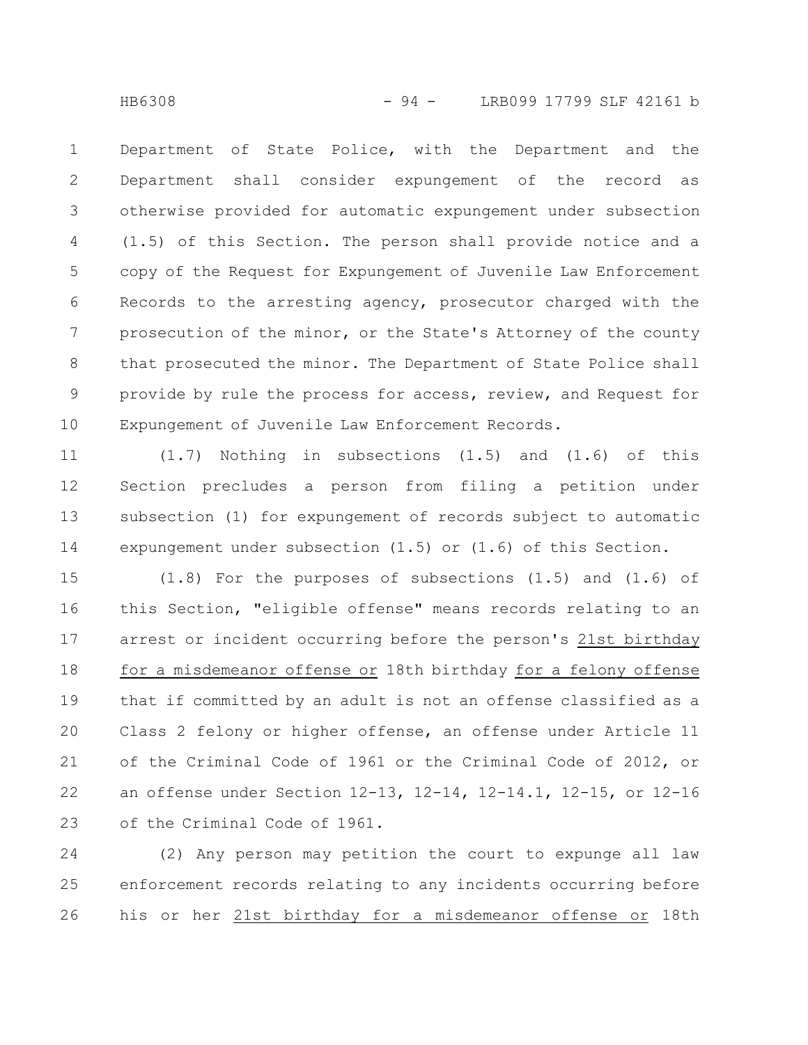Department of State Police, with the Department and the Department shall consider expungement of the record as otherwise provided for automatic expungement under subsection (1.5) of this Section. The person shall provide notice and a copy of the Request for Expungement of Juvenile Law Enforcement Records to the arresting agency, prosecutor charged with the prosecution of the minor, or the State's Attorney of the county that prosecuted the minor. The Department of State Police shall provide by rule the process for access, review, and Request for Expungement of Juvenile Law Enforcement Records.

(1.7) Nothing in subsections (1.5) and (1.6) of this Section precludes a person from filing a petition under subsection (1) for expungement of records subject to automatic expungement under subsection (1.5) or (1.6) of this Section.

(1.8) For the purposes of subsections (1.5) and (1.6) of this Section, "eligible offense" means records relating to an arrest or incident occurring before the person's 21st birthday for a misdemeanor offense or 18th birthday for a felony offense that if committed by an adult is not an offense classified as a Class 2 felony or higher offense, an offense under Article 11 of the Criminal Code of 1961 or the Criminal Code of 2012, or an offense under Section 12-13, 12-14, 12-14.1, 12-15, or 12-16 of the Criminal Code of 1961.

(2) Any person may petition the court to expunge all law enforcement records relating to any incidents occurring before his or her 21st birthday for a misdemeanor offense or 18th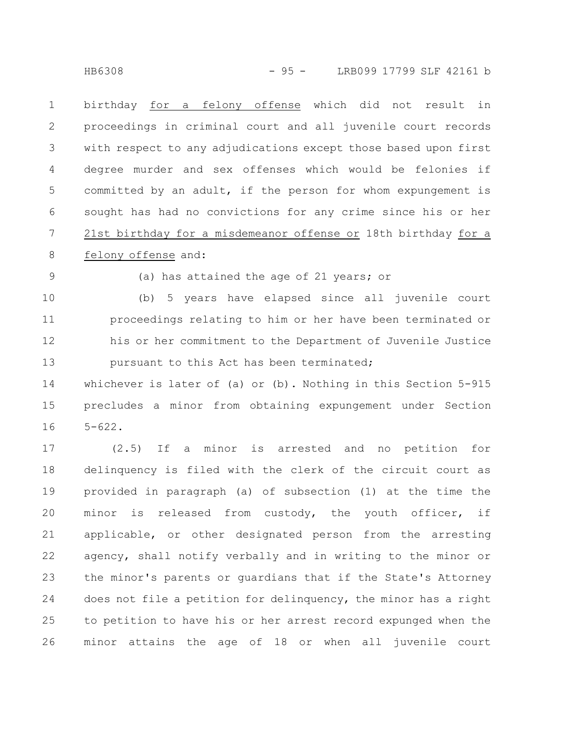birthday for a felony offense which did not result in proceedings in criminal court and all juvenile court records with respect to any adjudications except those based upon first degree murder and sex offenses which would be felonies if committed by an adult, if the person for whom expungement is sought has had no convictions for any crime since his or her 21st birthday for a misdemeanor offense or 18th birthday for a felony offense and:

(a) has attained the age of 21 years; or

(b) 5 years have elapsed since all juvenile court proceedings relating to him or her have been terminated or his or her commitment to the Department of Juvenile Justice pursuant to this Act has been terminated;

whichever is later of (a) or (b). Nothing in this Section 5-915 precludes a minor from obtaining expungement under Section 5-622.

(2.5) If a minor is arrested and no petition for delinquency is filed with the clerk of the circuit court as provided in paragraph (a) of subsection (1) at the time the minor is released from custody, the youth officer, if applicable, or other designated person from the arresting agency, shall notify verbally and in writing to the minor or the minor's parents or guardians that if the State's Attorney does not file a petition for delinquency, the minor has a right to petition to have his or her arrest record expunged when the minor attains the age of 18 or when all juvenile court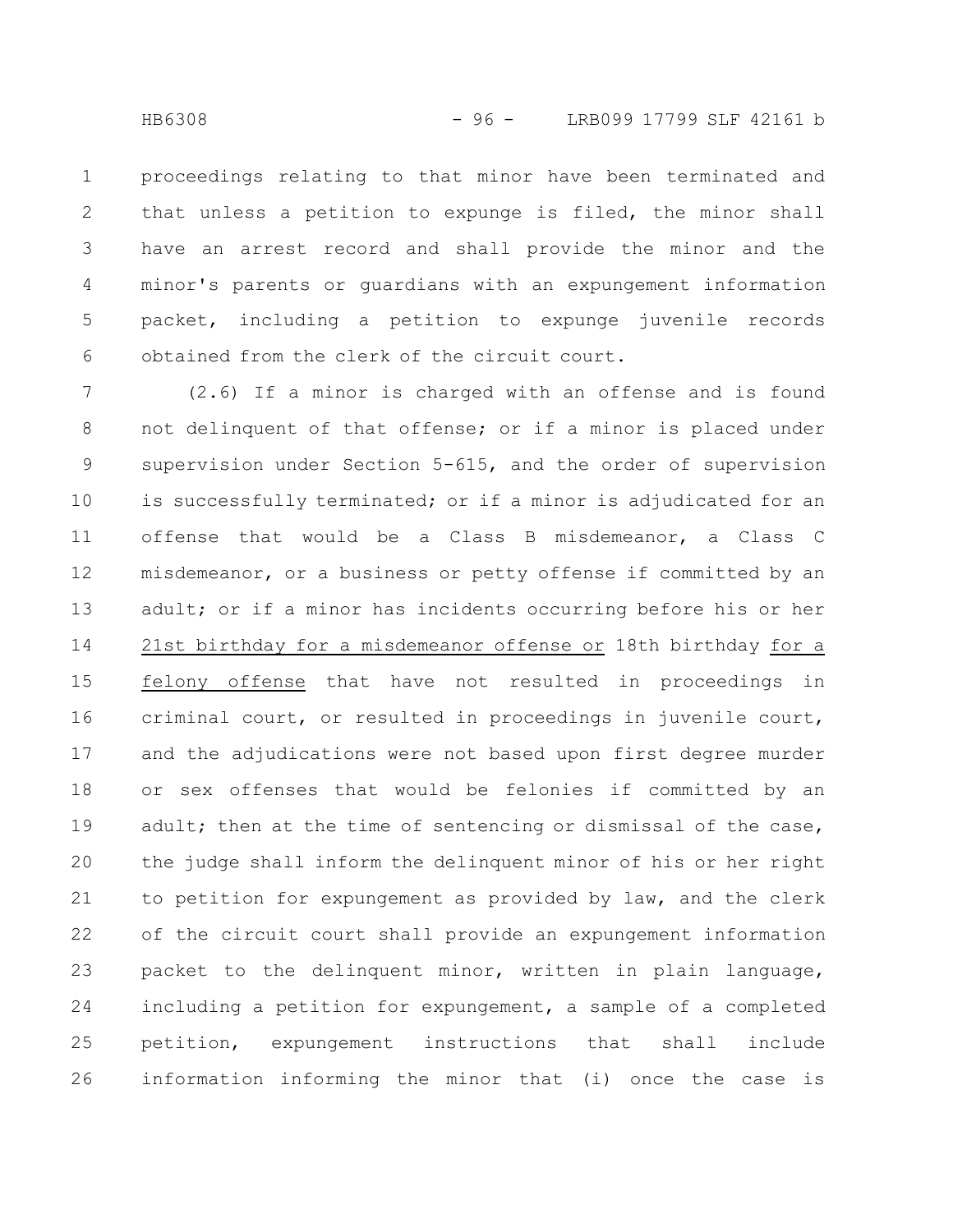proceedings relating to that minor have been terminated and that unless a petition to expunge is filed, the minor shall have an arrest record and shall provide the minor and the minor's parents or guardians with an expungement information packet, including a petition to expunge juvenile records obtained from the clerk of the circuit court.

(2.6) If a minor is charged with an offense and is found not delinquent of that offense; or if a minor is placed under supervision under Section 5-615, and the order of supervision is successfully terminated; or if a minor is adjudicated for an offense that would be a Class B misdemeanor, a Class C misdemeanor, or a business or petty offense if committed by an adult; or if a minor has incidents occurring before his or her 21st birthday for a misdemeanor offense or 18th birthday for a felony offense that have not resulted in proceedings in criminal court, or resulted in proceedings in juvenile court, and the adjudications were not based upon first degree murder or sex offenses that would be felonies if committed by an adult; then at the time of sentencing or dismissal of the case, the judge shall inform the delinquent minor of his or her right to petition for expungement as provided by law, and the clerk of the circuit court shall provide an expungement information packet to the delinquent minor, written in plain language, including a petition for expungement, a sample of a completed petition, expungement instructions that shall include information informing the minor that (i) once the case is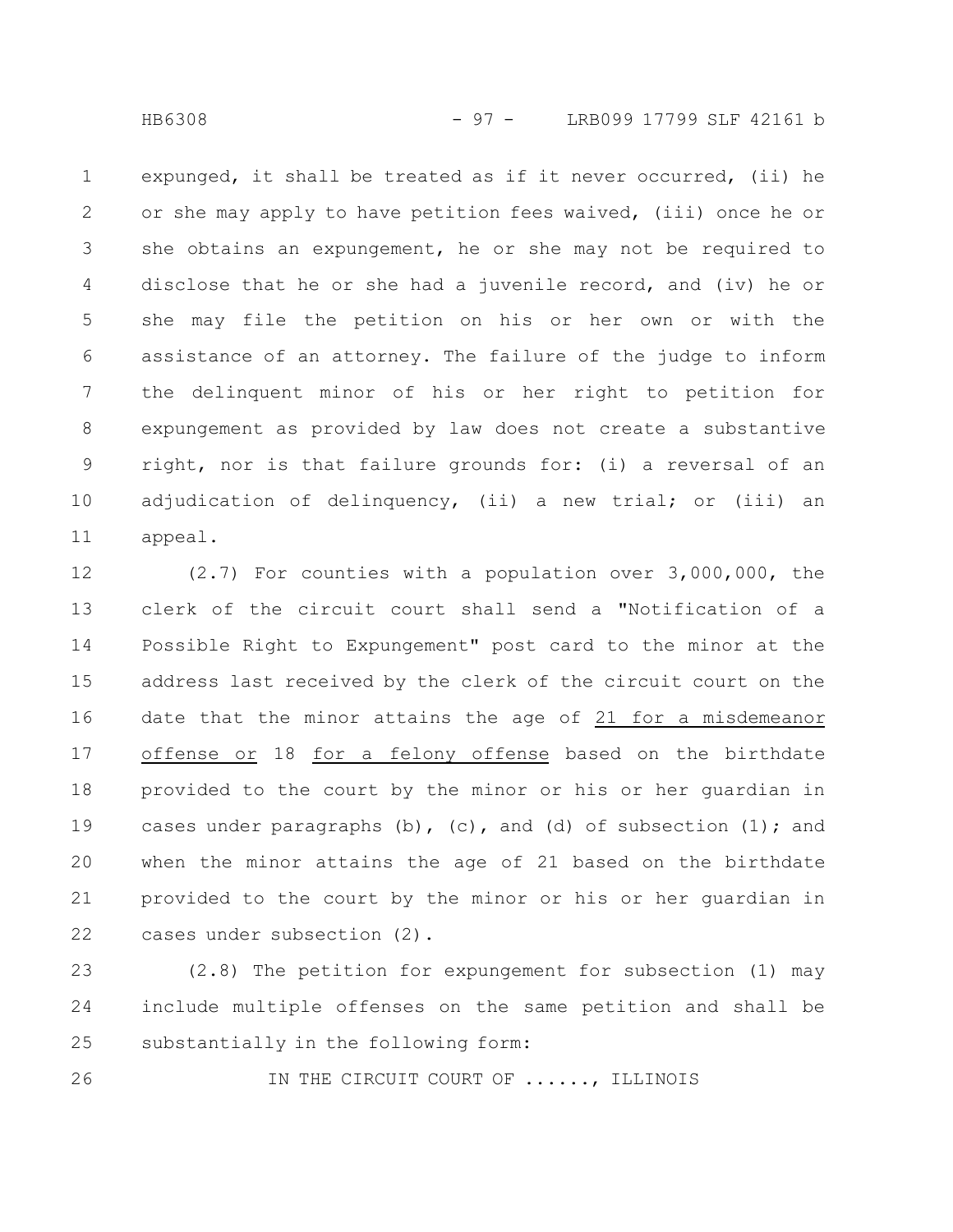expunged, it shall be treated as if it never occurred, (ii) he or she may apply to have petition fees waived, (iii) once he or she obtains an expungement, he or she may not be required to disclose that he or she had a juvenile record, and (iv) he or she may file the petition on his or her own or with the assistance of an attorney. The failure of the judge to inform the delinquent minor of his or her right to petition for expungement as provided by law does not create a substantive right, nor is that failure grounds for: (i) a reversal of an adjudication of delinquency, (ii) a new trial; or (iii) an appeal.

(2.7) For counties with a population over 3,000,000, the clerk of the circuit court shall send a "Notification of a Possible Right to Expungement" post card to the minor at the address last received by the clerk of the circuit court on the date that the minor attains the age of 21 for a misdemeanor offense or 18 for a felony offense based on the birthdate provided to the court by the minor or his or her guardian in cases under paragraphs (b), (c), and (d) of subsection (1); and when the minor attains the age of 21 based on the birthdate provided to the court by the minor or his or her guardian in cases under subsection (2).

(2.8) The petition for expungement for subsection (1) may include multiple offenses on the same petition and shall be substantially in the following form:

IN THE CIRCUIT COURT OF ......, ILLINOIS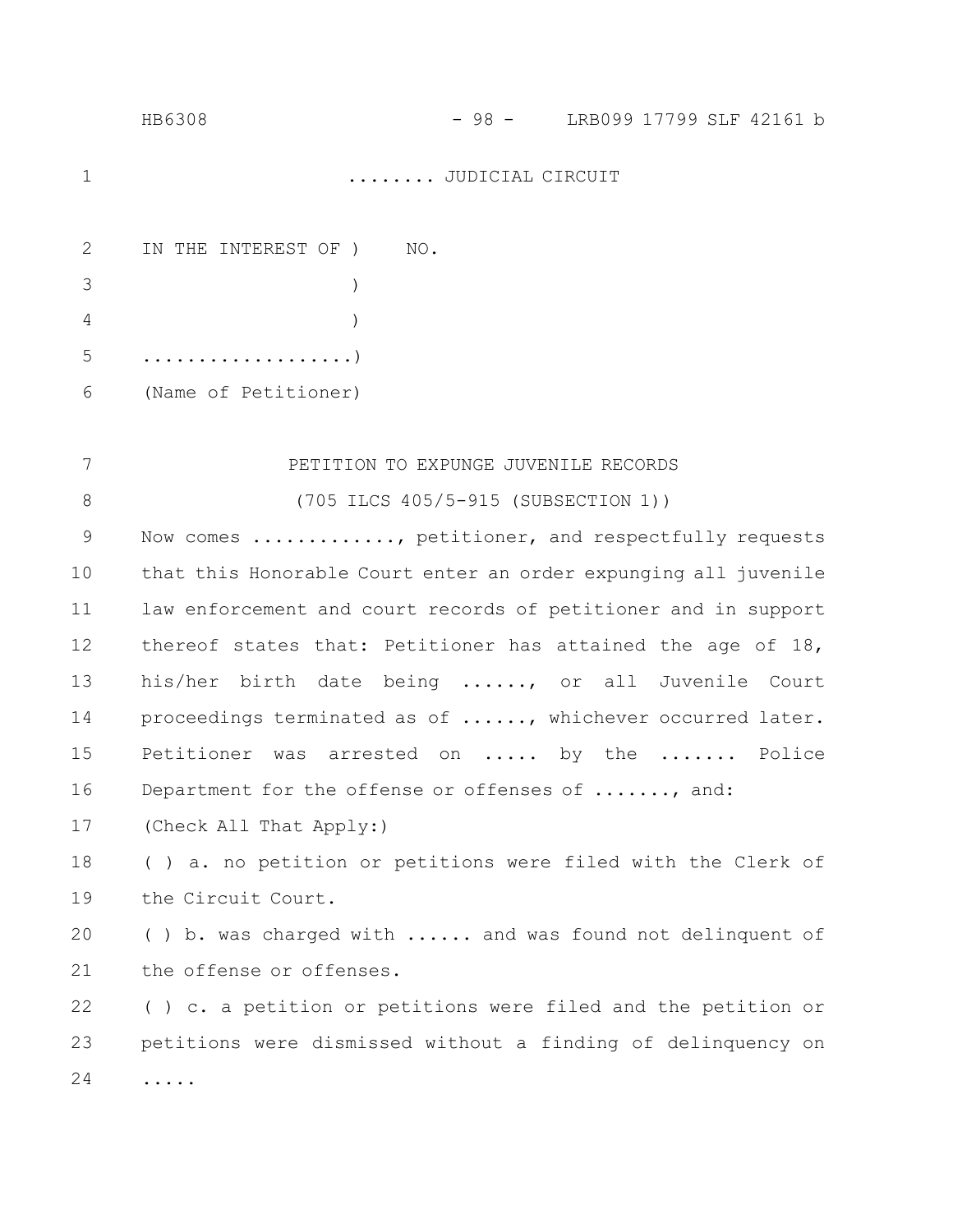........ JUDICIAL CIRCUIT

IN THE INTEREST OF )    NO.
)
)
..................)
(Name of Petitioner)

PETITION TO EXPUNGE JUVENILE RECORDS

(705 ILCS 405/5-915 (SUBSECTION 1))

Now comes ............., petitioner, and respectfully requests that this Honorable Court enter an order expunging all juvenile law enforcement and court records of petitioner and in support thereof states that: Petitioner has attained the age of 18, his/her birth date being ......, or all Juvenile Court proceedings terminated as of ......, whichever occurred later. Petitioner was arrested on ..... by the ....... Police Department for the offense or offenses of ......., and:

(Check All That Apply:)

( ) a. no petition or petitions were filed with the Clerk of the Circuit Court.

( ) b. was charged with ...... and was found not delinquent of the offense or offenses.

( ) c. a petition or petitions were filed and the petition or petitions were dismissed without a finding of delinquency on .....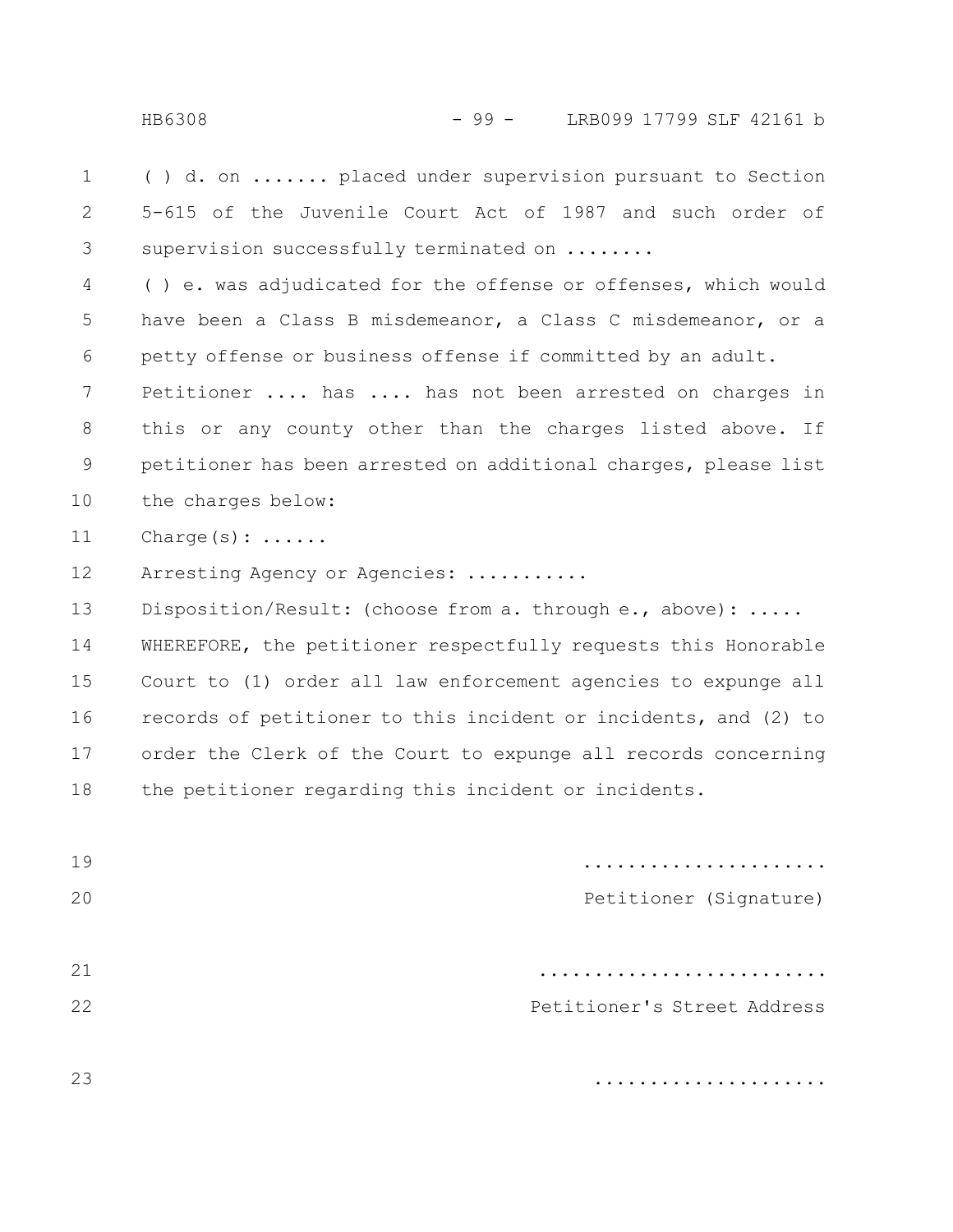( ) d. on ....... placed under supervision pursuant to Section 5-615 of the Juvenile Court Act of 1987 and such order of supervision successfully terminated on ........

( ) e. was adjudicated for the offense or offenses, which would have been a Class B misdemeanor, a Class C misdemeanor, or a petty offense or business offense if committed by an adult.

Petitioner .... has .... has not been arrested on charges in this or any county other than the charges listed above. If petitioner has been arrested on additional charges, please list the charges below:

Charge(s): ......

Arresting Agency or Agencies: ...........

Disposition/Result: (choose from a. through e., above): .....

WHEREFORE, the petitioner respectfully requests this Honorable Court to (1) order all law enforcement agencies to expunge all records of petitioner to this incident or incidents, and (2) to order the Clerk of the Court to expunge all records concerning the petitioner regarding this incident or incidents.

......................
Petitioner (Signature)

..........................
Petitioner's Street Address

.....................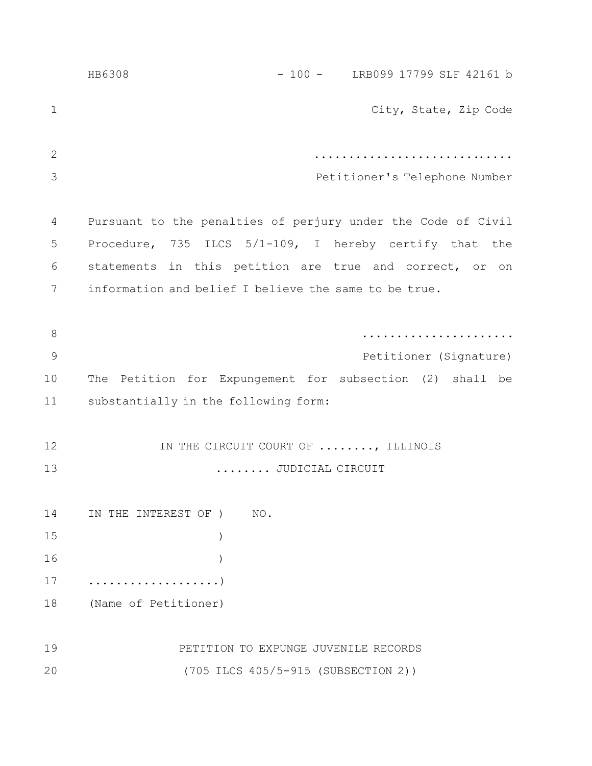City, State, Zip Code

............................

Petitioner's Telephone Number

Pursuant to the penalties of perjury under the Code of Civil Procedure, 735 ILCS 5/1-109, I hereby certify that the statements in this petition are true and correct, or on information and belief I believe the same to be true.

.....................

Petitioner (Signature)

The Petition for Expungement for subsection (2) shall be substantially in the following form:

IN THE CIRCUIT COURT OF ........, ILLINOIS

........ JUDICIAL CIRCUIT

IN THE INTEREST OF ) NO.

)

)

...................)

(Name of Petitioner)

PETITION TO EXPUNGE JUVENILE RECORDS

(705 ILCS 405/5-915 (SUBSECTION 2))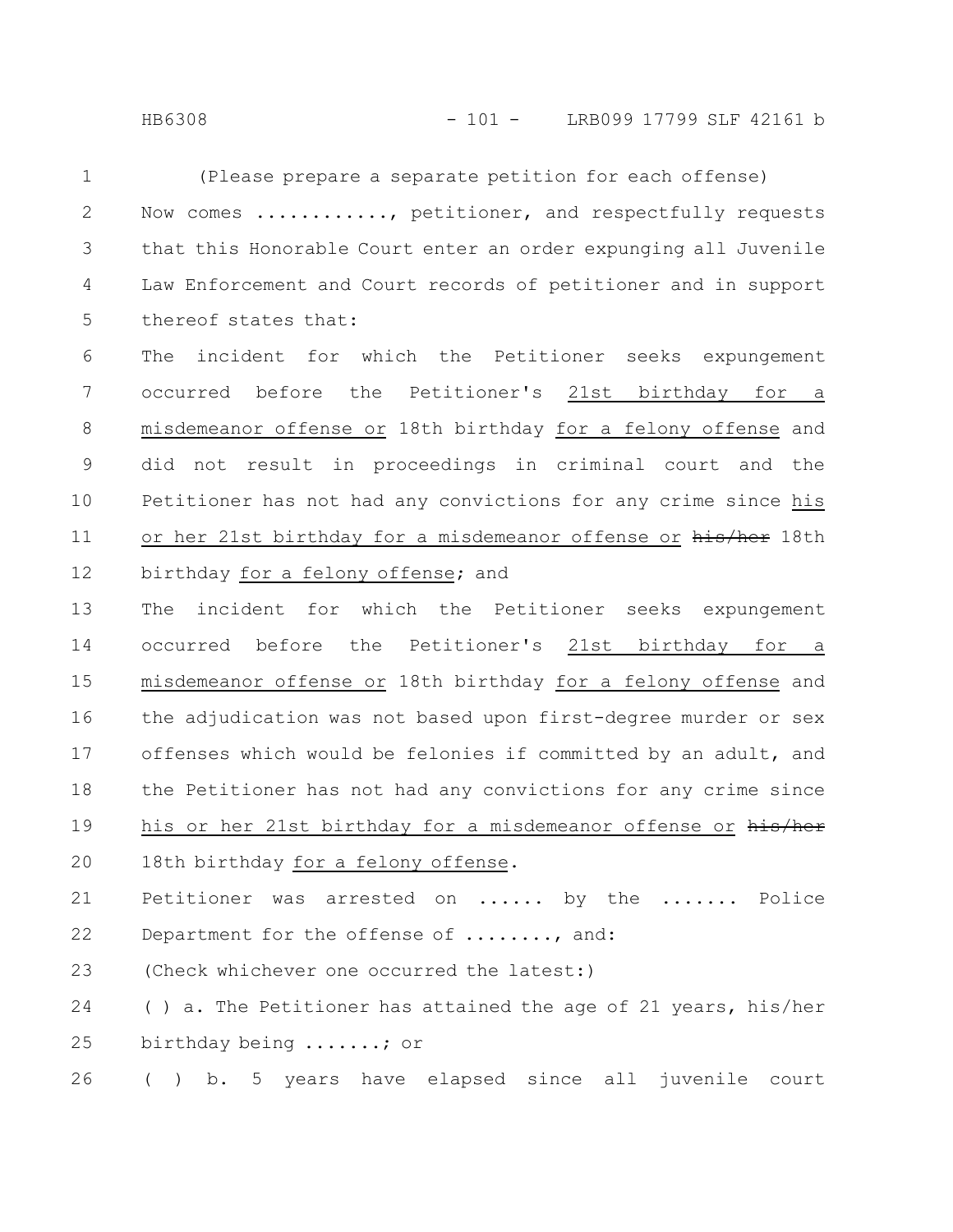(Please prepare a separate petition for each offense)

Now comes ..........., petitioner, and respectfully requests that this Honorable Court enter an order expunging all Juvenile Law Enforcement and Court records of petitioner and in support thereof states that:

The incident for which the Petitioner seeks expungement occurred before the Petitioner's 21st birthday for a misdemeanor offense or 18th birthday for a felony offense and did not result in proceedings in criminal court and the Petitioner has not had any convictions for any crime since his or her 21st birthday for a misdemeanor offense or ~~his/her~~ 18th birthday for a felony offense; and

The incident for which the Petitioner seeks expungement occurred before the Petitioner's 21st birthday for a misdemeanor offense or 18th birthday for a felony offense and the adjudication was not based upon first-degree murder or sex offenses which would be felonies if committed by an adult, and the Petitioner has not had any convictions for any crime since his or her 21st birthday for a misdemeanor offense or ~~his/her~~ 18th birthday for a felony offense.

Petitioner was arrested on ...... by the ....... Police Department for the offense of ........, and:

(Check whichever one occurred the latest:)

( ) a. The Petitioner has attained the age of 21 years, his/her birthday being .......; or

( ) b. 5 years have elapsed since all juvenile court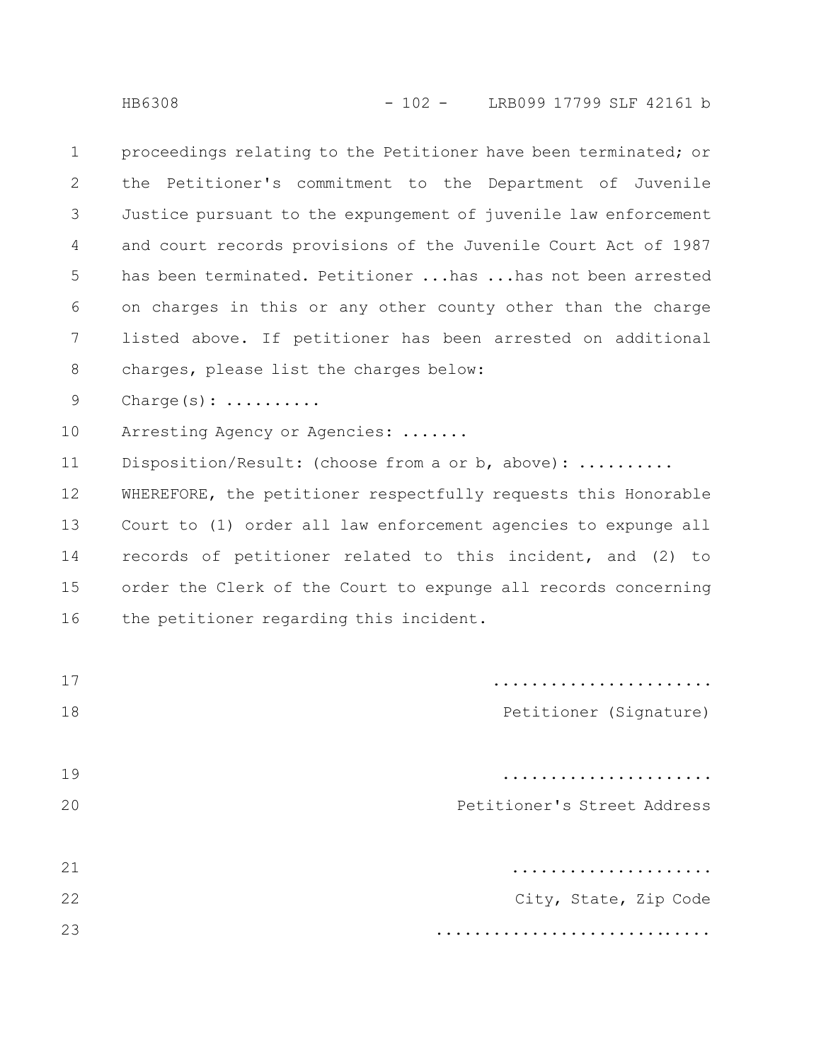proceedings relating to the Petitioner have been terminated; or the Petitioner's commitment to the Department of Juvenile Justice pursuant to the expungement of juvenile law enforcement and court records provisions of the Juvenile Court Act of 1987 has been terminated. Petitioner ...has ...has not been arrested on charges in this or any other county other than the charge listed above. If petitioner has been arrested on additional charges, please list the charges below:

Charge(s): ..........

Arresting Agency or Agencies: .......

Disposition/Result: (choose from a or b, above): ..........

WHEREFORE, the petitioner respectfully requests this Honorable Court to (1) order all law enforcement agencies to expunge all records of petitioner related to this incident, and (2) to order the Clerk of the Court to expunge all records concerning the petitioner regarding this incident.

.......................
Petitioner (Signature)

......................
Petitioner's Street Address

.....................
City, State, Zip Code

............................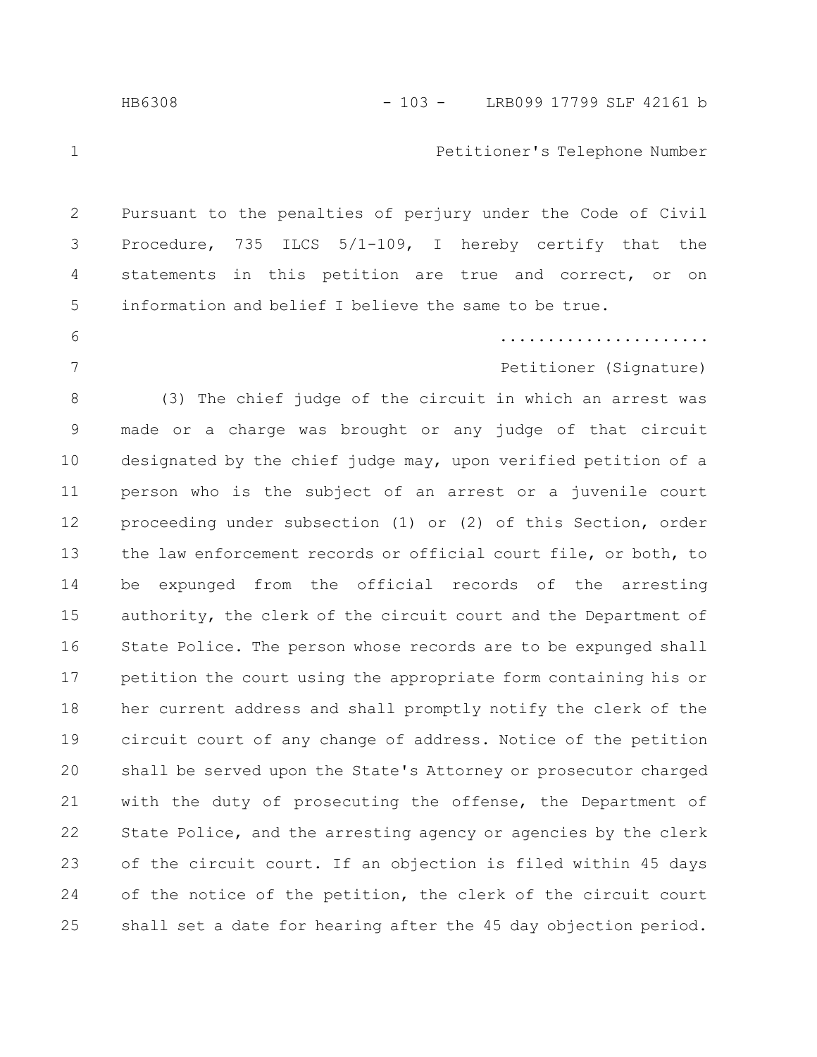Petitioner's Telephone Number

Pursuant to the penalties of perjury under the Code of Civil Procedure, 735 ILCS 5/1-109, I hereby certify that the statements in this petition are true and correct, or on information and belief I believe the same to be true.

.....................

Petitioner (Signature)

(3) The chief judge of the circuit in which an arrest was made or a charge was brought or any judge of that circuit designated by the chief judge may, upon verified petition of a person who is the subject of an arrest or a juvenile court proceeding under subsection (1) or (2) of this Section, order the law enforcement records or official court file, or both, to be expunged from the official records of the arresting authority, the clerk of the circuit court and the Department of State Police. The person whose records are to be expunged shall petition the court using the appropriate form containing his or her current address and shall promptly notify the clerk of the circuit court of any change of address. Notice of the petition shall be served upon the State's Attorney or prosecutor charged with the duty of prosecuting the offense, the Department of State Police, and the arresting agency or agencies by the clerk of the circuit court. If an objection is filed within 45 days of the notice of the petition, the clerk of the circuit court shall set a date for hearing after the 45 day objection period.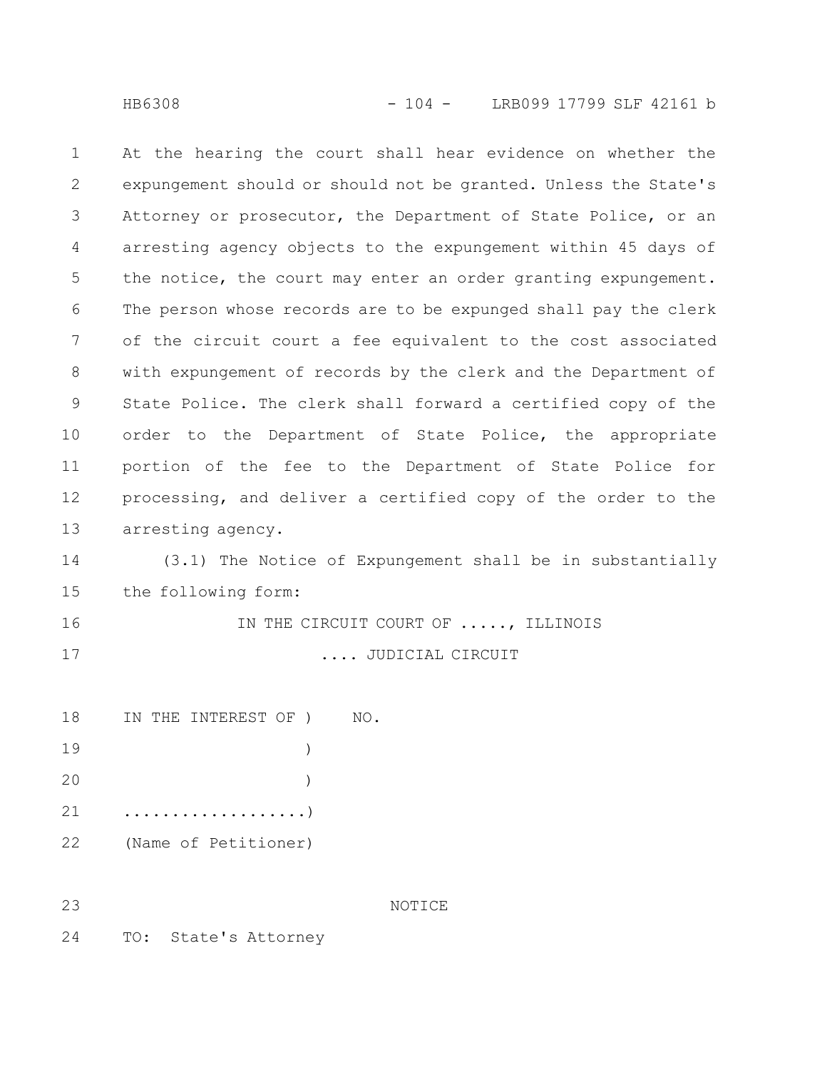At the hearing the court shall hear evidence on whether the expungement should or should not be granted. Unless the State's Attorney or prosecutor, the Department of State Police, or an arresting agency objects to the expungement within 45 days of the notice, the court may enter an order granting expungement. The person whose records are to be expunged shall pay the clerk of the circuit court a fee equivalent to the cost associated with expungement of records by the clerk and the Department of State Police. The clerk shall forward a certified copy of the order to the Department of State Police, the appropriate portion of the fee to the Department of State Police for processing, and deliver a certified copy of the order to the arresting agency.

(3.1) The Notice of Expungement shall be in substantially the following form:

IN THE CIRCUIT COURT OF ....., ILLINOIS

.... JUDICIAL CIRCUIT

```
IN THE INTEREST OF )    NO.
                   )
                   )
...................)
(Name of Petitioner)
```

NOTICE

TO: State's Attorney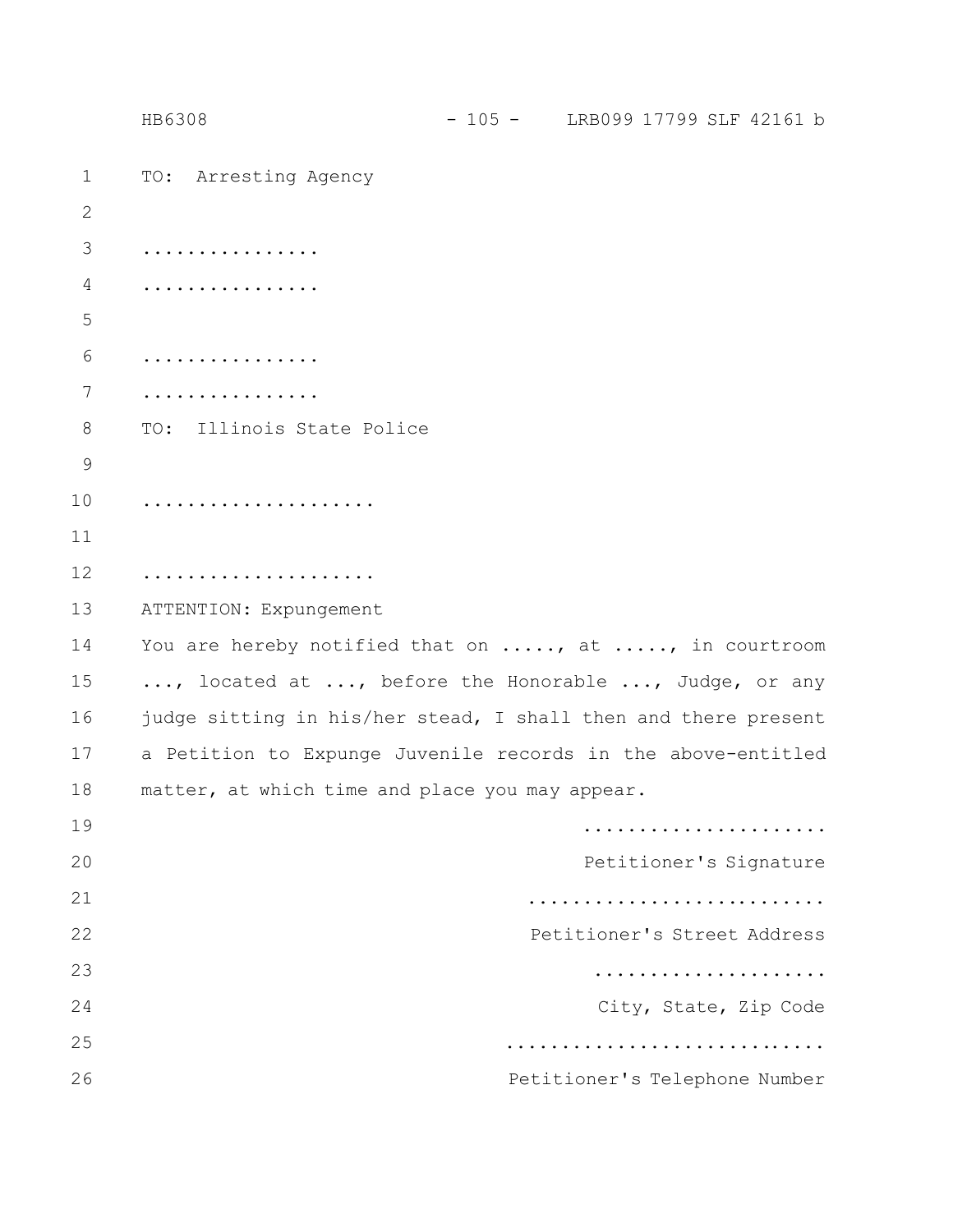TO: Arresting Agency

................
................

................
................

TO: Illinois State Police

.....................

.....................

ATTENTION: Expungement

You are hereby notified that on ....., at ....., in courtroom ..., located at ..., before the Honorable ..., Judge, or any judge sitting in his/her stead, I shall then and there present a Petition to Expunge Juvenile records in the above-entitled matter, at which time and place you may appear.

......................
Petitioner's Signature

...........................
Petitioner's Street Address

.....................
City, State, Zip Code

.............................
Petitioner's Telephone Number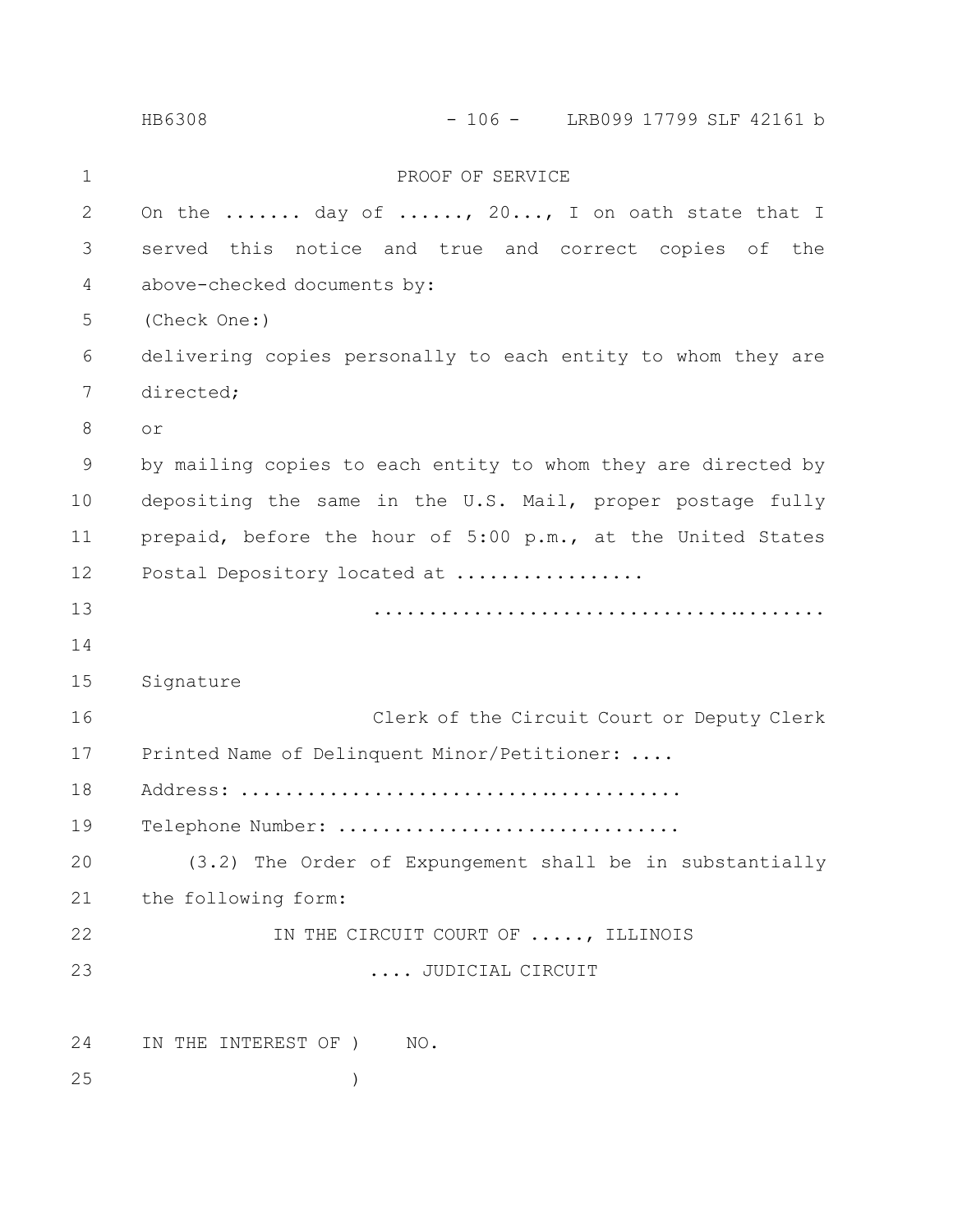PROOF OF SERVICE

On the ....... day of ......, 20..., I on oath state that I served this notice and true and correct copies of the above-checked documents by:

(Check One:)

delivering copies personally to each entity to whom they are directed;

or

by mailing copies to each entity to whom they are directed by depositing the same in the U.S. Mail, proper postage fully prepaid, before the hour of 5:00 p.m., at the United States Postal Depository located at ................

.........................................

Signature

Clerk of the Circuit Court or Deputy Clerk

Printed Name of Delinquent Minor/Petitioner: ....

Address: ........................................

Telephone Number: ..............................

(3.2) The Order of Expungement shall be in substantially the following form:

IN THE CIRCUIT COURT OF ....., ILLINOIS

.... JUDICIAL CIRCUIT

IN THE INTEREST OF ) NO.

)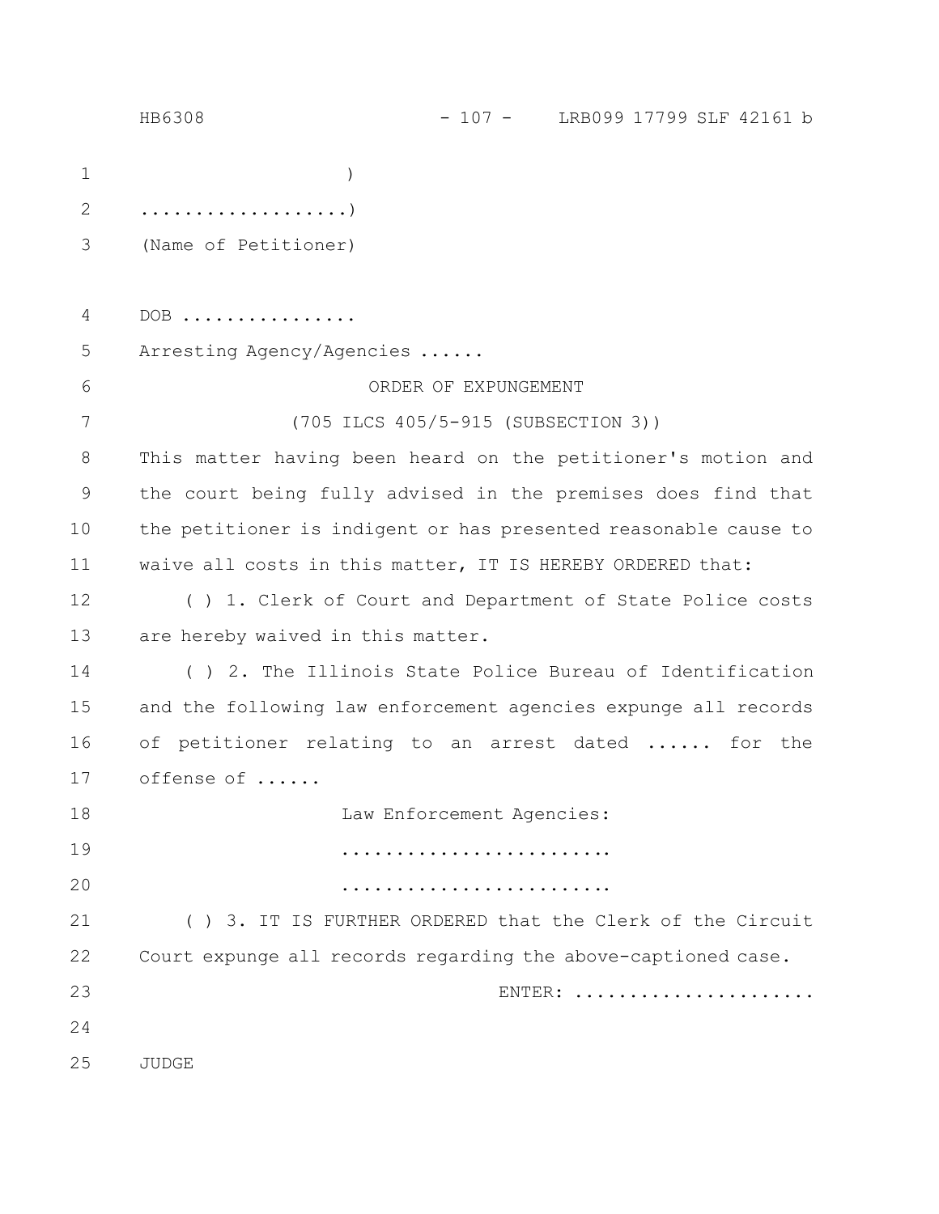)

..................)

(Name of Petitioner)

DOB ................

Arresting Agency/Agencies ......

ORDER OF EXPUNGEMENT

(705 ILCS 405/5-915 (SUBSECTION 3))

This matter having been heard on the petitioner's motion and the court being fully advised in the premises does find that the petitioner is indigent or has presented reasonable cause to waive all costs in this matter, IT IS HEREBY ORDERED that:

( ) 1. Clerk of Court and Department of State Police costs are hereby waived in this matter.

( ) 2. The Illinois State Police Bureau of Identification and the following law enforcement agencies expunge all records of petitioner relating to an arrest dated ...... for the offense of ......

Law Enforcement Agencies:

.........................

.........................

( ) 3. IT IS FURTHER ORDERED that the Clerk of the Circuit Court expunge all records regarding the above-captioned case.

ENTER: ......................

JUDGE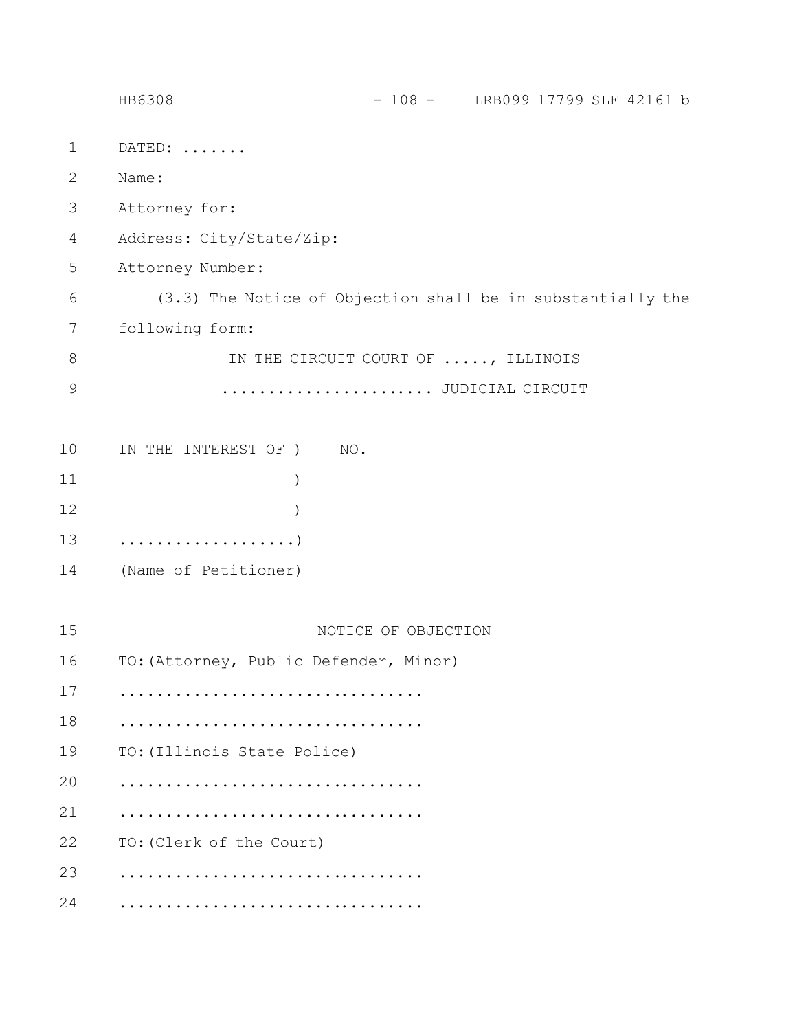DATED: .......

Name:

Attorney for:

Address: City/State/Zip:

Attorney Number:

(3.3) The Notice of Objection shall be in substantially the following form:

IN THE CIRCUIT COURT OF ....., ILLINOIS

...................... JUDICIAL CIRCUIT

```
IN THE INTEREST OF )    NO.
                   )
                   )
...................)
(Name of Petitioner)
```

NOTICE OF OBJECTION

TO:(Attorney, Public Defender, Minor)

.................................

.................................

TO:(Illinois State Police)

.................................

.................................

TO:(Clerk of the Court)

.................................

.................................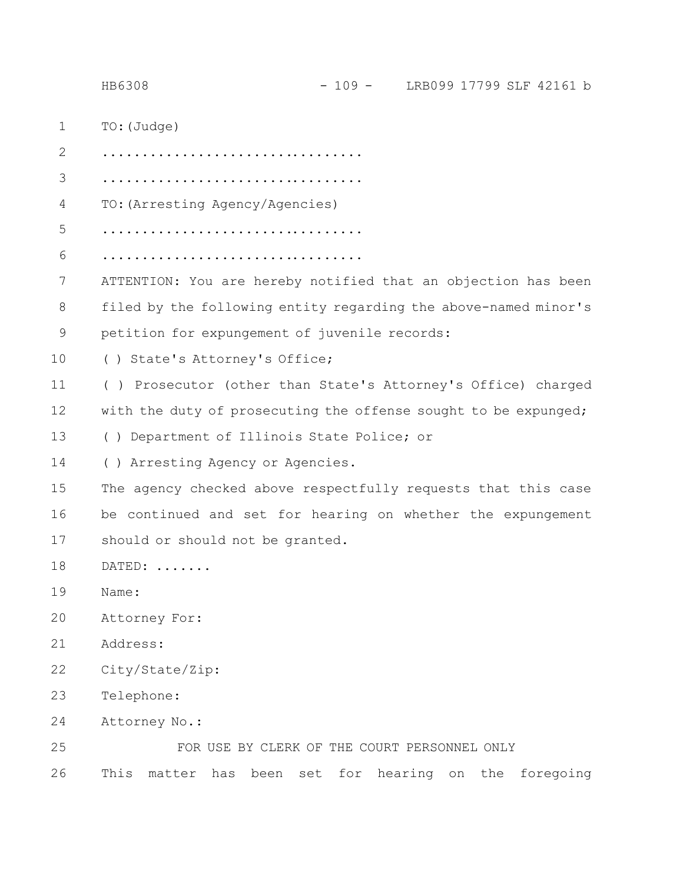TO: (Judge)

................................

................................

TO: (Arresting Agency/Agencies)

................................

................................

ATTENTION: You are hereby notified that an objection has been filed by the following entity regarding the above-named minor's petition for expungement of juvenile records:

( ) State's Attorney's Office;

( ) Prosecutor (other than State's Attorney's Office) charged with the duty of prosecuting the offense sought to be expunged;

( ) Department of Illinois State Police; or

( ) Arresting Agency or Agencies.

The agency checked above respectfully requests that this case be continued and set for hearing on whether the expungement should or should not be granted.

DATED: .......

Name:

Attorney For:

Address:

City/State/Zip:

Telephone:

Attorney No.:

FOR USE BY CLERK OF THE COURT PERSONNEL ONLY

This matter has been set for hearing on the foregoing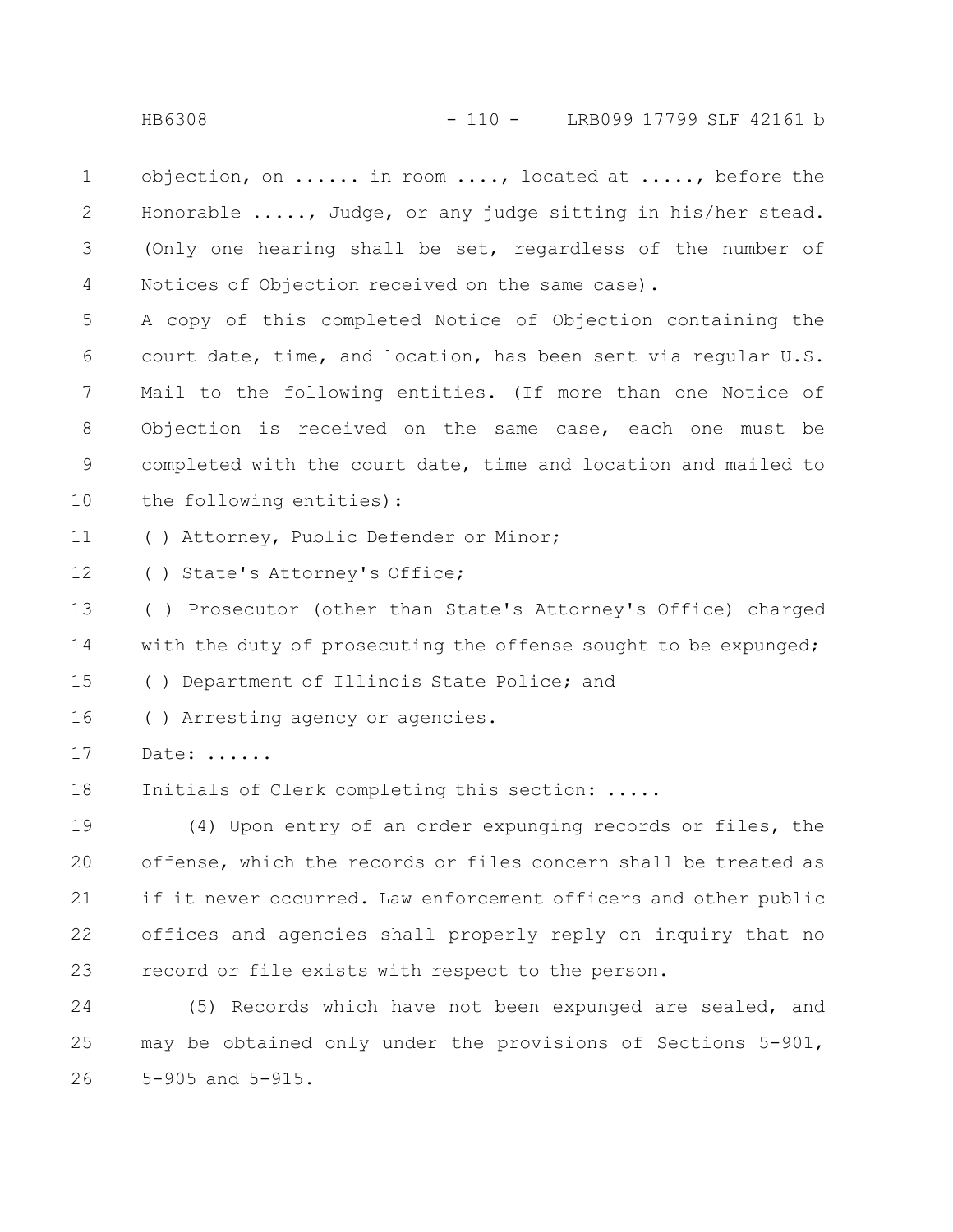objection, on ...... in room ...., located at ....., before the Honorable ....., Judge, or any judge sitting in his/her stead. (Only one hearing shall be set, regardless of the number of Notices of Objection received on the same case).

A copy of this completed Notice of Objection containing the court date, time, and location, has been sent via regular U.S. Mail to the following entities. (If more than one Notice of Objection is received on the same case, each one must be completed with the court date, time and location and mailed to the following entities):

( ) Attorney, Public Defender or Minor;

( ) State's Attorney's Office;

( ) Prosecutor (other than State's Attorney's Office) charged with the duty of prosecuting the offense sought to be expunged;

( ) Department of Illinois State Police; and

( ) Arresting agency or agencies.

Date: ......

Initials of Clerk completing this section: .....

(4) Upon entry of an order expunging records or files, the offense, which the records or files concern shall be treated as if it never occurred. Law enforcement officers and other public offices and agencies shall properly reply on inquiry that no record or file exists with respect to the person.

(5) Records which have not been expunged are sealed, and may be obtained only under the provisions of Sections 5-901, 5-905 and 5-915.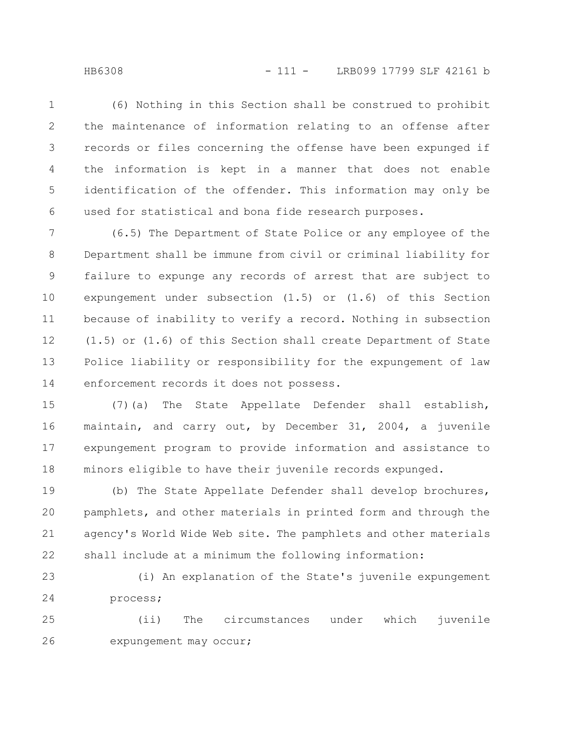(6) Nothing in this Section shall be construed to prohibit the maintenance of information relating to an offense after records or files concerning the offense have been expunged if the information is kept in a manner that does not enable identification of the offender. This information may only be used for statistical and bona fide research purposes.

(6.5) The Department of State Police or any employee of the Department shall be immune from civil or criminal liability for failure to expunge any records of arrest that are subject to expungement under subsection (1.5) or (1.6) of this Section because of inability to verify a record. Nothing in subsection (1.5) or (1.6) of this Section shall create Department of State Police liability or responsibility for the expungement of law enforcement records it does not possess.

(7)(a) The State Appellate Defender shall establish, maintain, and carry out, by December 31, 2004, a juvenile expungement program to provide information and assistance to minors eligible to have their juvenile records expunged.

(b) The State Appellate Defender shall develop brochures, pamphlets, and other materials in printed form and through the agency's World Wide Web site. The pamphlets and other materials shall include at a minimum the following information:

(i) An explanation of the State's juvenile expungement process;

(ii) The circumstances under which juvenile expungement may occur;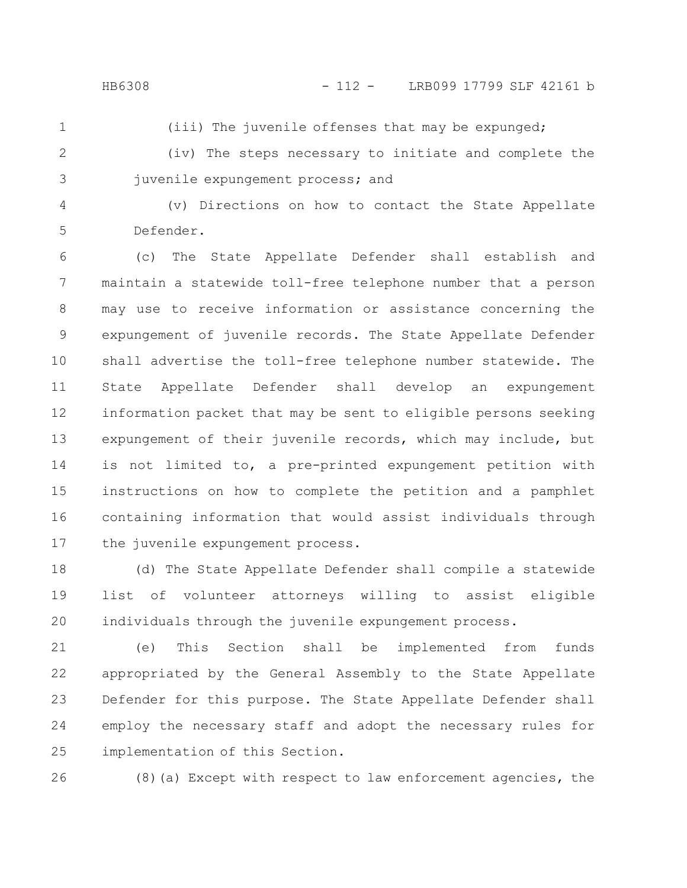(iii) The juvenile offenses that may be expunged;

(iv) The steps necessary to initiate and complete the juvenile expungement process; and

(v) Directions on how to contact the State Appellate Defender.

(c) The State Appellate Defender shall establish and maintain a statewide toll-free telephone number that a person may use to receive information or assistance concerning the expungement of juvenile records. The State Appellate Defender shall advertise the toll-free telephone number statewide. The State Appellate Defender shall develop an expungement information packet that may be sent to eligible persons seeking expungement of their juvenile records, which may include, but is not limited to, a pre-printed expungement petition with instructions on how to complete the petition and a pamphlet containing information that would assist individuals through the juvenile expungement process.

(d) The State Appellate Defender shall compile a statewide list of volunteer attorneys willing to assist eligible individuals through the juvenile expungement process.

(e) This Section shall be implemented from funds appropriated by the General Assembly to the State Appellate Defender for this purpose. The State Appellate Defender shall employ the necessary staff and adopt the necessary rules for implementation of this Section.

(8)(a) Except with respect to law enforcement agencies, the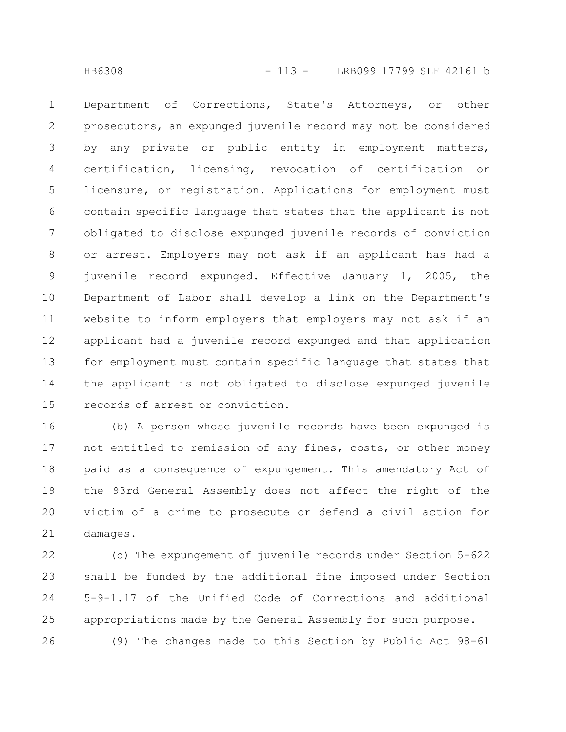Department of Corrections, State's Attorneys, or other prosecutors, an expunged juvenile record may not be considered by any private or public entity in employment matters, certification, licensing, revocation of certification or licensure, or registration. Applications for employment must contain specific language that states that the applicant is not obligated to disclose expunged juvenile records of conviction or arrest. Employers may not ask if an applicant has had a juvenile record expunged. Effective January 1, 2005, the Department of Labor shall develop a link on the Department's website to inform employers that employers may not ask if an applicant had a juvenile record expunged and that application for employment must contain specific language that states that the applicant is not obligated to disclose expunged juvenile records of arrest or conviction.

(b) A person whose juvenile records have been expunged is not entitled to remission of any fines, costs, or other money paid as a consequence of expungement. This amendatory Act of the 93rd General Assembly does not affect the right of the victim of a crime to prosecute or defend a civil action for damages.

(c) The expungement of juvenile records under Section 5-622 shall be funded by the additional fine imposed under Section 5-9-1.17 of the Unified Code of Corrections and additional appropriations made by the General Assembly for such purpose.

(9) The changes made to this Section by Public Act 98-61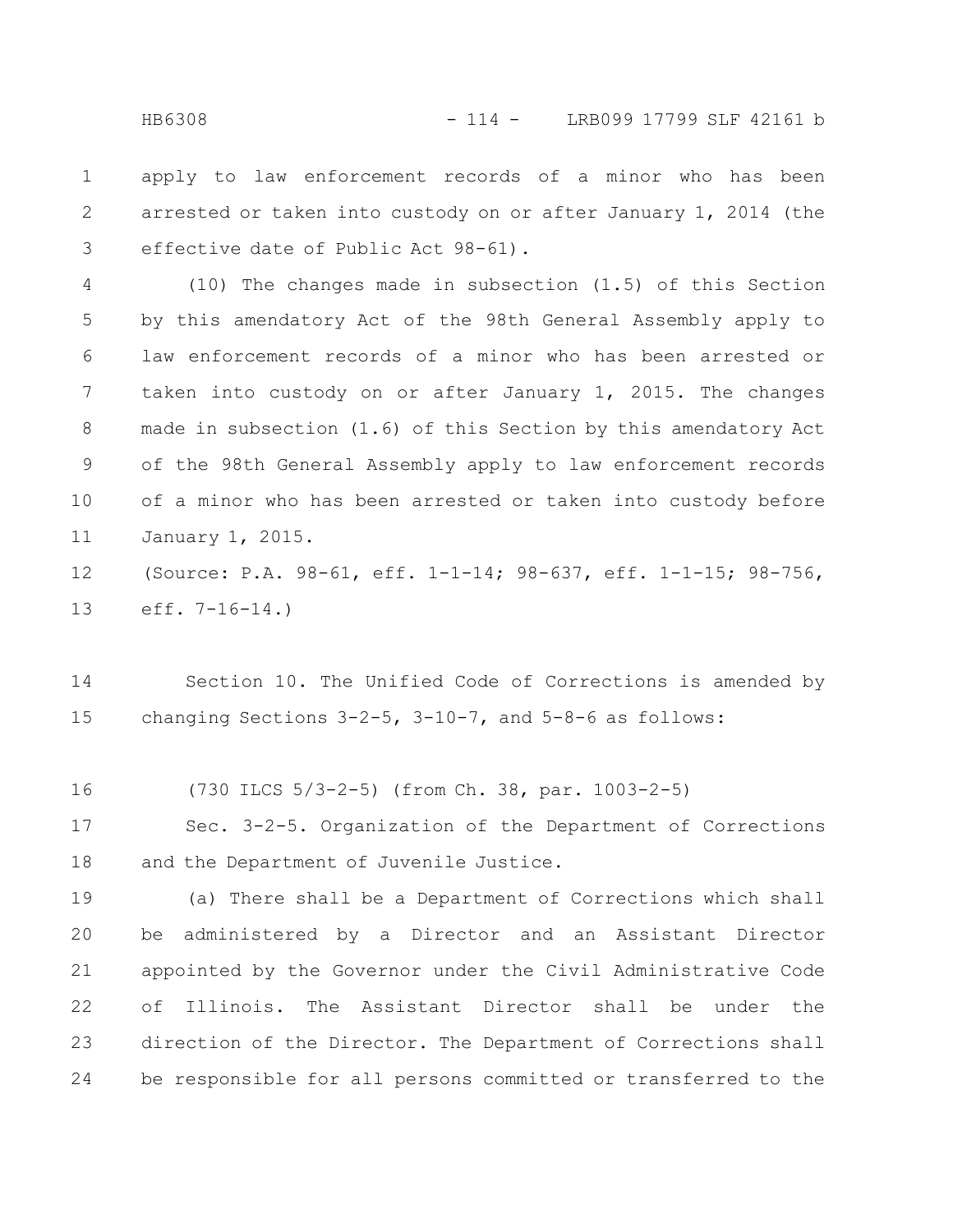apply to law enforcement records of a minor who has been arrested or taken into custody on or after January 1, 2014 (the effective date of Public Act 98-61).

(10) The changes made in subsection (1.5) of this Section by this amendatory Act of the 98th General Assembly apply to law enforcement records of a minor who has been arrested or taken into custody on or after January 1, 2015. The changes made in subsection (1.6) of this Section by this amendatory Act of the 98th General Assembly apply to law enforcement records of a minor who has been arrested or taken into custody before January 1, 2015.

(Source: P.A. 98-61, eff. 1-1-14; 98-637, eff. 1-1-15; 98-756, eff. 7-16-14.)

Section 10. The Unified Code of Corrections is amended by changing Sections 3-2-5, 3-10-7, and 5-8-6 as follows:

(730 ILCS 5/3-2-5) (from Ch. 38, par. 1003-2-5)

Sec. 3-2-5. Organization of the Department of Corrections and the Department of Juvenile Justice.

(a) There shall be a Department of Corrections which shall be administered by a Director and an Assistant Director appointed by the Governor under the Civil Administrative Code of Illinois. The Assistant Director shall be under the direction of the Director. The Department of Corrections shall be responsible for all persons committed or transferred to the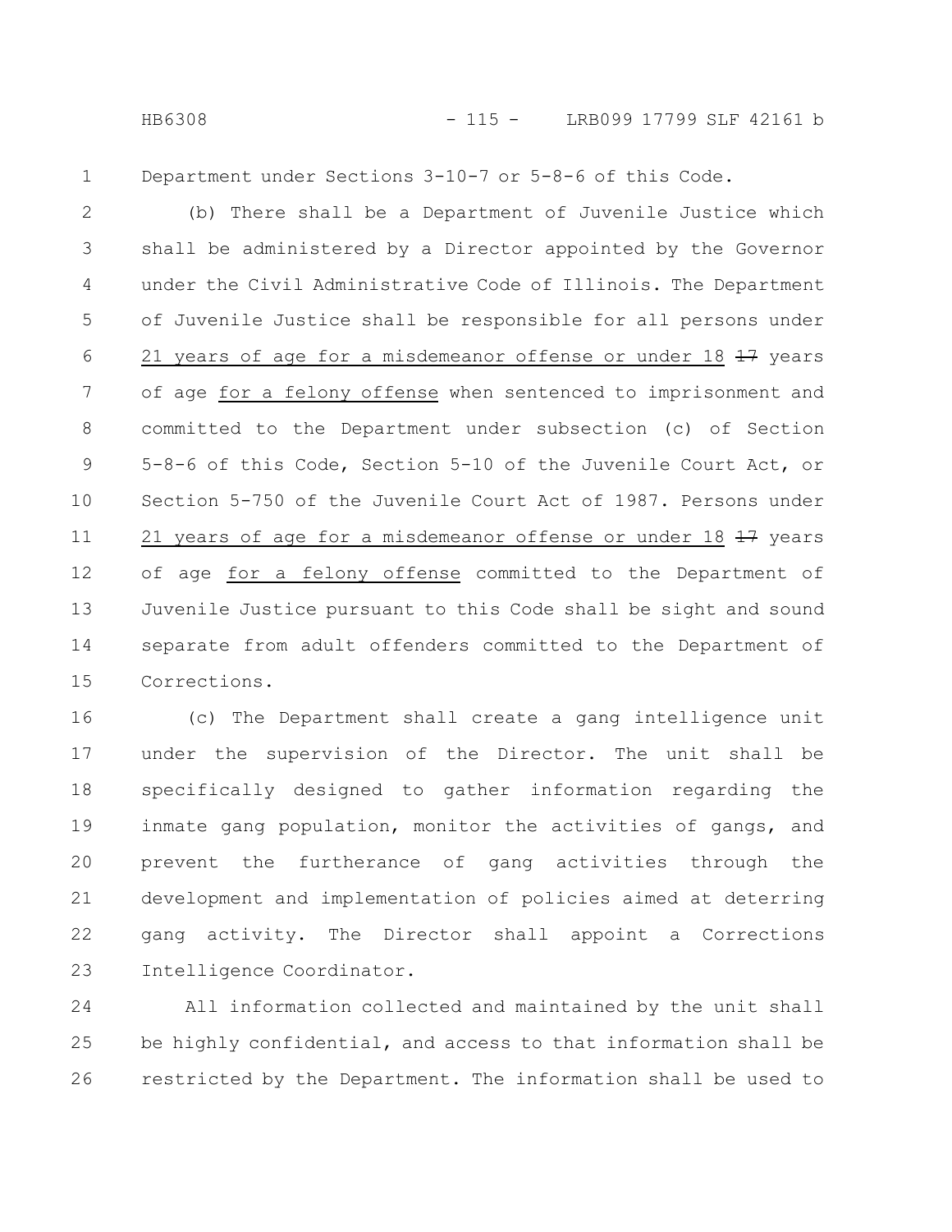Department under Sections 3-10-7 or 5-8-6 of this Code.

(b) There shall be a Department of Juvenile Justice which shall be administered by a Director appointed by the Governor under the Civil Administrative Code of Illinois. The Department of Juvenile Justice shall be responsible for all persons under 21 years of age for a misdemeanor offense or under 18 ~~17~~ years of age for a felony offense when sentenced to imprisonment and committed to the Department under subsection (c) of Section 5-8-6 of this Code, Section 5-10 of the Juvenile Court Act, or Section 5-750 of the Juvenile Court Act of 1987. Persons under 21 years of age for a misdemeanor offense or under 18 ~~17~~ years of age for a felony offense committed to the Department of Juvenile Justice pursuant to this Code shall be sight and sound separate from adult offenders committed to the Department of Corrections.

(c) The Department shall create a gang intelligence unit under the supervision of the Director. The unit shall be specifically designed to gather information regarding the inmate gang population, monitor the activities of gangs, and prevent the furtherance of gang activities through the development and implementation of policies aimed at deterring gang activity. The Director shall appoint a Corrections Intelligence Coordinator.

All information collected and maintained by the unit shall be highly confidential, and access to that information shall be restricted by the Department. The information shall be used to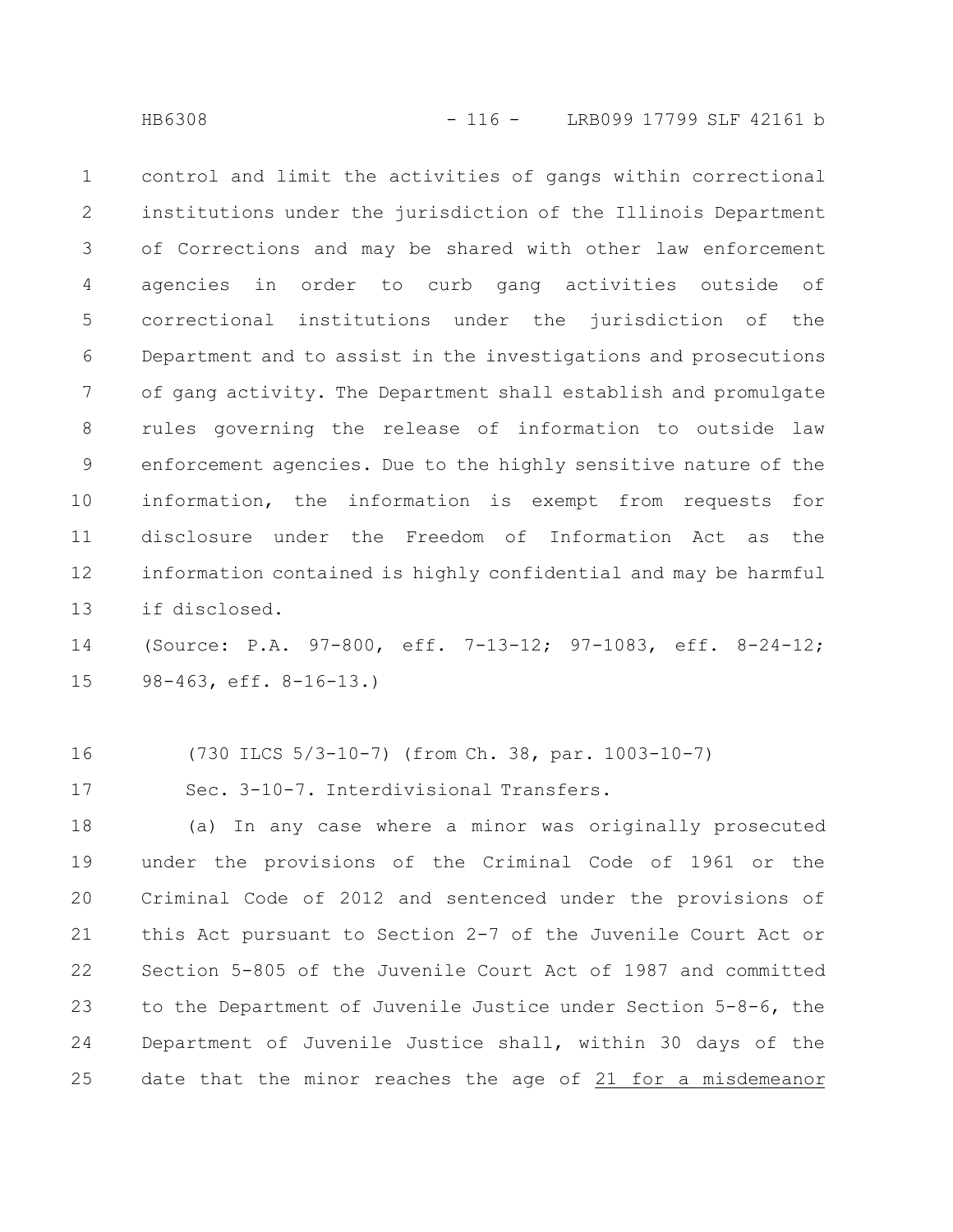control and limit the activities of gangs within correctional institutions under the jurisdiction of the Illinois Department of Corrections and may be shared with other law enforcement agencies in order to curb gang activities outside of correctional institutions under the jurisdiction of the Department and to assist in the investigations and prosecutions of gang activity. The Department shall establish and promulgate rules governing the release of information to outside law enforcement agencies. Due to the highly sensitive nature of the information, the information is exempt from requests for disclosure under the Freedom of Information Act as the information contained is highly confidential and may be harmful if disclosed.

(Source: P.A. 97-800, eff. 7-13-12; 97-1083, eff. 8-24-12; 98-463, eff. 8-16-13.)

(730 ILCS 5/3-10-7) (from Ch. 38, par. 1003-10-7)

Sec. 3-10-7. Interdivisional Transfers.

(a) In any case where a minor was originally prosecuted under the provisions of the Criminal Code of 1961 or the Criminal Code of 2012 and sentenced under the provisions of this Act pursuant to Section 2-7 of the Juvenile Court Act or Section 5-805 of the Juvenile Court Act of 1987 and committed to the Department of Juvenile Justice under Section 5-8-6, the Department of Juvenile Justice shall, within 30 days of the date that the minor reaches the age of 21 for a misdemeanor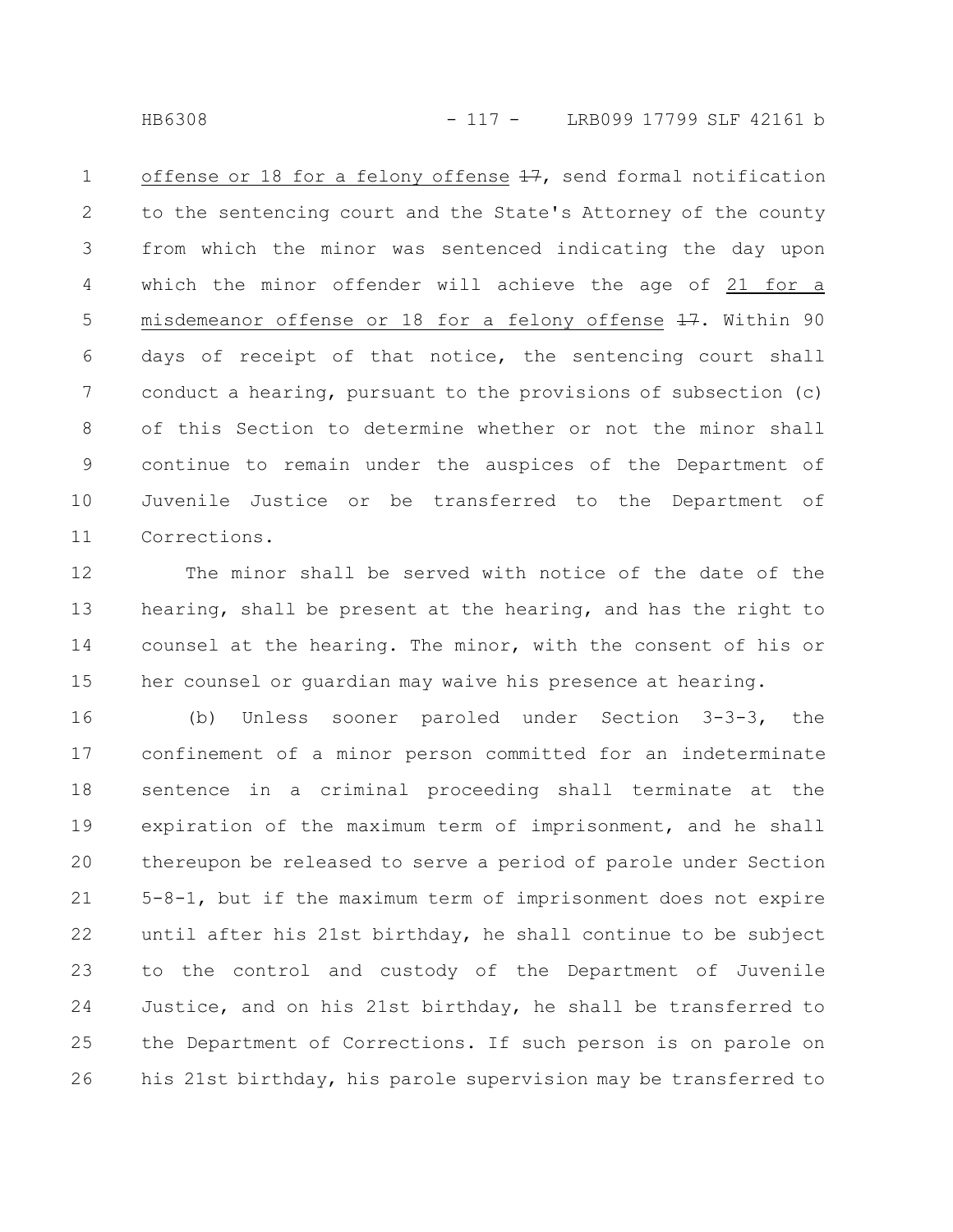offense or 18 for a felony offense ~~17~~, send formal notification to the sentencing court and the State's Attorney of the county from which the minor was sentenced indicating the day upon which the minor offender will achieve the age of 21 for a misdemeanor offense or 18 for a felony offense ~~17~~. Within 90 days of receipt of that notice, the sentencing court shall conduct a hearing, pursuant to the provisions of subsection (c) of this Section to determine whether or not the minor shall continue to remain under the auspices of the Department of Juvenile Justice or be transferred to the Department of Corrections.

The minor shall be served with notice of the date of the hearing, shall be present at the hearing, and has the right to counsel at the hearing. The minor, with the consent of his or her counsel or guardian may waive his presence at hearing.

(b) Unless sooner paroled under Section 3-3-3, the confinement of a minor person committed for an indeterminate sentence in a criminal proceeding shall terminate at the expiration of the maximum term of imprisonment, and he shall thereupon be released to serve a period of parole under Section 5-8-1, but if the maximum term of imprisonment does not expire until after his 21st birthday, he shall continue to be subject to the control and custody of the Department of Juvenile Justice, and on his 21st birthday, he shall be transferred to the Department of Corrections. If such person is on parole on his 21st birthday, his parole supervision may be transferred to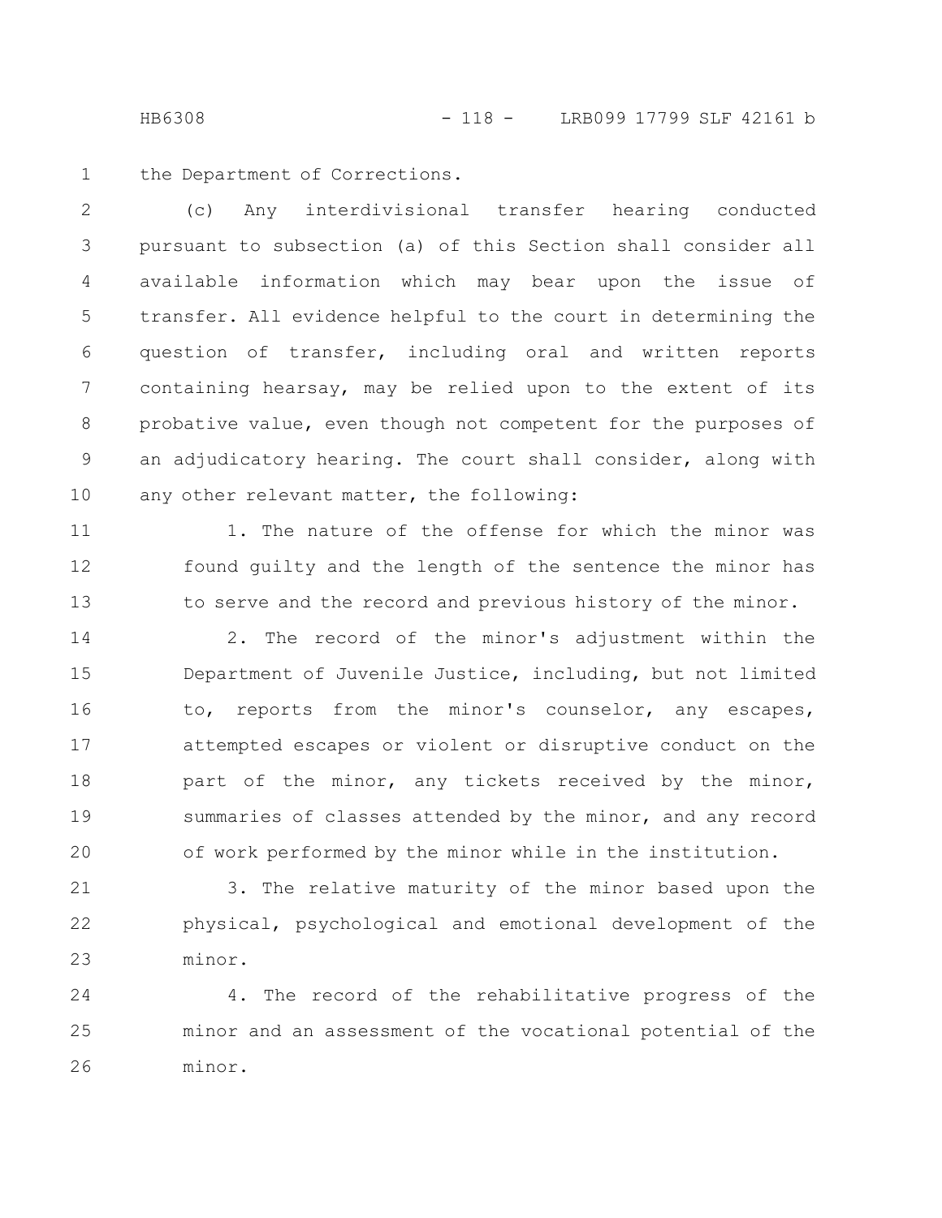the Department of Corrections.

(c) Any interdivisional transfer hearing conducted pursuant to subsection (a) of this Section shall consider all available information which may bear upon the issue of transfer. All evidence helpful to the court in determining the question of transfer, including oral and written reports containing hearsay, may be relied upon to the extent of its probative value, even though not competent for the purposes of an adjudicatory hearing. The court shall consider, along with any other relevant matter, the following:

1. The nature of the offense for which the minor was found guilty and the length of the sentence the minor has to serve and the record and previous history of the minor.

2. The record of the minor's adjustment within the Department of Juvenile Justice, including, but not limited to, reports from the minor's counselor, any escapes, attempted escapes or violent or disruptive conduct on the part of the minor, any tickets received by the minor, summaries of classes attended by the minor, and any record of work performed by the minor while in the institution.

3. The relative maturity of the minor based upon the physical, psychological and emotional development of the minor.

4. The record of the rehabilitative progress of the minor and an assessment of the vocational potential of the minor.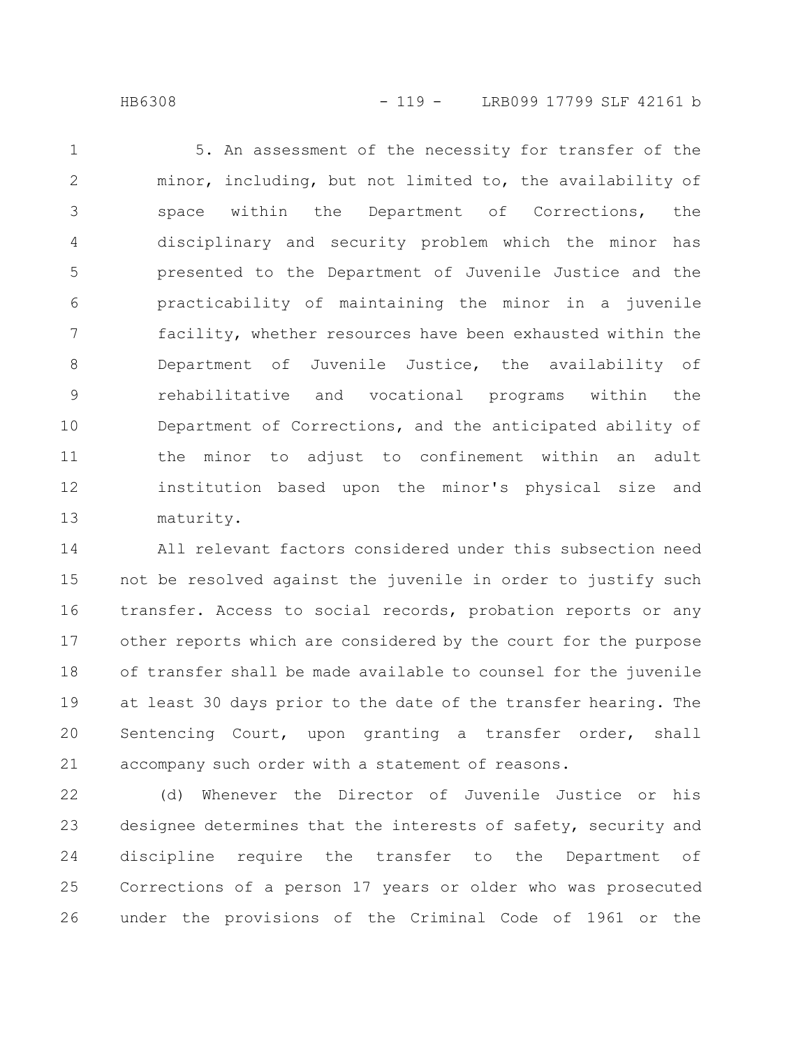5. An assessment of the necessity for transfer of the minor, including, but not limited to, the availability of space within the Department of Corrections, the disciplinary and security problem which the minor has presented to the Department of Juvenile Justice and the practicability of maintaining the minor in a juvenile facility, whether resources have been exhausted within the Department of Juvenile Justice, the availability of rehabilitative and vocational programs within the Department of Corrections, and the anticipated ability of the minor to adjust to confinement within an adult institution based upon the minor's physical size and maturity.

All relevant factors considered under this subsection need not be resolved against the juvenile in order to justify such transfer. Access to social records, probation reports or any other reports which are considered by the court for the purpose of transfer shall be made available to counsel for the juvenile at least 30 days prior to the date of the transfer hearing. The Sentencing Court, upon granting a transfer order, shall accompany such order with a statement of reasons.

(d) Whenever the Director of Juvenile Justice or his designee determines that the interests of safety, security and discipline require the transfer to the Department of Corrections of a person 17 years or older who was prosecuted under the provisions of the Criminal Code of 1961 or the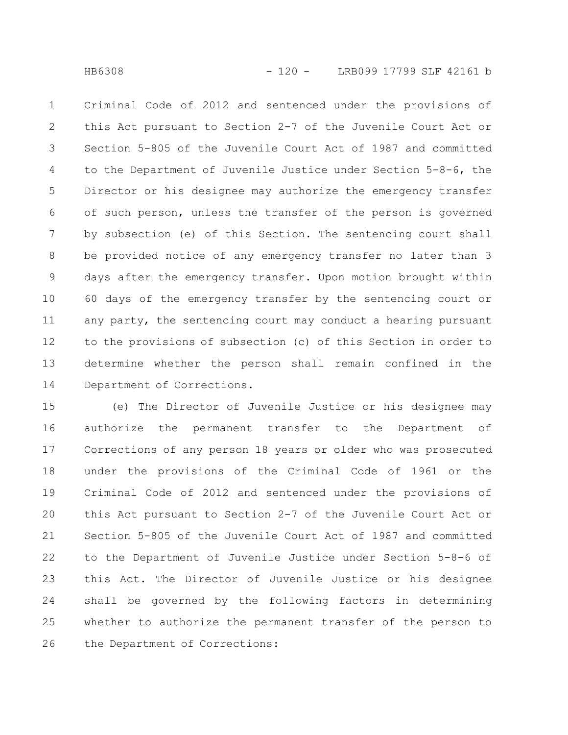Criminal Code of 2012 and sentenced under the provisions of this Act pursuant to Section 2-7 of the Juvenile Court Act or Section 5-805 of the Juvenile Court Act of 1987 and committed to the Department of Juvenile Justice under Section 5-8-6, the Director or his designee may authorize the emergency transfer of such person, unless the transfer of the person is governed by subsection (e) of this Section. The sentencing court shall be provided notice of any emergency transfer no later than 3 days after the emergency transfer. Upon motion brought within 60 days of the emergency transfer by the sentencing court or any party, the sentencing court may conduct a hearing pursuant to the provisions of subsection (c) of this Section in order to determine whether the person shall remain confined in the Department of Corrections.

(e) The Director of Juvenile Justice or his designee may authorize the permanent transfer to the Department of Corrections of any person 18 years or older who was prosecuted under the provisions of the Criminal Code of 1961 or the Criminal Code of 2012 and sentenced under the provisions of this Act pursuant to Section 2-7 of the Juvenile Court Act or Section 5-805 of the Juvenile Court Act of 1987 and committed to the Department of Juvenile Justice under Section 5-8-6 of this Act. The Director of Juvenile Justice or his designee shall be governed by the following factors in determining whether to authorize the permanent transfer of the person to the Department of Corrections: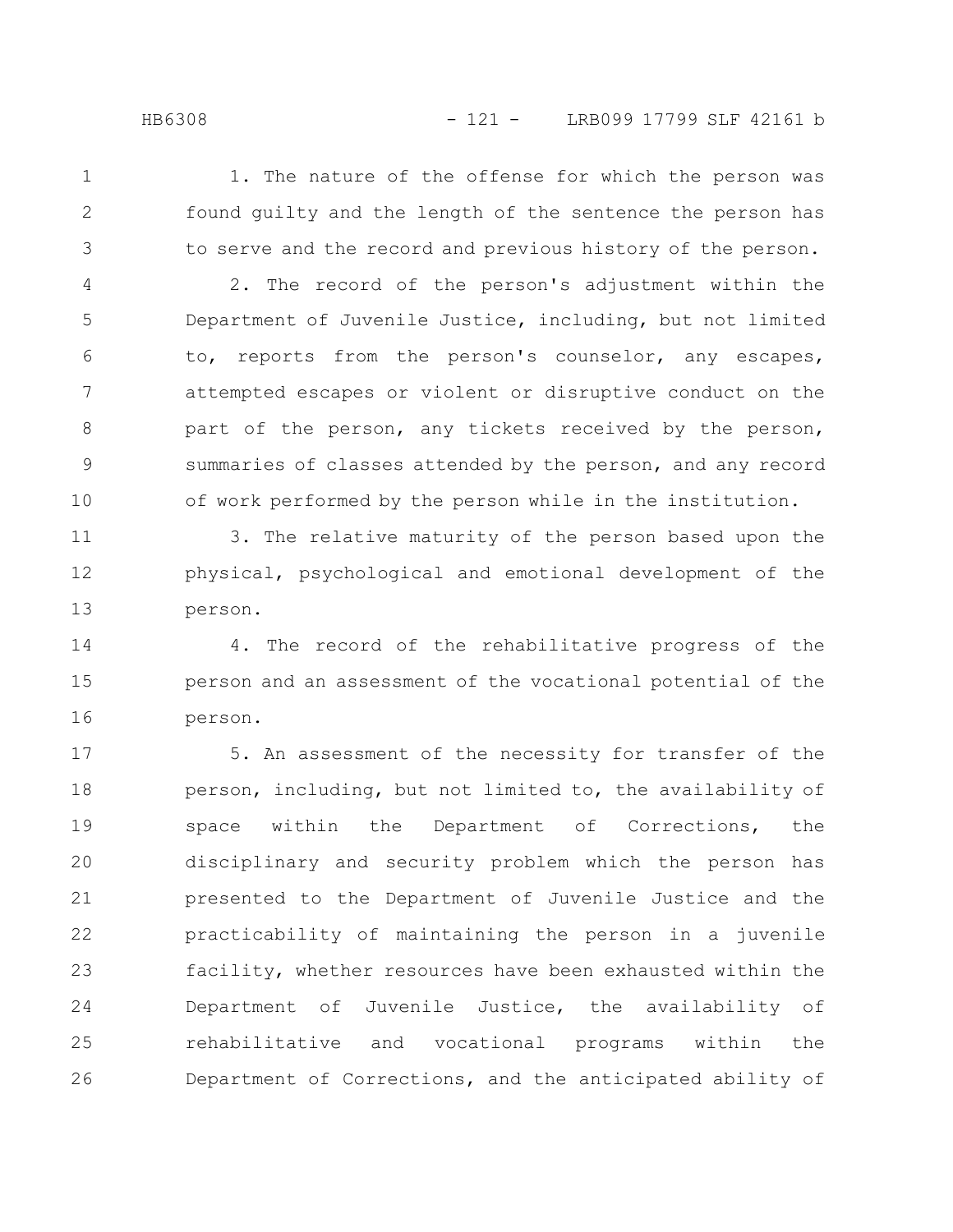1. The nature of the offense for which the person was found guilty and the length of the sentence the person has to serve and the record and previous history of the person.

2. The record of the person's adjustment within the Department of Juvenile Justice, including, but not limited to, reports from the person's counselor, any escapes, attempted escapes or violent or disruptive conduct on the part of the person, any tickets received by the person, summaries of classes attended by the person, and any record of work performed by the person while in the institution.

3. The relative maturity of the person based upon the physical, psychological and emotional development of the person.

4. The record of the rehabilitative progress of the person and an assessment of the vocational potential of the person.

5. An assessment of the necessity for transfer of the person, including, but not limited to, the availability of space within the Department of Corrections, the disciplinary and security problem which the person has presented to the Department of Juvenile Justice and the practicability of maintaining the person in a juvenile facility, whether resources have been exhausted within the Department of Juvenile Justice, the availability of rehabilitative and vocational programs within the Department of Corrections, and the anticipated ability of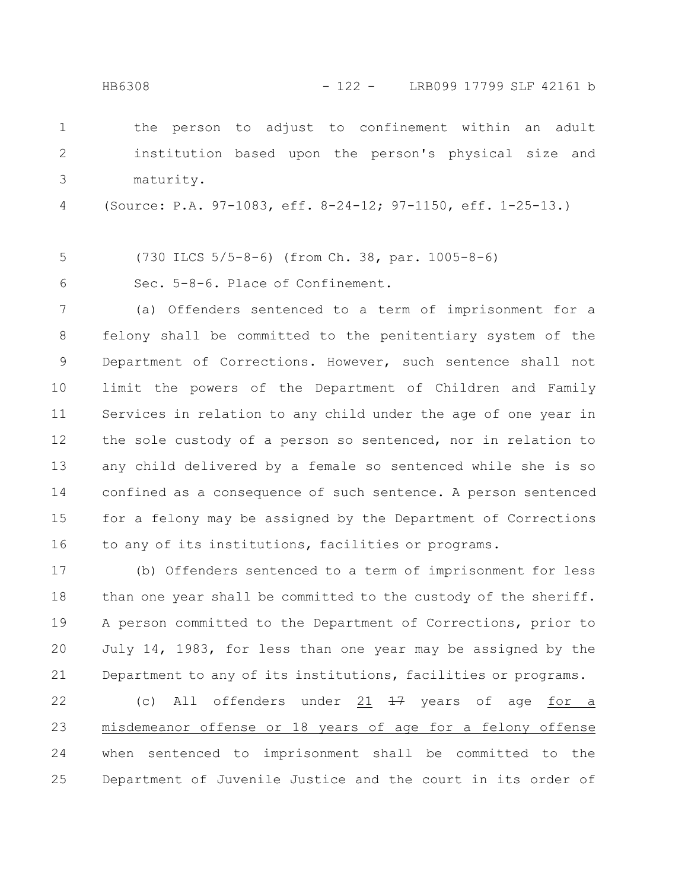the person to adjust to confinement within an adult institution based upon the person's physical size and maturity.

(Source: P.A. 97-1083, eff. 8-24-12; 97-1150, eff. 1-25-13.)

(730 ILCS 5/5-8-6) (from Ch. 38, par. 1005-8-6)

Sec. 5-8-6. Place of Confinement.

(a) Offenders sentenced to a term of imprisonment for a felony shall be committed to the penitentiary system of the Department of Corrections. However, such sentence shall not limit the powers of the Department of Children and Family Services in relation to any child under the age of one year in the sole custody of a person so sentenced, nor in relation to any child delivered by a female so sentenced while she is so confined as a consequence of such sentence. A person sentenced for a felony may be assigned by the Department of Corrections to any of its institutions, facilities or programs.

(b) Offenders sentenced to a term of imprisonment for less than one year shall be committed to the custody of the sheriff. A person committed to the Department of Corrections, prior to July 14, 1983, for less than one year may be assigned by the Department to any of its institutions, facilities or programs.

(c) All offenders under 21 ~~17~~ years of age for a misdemeanor offense or 18 years of age for a felony offense when sentenced to imprisonment shall be committed to the Department of Juvenile Justice and the court in its order of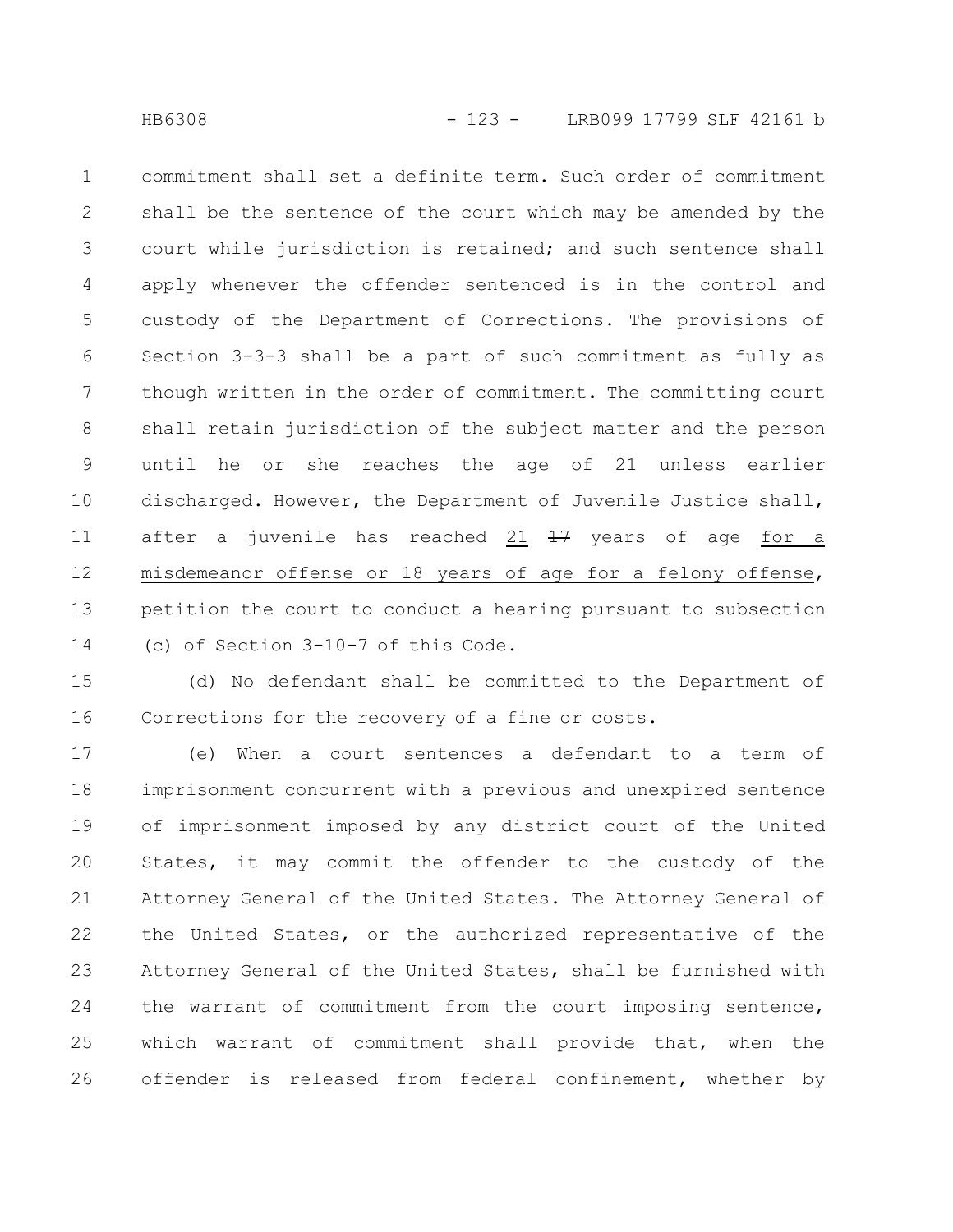commitment shall set a definite term. Such order of commitment shall be the sentence of the court which may be amended by the court while jurisdiction is retained; and such sentence shall apply whenever the offender sentenced is in the control and custody of the Department of Corrections. The provisions of Section 3-3-3 shall be a part of such commitment as fully as though written in the order of commitment. The committing court shall retain jurisdiction of the subject matter and the person until he or she reaches the age of 21 unless earlier discharged. However, the Department of Juvenile Justice shall, after a juvenile has reached 21 ~~17~~ years of age for a misdemeanor offense or 18 years of age for a felony offense, petition the court to conduct a hearing pursuant to subsection (c) of Section 3-10-7 of this Code.

(d) No defendant shall be committed to the Department of Corrections for the recovery of a fine or costs.

(e) When a court sentences a defendant to a term of imprisonment concurrent with a previous and unexpired sentence of imprisonment imposed by any district court of the United States, it may commit the offender to the custody of the Attorney General of the United States. The Attorney General of the United States, or the authorized representative of the Attorney General of the United States, shall be furnished with the warrant of commitment from the court imposing sentence, which warrant of commitment shall provide that, when the offender is released from federal confinement, whether by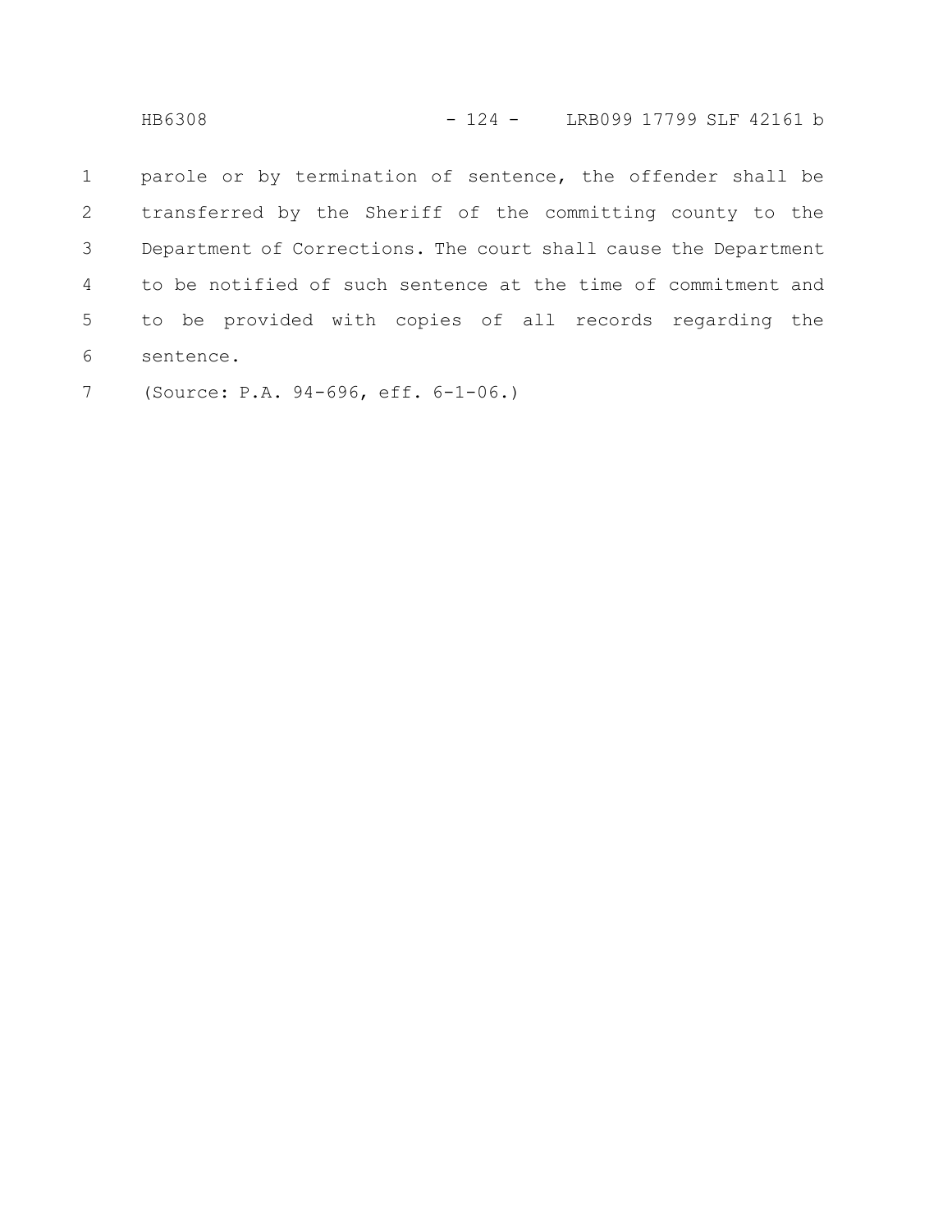parole or by termination of sentence, the offender shall be transferred by the Sheriff of the committing county to the Department of Corrections. The court shall cause the Department to be notified of such sentence at the time of commitment and to be provided with copies of all records regarding the sentence.

(Source: P.A. 94-696, eff. 6-1-06.)